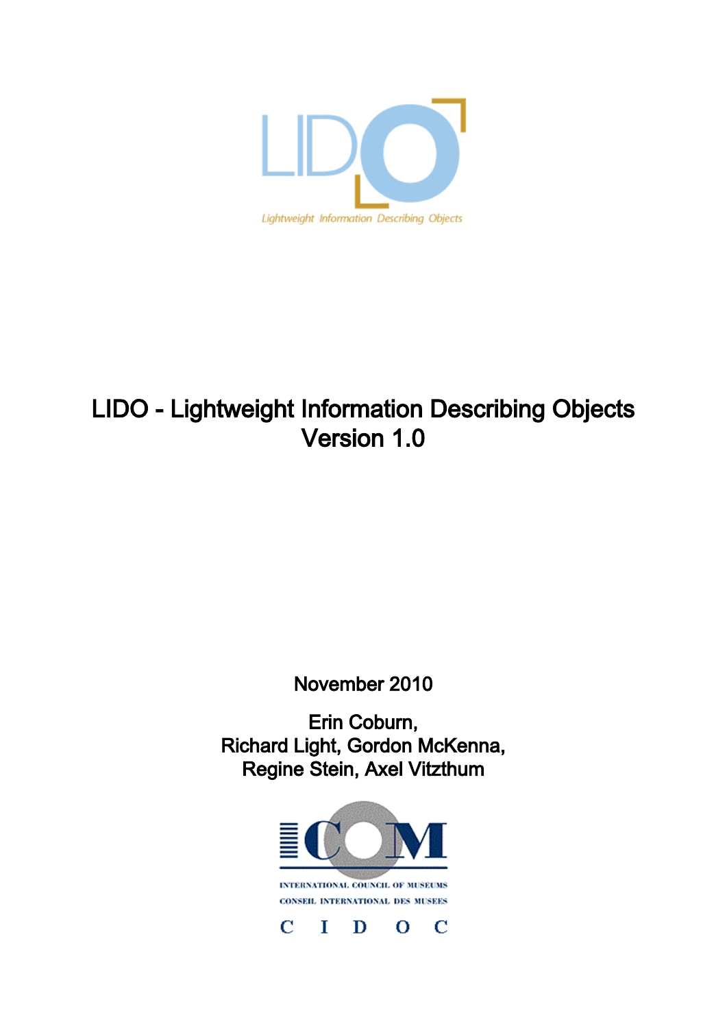LIDO

Lightweight Information Describing Objects

# LIDO - Lightweight Information Describing Objects
# Version 1.0

November 2010

Erin Coburn,
Richard Light, Gordon McKenna,
Regine Stein, Axel Vitzthum

ICOM

INTERNATIONAL COUNCIL OF MUSEUMS

CONSEIL INTERNATIONAL DES MUSEES

C I D O C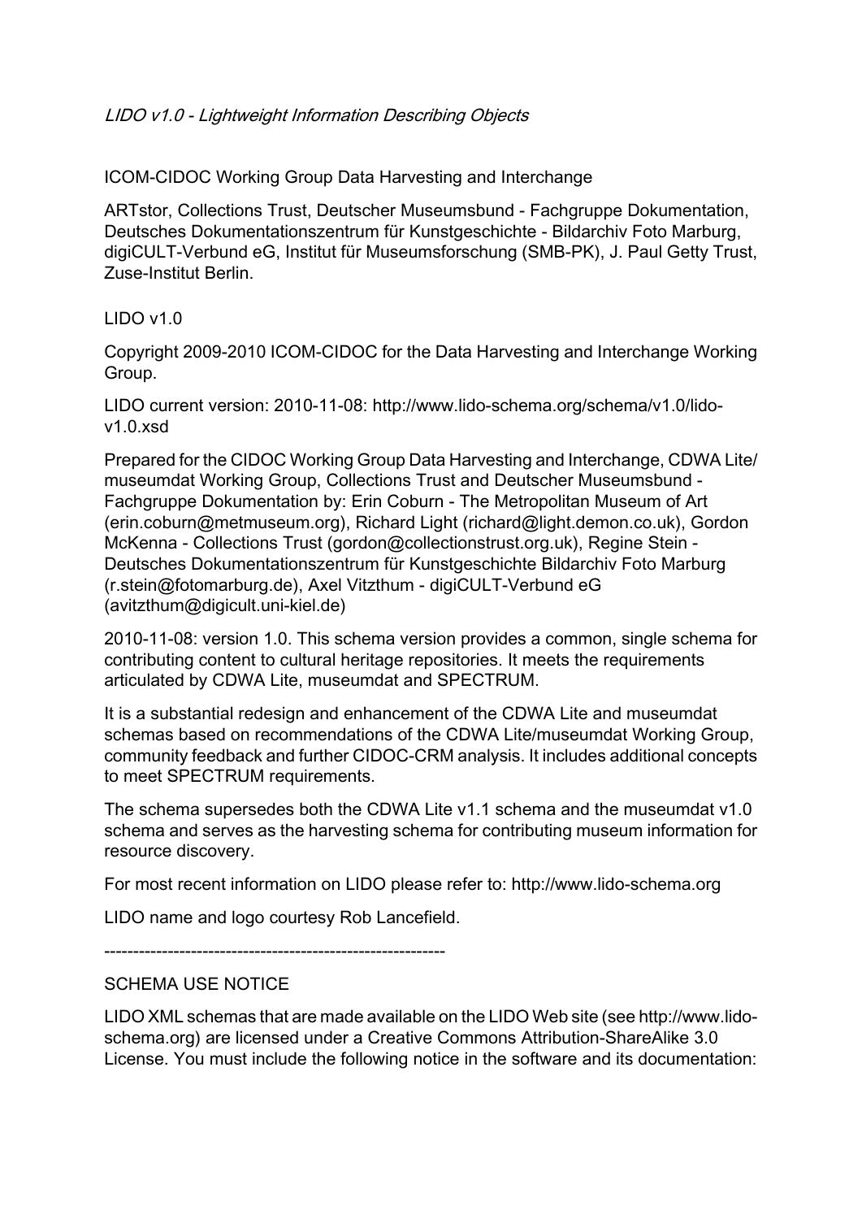*LIDO v1.0 - Lightweight Information Describing Objects*

ICOM-CIDOC Working Group Data Harvesting and Interchange

ARTstor, Collections Trust, Deutscher Museumsbund - Fachgruppe Dokumentation, Deutsches Dokumentationszentrum für Kunstgeschichte - Bildarchiv Foto Marburg, digiCULT-Verbund eG, Institut für Museumsforschung (SMB-PK), J. Paul Getty Trust, Zuse-Institut Berlin.

LIDO v1.0

Copyright 2009-2010 ICOM-CIDOC for the Data Harvesting and Interchange Working Group.

LIDO current version: 2010-11-08: http://www.lido-schema.org/schema/v1.0/lido-v1.0.xsd

Prepared for the CIDOC Working Group Data Harvesting and Interchange, CDWA Lite/ museumdat Working Group, Collections Trust and Deutscher Museumsbund - Fachgruppe Dokumentation by: Erin Coburn - The Metropolitan Museum of Art (erin.coburn@metmuseum.org), Richard Light (richard@light.demon.co.uk), Gordon McKenna - Collections Trust (gordon@collectionstrust.org.uk), Regine Stein - Deutsches Dokumentationszentrum für Kunstgeschichte Bildarchiv Foto Marburg (r.stein@fotomarburg.de), Axel Vitzthum - digiCULT-Verbund eG (avitzthum@digicult.uni-kiel.de)

2010-11-08: version 1.0. This schema version provides a common, single schema for contributing content to cultural heritage repositories. It meets the requirements articulated by CDWA Lite, museumdat and SPECTRUM.

It is a substantial redesign and enhancement of the CDWA Lite and museumdat schemas based on recommendations of the CDWA Lite/museumdat Working Group, community feedback and further CIDOC-CRM analysis. It includes additional concepts to meet SPECTRUM requirements.

The schema supersedes both the CDWA Lite v1.1 schema and the museumdat v1.0 schema and serves as the harvesting schema for contributing museum information for resource discovery.

For most recent information on LIDO please refer to: http://www.lido-schema.org

LIDO name and logo courtesy Rob Lancefield.

\-----------------------------------------------------------

SCHEMA USE NOTICE

LIDO XML schemas that are made available on the LIDO Web site (see http://www.lido-schema.org) are licensed under a Creative Commons Attribution-ShareAlike 3.0 License. You must include the following notice in the software and its documentation: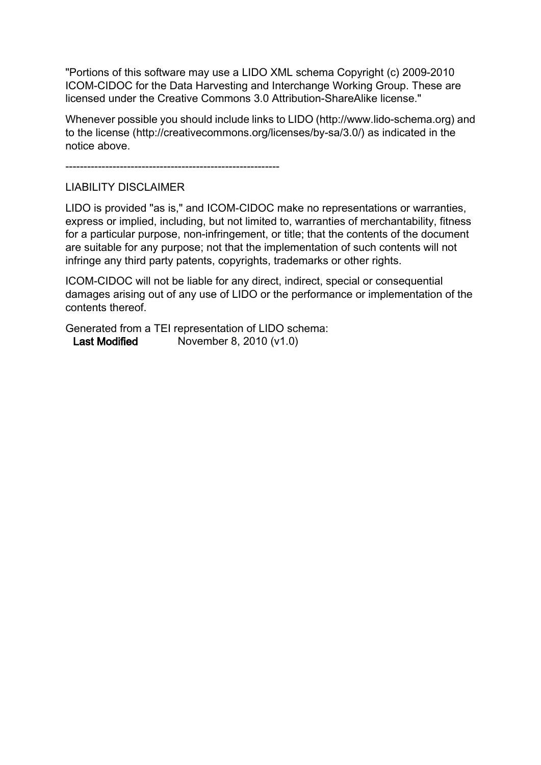"Portions of this software may use a LIDO XML schema Copyright (c) 2009-2010 ICOM-CIDOC for the Data Harvesting and Interchange Working Group. These are licensed under the Creative Commons 3.0 Attribution-ShareAlike license."

Whenever possible you should include links to LIDO (http://www.lido-schema.org) and to the license (http://creativecommons.org/licenses/by-sa/3.0/) as indicated in the notice above.

-----------------------------------------------------------

LIABILITY DISCLAIMER

LIDO is provided "as is," and ICOM-CIDOC make no representations or warranties, express or implied, including, but not limited to, warranties of merchantability, fitness for a particular purpose, non-infringement, or title; that the contents of the document are suitable for any purpose; not that the implementation of such contents will not infringe any third party patents, copyrights, trademarks or other rights.

ICOM-CIDOC will not be liable for any direct, indirect, special or consequential damages arising out of any use of LIDO or the performance or implementation of the contents thereof.

Generated from a TEI representation of LIDO schema:

**Last Modified** November 8, 2010 (v1.0)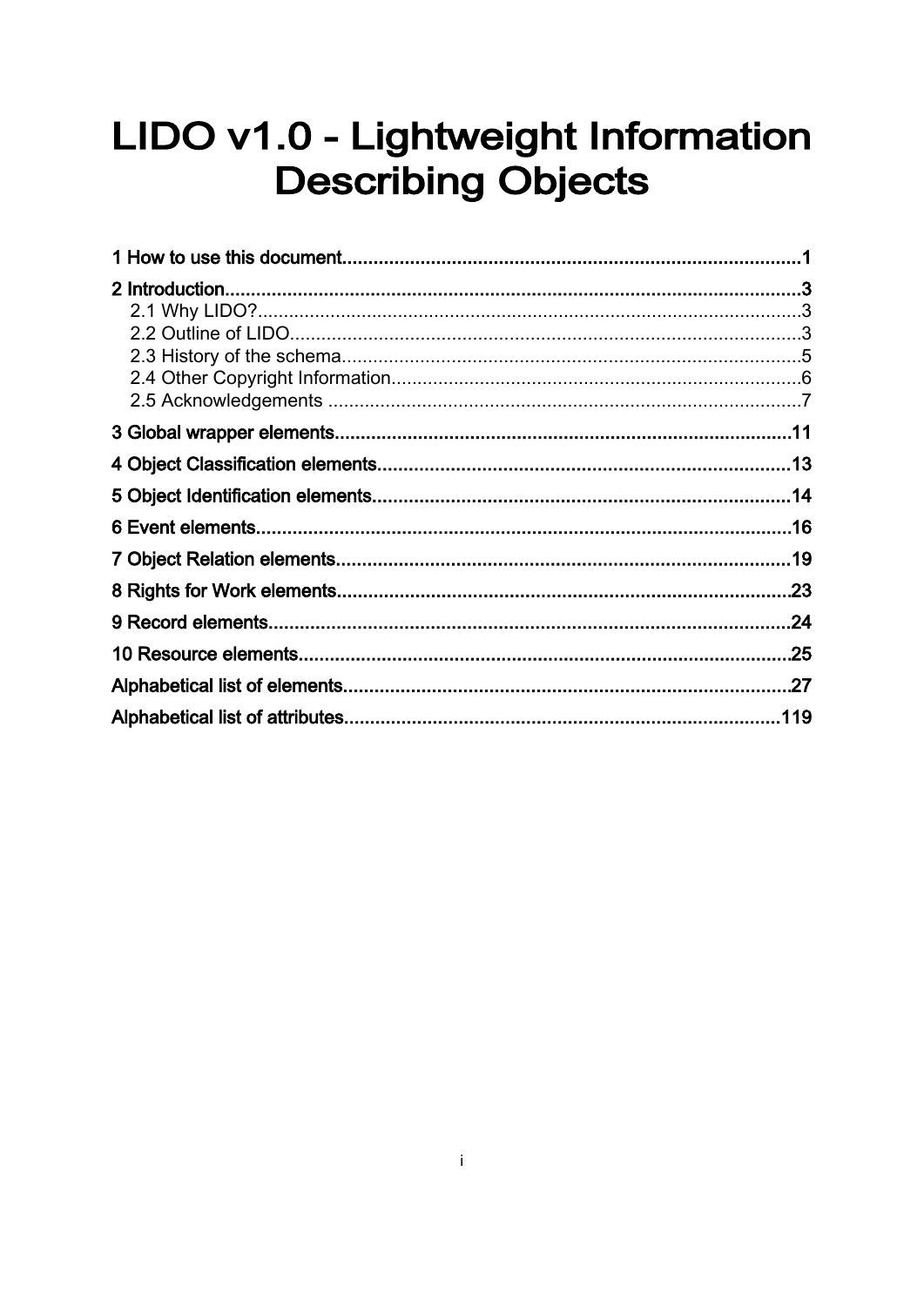# LIDO v1.0 - Lightweight Information Describing Objects

1 How to use this document....................................................................................1

2 Introduction............................................................................................................3

- 2.1 Why LIDO?.......................................................................................................3
- 2.2 Outline of LIDO.................................................................................................3
- 2.3 History of the schema.......................................................................................5
- 2.4 Other Copyright Information.............................................................................6
- 2.5 Acknowledgements ..........................................................................................7

3 Global wrapper elements......................................................................................11

4 Object Classification elements.............................................................................13

5 Object Identification elements..............................................................................14

6 Event elements.....................................................................................................16

7 Object Relation elements......................................................................................19

8 Rights for Work elements......................................................................................23

9 Record elements...................................................................................................24

10 Resource elements.............................................................................................25

Alphabetical list of elements.....................................................................................27

Alphabetical list of attributes...................................................................................119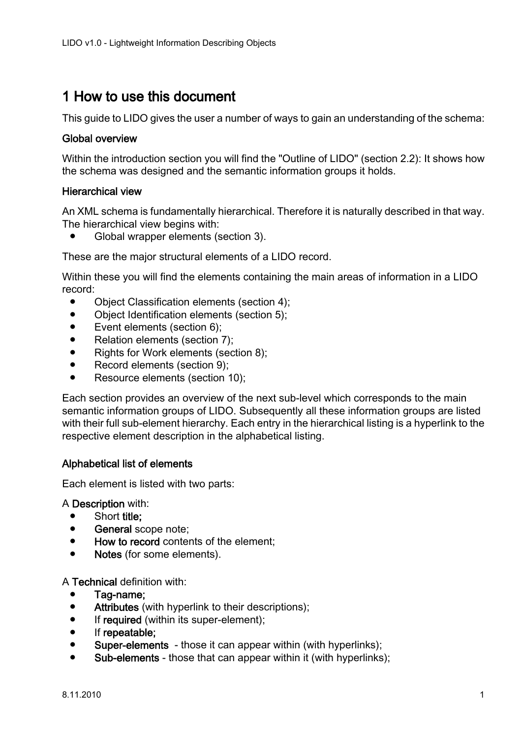# 1 How to use this document

This guide to LIDO gives the user a number of ways to gain an understanding of the schema:

### Global overview

Within the introduction section you will find the "Outline of LIDO" (section 2.2): It shows how the schema was designed and the semantic information groups it holds.

### Hierarchical view

An XML schema is fundamentally hierarchical. Therefore it is naturally described in that way. The hierarchical view begins with:

- Global wrapper elements (section 3).

These are the major structural elements of a LIDO record.

Within these you will find the elements containing the main areas of information in a LIDO record:

- Object Classification elements (section 4);
- Object Identification elements (section 5);
- Event elements (section 6);
- Relation elements (section 7);
- Rights for Work elements (section 8);
- Record elements (section 9);
- Resource elements (section 10);

Each section provides an overview of the next sub-level which corresponds to the main semantic information groups of LIDO. Subsequently all these information groups are listed with their full sub-element hierarchy. Each entry in the hierarchical listing is a hyperlink to the respective element description in the alphabetical listing.

### Alphabetical list of elements

Each element is listed with two parts:

A **Description** with:

- Short **title;**
- **General** scope note;
- **How to record** contents of the element;
- **Notes** (for some elements).

A **Technical** definition with:

- **Tag-name;**
- **Attributes** (with hyperlink to their descriptions);
- If **required** (within its super-element);
- If **repeatable;**
- **Super-elements** - those it can appear within (with hyperlinks);
- **Sub-elements** - those that can appear within it (with hyperlinks);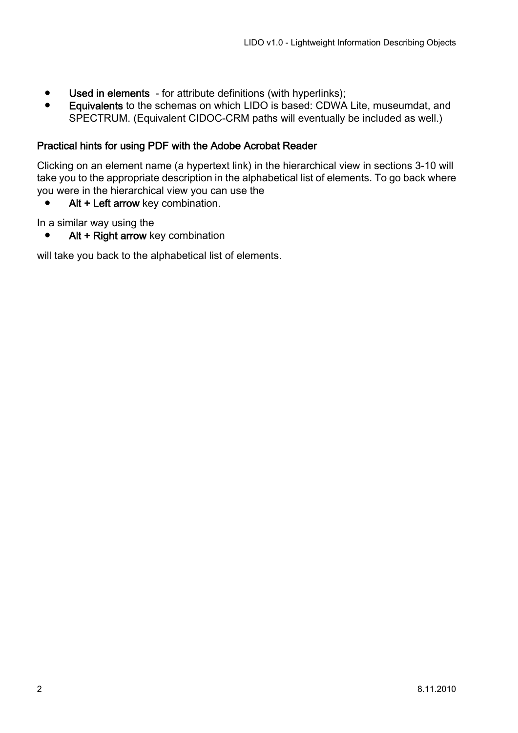- **Used in elements** - for attribute definitions (with hyperlinks);
- **Equivalents** to the schemas on which LIDO is based: CDWA Lite, museumdat, and SPECTRUM. (Equivalent CIDOC-CRM paths will eventually be included as well.)

### Practical hints for using PDF with the Adobe Acrobat Reader

Clicking on an element name (a hypertext link) in the hierarchical view in sections 3-10 will take you to the appropriate description in the alphabetical list of elements. To go back where you were in the hierarchical view you can use the

- **Alt + Left arrow** key combination.

In a similar way using the

- **Alt + Right arrow** key combination

will take you back to the alphabetical list of elements.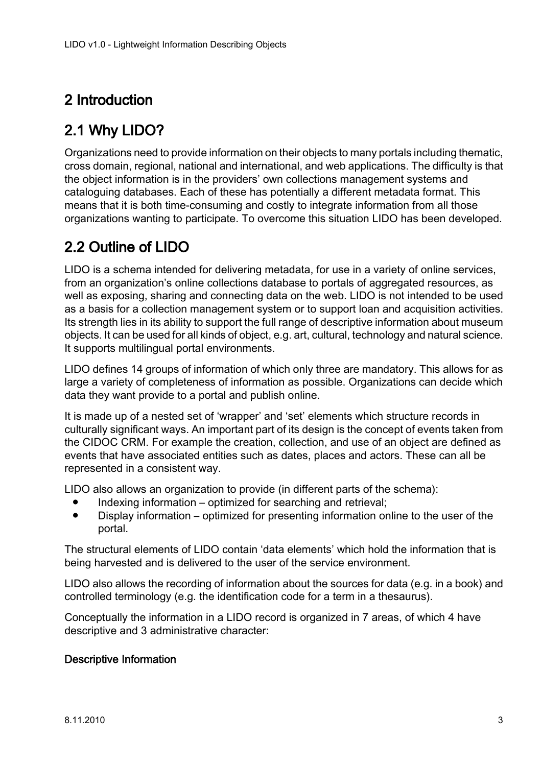# 2 Introduction

## 2.1 Why LIDO?

Organizations need to provide information on their objects to many portals including thematic, cross domain, regional, national and international, and web applications. The difficulty is that the object information is in the providers' own collections management systems and cataloguing databases. Each of these has potentially a different metadata format. This means that it is both time-consuming and costly to integrate information from all those organizations wanting to participate. To overcome this situation LIDO has been developed.

## 2.2 Outline of LIDO

LIDO is a schema intended for delivering metadata, for use in a variety of online services, from an organization's online collections database to portals of aggregated resources, as well as exposing, sharing and connecting data on the web. LIDO is not intended to be used as a basis for a collection management system or to support loan and acquisition activities. Its strength lies in its ability to support the full range of descriptive information about museum objects. It can be used for all kinds of object, e.g. art, cultural, technology and natural science. It supports multilingual portal environments.

LIDO defines 14 groups of information of which only three are mandatory. This allows for as large a variety of completeness of information as possible. Organizations can decide which data they want provide to a portal and publish online.

It is made up of a nested set of 'wrapper' and 'set' elements which structure records in culturally significant ways. An important part of its design is the concept of events taken from the CIDOC CRM. For example the creation, collection, and use of an object are defined as events that have associated entities such as dates, places and actors. These can all be represented in a consistent way.

LIDO also allows an organization to provide (in different parts of the schema):

- Indexing information – optimized for searching and retrieval;
- Display information – optimized for presenting information online to the user of the portal.

The structural elements of LIDO contain 'data elements' which hold the information that is being harvested and is delivered to the user of the service environment.

LIDO also allows the recording of information about the sources for data (e.g. in a book) and controlled terminology (e.g. the identification code for a term in a thesaurus).

Conceptually the information in a LIDO record is organized in 7 areas, of which 4 have descriptive and 3 administrative character:

**Descriptive Information**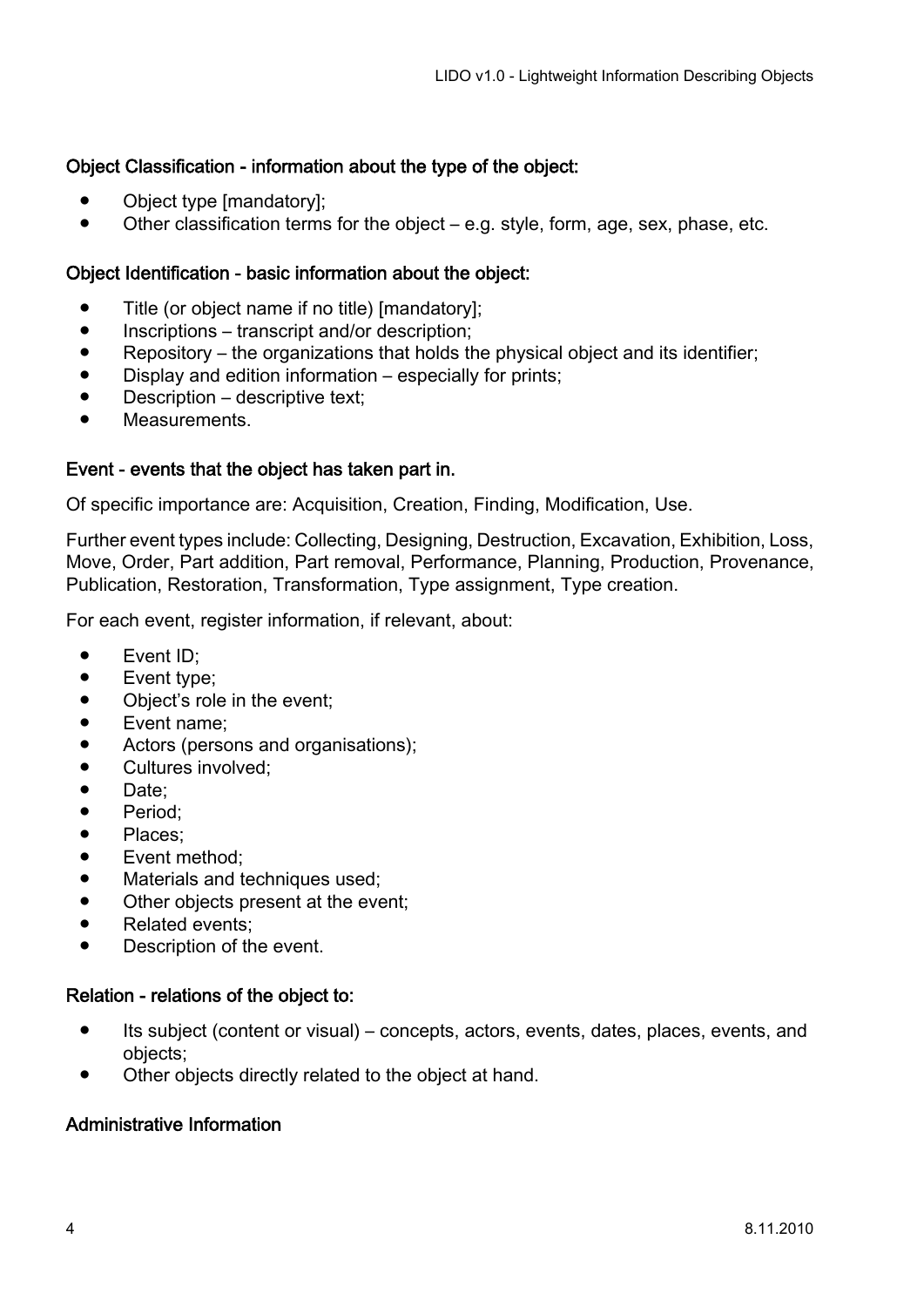#### Object Classification - information about the type of the object:

- Object type [mandatory];
- Other classification terms for the object – e.g. style, form, age, sex, phase, etc.

#### Object Identification - basic information about the object:

- Title (or object name if no title) [mandatory];
- Inscriptions – transcript and/or description;
- Repository – the organizations that holds the physical object and its identifier;
- Display and edition information – especially for prints;
- Description – descriptive text;
- Measurements.

#### Event - events that the object has taken part in.

Of specific importance are: Acquisition, Creation, Finding, Modification, Use.

Further event types include: Collecting, Designing, Destruction, Excavation, Exhibition, Loss, Move, Order, Part addition, Part removal, Performance, Planning, Production, Provenance, Publication, Restoration, Transformation, Type assignment, Type creation.

For each event, register information, if relevant, about:

- Event ID;
- Event type;
- Object's role in the event;
- Event name;
- Actors (persons and organisations);
- Cultures involved;
- Date;
- Period;
- Places;
- Event method;
- Materials and techniques used;
- Other objects present at the event;
- Related events;
- Description of the event.

#### Relation - relations of the object to:

- Its subject (content or visual) – concepts, actors, events, dates, places, events, and objects;
- Other objects directly related to the object at hand.

#### Administrative Information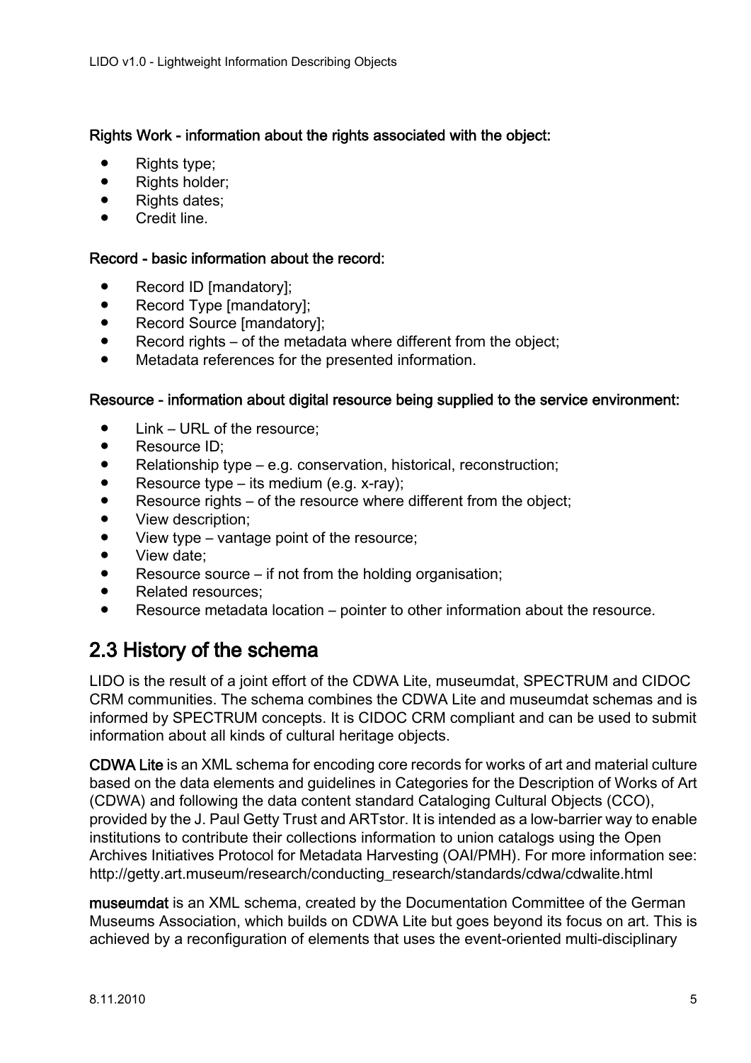**Rights Work - information about the rights associated with the object:**

- Rights type;
- Rights holder;
- Rights dates;
- Credit line.

**Record - basic information about the record:**

- Record ID [mandatory];
- Record Type [mandatory];
- Record Source [mandatory];
- Record rights – of the metadata where different from the object;
- Metadata references for the presented information.

**Resource - information about digital resource being supplied to the service environment:**

- Link – URL of the resource;
- Resource ID;
- Relationship type – e.g. conservation, historical, reconstruction;
- Resource type – its medium (e.g. x-ray);
- Resource rights – of the resource where different from the object;
- View description;
- View type – vantage point of the resource;
- View date;
- Resource source – if not from the holding organisation;
- Related resources;
- Resource metadata location – pointer to other information about the resource.

## 2.3 History of the schema

LIDO is the result of a joint effort of the CDWA Lite, museumdat, SPECTRUM and CIDOC CRM communities. The schema combines the CDWA Lite and museumdat schemas and is informed by SPECTRUM concepts. It is CIDOC CRM compliant and can be used to submit information about all kinds of cultural heritage objects.

**CDWA Lite** is an XML schema for encoding core records for works of art and material culture based on the data elements and guidelines in Categories for the Description of Works of Art (CDWA) and following the data content standard Cataloging Cultural Objects (CCO), provided by the J. Paul Getty Trust and ARTstor. It is intended as a low-barrier way to enable institutions to contribute their collections information to union catalogs using the Open Archives Initiatives Protocol for Metadata Harvesting (OAI/PMH). For more information see: http://getty.art.museum/research/conducting_research/standards/cdwa/cdwalite.html

**museumdat** is an XML schema, created by the Documentation Committee of the German Museums Association, which builds on CDWA Lite but goes beyond its focus on art. This is achieved by a reconfiguration of elements that uses the event-oriented multi-disciplinary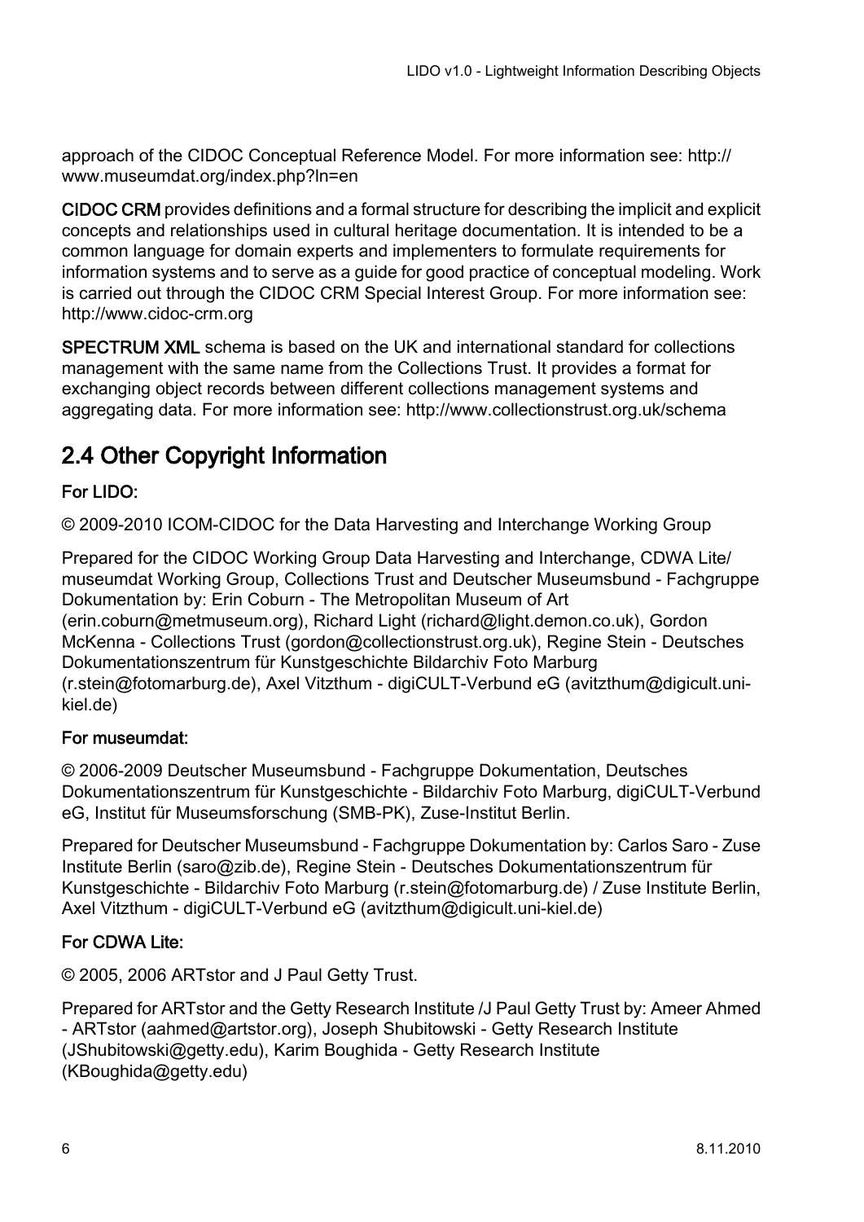approach of the CIDOC Conceptual Reference Model. For more information see: http://www.museumdat.org/index.php?ln=en

**CIDOC CRM** provides definitions and a formal structure for describing the implicit and explicit concepts and relationships used in cultural heritage documentation. It is intended to be a common language for domain experts and implementers to formulate requirements for information systems and to serve as a guide for good practice of conceptual modeling. Work is carried out through the CIDOC CRM Special Interest Group. For more information see: http://www.cidoc-crm.org

**SPECTRUM XML** schema is based on the UK and international standard for collections management with the same name from the Collections Trust. It provides a format for exchanging object records between different collections management systems and aggregating data. For more information see: http://www.collectionstrust.org.uk/schema

## 2.4 Other Copyright Information

### For LIDO:

© 2009-2010 ICOM-CIDOC for the Data Harvesting and Interchange Working Group

Prepared for the CIDOC Working Group Data Harvesting and Interchange, CDWA Lite/museumdat Working Group, Collections Trust and Deutscher Museumsbund - Fachgruppe Dokumentation by: Erin Coburn - The Metropolitan Museum of Art (erin.coburn@metmuseum.org), Richard Light (richard@light.demon.co.uk), Gordon McKenna - Collections Trust (gordon@collectionstrust.org.uk), Regine Stein - Deutsches Dokumentationszentrum für Kunstgeschichte Bildarchiv Foto Marburg (r.stein@fotomarburg.de), Axel Vitzthum - digiCULT-Verbund eG (avitzthum@digicult.uni-kiel.de)

### For museumdat:

© 2006-2009 Deutscher Museumsbund - Fachgruppe Dokumentation, Deutsches Dokumentationszentrum für Kunstgeschichte - Bildarchiv Foto Marburg, digiCULT-Verbund eG, Institut für Museumsforschung (SMB-PK), Zuse-Institut Berlin.

Prepared for Deutscher Museumsbund - Fachgruppe Dokumentation by: Carlos Saro - Zuse Institute Berlin (saro@zib.de), Regine Stein - Deutsches Dokumentationszentrum für Kunstgeschichte - Bildarchiv Foto Marburg (r.stein@fotomarburg.de) / Zuse Institute Berlin, Axel Vitzthum - digiCULT-Verbund eG (avitzthum@digicult.uni-kiel.de)

### For CDWA Lite:

© 2005, 2006 ARTstor and J Paul Getty Trust.

Prepared for ARTstor and the Getty Research Institute /J Paul Getty Trust by: Ameer Ahmed - ARTstor (aahmed@artstor.org), Joseph Shubitowski - Getty Research Institute (JShubitowski@getty.edu), Karim Boughida - Getty Research Institute (KBoughida@getty.edu)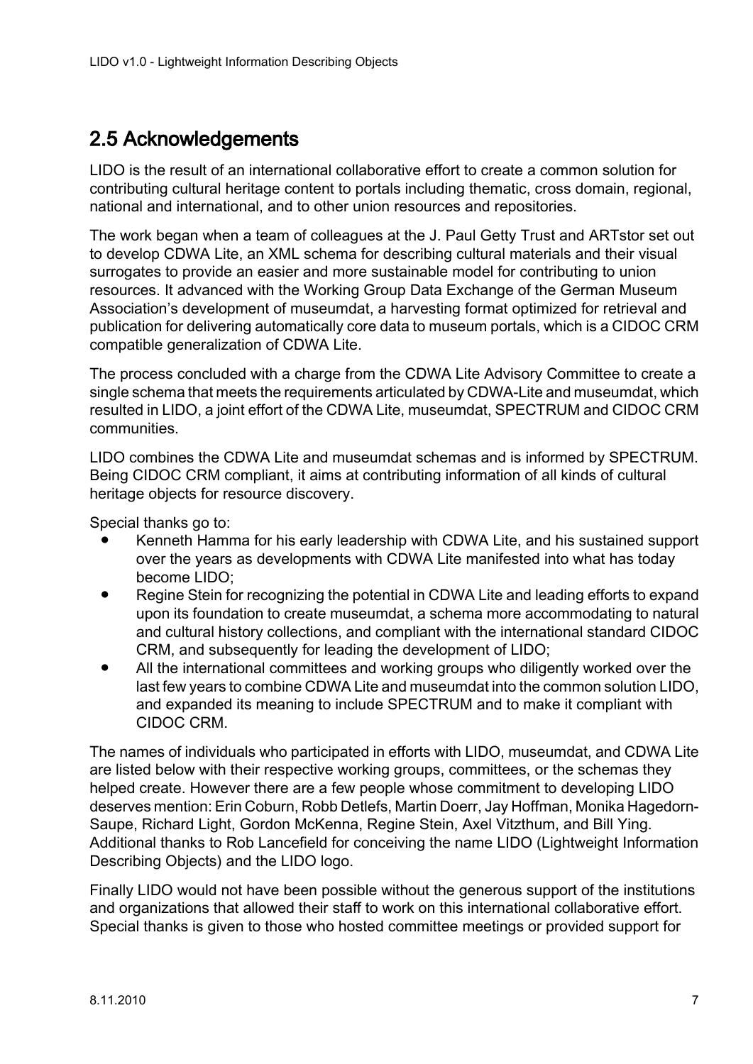## 2.5 Acknowledgements

LIDO is the result of an international collaborative effort to create a common solution for contributing cultural heritage content to portals including thematic, cross domain, regional, national and international, and to other union resources and repositories.

The work began when a team of colleagues at the J. Paul Getty Trust and ARTstor set out to develop CDWA Lite, an XML schema for describing cultural materials and their visual surrogates to provide an easier and more sustainable model for contributing to union resources. It advanced with the Working Group Data Exchange of the German Museum Association's development of museumdat, a harvesting format optimized for retrieval and publication for delivering automatically core data to museum portals, which is a CIDOC CRM compatible generalization of CDWA Lite.

The process concluded with a charge from the CDWA Lite Advisory Committee to create a single schema that meets the requirements articulated by CDWA-Lite and museumdat, which resulted in LIDO, a joint effort of the CDWA Lite, museumdat, SPECTRUM and CIDOC CRM communities.

LIDO combines the CDWA Lite and museumdat schemas and is informed by SPECTRUM. Being CIDOC CRM compliant, it aims at contributing information of all kinds of cultural heritage objects for resource discovery.

Special thanks go to:

- Kenneth Hamma for his early leadership with CDWA Lite, and his sustained support over the years as developments with CDWA Lite manifested into what has today become LIDO;
- Regine Stein for recognizing the potential in CDWA Lite and leading efforts to expand upon its foundation to create museumdat, a schema more accommodating to natural and cultural history collections, and compliant with the international standard CIDOC CRM, and subsequently for leading the development of LIDO;
- All the international committees and working groups who diligently worked over the last few years to combine CDWA Lite and museumdat into the common solution LIDO, and expanded its meaning to include SPECTRUM and to make it compliant with CIDOC CRM.

The names of individuals who participated in efforts with LIDO, museumdat, and CDWA Lite are listed below with their respective working groups, committees, or the schemas they helped create. However there are a few people whose commitment to developing LIDO deserves mention: Erin Coburn, Robb Detlefs, Martin Doerr, Jay Hoffman, Monika Hagedorn-Saupe, Richard Light, Gordon McKenna, Regine Stein, Axel Vitzthum, and Bill Ying. Additional thanks to Rob Lancefield for conceiving the name LIDO (Lightweight Information Describing Objects) and the LIDO logo.

Finally LIDO would not have been possible without the generous support of the institutions and organizations that allowed their staff to work on this international collaborative effort. Special thanks is given to those who hosted committee meetings or provided support for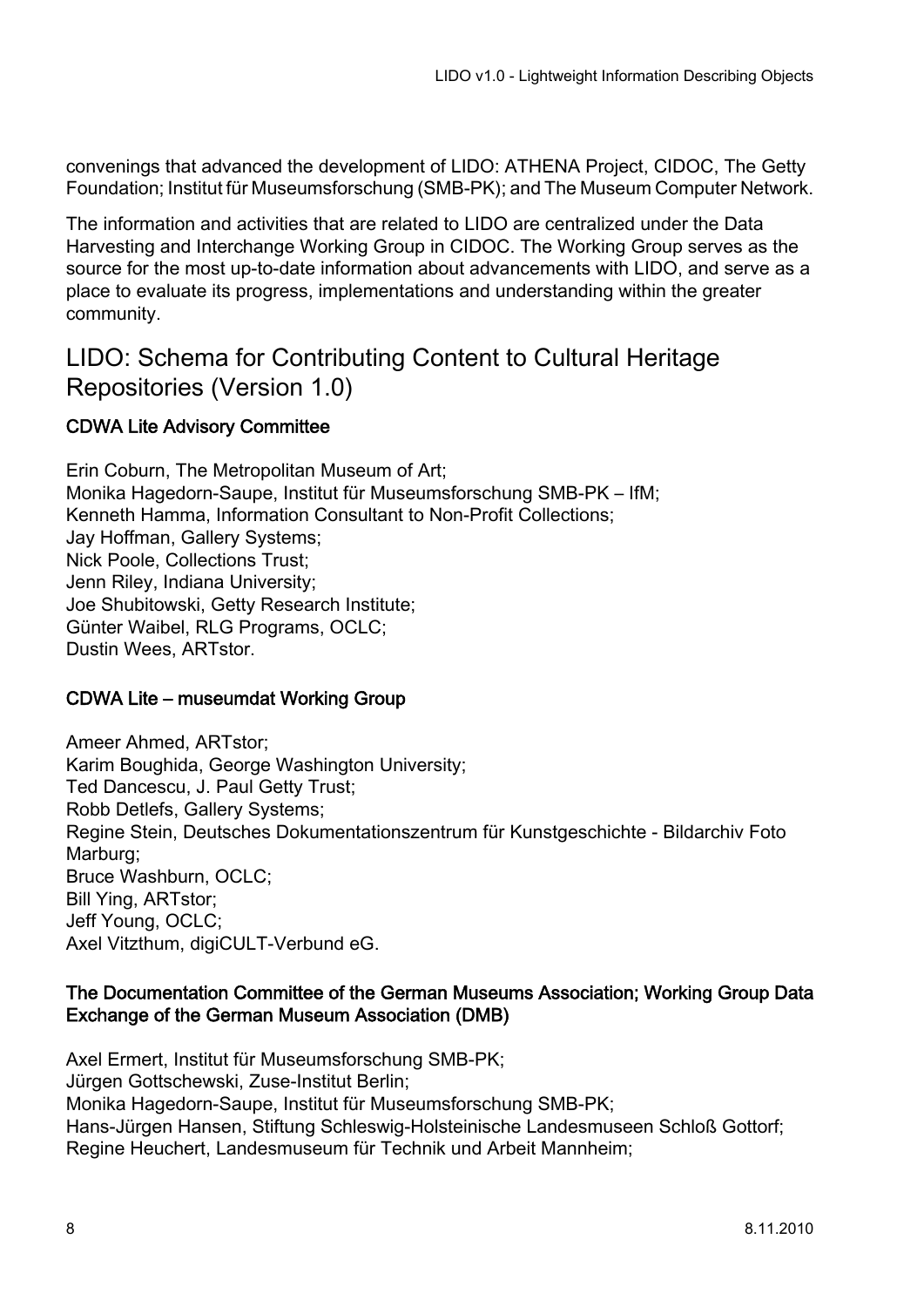convenings that advanced the development of LIDO: ATHENA Project, CIDOC, The Getty Foundation; Institut für Museumsforschung (SMB-PK); and The Museum Computer Network.

The information and activities that are related to LIDO are centralized under the Data Harvesting and Interchange Working Group in CIDOC. The Working Group serves as the source for the most up-to-date information about advancements with LIDO, and serve as a place to evaluate its progress, implementations and understanding within the greater community.

## LIDO: Schema for Contributing Content to Cultural Heritage Repositories (Version 1.0)

#### CDWA Lite Advisory Committee

Erin Coburn, The Metropolitan Museum of Art;
Monika Hagedorn-Saupe, Institut für Museumsforschung SMB-PK – IfM;
Kenneth Hamma, Information Consultant to Non-Profit Collections;
Jay Hoffman, Gallery Systems;
Nick Poole, Collections Trust;
Jenn Riley, Indiana University;
Joe Shubitowski, Getty Research Institute;
Günter Waibel, RLG Programs, OCLC;
Dustin Wees, ARTstor.

#### CDWA Lite – museumdat Working Group

Ameer Ahmed, ARTstor;
Karim Boughida, George Washington University;
Ted Dancescu, J. Paul Getty Trust;
Robb Detlefs, Gallery Systems;
Regine Stein, Deutsches Dokumentationszentrum für Kunstgeschichte - Bildarchiv Foto Marburg;
Bruce Washburn, OCLC;
Bill Ying, ARTstor;
Jeff Young, OCLC;
Axel Vitzthum, digiCULT-Verbund eG.

#### The Documentation Committee of the German Museums Association; Working Group Data Exchange of the German Museum Association (DMB)

Axel Ermert, Institut für Museumsforschung SMB-PK;
Jürgen Gottschewski, Zuse-Institut Berlin;
Monika Hagedorn-Saupe, Institut für Museumsforschung SMB-PK;
Hans-Jürgen Hansen, Stiftung Schleswig-Holsteinische Landesmuseen Schloß Gottorf;
Regine Heuchert, Landesmuseum für Technik und Arbeit Mannheim;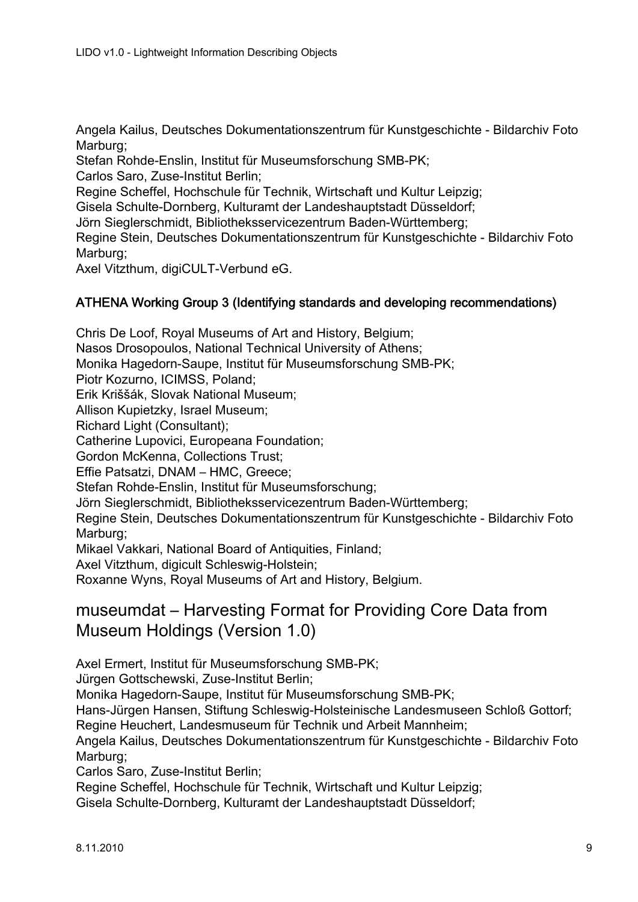Angela Kailus, Deutsches Dokumentationszentrum für Kunstgeschichte - Bildarchiv Foto Marburg;
Stefan Rohde-Enslin, Institut für Museumsforschung SMB-PK;
Carlos Saro, Zuse-Institut Berlin;
Regine Scheffel, Hochschule für Technik, Wirtschaft und Kultur Leipzig;
Gisela Schulte-Dornberg, Kulturamt der Landeshauptstadt Düsseldorf;
Jörn Sieglerschmidt, Bibliotheksservicezentrum Baden-Württemberg;
Regine Stein, Deutsches Dokumentationszentrum für Kunstgeschichte - Bildarchiv Foto Marburg;
Axel Vitzthum, digiCULT-Verbund eG.

#### ATHENA Working Group 3 (Identifying standards and developing recommendations)

Chris De Loof, Royal Museums of Art and History, Belgium;
Nasos Drosopoulos, National Technical University of Athens;
Monika Hagedorn-Saupe, Institut für Museumsforschung SMB-PK;
Piotr Kozurno, ICIMSS, Poland;
Erik Kriššák, Slovak National Museum;
Allison Kupietzky, Israel Museum;
Richard Light (Consultant);
Catherine Lupovici, Europeana Foundation;
Gordon McKenna, Collections Trust;
Effie Patsatzi, DNAM – HMC, Greece;
Stefan Rohde-Enslin, Institut für Museumsforschung;
Jörn Sieglerschmidt, Bibliotheksservicezentrum Baden-Württemberg;
Regine Stein, Deutsches Dokumentationszentrum für Kunstgeschichte - Bildarchiv Foto Marburg;
Mikael Vakkari, National Board of Antiquities, Finland;
Axel Vitzthum, digicult Schleswig-Holstein;
Roxanne Wyns, Royal Museums of Art and History, Belgium.

## museumdat – Harvesting Format for Providing Core Data from Museum Holdings (Version 1.0)

Axel Ermert, Institut für Museumsforschung SMB-PK;
Jürgen Gottschewski, Zuse-Institut Berlin;
Monika Hagedorn-Saupe, Institut für Museumsforschung SMB-PK;
Hans-Jürgen Hansen, Stiftung Schleswig-Holsteinische Landesmuseen Schloß Gottorf;
Regine Heuchert, Landesmuseum für Technik und Arbeit Mannheim;
Angela Kailus, Deutsches Dokumentationszentrum für Kunstgeschichte - Bildarchiv Foto Marburg;
Carlos Saro, Zuse-Institut Berlin;
Regine Scheffel, Hochschule für Technik, Wirtschaft und Kultur Leipzig;
Gisela Schulte-Dornberg, Kulturamt der Landeshauptstadt Düsseldorf;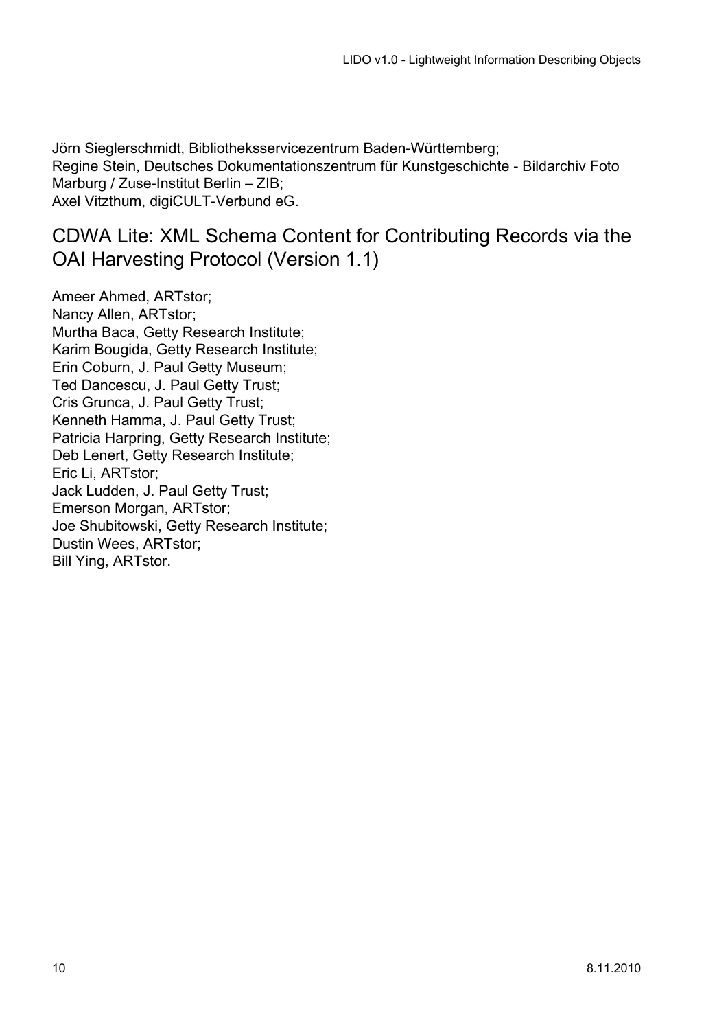Jörn Sieglerschmidt, Bibliotheksservicezentrum Baden-Württemberg;
Regine Stein, Deutsches Dokumentationszentrum für Kunstgeschichte - Bildarchiv Foto Marburg / Zuse-Institut Berlin – ZIB;
Axel Vitzthum, digiCULT-Verbund eG.

## CDWA Lite: XML Schema Content for Contributing Records via the OAI Harvesting Protocol (Version 1.1)

Ameer Ahmed, ARTstor;
Nancy Allen, ARTstor;
Murtha Baca, Getty Research Institute;
Karim Bougida, Getty Research Institute;
Erin Coburn, J. Paul Getty Museum;
Ted Dancescu, J. Paul Getty Trust;
Cris Grunca, J. Paul Getty Trust;
Kenneth Hamma, J. Paul Getty Trust;
Patricia Harpring, Getty Research Institute;
Deb Lenert, Getty Research Institute;
Eric Li, ARTstor;
Jack Ludden, J. Paul Getty Trust;
Emerson Morgan, ARTstor;
Joe Shubitowski, Getty Research Institute;
Dustin Wees, ARTstor;
Bill Ying, ARTstor.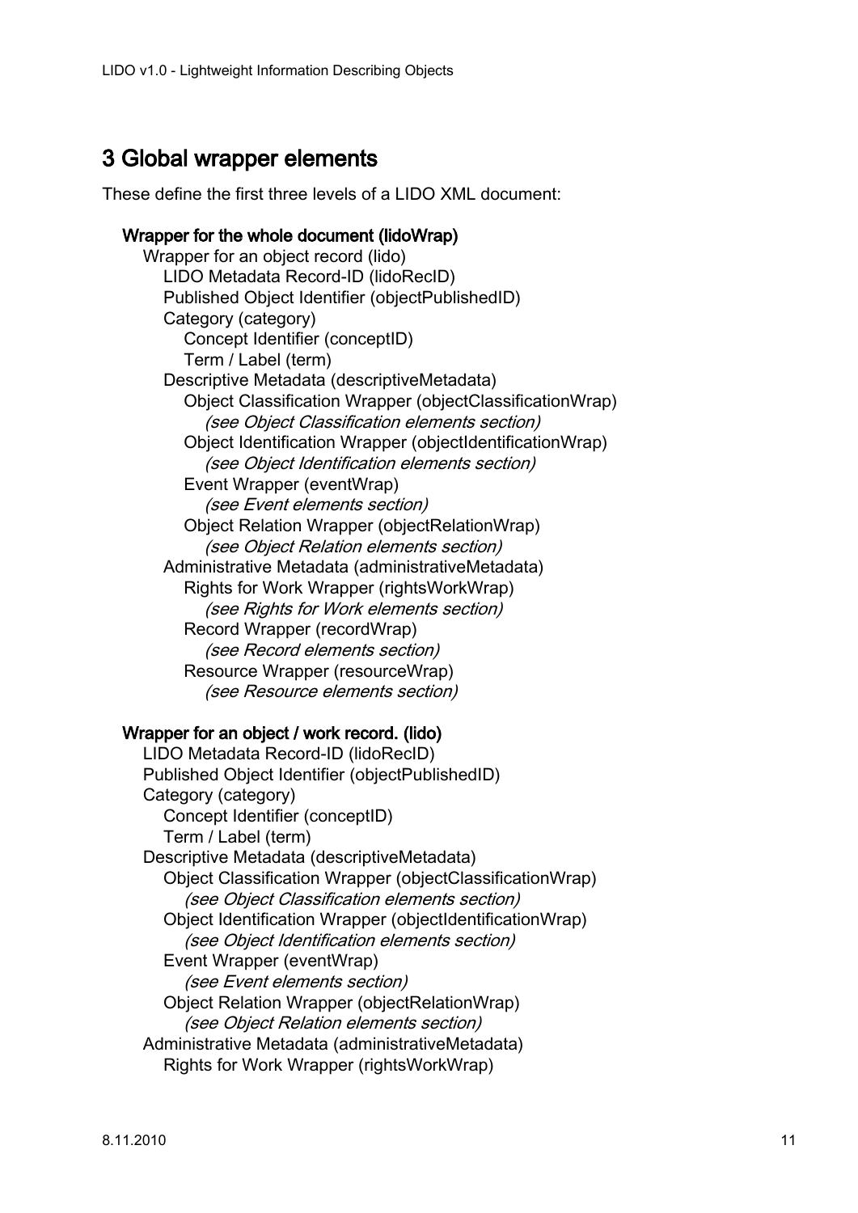# 3 Global wrapper elements

These define the first three levels of a LIDO XML document:

- **Wrapper for the whole document (lidoWrap)**
  - Wrapper for an object record (lido)
    - LIDO Metadata Record-ID (lidoRecID)
    - Published Object Identifier (objectPublishedID)
    - Category (category)
      - Concept Identifier (conceptID)
      - Term / Label (term)
    - Descriptive Metadata (descriptiveMetadata)
      - Object Classification Wrapper (objectClassificationWrap)
        - *(see Object Classification elements section)*
      - Object Identification Wrapper (objectIdentificationWrap)
        - *(see Object Identification elements section)*
      - Event Wrapper (eventWrap)
        - *(see Event elements section)*
      - Object Relation Wrapper (objectRelationWrap)
        - *(see Object Relation elements section)*
    - Administrative Metadata (administrativeMetadata)
      - Rights for Work Wrapper (rightsWorkWrap)
        - *(see Rights for Work elements section)*
      - Record Wrapper (recordWrap)
        - *(see Record elements section)*
      - Resource Wrapper (resourceWrap)
        - *(see Resource elements section)*

- **Wrapper for an object / work record. (lido)**
  - LIDO Metadata Record-ID (lidoRecID)
  - Published Object Identifier (objectPublishedID)
  - Category (category)
    - Concept Identifier (conceptID)
    - Term / Label (term)
  - Descriptive Metadata (descriptiveMetadata)
    - Object Classification Wrapper (objectClassificationWrap)
      - *(see Object Classification elements section)*
    - Object Identification Wrapper (objectIdentificationWrap)
      - *(see Object Identification elements section)*
    - Event Wrapper (eventWrap)
      - *(see Event elements section)*
    - Object Relation Wrapper (objectRelationWrap)
      - *(see Object Relation elements section)*
  - Administrative Metadata (administrativeMetadata)
    - Rights for Work Wrapper (rightsWorkWrap)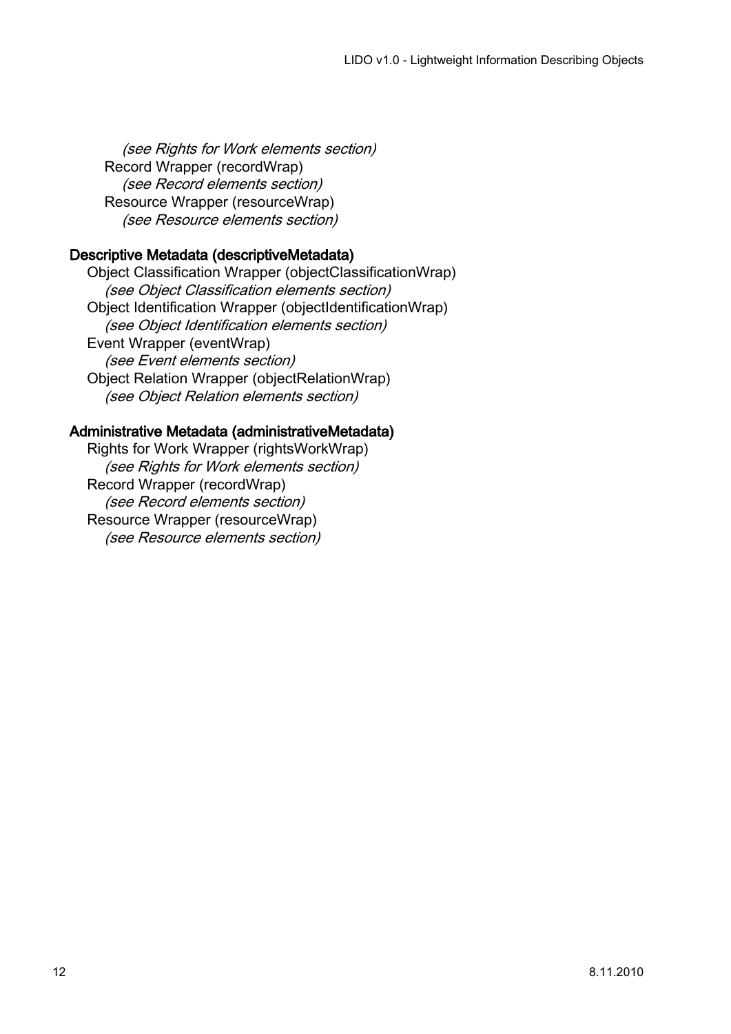*(see Rights for Work elements section)*
Record Wrapper (recordWrap)
*(see Record elements section)*
Resource Wrapper (resourceWrap)
*(see Resource elements section)*

**Descriptive Metadata (descriptiveMetadata)**

Object Classification Wrapper (objectClassificationWrap)
*(see Object Classification elements section)*
Object Identification Wrapper (objectIdentificationWrap)
*(see Object Identification elements section)*
Event Wrapper (eventWrap)
*(see Event elements section)*
Object Relation Wrapper (objectRelationWrap)
*(see Object Relation elements section)*

**Administrative Metadata (administrativeMetadata)**

Rights for Work Wrapper (rightsWorkWrap)
*(see Rights for Work elements section)*
Record Wrapper (recordWrap)
*(see Record elements section)*
Resource Wrapper (resourceWrap)
*(see Resource elements section)*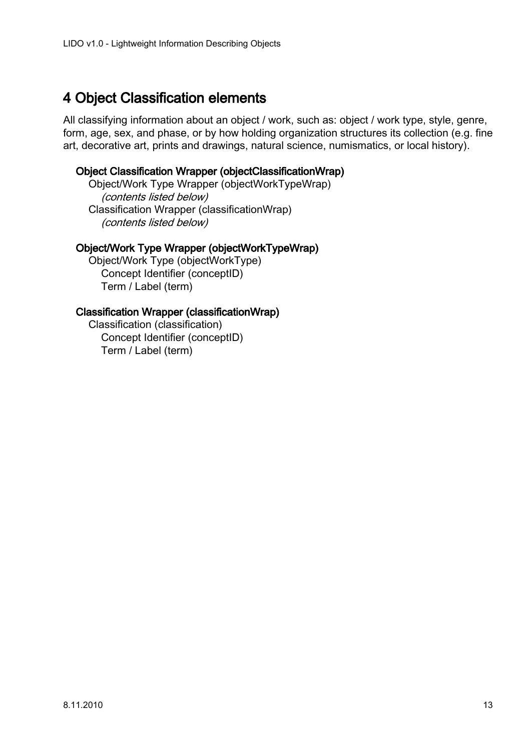# 4 Object Classification elements

All classifying information about an object / work, such as: object / work type, style, genre, form, age, sex, and phase, or by how holding organization structures its collection (e.g. fine art, decorative art, prints and drawings, natural science, numismatics, or local history).

**Object Classification Wrapper (objectClassificationWrap)**

- Object/Work Type Wrapper (objectWorkTypeWrap)
  - *(contents listed below)*
- Classification Wrapper (classificationWrap)
  - *(contents listed below)*

**Object/Work Type Wrapper (objectWorkTypeWrap)**

- Object/Work Type (objectWorkType)
  - Concept Identifier (conceptID)
  - Term / Label (term)

**Classification Wrapper (classificationWrap)**

- Classification (classification)
  - Concept Identifier (conceptID)
  - Term / Label (term)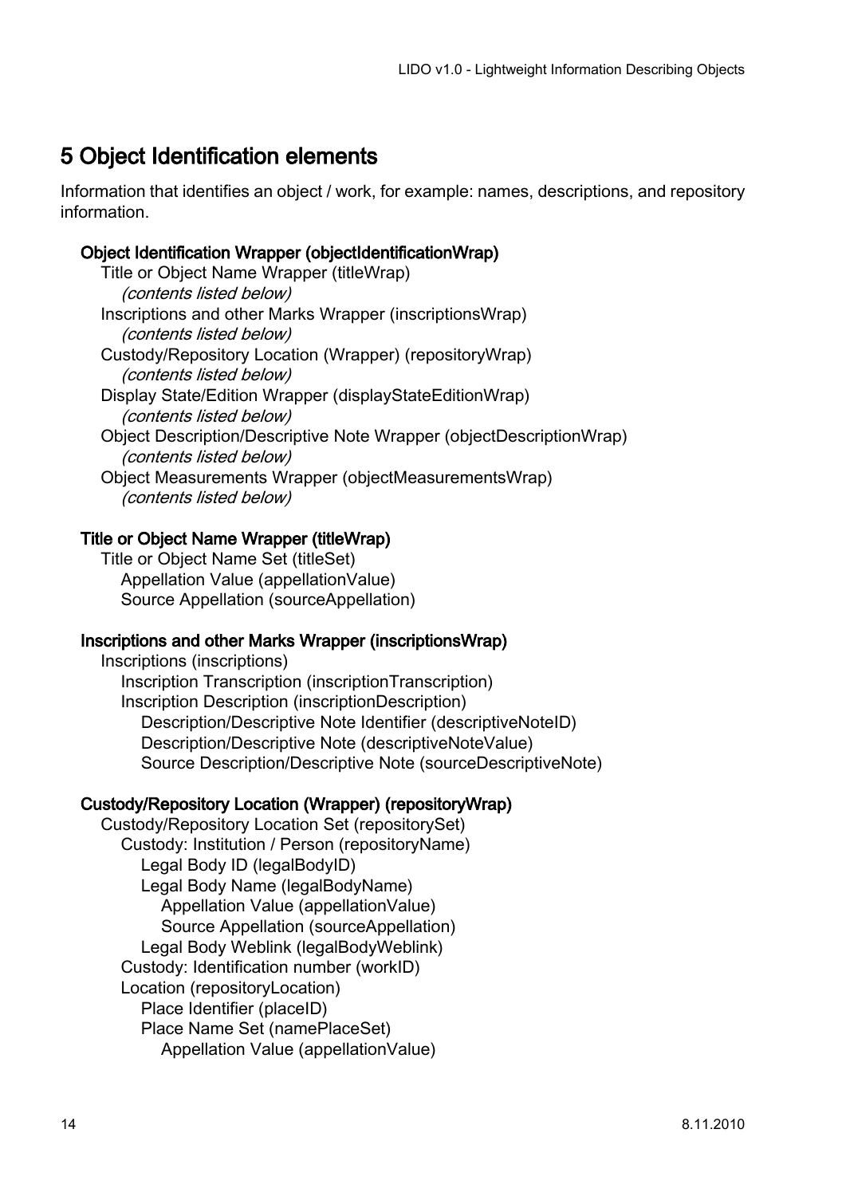# 5 Object Identification elements

Information that identifies an object / work, for example: names, descriptions, and repository information.

**Object Identification Wrapper (objectIdentificationWrap)**

- Title or Object Name Wrapper (titleWrap)
    - *(contents listed below)*
- Inscriptions and other Marks Wrapper (inscriptionsWrap)
    - *(contents listed below)*
- Custody/Repository Location (Wrapper) (repositoryWrap)
    - *(contents listed below)*
- Display State/Edition Wrapper (displayStateEditionWrap)
    - *(contents listed below)*
- Object Description/Descriptive Note Wrapper (objectDescriptionWrap)
    - *(contents listed below)*
- Object Measurements Wrapper (objectMeasurementsWrap)
    - *(contents listed below)*

**Title or Object Name Wrapper (titleWrap)**

- Title or Object Name Set (titleSet)
    - Appellation Value (appellationValue)
    - Source Appellation (sourceAppellation)

**Inscriptions and other Marks Wrapper (inscriptionsWrap)**

- Inscriptions (inscriptions)
    - Inscription Transcription (inscriptionTranscription)
    - Inscription Description (inscriptionDescription)
        - Description/Descriptive Note Identifier (descriptiveNoteID)
        - Description/Descriptive Note (descriptiveNoteValue)
        - Source Description/Descriptive Note (sourceDescriptiveNote)

**Custody/Repository Location (Wrapper) (repositoryWrap)**

- Custody/Repository Location Set (repositorySet)
    - Custody: Institution / Person (repositoryName)
        - Legal Body ID (legalBodyID)
        - Legal Body Name (legalBodyName)
            - Appellation Value (appellationValue)
            - Source Appellation (sourceAppellation)
        - Legal Body Weblink (legalBodyWeblink)
    - Custody: Identification number (workID)
    - Location (repositoryLocation)
        - Place Identifier (placeID)
        - Place Name Set (namePlaceSet)
            - Appellation Value (appellationValue)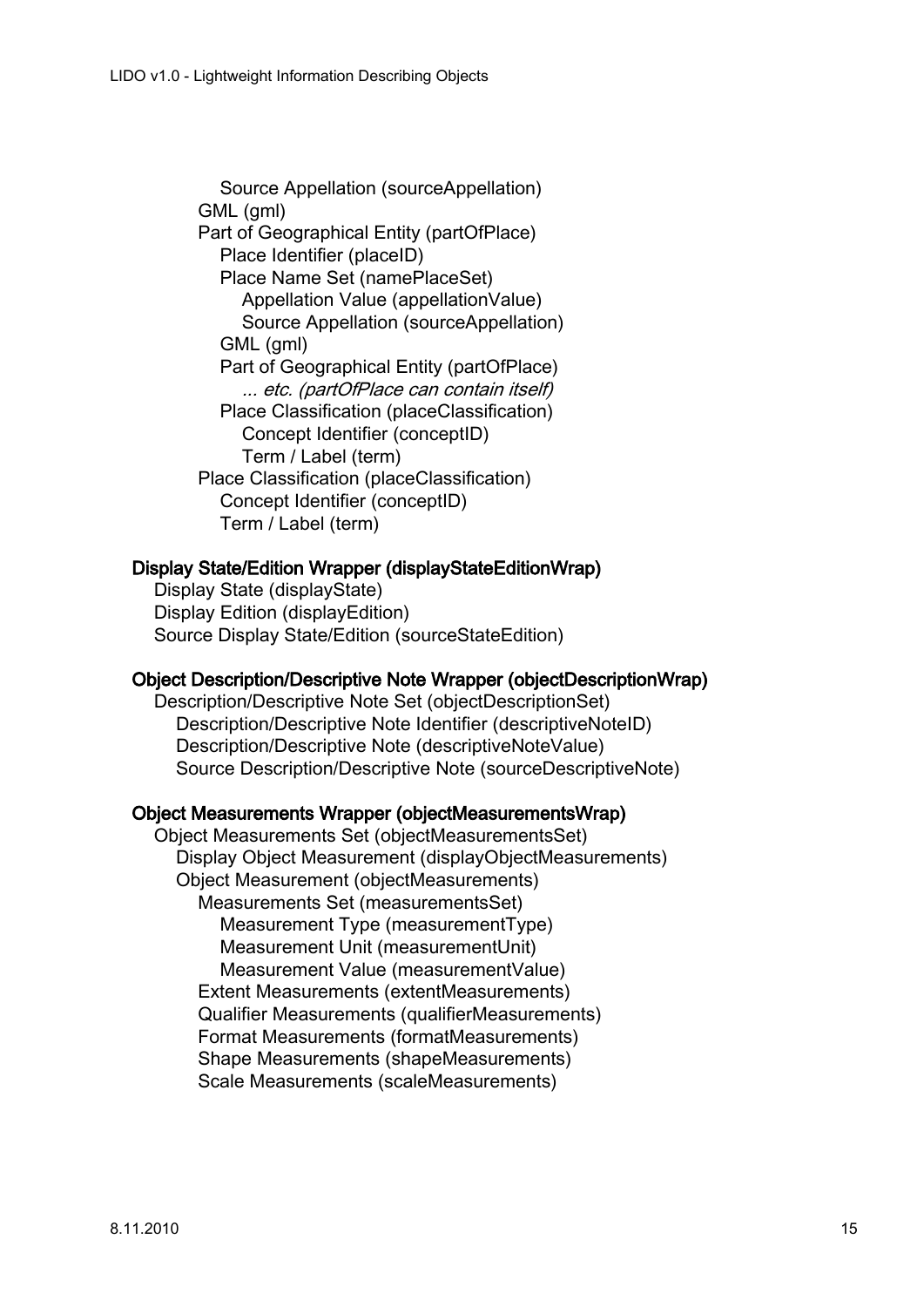- Source Appellation (sourceAppellation)
  - GML (gml)
  - Part of Geographical Entity (partOfPlace)
    - Place Identifier (placeID)
    - Place Name Set (namePlaceSet)
      - Appellation Value (appellationValue)
      - Source Appellation (sourceAppellation)
    - GML (gml)
    - Part of Geographical Entity (partOfPlace)
      - *... etc. (partOfPlace can contain itself)*
    - Place Classification (placeClassification)
      - Concept Identifier (conceptID)
      - Term / Label (term)
  - Place Classification (placeClassification)
    - Concept Identifier (conceptID)
    - Term / Label (term)

**Display State/Edition Wrapper (displayStateEditionWrap)**

- Display State (displayState)
- Display Edition (displayEdition)
- Source Display State/Edition (sourceStateEdition)

**Object Description/Descriptive Note Wrapper (objectDescriptionWrap)**

- Description/Descriptive Note Set (objectDescriptionSet)
  - Description/Descriptive Note Identifier (descriptiveNoteID)
  - Description/Descriptive Note (descriptiveNoteValue)
  - Source Description/Descriptive Note (sourceDescriptiveNote)

**Object Measurements Wrapper (objectMeasurementsWrap)**

- Object Measurements Set (objectMeasurementsSet)
  - Display Object Measurement (displayObjectMeasurements)
  - Object Measurement (objectMeasurements)
    - Measurements Set (measurementsSet)
      - Measurement Type (measurementType)
      - Measurement Unit (measurementUnit)
      - Measurement Value (measurementValue)
    - Extent Measurements (extentMeasurements)
    - Qualifier Measurements (qualifierMeasurements)
    - Format Measurements (formatMeasurements)
    - Shape Measurements (shapeMeasurements)
    - Scale Measurements (scaleMeasurements)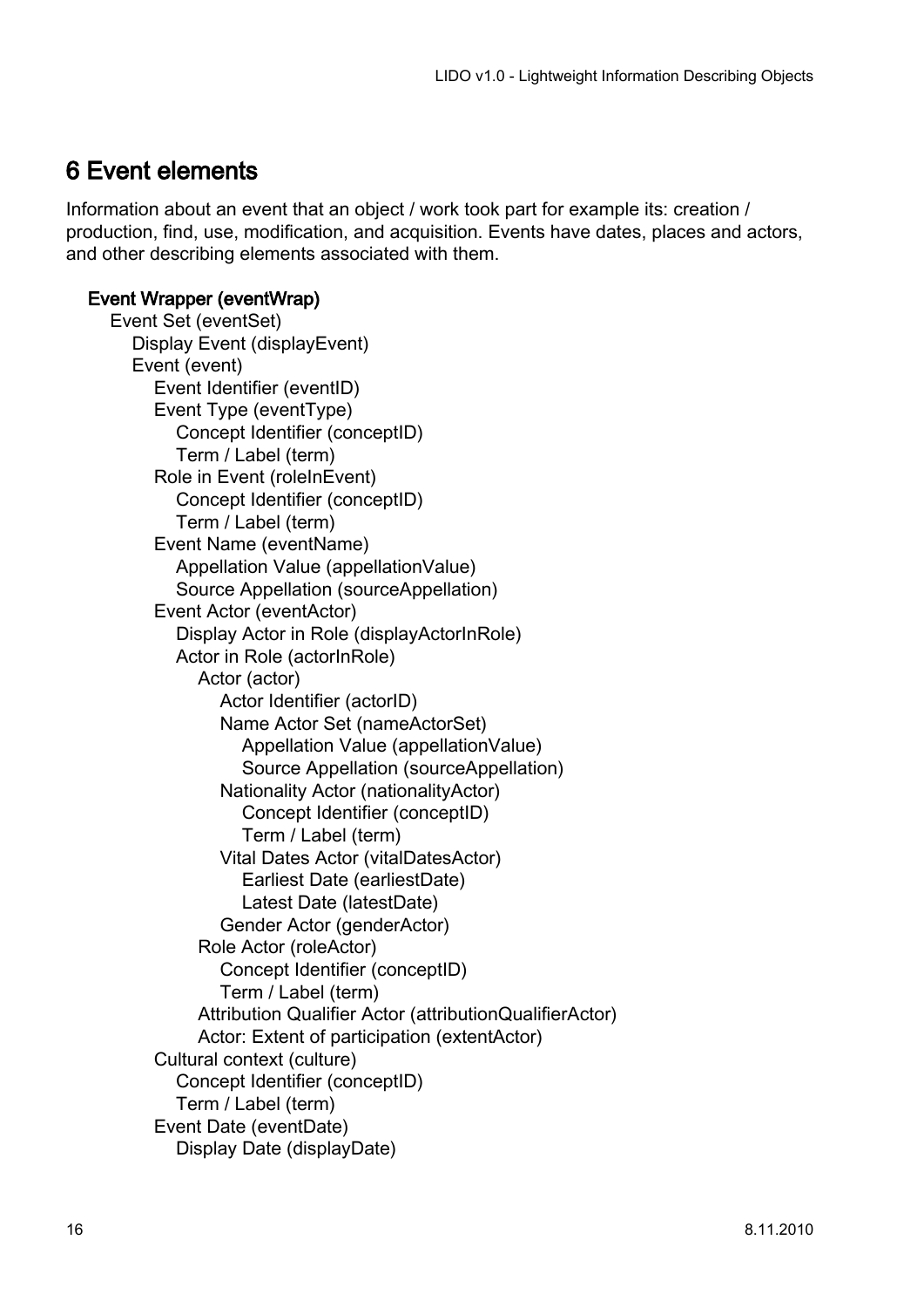# 6 Event elements

Information about an event that an object / work took part for example its: creation / production, find, use, modification, and acquisition. Events have dates, places and actors, and other describing elements associated with them.

- **Event Wrapper (eventWrap)**
  - Event Set (eventSet)
    - Display Event (displayEvent)
    - Event (event)
      - Event Identifier (eventID)
      - Event Type (eventType)
        - Concept Identifier (conceptID)
        - Term / Label (term)
      - Role in Event (roleInEvent)
        - Concept Identifier (conceptID)
        - Term / Label (term)
      - Event Name (eventName)
        - Appellation Value (appellationValue)
        - Source Appellation (sourceAppellation)
      - Event Actor (eventActor)
        - Display Actor in Role (displayActorInRole)
        - Actor in Role (actorInRole)
          - Actor (actor)
            - Actor Identifier (actorID)
            - Name Actor Set (nameActorSet)
              - Appellation Value (appellationValue)
              - Source Appellation (sourceAppellation)
            - Nationality Actor (nationalityActor)
              - Concept Identifier (conceptID)
              - Term / Label (term)
            - Vital Dates Actor (vitalDatesActor)
              - Earliest Date (earliestDate)
              - Latest Date (latestDate)
            - Gender Actor (genderActor)
          - Role Actor (roleActor)
            - Concept Identifier (conceptID)
            - Term / Label (term)
          - Attribution Qualifier Actor (attributionQualifierActor)
          - Actor: Extent of participation (extentActor)
      - Cultural context (culture)
        - Concept Identifier (conceptID)
        - Term / Label (term)
      - Event Date (eventDate)
        - Display Date (displayDate)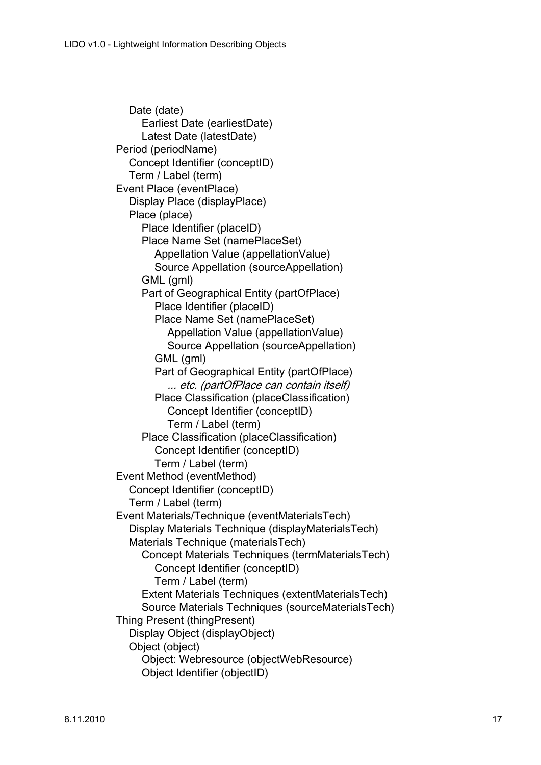- Date (date)
  - Earliest Date (earliestDate)
  - Latest Date (latestDate)
- Period (periodName)
  - Concept Identifier (conceptID)
  - Term / Label (term)
- Event Place (eventPlace)
  - Display Place (displayPlace)
  - Place (place)
    - Place Identifier (placeID)
    - Place Name Set (namePlaceSet)
      - Appellation Value (appellationValue)
      - Source Appellation (sourceAppellation)
    - GML (gml)
    - Part of Geographical Entity (partOfPlace)
      - Place Identifier (placeID)
      - Place Name Set (namePlaceSet)
        - Appellation Value (appellationValue)
        - Source Appellation (sourceAppellation)
      - GML (gml)
      - Part of Geographical Entity (partOfPlace)
        - *... etc. (partOfPlace can contain itself)*
      - Place Classification (placeClassification)
        - Concept Identifier (conceptID)
        - Term / Label (term)
    - Place Classification (placeClassification)
      - Concept Identifier (conceptID)
      - Term / Label (term)
- Event Method (eventMethod)
  - Concept Identifier (conceptID)
  - Term / Label (term)
- Event Materials/Technique (eventMaterialsTech)
  - Display Materials Technique (displayMaterialsTech)
  - Materials Technique (materialsTech)
    - Concept Materials Techniques (termMaterialsTech)
      - Concept Identifier (conceptID)
      - Term / Label (term)
    - Extent Materials Techniques (extentMaterialsTech)
    - Source Materials Techniques (sourceMaterialsTech)
- Thing Present (thingPresent)
  - Display Object (displayObject)
  - Object (object)
    - Object: Webresource (objectWebResource)
    - Object Identifier (objectID)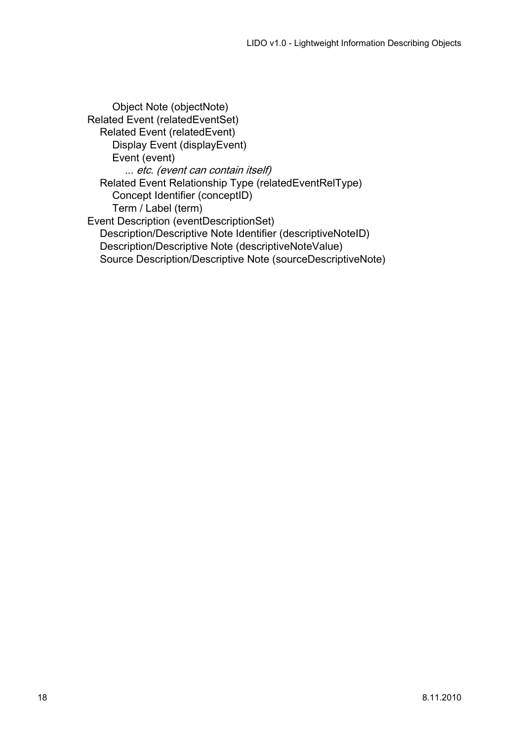- Object Note (objectNote)
- Related Event (relatedEventSet)
  - Related Event (relatedEvent)
    - Display Event (displayEvent)
    - Event (event)
      - *... etc. (event can contain itself)*
  - Related Event Relationship Type (relatedEventRelType)
    - Concept Identifier (conceptID)
    - Term / Label (term)
- Event Description (eventDescriptionSet)
  - Description/Descriptive Note Identifier (descriptiveNoteID)
  - Description/Descriptive Note (descriptiveNoteValue)
  - Source Description/Descriptive Note (sourceDescriptiveNote)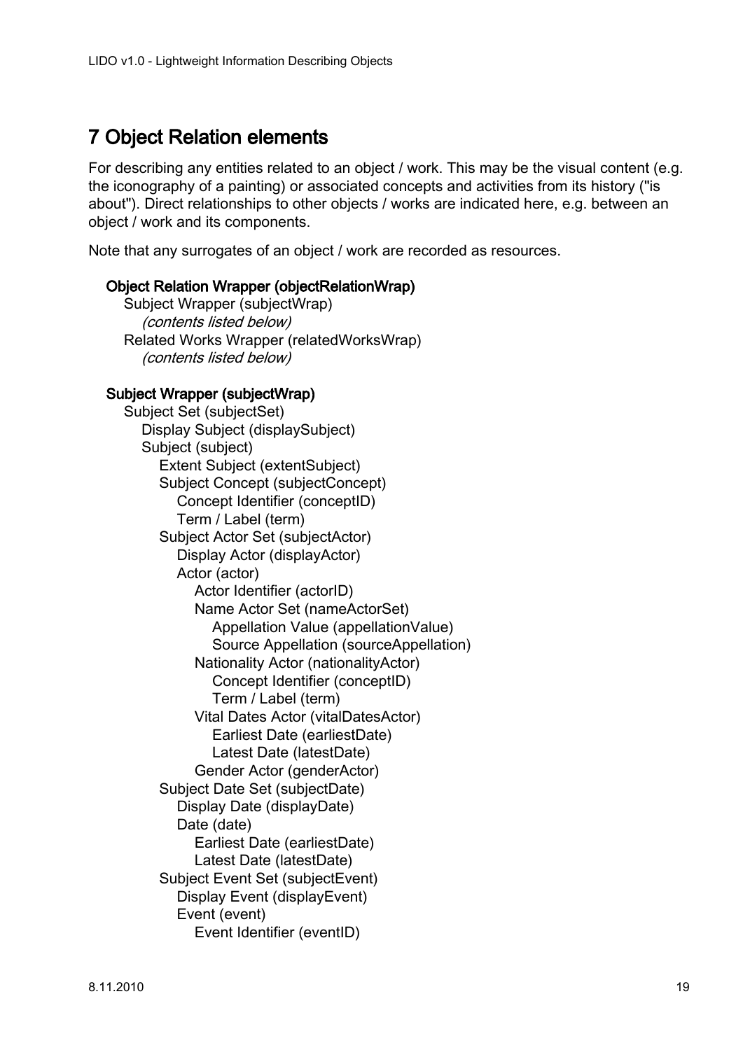# 7 Object Relation elements

For describing any entities related to an object / work. This may be the visual content (e.g. the iconography of a painting) or associated concepts and activities from its history ("is about"). Direct relationships to other objects / works are indicated here, e.g. between an object / work and its components.

Note that any surrogates of an object / work are recorded as resources.

**Object Relation Wrapper (objectRelationWrap)**

- Subject Wrapper (subjectWrap)
  - *(contents listed below)*
- Related Works Wrapper (relatedWorksWrap)
  - *(contents listed below)*

**Subject Wrapper (subjectWrap)**

- Subject Set (subjectSet)
  - Display Subject (displaySubject)
  - Subject (subject)
    - Extent Subject (extentSubject)
    - Subject Concept (subjectConcept)
      - Concept Identifier (conceptID)
      - Term / Label (term)
    - Subject Actor Set (subjectActor)
      - Display Actor (displayActor)
      - Actor (actor)
        - Actor Identifier (actorID)
        - Name Actor Set (nameActorSet)
          - Appellation Value (appellationValue)
          - Source Appellation (sourceAppellation)
        - Nationality Actor (nationalityActor)
          - Concept Identifier (conceptID)
          - Term / Label (term)
        - Vital Dates Actor (vitalDatesActor)
          - Earliest Date (earliestDate)
          - Latest Date (latestDate)
        - Gender Actor (genderActor)
    - Subject Date Set (subjectDate)
      - Display Date (displayDate)
      - Date (date)
        - Earliest Date (earliestDate)
        - Latest Date (latestDate)
    - Subject Event Set (subjectEvent)
      - Display Event (displayEvent)
      - Event (event)
        - Event Identifier (eventID)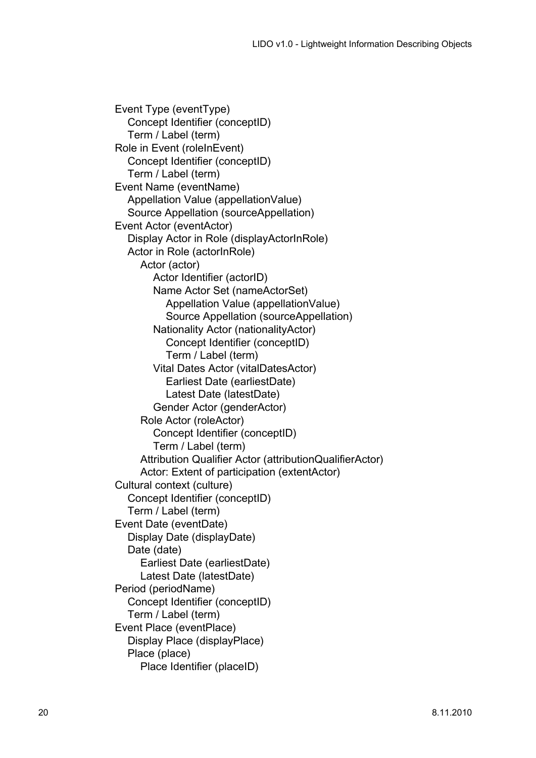- Event Type (eventType)
  - Concept Identifier (conceptID)
  - Term / Label (term)
- Role in Event (roleInEvent)
  - Concept Identifier (conceptID)
  - Term / Label (term)
- Event Name (eventName)
  - Appellation Value (appellationValue)
  - Source Appellation (sourceAppellation)
- Event Actor (eventActor)
  - Display Actor in Role (displayActorInRole)
  - Actor in Role (actorInRole)
    - Actor (actor)
      - Actor Identifier (actorID)
      - Name Actor Set (nameActorSet)
        - Appellation Value (appellationValue)
        - Source Appellation (sourceAppellation)
      - Nationality Actor (nationalityActor)
        - Concept Identifier (conceptID)
        - Term / Label (term)
      - Vital Dates Actor (vitalDatesActor)
        - Earliest Date (earliestDate)
        - Latest Date (latestDate)
      - Gender Actor (genderActor)
    - Role Actor (roleActor)
      - Concept Identifier (conceptID)
      - Term / Label (term)
    - Attribution Qualifier Actor (attributionQualifierActor)
    - Actor: Extent of participation (extentActor)
- Cultural context (culture)
  - Concept Identifier (conceptID)
  - Term / Label (term)
- Event Date (eventDate)
  - Display Date (displayDate)
  - Date (date)
    - Earliest Date (earliestDate)
    - Latest Date (latestDate)
- Period (periodName)
  - Concept Identifier (conceptID)
  - Term / Label (term)
- Event Place (eventPlace)
  - Display Place (displayPlace)
  - Place (place)
    - Place Identifier (placeID)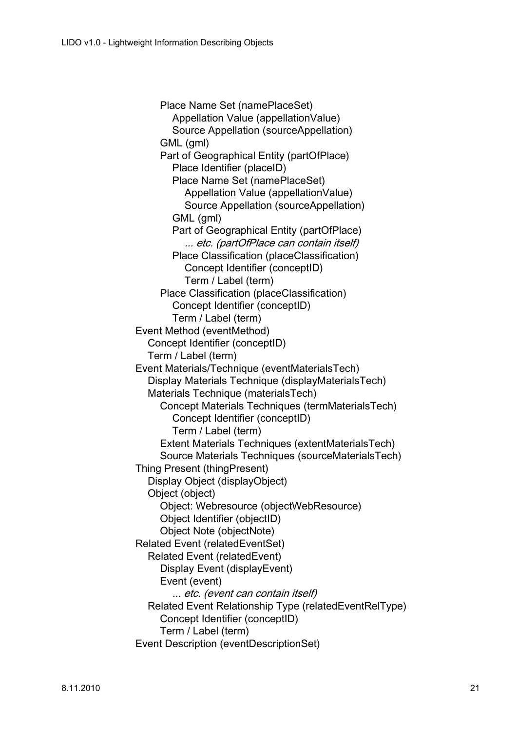- Place Name Set (namePlaceSet)
  - Appellation Value (appellationValue)
  - Source Appellation (sourceAppellation)
- GML (gml)
- Part of Geographical Entity (partOfPlace)
  - Place Identifier (placeID)
  - Place Name Set (namePlaceSet)
    - Appellation Value (appellationValue)
    - Source Appellation (sourceAppellation)
  - GML (gml)
  - Part of Geographical Entity (partOfPlace)
    - *... etc. (partOfPlace can contain itself)*
  - Place Classification (placeClassification)
    - Concept Identifier (conceptID)
    - Term / Label (term)
- Place Classification (placeClassification)
  - Concept Identifier (conceptID)
  - Term / Label (term)

Event Method (eventMethod)
- Concept Identifier (conceptID)
- Term / Label (term)

Event Materials/Technique (eventMaterialsTech)
- Display Materials Technique (displayMaterialsTech)
- Materials Technique (materialsTech)
  - Concept Materials Techniques (termMaterialsTech)
    - Concept Identifier (conceptID)
    - Term / Label (term)
  - Extent Materials Techniques (extentMaterialsTech)
  - Source Materials Techniques (sourceMaterialsTech)

Thing Present (thingPresent)
- Display Object (displayObject)
- Object (object)
  - Object: Webresource (objectWebResource)
  - Object Identifier (objectID)
  - Object Note (objectNote)

Related Event (relatedEventSet)
- Related Event (relatedEvent)
  - Display Event (displayEvent)
  - Event (event)
    - *... etc. (event can contain itself)*
- Related Event Relationship Type (relatedEventRelType)
  - Concept Identifier (conceptID)
  - Term / Label (term)

Event Description (eventDescriptionSet)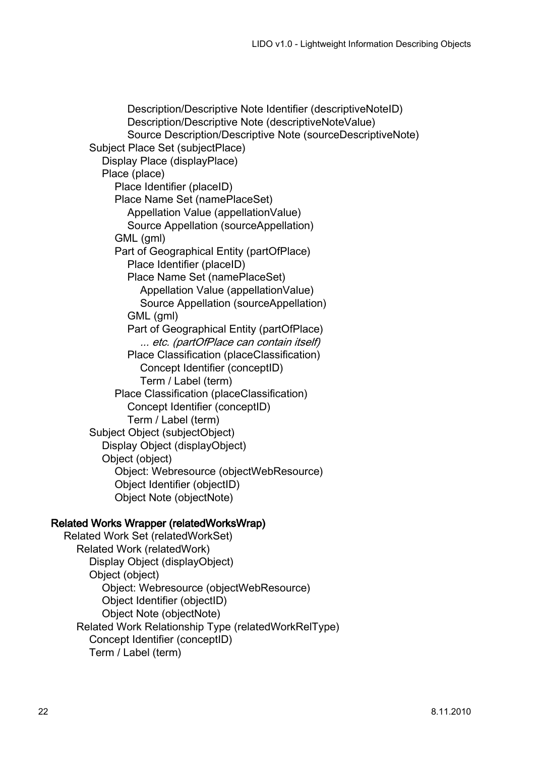- Description/Descriptive Note Identifier (descriptiveNoteID)
- Description/Descriptive Note (descriptiveNoteValue)
- Source Description/Descriptive Note (sourceDescriptiveNote)

- Subject Place Set (subjectPlace)
  - Display Place (displayPlace)
  - Place (place)
    - Place Identifier (placeID)
    - Place Name Set (namePlaceSet)
      - Appellation Value (appellationValue)
      - Source Appellation (sourceAppellation)
    - GML (gml)
    - Part of Geographical Entity (partOfPlace)
      - Place Identifier (placeID)
      - Place Name Set (namePlaceSet)
        - Appellation Value (appellationValue)
        - Source Appellation (sourceAppellation)
      - GML (gml)
      - Part of Geographical Entity (partOfPlace)
        - *... etc. (partOfPlace can contain itself)*
      - Place Classification (placeClassification)
        - Concept Identifier (conceptID)
        - Term / Label (term)
    - Place Classification (placeClassification)
      - Concept Identifier (conceptID)
      - Term / Label (term)
- Subject Object (subjectObject)
  - Display Object (displayObject)
  - Object (object)
    - Object: Webresource (objectWebResource)
    - Object Identifier (objectID)
    - Object Note (objectNote)

**Related Works Wrapper (relatedWorksWrap)**

- Related Work Set (relatedWorkSet)
  - Related Work (relatedWork)
    - Display Object (displayObject)
    - Object (object)
      - Object: Webresource (objectWebResource)
      - Object Identifier (objectID)
      - Object Note (objectNote)
  - Related Work Relationship Type (relatedWorkRelType)
    - Concept Identifier (conceptID)
    - Term / Label (term)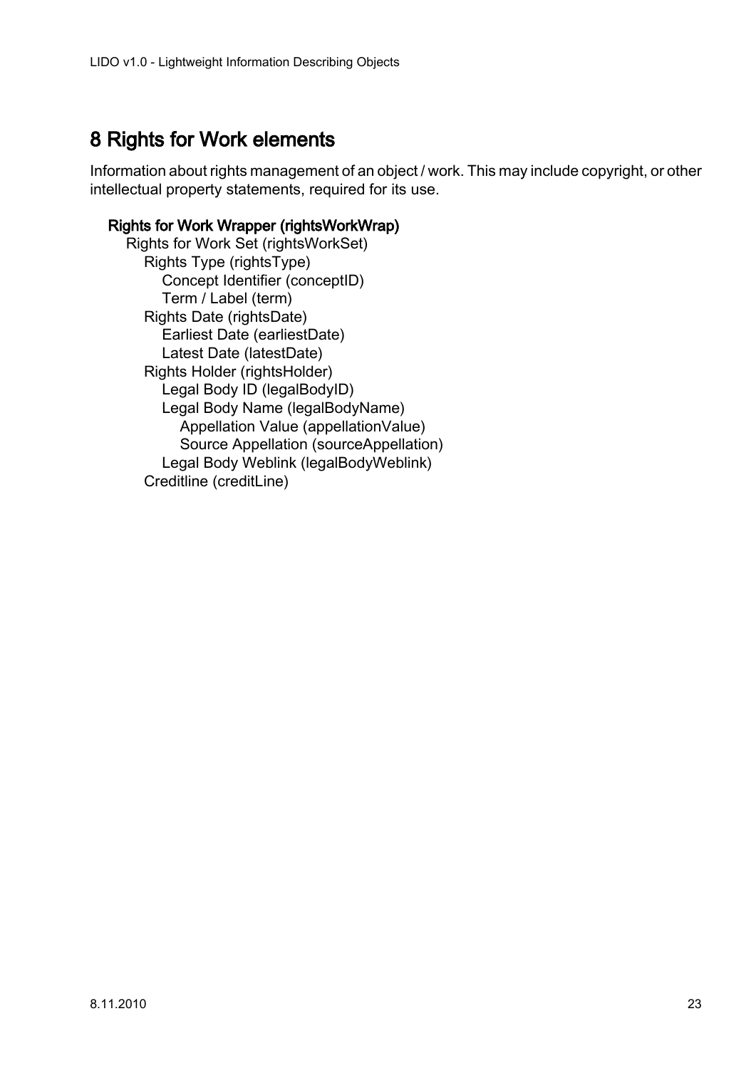# 8 Rights for Work elements

Information about rights management of an object / work. This may include copyright, or other intellectual property statements, required for its use.

**Rights for Work Wrapper (rightsWorkWrap)**

- Rights for Work Set (rightsWorkSet)
  - Rights Type (rightsType)
    - Concept Identifier (conceptID)
    - Term / Label (term)
  - Rights Date (rightsDate)
    - Earliest Date (earliestDate)
    - Latest Date (latestDate)
  - Rights Holder (rightsHolder)
    - Legal Body ID (legalBodyID)
    - Legal Body Name (legalBodyName)
      - Appellation Value (appellationValue)
      - Source Appellation (sourceAppellation)
    - Legal Body Weblink (legalBodyWeblink)
  - Creditline (creditLine)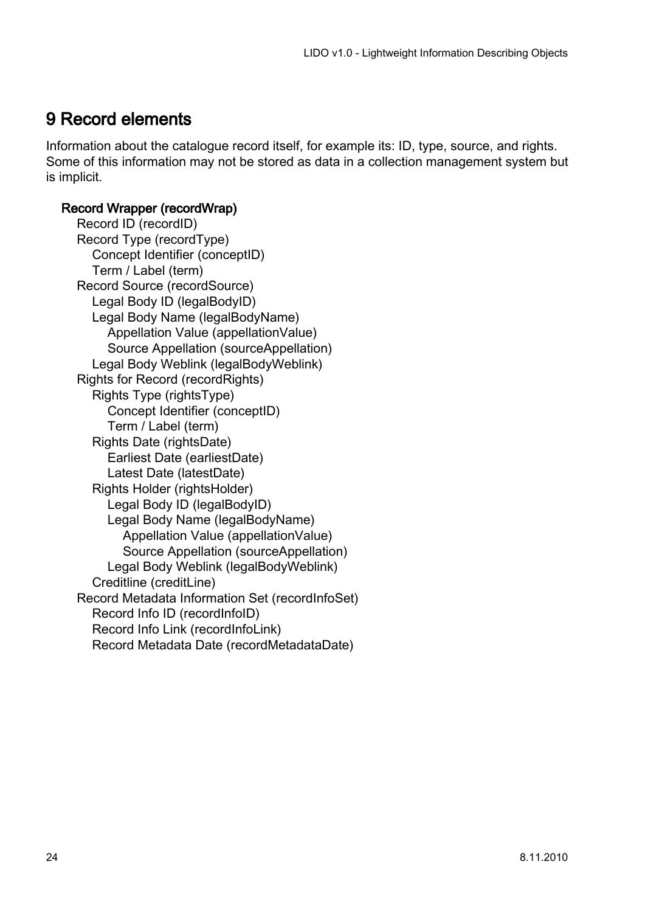# 9 Record elements

Information about the catalogue record itself, for example its: ID, type, source, and rights. Some of this information may not be stored as data in a collection management system but is implicit.

- **Record Wrapper (recordWrap)**
  - Record ID (recordID)
  - Record Type (recordType)
    - Concept Identifier (conceptID)
    - Term / Label (term)
  - Record Source (recordSource)
    - Legal Body ID (legalBodyID)
    - Legal Body Name (legalBodyName)
      - Appellation Value (appellationValue)
      - Source Appellation (sourceAppellation)
    - Legal Body Weblink (legalBodyWeblink)
  - Rights for Record (recordRights)
    - Rights Type (rightsType)
      - Concept Identifier (conceptID)
      - Term / Label (term)
    - Rights Date (rightsDate)
      - Earliest Date (earliestDate)
      - Latest Date (latestDate)
    - Rights Holder (rightsHolder)
      - Legal Body ID (legalBodyID)
      - Legal Body Name (legalBodyName)
        - Appellation Value (appellationValue)
        - Source Appellation (sourceAppellation)
      - Legal Body Weblink (legalBodyWeblink)
    - Creditline (creditLine)
  - Record Metadata Information Set (recordInfoSet)
    - Record Info ID (recordInfoID)
    - Record Info Link (recordInfoLink)
    - Record Metadata Date (recordMetadataDate)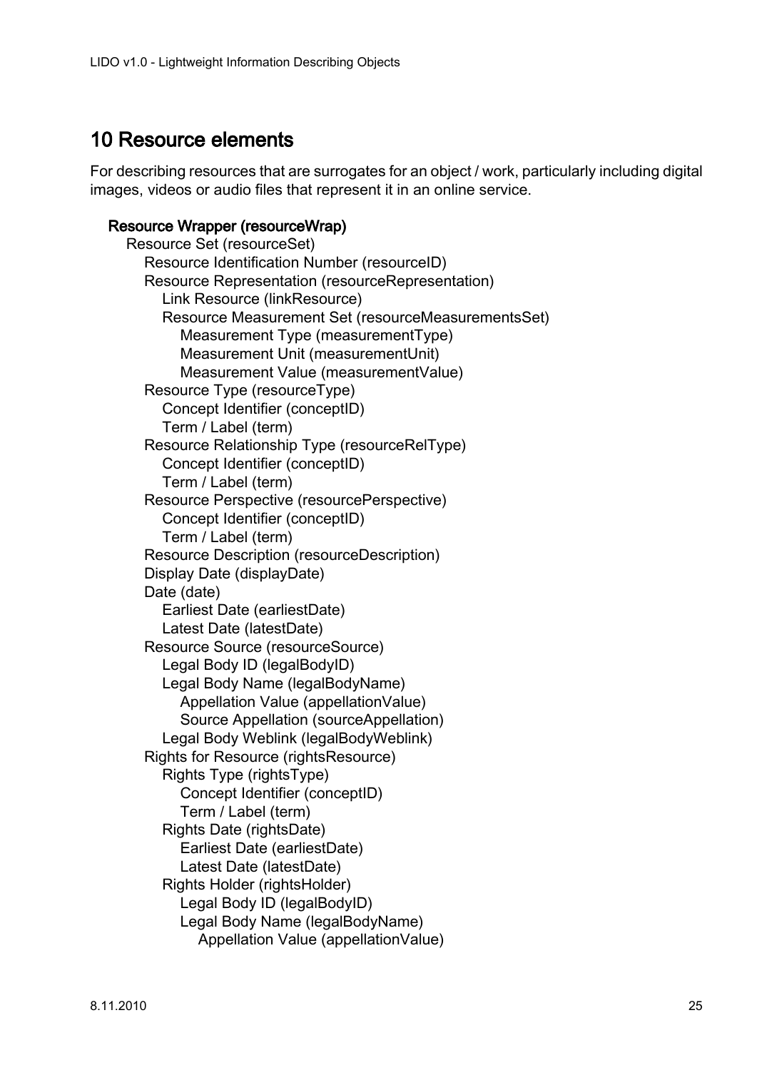# 10 Resource elements

For describing resources that are surrogates for an object / work, particularly including digital images, videos or audio files that represent it in an online service.

- **Resource Wrapper (resourceWrap)**
  - Resource Set (resourceSet)
    - Resource Identification Number (resourceID)
    - Resource Representation (resourceRepresentation)
      - Link Resource (linkResource)
      - Resource Measurement Set (resourceMeasurementsSet)
        - Measurement Type (measurementType)
        - Measurement Unit (measurementUnit)
        - Measurement Value (measurementValue)
    - Resource Type (resourceType)
      - Concept Identifier (conceptID)
      - Term / Label (term)
    - Resource Relationship Type (resourceRelType)
      - Concept Identifier (conceptID)
      - Term / Label (term)
    - Resource Perspective (resourcePerspective)
      - Concept Identifier (conceptID)
      - Term / Label (term)
    - Resource Description (resourceDescription)
    - Display Date (displayDate)
    - Date (date)
      - Earliest Date (earliestDate)
      - Latest Date (latestDate)
    - Resource Source (resourceSource)
      - Legal Body ID (legalBodyID)
      - Legal Body Name (legalBodyName)
        - Appellation Value (appellationValue)
        - Source Appellation (sourceAppellation)
      - Legal Body Weblink (legalBodyWeblink)
    - Rights for Resource (rightsResource)
      - Rights Type (rightsType)
        - Concept Identifier (conceptID)
        - Term / Label (term)
      - Rights Date (rightsDate)
        - Earliest Date (earliestDate)
        - Latest Date (latestDate)
      - Rights Holder (rightsHolder)
        - Legal Body ID (legalBodyID)
        - Legal Body Name (legalBodyName)
          - Appellation Value (appellationValue)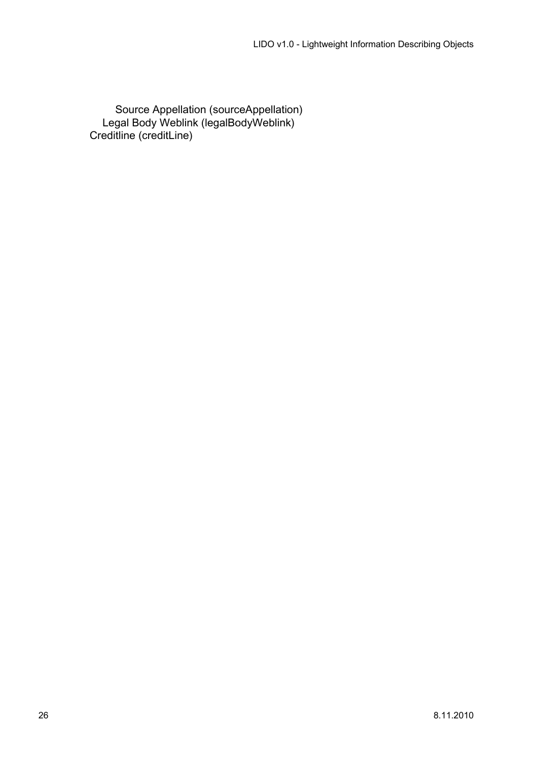Source Appellation (sourceAppellation)
Legal Body Weblink (legalBodyWeblink)
Creditline (creditLine)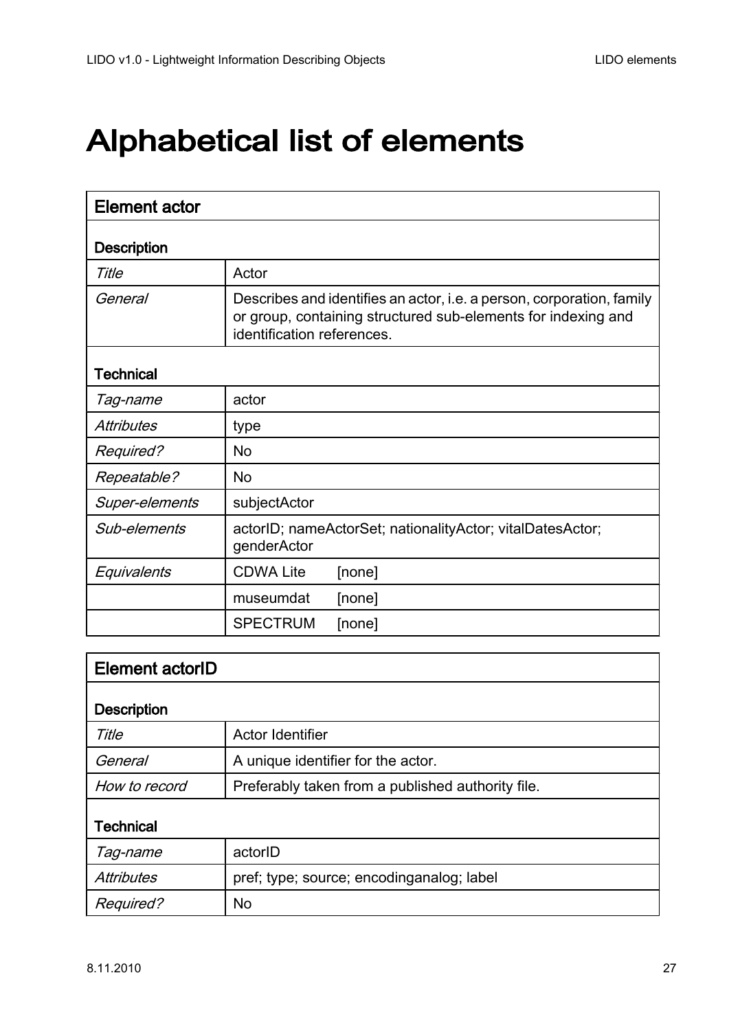# Alphabetical list of elements

| Element actor | |
|---|---|
| **Description** | |
| *Title* | Actor |
| *General* | Describes and identifies an actor, i.e. a person, corporation, family or group, containing structured sub-elements for indexing and identification references. |
| **Technical** | |
| *Tag-name* | actor |
| *Attributes* | type |
| *Required?* | No |
| *Repeatable?* | No |
| *Super-elements* | subjectActor |
| *Sub-elements* | actorID; nameActorSet; nationalityActor; vitalDatesActor; genderActor |
| *Equivalents* | CDWA Lite [none] |
| | museumdat [none] |
| | SPECTRUM [none] |

| Element actorID | |
|---|---|
| **Description** | |
| *Title* | Actor Identifier |
| *General* | A unique identifier for the actor. |
| *How to record* | Preferably taken from a published authority file. |
| **Technical** | |
| *Tag-name* | actorID |
| *Attributes* | pref; type; source; encodinganalog; label |
| *Required?* | No |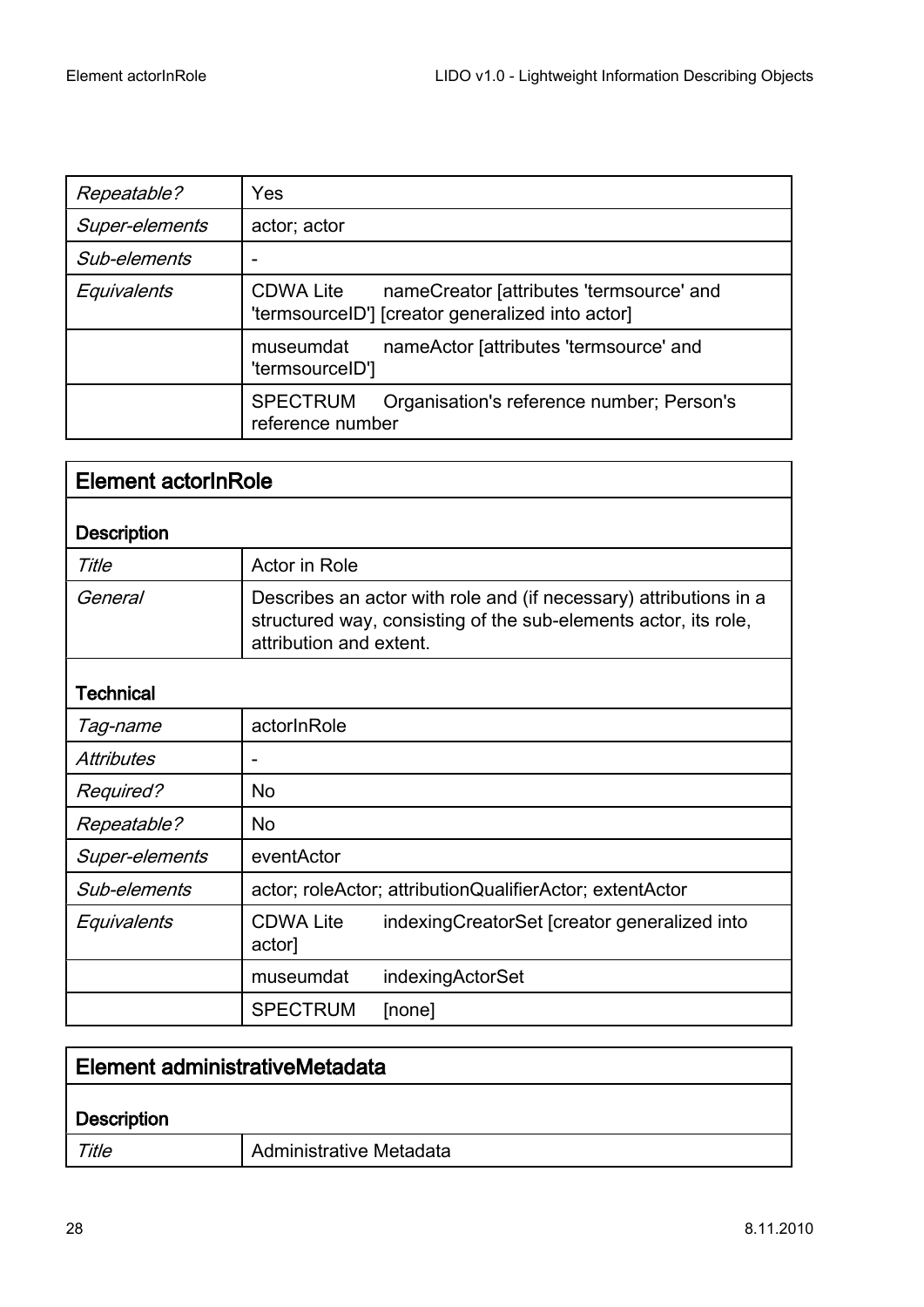| | |
|---|---|
| *Repeatable?* | Yes |
| *Super-elements* | actor; actor |
| *Sub-elements* | - |
| *Equivalents* | CDWA Lite nameCreator [attributes 'termsource' and 'termsourceID'] [creator generalized into actor] |
| | museumdat nameActor [attributes 'termsource' and 'termsourceID'] |
| | SPECTRUM Organisation's reference number; Person's reference number |

## Element actorInRole

### Description

| | |
|---|---|
| *Title* | Actor in Role |
| *General* | Describes an actor with role and (if necessary) attributions in a structured way, consisting of the sub-elements actor, its role, attribution and extent. |

### Technical

| | |
|---|---|
| *Tag-name* | actorInRole |
| *Attributes* | - |
| *Required?* | No |
| *Repeatable?* | No |
| *Super-elements* | eventActor |
| *Sub-elements* | actor; roleActor; attributionQualifierActor; extentActor |
| *Equivalents* | CDWA Lite indexingCreatorSet [creator generalized into actor] |
| | museumdat indexingActorSet |
| | SPECTRUM [none] |

## Element administrativeMetadata

### Description

| | |
|---|---|
| *Title* | Administrative Metadata |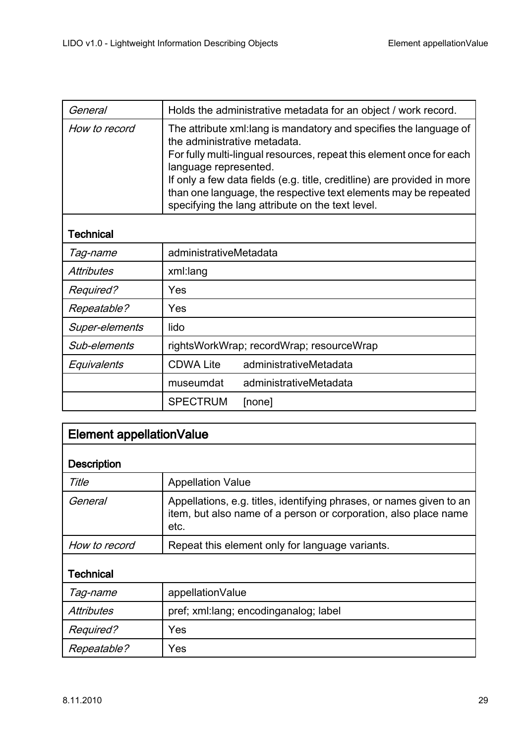| | |
|---|---|
| *General* | Holds the administrative metadata for an object / work record. |
| *How to record* | The attribute xml:lang is mandatory and specifies the language of the administrative metadata.<br>For fully multi-lingual resources, repeat this element once for each language represented.<br>If only a few data fields (e.g. title, creditline) are provided in more than one language, the respective text elements may be repeated specifying the lang attribute on the text level. |
| **Technical** | |
| *Tag-name* | administrativeMetadata |
| *Attributes* | xml:lang |
| *Required?* | Yes |
| *Repeatable?* | Yes |
| *Super-elements* | lido |
| *Sub-elements* | rightsWorkWrap; recordWrap; resourceWrap |
| *Equivalents* | CDWA Lite administrativeMetadata |
| | museumdat administrativeMetadata |
| | SPECTRUM [none] |

## Element appellationValue

| | |
|---|---|
| **Description** | |
| *Title* | Appellation Value |
| *General* | Appellations, e.g. titles, identifying phrases, or names given to an item, but also name of a person or corporation, also place name etc. |
| *How to record* | Repeat this element only for language variants. |
| **Technical** | |
| *Tag-name* | appellationValue |
| *Attributes* | pref; xml:lang; encodinganalog; label |
| *Required?* | Yes |
| *Repeatable?* | Yes |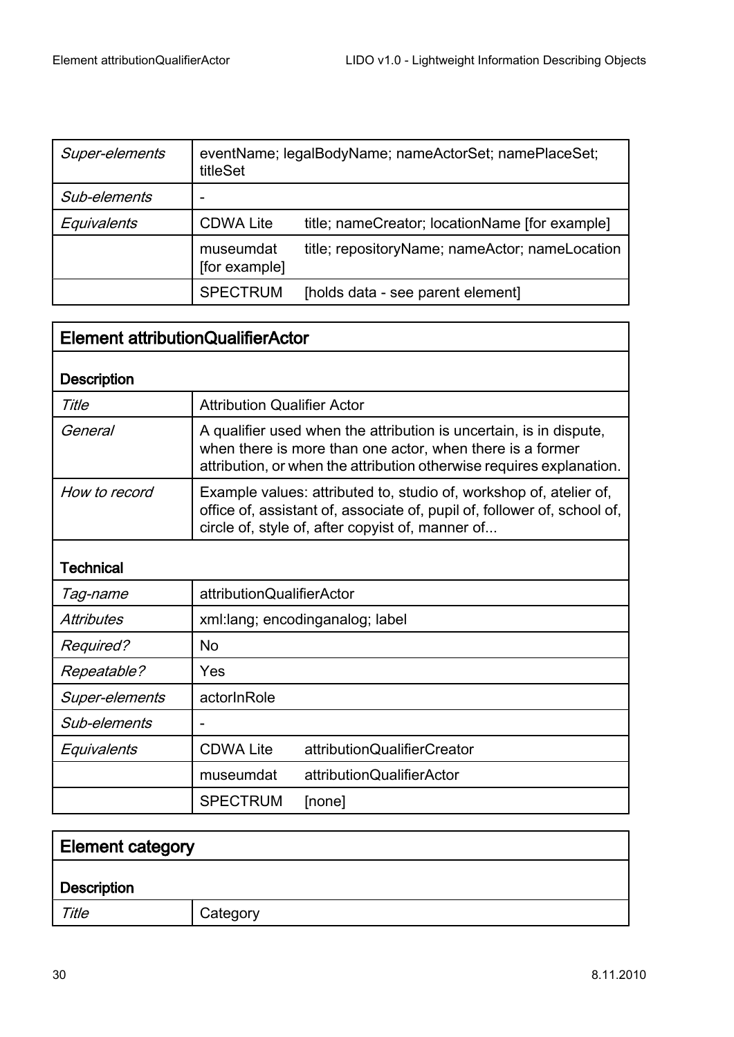| | | |
|---|---|---|
| *Super-elements* | eventName; legalBodyName; nameActorSet; namePlaceSet; titleSet | |
| *Sub-elements* | - | |
| *Equivalents* | CDWA Lite | title; nameCreator; locationName [for example] |
| | museumdat [for example] | title; repositoryName; nameActor; nameLocation |
| | SPECTRUM | [holds data - see parent element] |

## Element attributionQualifierActor

| | | |
|---|---|---|
| **Description** | | |
| *Title* | Attribution Qualifier Actor | |
| *General* | A qualifier used when the attribution is uncertain, is in dispute, when there is more than one actor, when there is a former attribution, or when the attribution otherwise requires explanation. | |
| *How to record* | Example values: attributed to, studio of, workshop of, atelier of, office of, assistant of, associate of, pupil of, follower of, school of, circle of, style of, after copyist of, manner of... | |
| **Technical** | | |
| *Tag-name* | attributionQualifierActor | |
| *Attributes* | xml:lang; encodinganalog; label | |
| *Required?* | No | |
| *Repeatable?* | Yes | |
| *Super-elements* | actorInRole | |
| *Sub-elements* | - | |
| *Equivalents* | CDWA Lite | attributionQualifierCreator |
| | museumdat | attributionQualifierActor |
| | SPECTRUM | [none] |

## Element category

| | |
|---|---|
| **Description** | |
| *Title* | Category |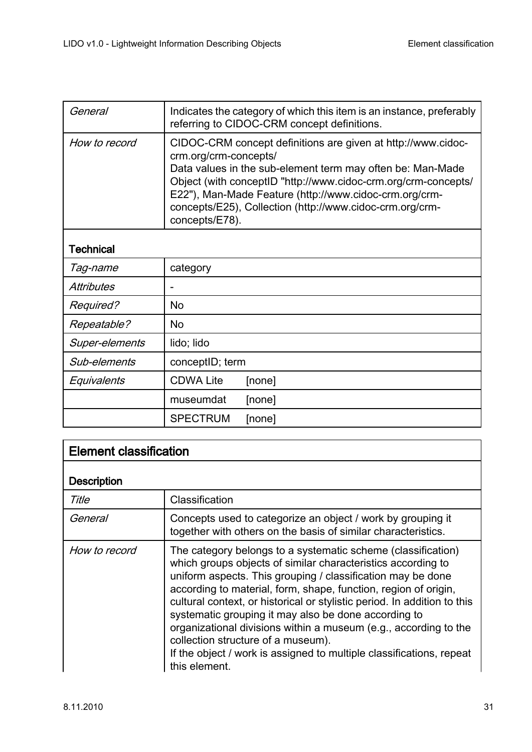| | |
|---|---|
| *General* | Indicates the category of which this item is an instance, preferably referring to CIDOC-CRM concept definitions. |
| *How to record* | CIDOC-CRM concept definitions are given at http://www.cidoc-crm.org/crm-concepts/<br>Data values in the sub-element term may often be: Man-Made Object (with conceptID "http://www.cidoc-crm.org/crm-concepts/E22"), Man-Made Feature (http://www.cidoc-crm.org/crm-concepts/E25), Collection (http://www.cidoc-crm.org/crm-concepts/E78). |
| **Technical** | |
| *Tag-name* | category |
| *Attributes* | - |
| *Required?* | No |
| *Repeatable?* | No |
| *Super-elements* | lido; lido |
| *Sub-elements* | conceptID; term |
| *Equivalents* | CDWA Lite [none] |
| | museumdat [none] |
| | SPECTRUM [none] |

## Element classification

| | |
|---|---|
| **Description** | |
| *Title* | Classification |
| *General* | Concepts used to categorize an object / work by grouping it together with others on the basis of similar characteristics. |
| *How to record* | The category belongs to a systematic scheme (classification) which groups objects of similar characteristics according to uniform aspects. This grouping / classification may be done according to material, form, shape, function, region of origin, cultural context, or historical or stylistic period. In addition to this systematic grouping it may also be done according to organizational divisions within a museum (e.g., according to the collection structure of a museum).<br>If the object / work is assigned to multiple classifications, repeat this element. |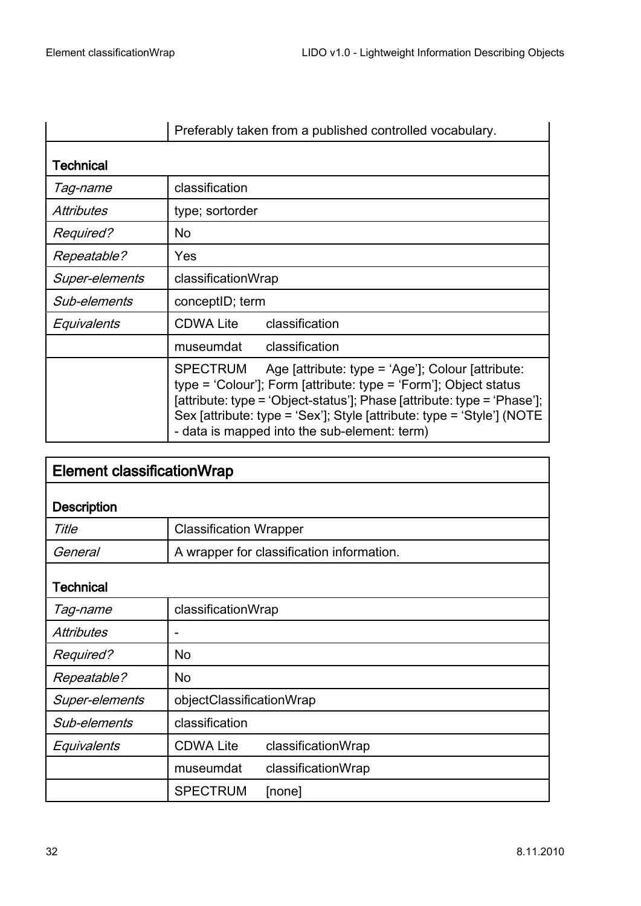| | Preferably taken from a published controlled vocabulary. | |
|---|---|---|
| **Technical** | | |
| *Tag-name* | classification | |
| *Attributes* | type; sortorder | |
| *Required?* | No | |
| *Repeatable?* | Yes | |
| *Super-elements* | classificationWrap | |
| *Sub-elements* | conceptID; term | |
| *Equivalents* | CDWA Lite | classification |
| | museumdat | classification |
| | SPECTRUM | Age [attribute: type = 'Age']; Colour [attribute: type = 'Colour']; Form [attribute: type = 'Form']; Object status [attribute: type = 'Object-status']; Phase [attribute: type = 'Phase']; Sex [attribute: type = 'Sex']; Style [attribute: type = 'Style'] (NOTE - data is mapped into the sub-element: term) |

## Element classificationWrap

| **Description** | | |
|---|---|---|
| *Title* | Classification Wrapper | |
| *General* | A wrapper for classification information. | |
| **Technical** | | |
| *Tag-name* | classificationWrap | |
| *Attributes* | - | |
| *Required?* | No | |
| *Repeatable?* | No | |
| *Super-elements* | objectClassificationWrap | |
| *Sub-elements* | classification | |
| *Equivalents* | CDWA Lite | classificationWrap |
| | museumdat | classificationWrap |
| | SPECTRUM | [none] |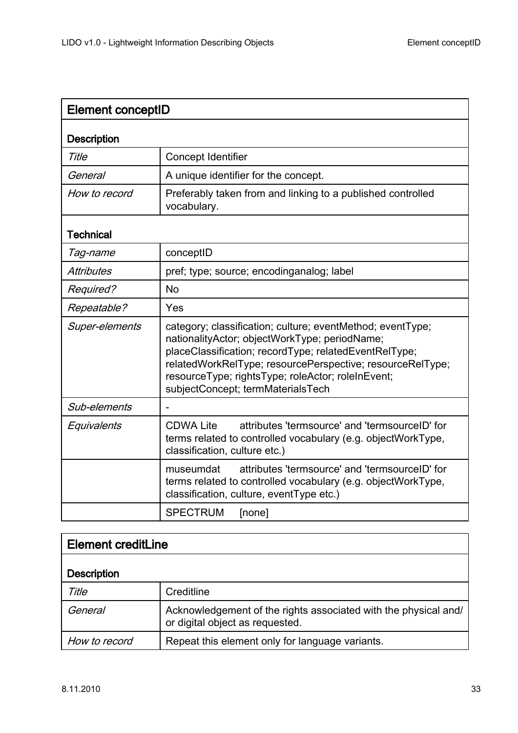## Element conceptID

| **Description** | |
|---|---|
| *Title* | Concept Identifier |
| *General* | A unique identifier for the concept. |
| *How to record* | Preferably taken from and linking to a published controlled vocabulary. |
| **Technical** | |
| *Tag-name* | conceptID |
| *Attributes* | pref; type; source; encodinganalog; label |
| *Required?* | No |
| *Repeatable?* | Yes |
| *Super-elements* | category; classification; culture; eventMethod; eventType; nationalityActor; objectWorkType; periodName; placeClassification; recordType; relatedEventRelType; relatedWorkRelType; resourcePerspective; resourceRelType; resourceType; rightsType; roleActor; roleInEvent; subjectConcept; termMaterialsTech |
| *Sub-elements* | - |
| *Equivalents* | CDWA Lite attributes 'termsource' and 'termsourceID' for terms related to controlled vocabulary (e.g. objectWorkType, classification, culture etc.) |
| | museumdat attributes 'termsource' and 'termsourceID' for terms related to controlled vocabulary (e.g. objectWorkType, classification, culture, eventType etc.) |
| | SPECTRUM [none] |

## Element creditLine

| **Description** | |
|---|---|
| *Title* | Creditline |
| *General* | Acknowledgement of the rights associated with the physical and/ or digital object as requested. |
| *How to record* | Repeat this element only for language variants. |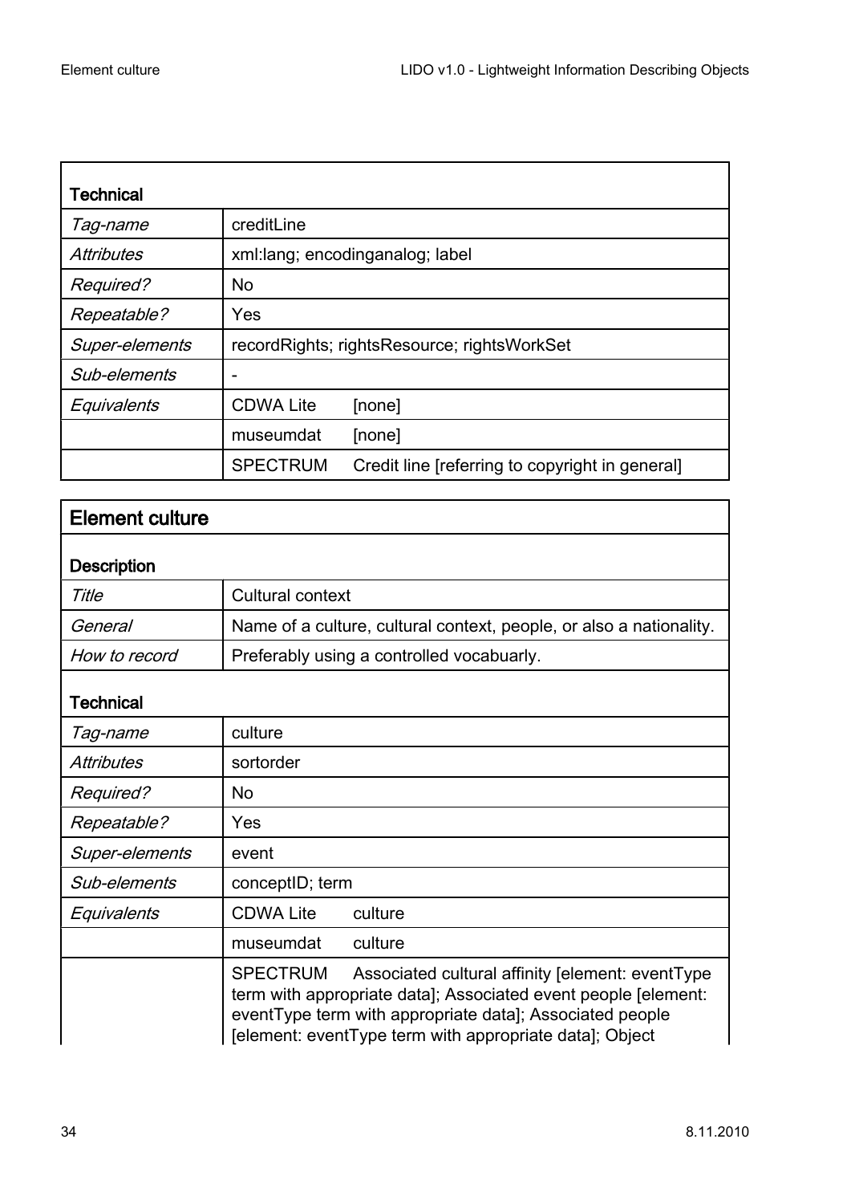| **Technical** | |
|---|---|
| *Tag-name* | creditLine |
| *Attributes* | xml:lang; encodinganalog; label |
| *Required?* | No |
| *Repeatable?* | Yes |
| *Super-elements* | recordRights; rightsResource; rightsWorkSet |
| *Sub-elements* | - |
| *Equivalents* | CDWA Lite [none] |
| | museumdat [none] |
| | SPECTRUM Credit line [referring to copyright in general] |

## Element culture

| **Description** | |
|---|---|
| *Title* | Cultural context |
| *General* | Name of a culture, cultural context, people, or also a nationality. |
| *How to record* | Preferably using a controlled vocabuarly. |
| **Technical** | |
| *Tag-name* | culture |
| *Attributes* | sortorder |
| *Required?* | No |
| *Repeatable?* | Yes |
| *Super-elements* | event |
| *Sub-elements* | conceptID; term |
| *Equivalents* | CDWA Lite culture |
| | museumdat culture |
| | SPECTRUM Associated cultural affinity [element: eventType term with appropriate data]; Associated event people [element: eventType term with appropriate data]; Associated people [element: eventType term with appropriate data]; Object |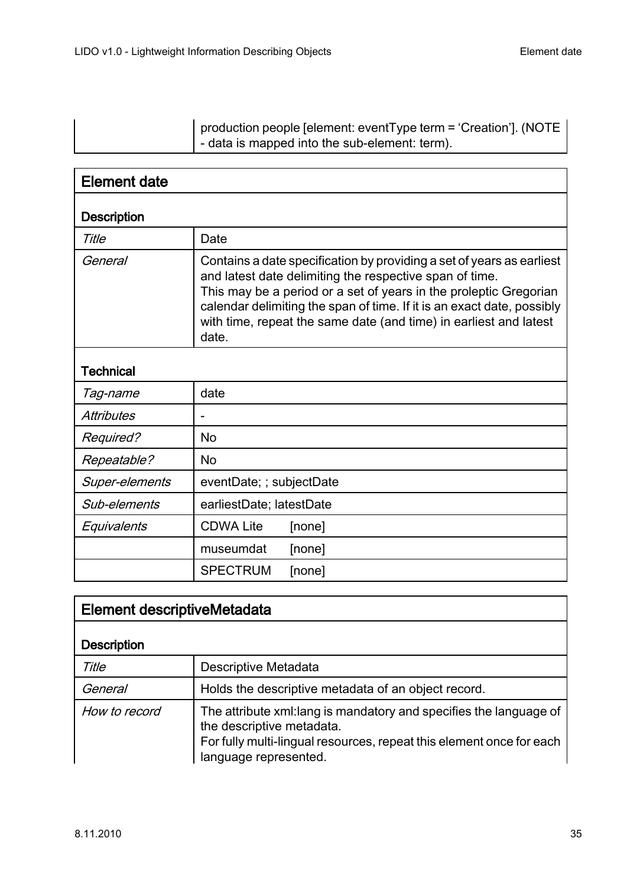| | production people [element: eventType term = ‘Creation’]. (NOTE - data is mapped into the sub-element: term). |
|---|---|

| Element date | | |
|---|---|---|
| **Description** | | |
| *Title* | Date | |
| *General* | Contains a date specification by providing a set of years as earliest and latest date delimiting the respective span of time.<br>This may be a period or a set of years in the proleptic Gregorian calendar delimiting the span of time. If it is an exact date, possibly with time, repeat the same date (and time) in earliest and latest date. | |
| **Technical** | | |
| *Tag-name* | date | |
| *Attributes* | - | |
| *Required?* | No | |
| *Repeatable?* | No | |
| *Super-elements* | eventDate; ; subjectDate | |
| *Sub-elements* | earliestDate; latestDate | |
| *Equivalents* | CDWA Lite | [none] |
| | museumdat | [none] |
| | SPECTRUM | [none] |

| Element descriptiveMetadata | |
|---|---|
| **Description** | |
| *Title* | Descriptive Metadata |
| *General* | Holds the descriptive metadata of an object record. |
| *How to record* | The attribute xml:lang is mandatory and specifies the language of the descriptive metadata.<br>For fully multi-lingual resources, repeat this element once for each language represented. |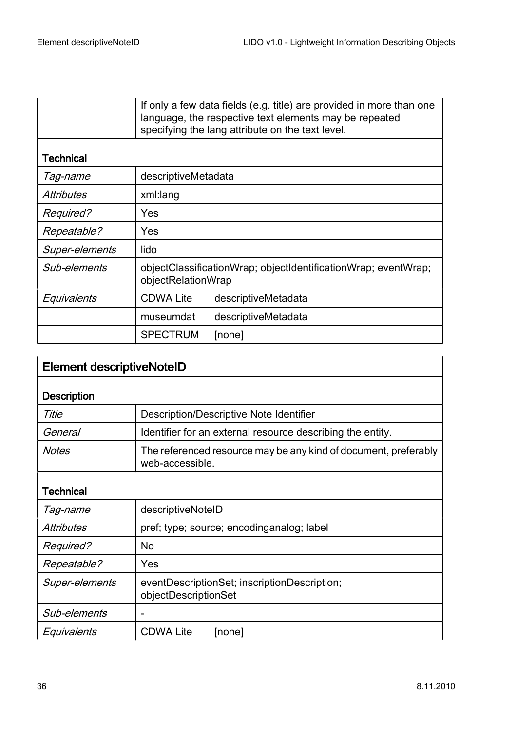| | If only a few data fields (e.g. title) are provided in more than one language, the respective text elements may be repeated specifying the lang attribute on the text level. |
|---|---|

**Technical**

| | | |
|---|---|---|
| *Tag-name* | descriptiveMetadata | |
| *Attributes* | xml:lang | |
| *Required?* | Yes | |
| *Repeatable?* | Yes | |
| *Super-elements* | lido | |
| *Sub-elements* | objectClassificationWrap; objectIdentificationWrap; eventWrap; objectRelationWrap | |
| *Equivalents* | CDWA Lite | descriptiveMetadata |
| | museumdat | descriptiveMetadata |
| | SPECTRUM | [none] |

## Element descriptiveNoteID

**Description**

| | |
|---|---|
| *Title* | Description/Descriptive Note Identifier |
| *General* | Identifier for an external resource describing the entity. |
| *Notes* | The referenced resource may be any kind of document, preferably web-accessible. |

**Technical**

| | | |
|---|---|---|
| *Tag-name* | descriptiveNoteID | |
| *Attributes* | pref; type; source; encodinganalog; label | |
| *Required?* | No | |
| *Repeatable?* | Yes | |
| *Super-elements* | eventDescriptionSet; inscriptionDescription; objectDescriptionSet | |
| *Sub-elements* | - | |
| *Equivalents* | CDWA Lite | [none] |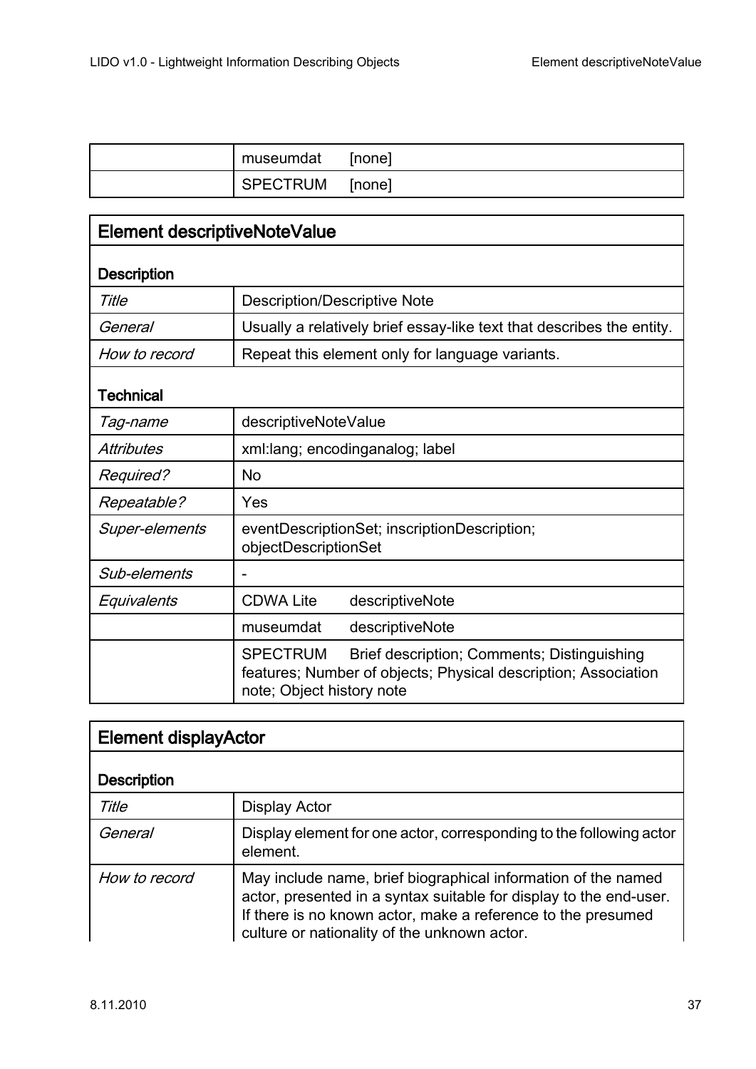| | | |
|---|---|---|
| | museumdat | [none] |
| | SPECTRUM | [none] |

## Element descriptiveNoteValue

**Description**

| | |
|---|---|
| *Title* | Description/Descriptive Note |
| *General* | Usually a relatively brief essay-like text that describes the entity. |
| *How to record* | Repeat this element only for language variants. |

**Technical**

| | |
|---|---|
| *Tag-name* | descriptiveNoteValue |
| *Attributes* | xml:lang; encodinganalog; label |
| *Required?* | No |
| *Repeatable?* | Yes |
| *Super-elements* | eventDescriptionSet; inscriptionDescription; objectDescriptionSet |
| *Sub-elements* | - |
| *Equivalents* | CDWA Lite descriptiveNote |
| | museumdat descriptiveNote |
| | SPECTRUM Brief description; Comments; Distinguishing features; Number of objects; Physical description; Association note; Object history note |

## Element displayActor

**Description**

| | |
|---|---|
| *Title* | Display Actor |
| *General* | Display element for one actor, corresponding to the following actor element. |
| *How to record* | May include name, brief biographical information of the named actor, presented in a syntax suitable for display to the end-user. If there is no known actor, make a reference to the presumed culture or nationality of the unknown actor. |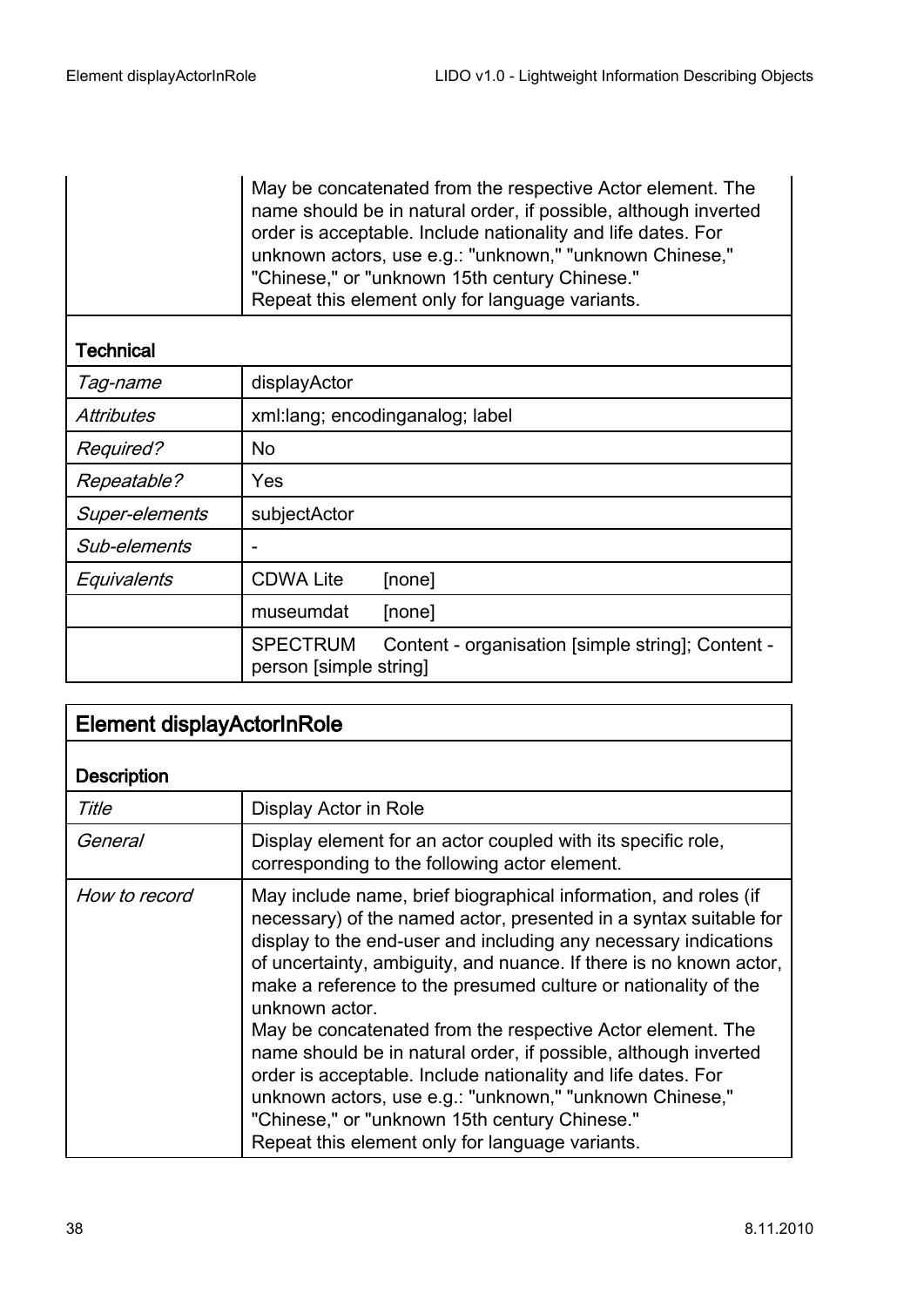| | |
|---|---|
| | May be concatenated from the respective Actor element. The name should be in natural order, if possible, although inverted order is acceptable. Include nationality and life dates. For unknown actors, use e.g.: "unknown," "unknown Chinese," "Chinese," or "unknown 15th century Chinese."<br>Repeat this element only for language variants. |
| **Technical** | |
| *Tag-name* | displayActor |
| *Attributes* | xml:lang; encodinganalog; label |
| *Required?* | No |
| *Repeatable?* | Yes |
| *Super-elements* | subjectActor |
| *Sub-elements* | - |
| *Equivalents* | CDWA Lite [none] |
| | museumdat [none] |
| | SPECTRUM Content - organisation [simple string]; Content - person [simple string] |

## Element displayActorInRole

| | |
|---|---|
| **Description** | |
| *Title* | Display Actor in Role |
| *General* | Display element for an actor coupled with its specific role, corresponding to the following actor element. |
| *How to record* | May include name, brief biographical information, and roles (if necessary) of the named actor, presented in a syntax suitable for display to the end-user and including any necessary indications of uncertainty, ambiguity, and nuance. If there is no known actor, make a reference to the presumed culture or nationality of the unknown actor.<br>May be concatenated from the respective Actor element. The name should be in natural order, if possible, although inverted order is acceptable. Include nationality and life dates. For unknown actors, use e.g.: "unknown," "unknown Chinese," "Chinese," or "unknown 15th century Chinese."<br>Repeat this element only for language variants. |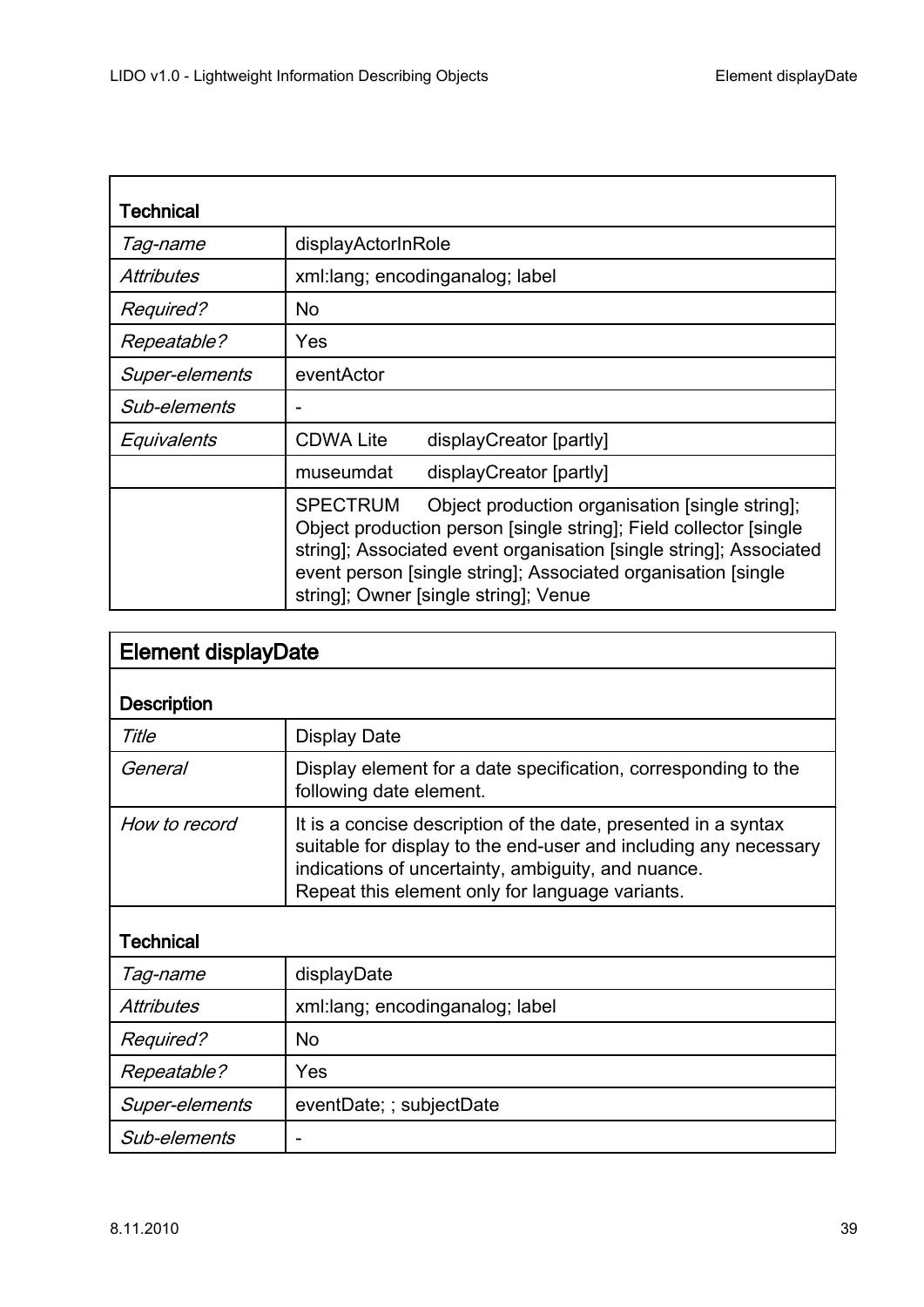| **Technical** | |
| --- | --- |
| *Tag-name* | displayActorInRole |
| *Attributes* | xml:lang; encodinganalog; label |
| *Required?* | No |
| *Repeatable?* | Yes |
| *Super-elements* | eventActor |
| *Sub-elements* | - |
| *Equivalents* | CDWA Lite displayCreator [partly] |
| | museumdat displayCreator [partly] |
| | SPECTRUM Object production organisation [single string]; Object production person [single string]; Field collector [single string]; Associated event organisation [single string]; Associated event person [single string]; Associated organisation [single string]; Owner [single string]; Venue |

## Element displayDate

| **Description** | |
| --- | --- |
| *Title* | Display Date |
| *General* | Display element for a date specification, corresponding to the following date element. |
| *How to record* | It is a concise description of the date, presented in a syntax suitable for display to the end-user and including any necessary indications of uncertainty, ambiguity, and nuance.<br>Repeat this element only for language variants. |
| **Technical** | |
| *Tag-name* | displayDate |
| *Attributes* | xml:lang; encodinganalog; label |
| *Required?* | No |
| *Repeatable?* | Yes |
| *Super-elements* | eventDate; ; subjectDate |
| *Sub-elements* | - |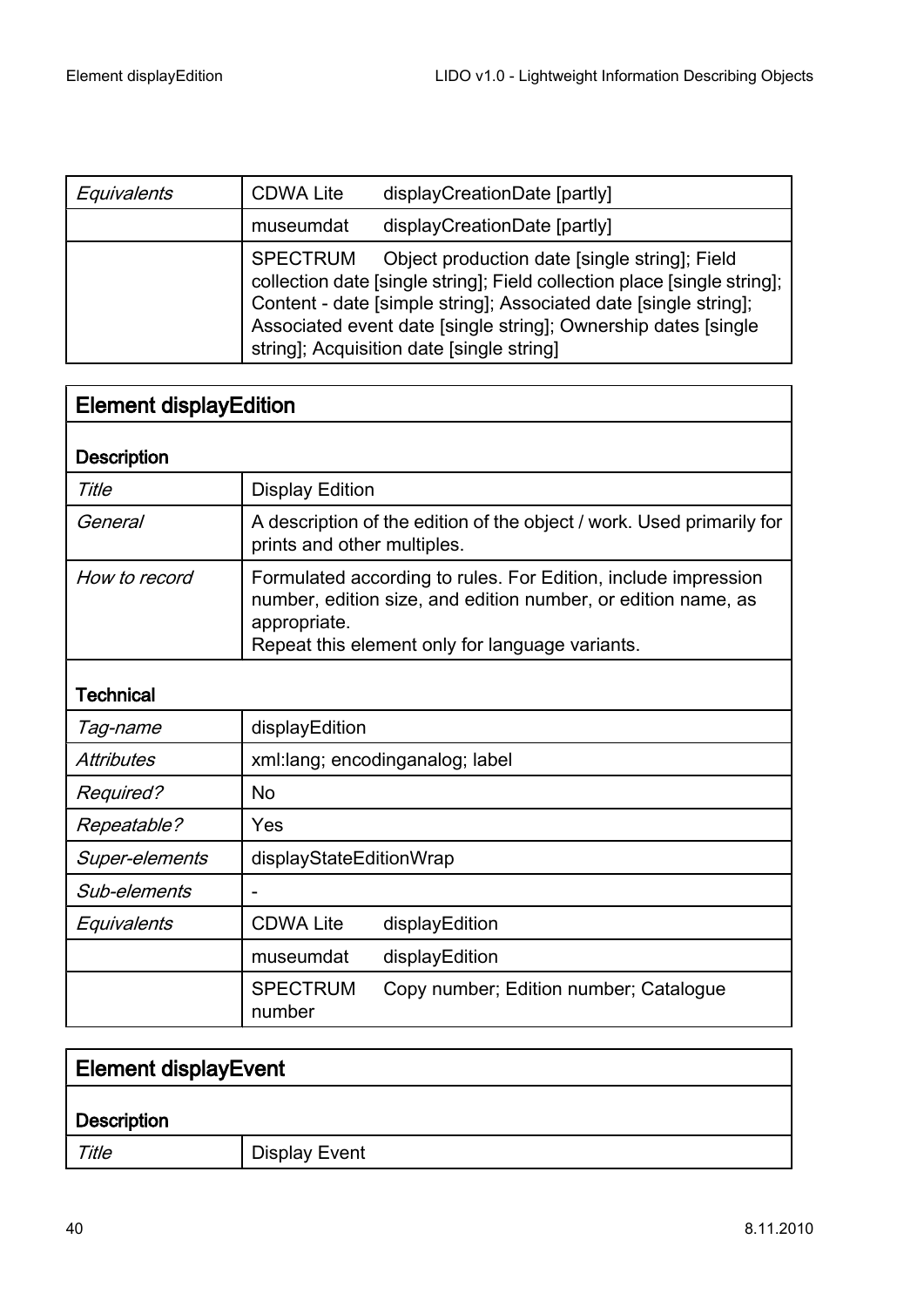| | | |
|---|---|---|
| *Equivalents* | CDWA Lite | displayCreationDate [partly] |
| | museumdat | displayCreationDate [partly] |
| | SPECTRUM | Object production date [single string]; Field collection date [single string]; Field collection place [single string]; Content - date [simple string]; Associated date [single string]; Associated event date [single string]; Ownership dates [single string]; Acquisition date [single string] |

## Element displayEdition

### Description

| | | |
|---|---|---|
| *Title* | Display Edition | |
| *General* | A description of the edition of the object / work. Used primarily for prints and other multiples. | |
| *How to record* | Formulated according to rules. For Edition, include impression number, edition size, and edition number, or edition name, as appropriate.<br>Repeat this element only for language variants. | |

### Technical

| | | |
|---|---|---|
| *Tag-name* | displayEdition | |
| *Attributes* | xml:lang; encodinganalog; label | |
| *Required?* | No | |
| *Repeatable?* | Yes | |
| *Super-elements* | displayStateEditionWrap | |
| *Sub-elements* | - | |
| *Equivalents* | CDWA Lite | displayEdition |
| | museumdat | displayEdition |
| | SPECTRUM | Copy number; Edition number; Catalogue number |

## Element displayEvent

### Description

| | |
|---|---|
| *Title* | Display Event |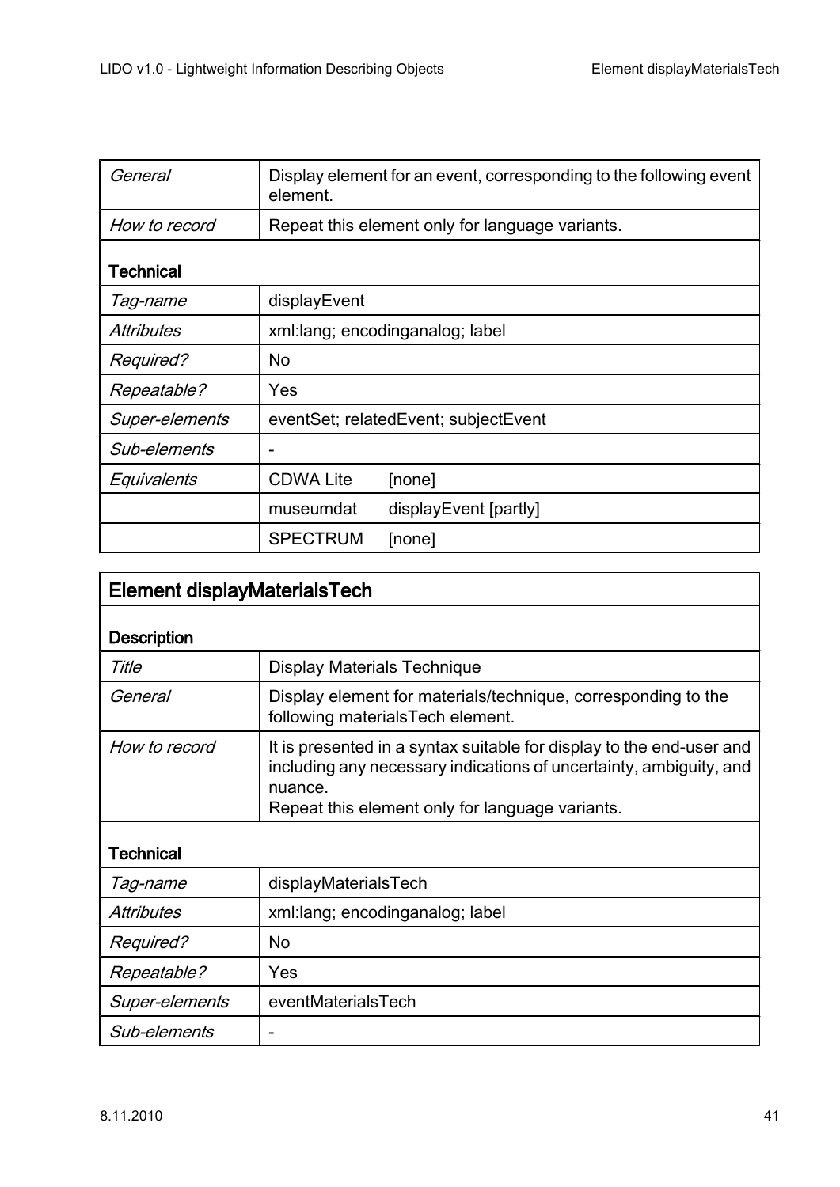| | |
|---|---|
| *General* | Display element for an event, corresponding to the following event element. |
| *How to record* | Repeat this element only for language variants. |

**Technical**

| | | |
|---|---|---|
| *Tag-name* | displayEvent | |
| *Attributes* | xml:lang; encodinganalog; label | |
| *Required?* | No | |
| *Repeatable?* | Yes | |
| *Super-elements* | eventSet; relatedEvent; subjectEvent | |
| *Sub-elements* | - | |
| *Equivalents* | CDWA Lite | [none] |
| | museumdat | displayEvent [partly] |
| | SPECTRUM | [none] |

## Element displayMaterialsTech

**Description**

| | |
|---|---|
| *Title* | Display Materials Technique |
| *General* | Display element for materials/technique, corresponding to the following materialsTech element. |
| *How to record* | It is presented in a syntax suitable for display to the end-user and including any necessary indications of uncertainty, ambiguity, and nuance.<br>Repeat this element only for language variants. |

**Technical**

| | |
|---|---|
| *Tag-name* | displayMaterialsTech |
| *Attributes* | xml:lang; encodinganalog; label |
| *Required?* | No |
| *Repeatable?* | Yes |
| *Super-elements* | eventMaterialsTech |
| *Sub-elements* | - |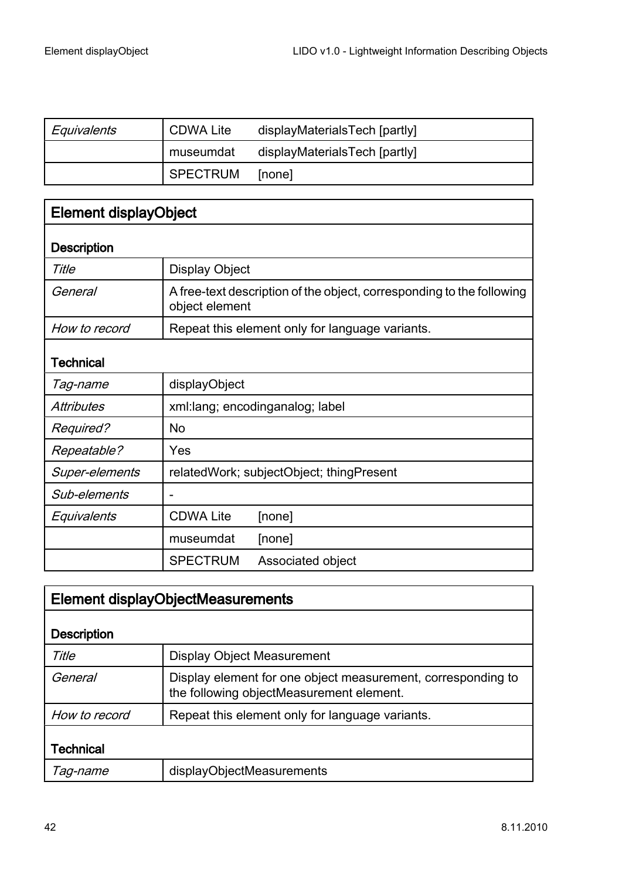| | | |
|---|---|---|
| *Equivalents* | CDWA Lite | displayMaterialsTech [partly] |
| | museumdat | displayMaterialsTech [partly] |
| | SPECTRUM | [none] |

## Element displayObject

| | | |
|---|---|---|
| **Description** | | |
| *Title* | Display Object | |
| *General* | A free-text description of the object, corresponding to the following object element | |
| *How to record* | Repeat this element only for language variants. | |
| **Technical** | | |
| *Tag-name* | displayObject | |
| *Attributes* | xml:lang; encodinganalog; label | |
| *Required?* | No | |
| *Repeatable?* | Yes | |
| *Super-elements* | relatedWork; subjectObject; thingPresent | |
| *Sub-elements* | - | |
| *Equivalents* | CDWA Lite | [none] |
| | museumdat | [none] |
| | SPECTRUM | Associated object |

## Element displayObjectMeasurements

| | |
|---|---|
| **Description** | |
| *Title* | Display Object Measurement |
| *General* | Display element for one object measurement, corresponding to the following objectMeasurement element. |
| *How to record* | Repeat this element only for language variants. |
| **Technical** | |
| *Tag-name* | displayObjectMeasurements |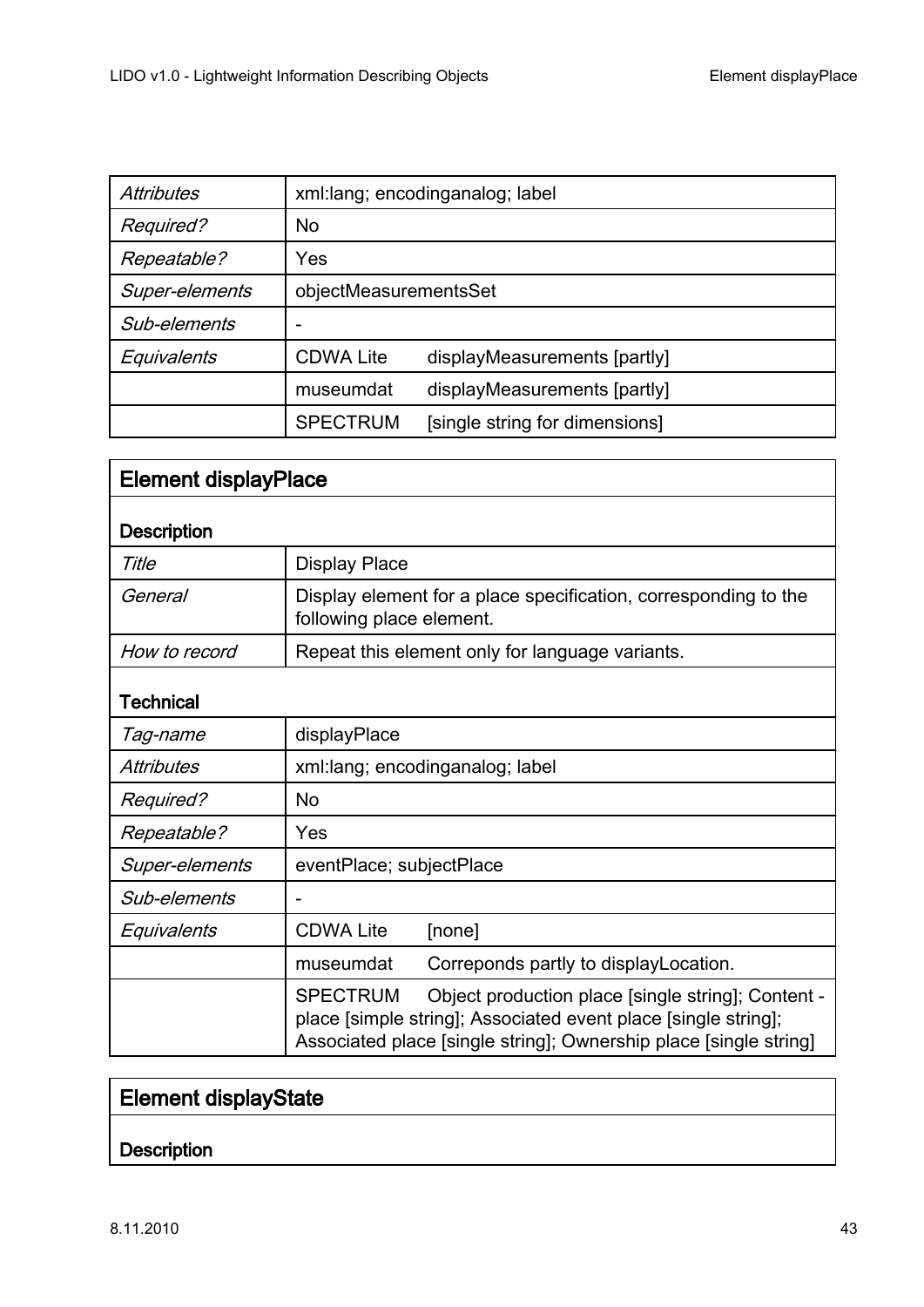| *Attributes* | xml:lang; encodinganalog; label | |
|---|---|---|
| *Required?* | No | |
| *Repeatable?* | Yes | |
| *Super-elements* | objectMeasurementsSet | |
| *Sub-elements* | - | |
| *Equivalents* | CDWA Lite | displayMeasurements [partly] |
| | museumdat | displayMeasurements [partly] |
| | SPECTRUM | [single string for dimensions] |

## Element displayPlace

### Description

| *Title* | Display Place |
|---|---|
| *General* | Display element for a place specification, corresponding to the following place element. |
| *How to record* | Repeat this element only for language variants. |

### Technical

| *Tag-name* | displayPlace | |
|---|---|---|
| *Attributes* | xml:lang; encodinganalog; label | |
| *Required?* | No | |
| *Repeatable?* | Yes | |
| *Super-elements* | eventPlace; subjectPlace | |
| *Sub-elements* | - | |
| *Equivalents* | CDWA Lite | [none] |
| | museumdat | Correponds partly to displayLocation. |
| | SPECTRUM | Object production place [single string]; Content - place [simple string]; Associated event place [single string]; Associated place [single string]; Ownership place [single string] |

## Element displayState

### Description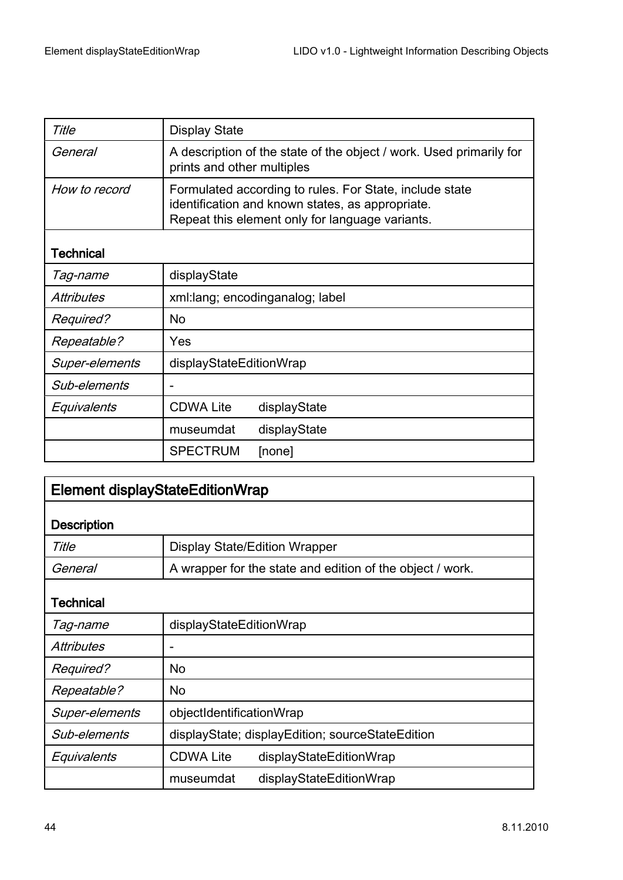| *Title* | Display State |
|---|---|
| *General* | A description of the state of the object / work. Used primarily for prints and other multiples |
| *How to record* | Formulated according to rules. For State, include state identification and known states, as appropriate.<br>Repeat this element only for language variants. |
| **Technical** | |
| *Tag-name* | displayState |
| *Attributes* | xml:lang; encodinganalog; label |
| *Required?* | No |
| *Repeatable?* | Yes |
| *Super-elements* | displayStateEditionWrap |
| *Sub-elements* | - |
| *Equivalents* | CDWA Lite displayState |
| | museumdat displayState |
| | SPECTRUM [none] |

## Element displayStateEditionWrap

| **Description** | |
|---|---|
| *Title* | Display State/Edition Wrapper |
| *General* | A wrapper for the state and edition of the object / work. |
| **Technical** | |
| *Tag-name* | displayStateEditionWrap |
| *Attributes* | - |
| *Required?* | No |
| *Repeatable?* | No |
| *Super-elements* | objectIdentificationWrap |
| *Sub-elements* | displayState; displayEdition; sourceStateEdition |
| *Equivalents* | CDWA Lite displayStateEditionWrap |
| | museumdat displayStateEditionWrap |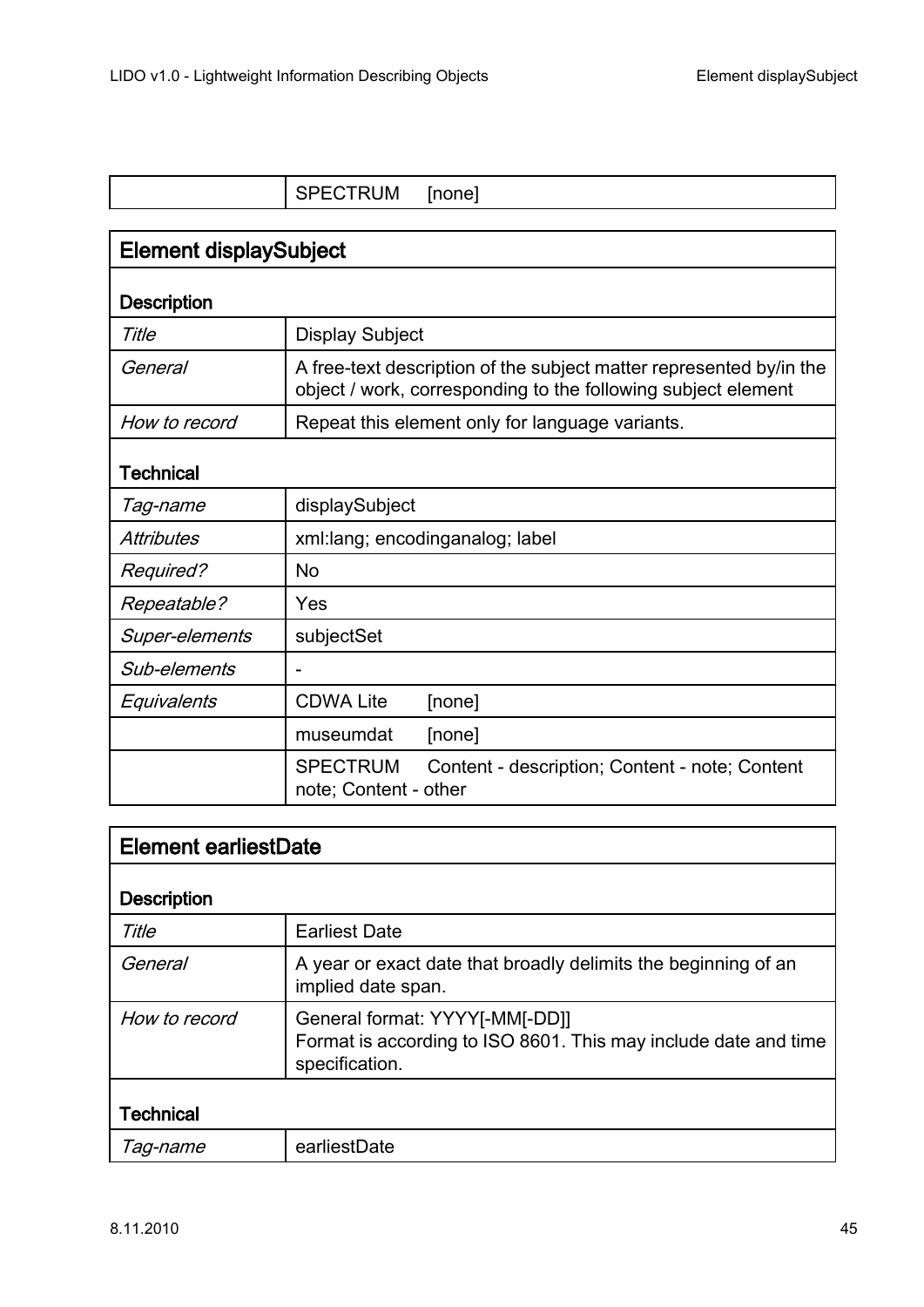| | SPECTRUM [none] |
|---|---|

| Element displaySubject | |
|---|---|
| **Description** | |
| *Title* | Display Subject |
| *General* | A free-text description of the subject matter represented by/in the object / work, corresponding to the following subject element |
| *How to record* | Repeat this element only for language variants. |
| **Technical** | |
| *Tag-name* | displaySubject |
| *Attributes* | xml:lang; encodinganalog; label |
| *Required?* | No |
| *Repeatable?* | Yes |
| *Super-elements* | subjectSet |
| *Sub-elements* | - |
| *Equivalents* | CDWA Lite [none] |
| | museumdat [none] |
| | SPECTRUM Content - description; Content - note; Content note; Content - other |

| Element earliestDate | |
|---|---|
| **Description** | |
| *Title* | Earliest Date |
| *General* | A year or exact date that broadly delimits the beginning of an implied date span. |
| *How to record* | General format: YYYY[-MM[-DD]]<br>Format is according to ISO 8601. This may include date and time specification. |
| **Technical** | |
| *Tag-name* | earliestDate |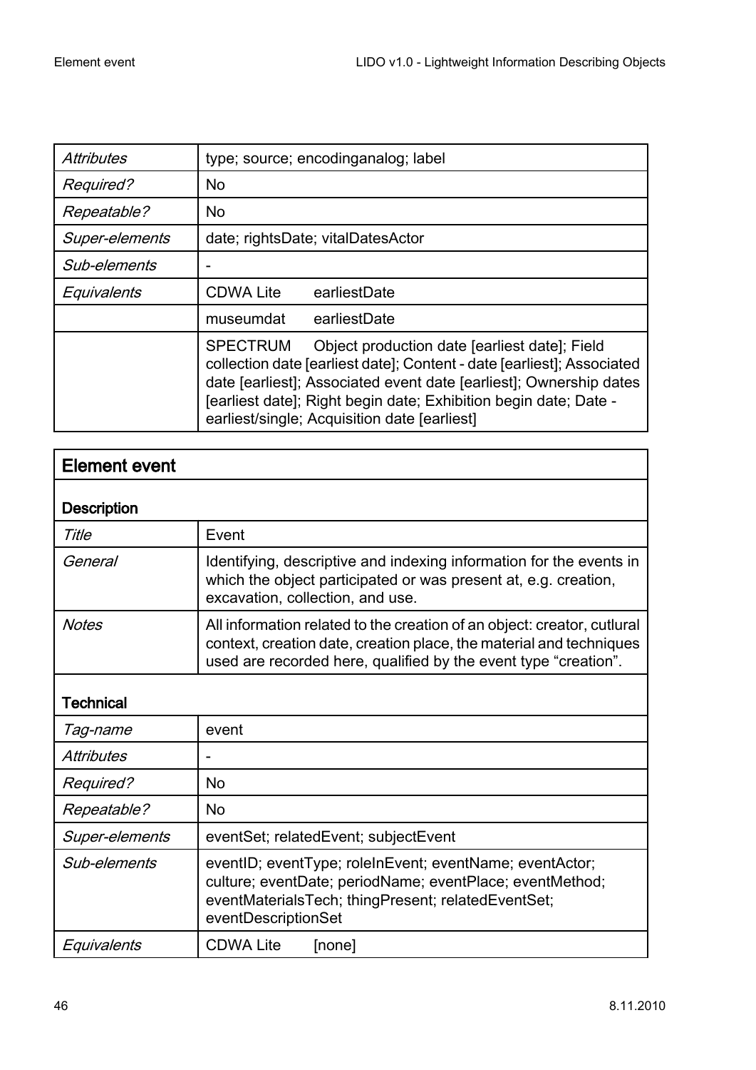| | |
|---|---|
| *Attributes* | type; source; encodinganalog; label |
| *Required?* | No |
| *Repeatable?* | No |
| *Super-elements* | date; rightsDate; vitalDatesActor |
| *Sub-elements* | - |
| *Equivalents* | CDWA Lite earliestDate |
| | museumdat earliestDate |
| | SPECTRUM Object production date [earliest date]; Field collection date [earliest date]; Content - date [earliest]; Associated date [earliest]; Associated event date [earliest]; Ownership dates [earliest date]; Right begin date; Exhibition begin date; Date - earliest/single; Acquisition date [earliest] |

| **Element event** | |
|---|---|
| **Description** | |
| *Title* | Event |
| *General* | Identifying, descriptive and indexing information for the events in which the object participated or was present at, e.g. creation, excavation, collection, and use. |
| *Notes* | All information related to the creation of an object: creator, cutlural context, creation date, creation place, the material and techniques used are recorded here, qualified by the event type “creation”. |
| **Technical** | |
| *Tag-name* | event |
| *Attributes* | - |
| *Required?* | No |
| *Repeatable?* | No |
| *Super-elements* | eventSet; relatedEvent; subjectEvent |
| *Sub-elements* | eventID; eventType; roleInEvent; eventName; eventActor; culture; eventDate; periodName; eventPlace; eventMethod; eventMaterialsTech; thingPresent; relatedEventSet; eventDescriptionSet |
| *Equivalents* | CDWA Lite [none] |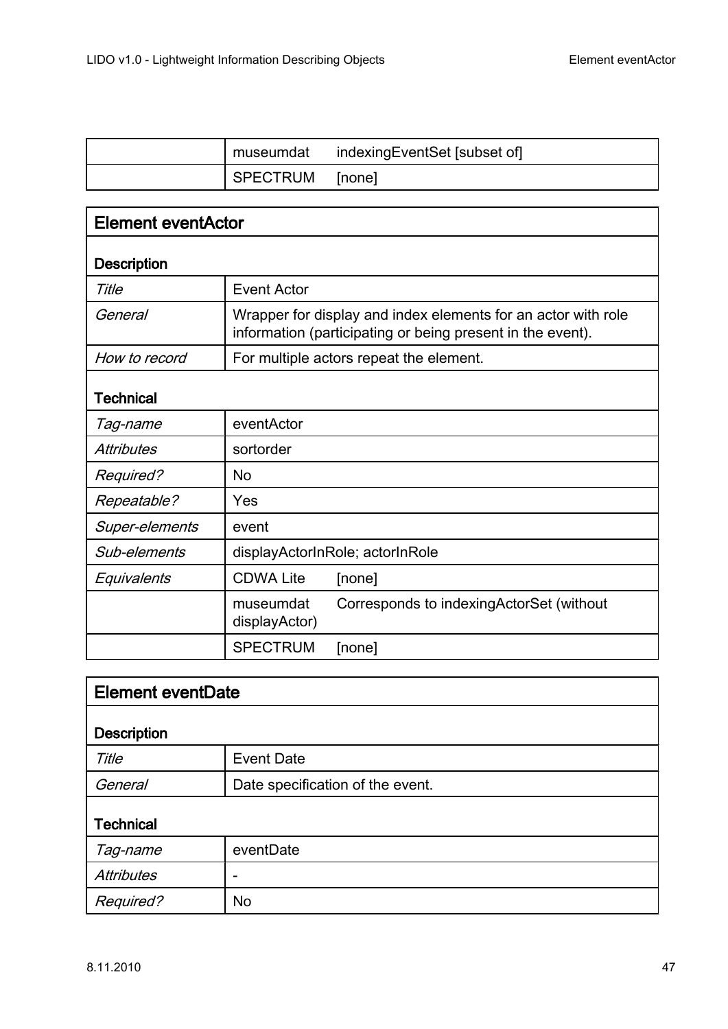| | | |
|---|---|---|
| | museumdat | indexingEventSet [subset of] |
| | SPECTRUM | [none] |

| **Element eventActor** | | |
|---|---|---|
| **Description** | | |
| *Title* | Event Actor | |
| *General* | Wrapper for display and index elements for an actor with role information (participating or being present in the event). | |
| *How to record* | For multiple actors repeat the element. | |
| **Technical** | | |
| *Tag-name* | eventActor | |
| *Attributes* | sortorder | |
| *Required?* | No | |
| *Repeatable?* | Yes | |
| *Super-elements* | event | |
| *Sub-elements* | displayActorInRole; actorInRole | |
| *Equivalents* | CDWA Lite | [none] |
| | museumdat | Corresponds to indexingActorSet (without displayActor) |
| | SPECTRUM | [none] |

| **Element eventDate** | |
|---|---|
| **Description** | |
| *Title* | Event Date |
| *General* | Date specification of the event. |
| **Technical** | |
| *Tag-name* | eventDate |
| *Attributes* | - |
| *Required?* | No |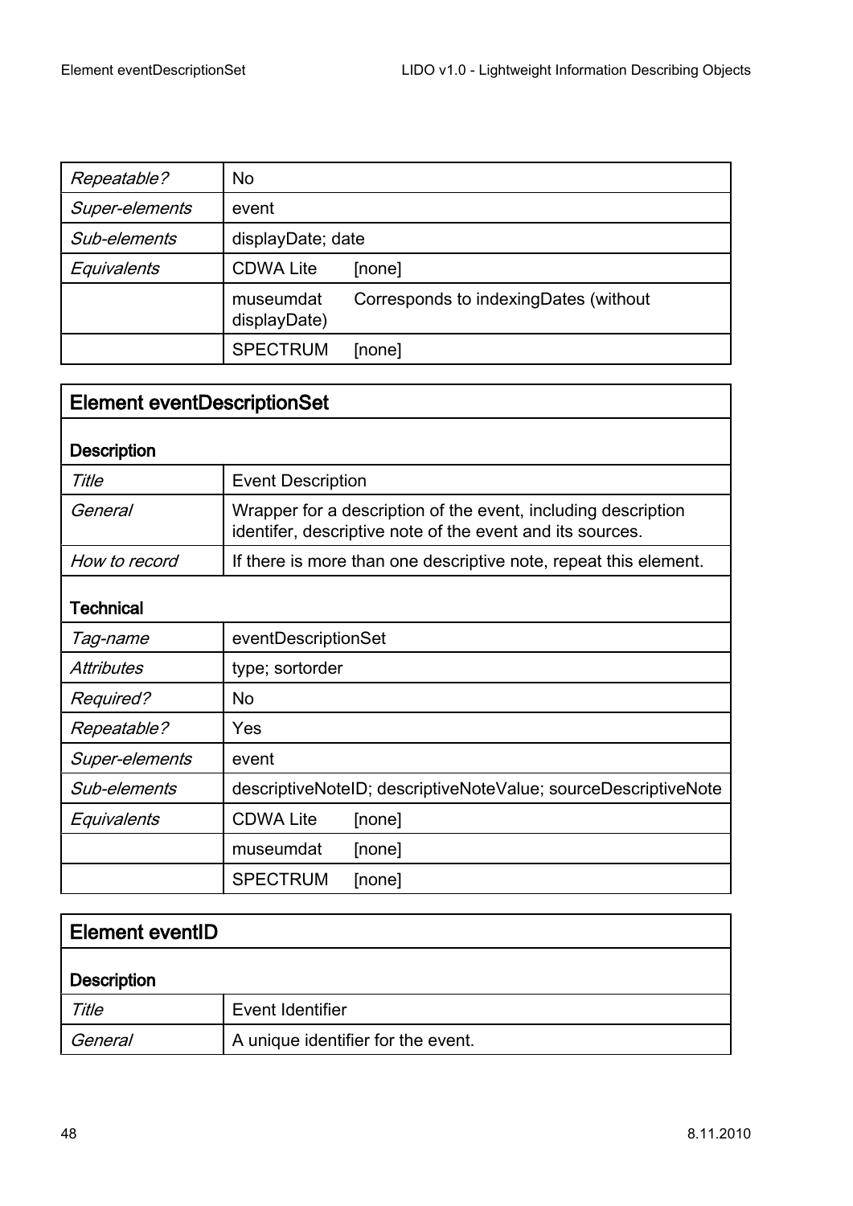| | | |
|---|---|---|
| *Repeatable?* | No | |
| *Super-elements* | event | |
| *Sub-elements* | displayDate; date | |
| *Equivalents* | CDWA Lite | [none] |
| | museumdat | Corresponds to indexingDates (without displayDate) |
| | SPECTRUM | [none] |

## Element eventDescriptionSet

| | | |
|---|---|---|
| **Description** | | |
| *Title* | Event Description | |
| *General* | Wrapper for a description of the event, including description identifer, descriptive note of the event and its sources. | |
| *How to record* | If there is more than one descriptive note, repeat this element. | |
| **Technical** | | |
| *Tag-name* | eventDescriptionSet | |
| *Attributes* | type; sortorder | |
| *Required?* | No | |
| *Repeatable?* | Yes | |
| *Super-elements* | event | |
| *Sub-elements* | descriptiveNoteID; descriptiveNoteValue; sourceDescriptiveNote | |
| *Equivalents* | CDWA Lite | [none] |
| | museumdat | [none] |
| | SPECTRUM | [none] |

## Element eventID

| | |
|---|---|
| **Description** | |
| *Title* | Event Identifier |
| *General* | A unique identifier for the event. |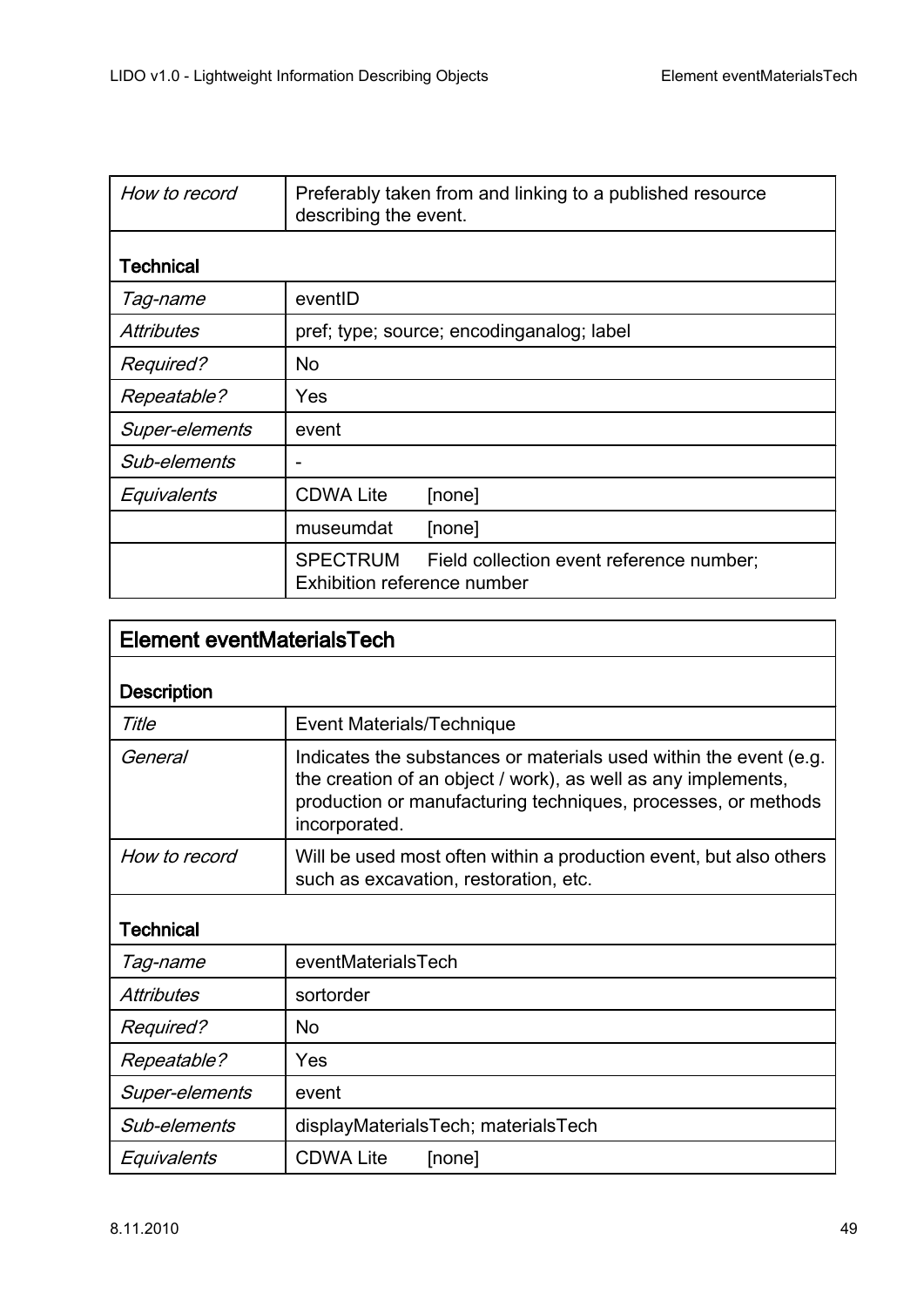| | |
|---|---|
| *How to record* | Preferably taken from and linking to a published resource describing the event. |
| **Technical** | |
| *Tag-name* | eventID |
| *Attributes* | pref; type; source; encodinganalog; label |
| *Required?* | No |
| *Repeatable?* | Yes |
| *Super-elements* | event |
| *Sub-elements* | - |
| *Equivalents* | CDWA Lite [none] |
| | museumdat [none] |
| | SPECTRUM Field collection event reference number; Exhibition reference number |

## Element eventMaterialsTech

| | |
|---|---|
| **Description** | |
| *Title* | Event Materials/Technique |
| *General* | Indicates the substances or materials used within the event (e.g. the creation of an object / work), as well as any implements, production or manufacturing techniques, processes, or methods incorporated. |
| *How to record* | Will be used most often within a production event, but also others such as excavation, restoration, etc. |
| **Technical** | |
| *Tag-name* | eventMaterialsTech |
| *Attributes* | sortorder |
| *Required?* | No |
| *Repeatable?* | Yes |
| *Super-elements* | event |
| *Sub-elements* | displayMaterialsTech; materialsTech |
| *Equivalents* | CDWA Lite [none] |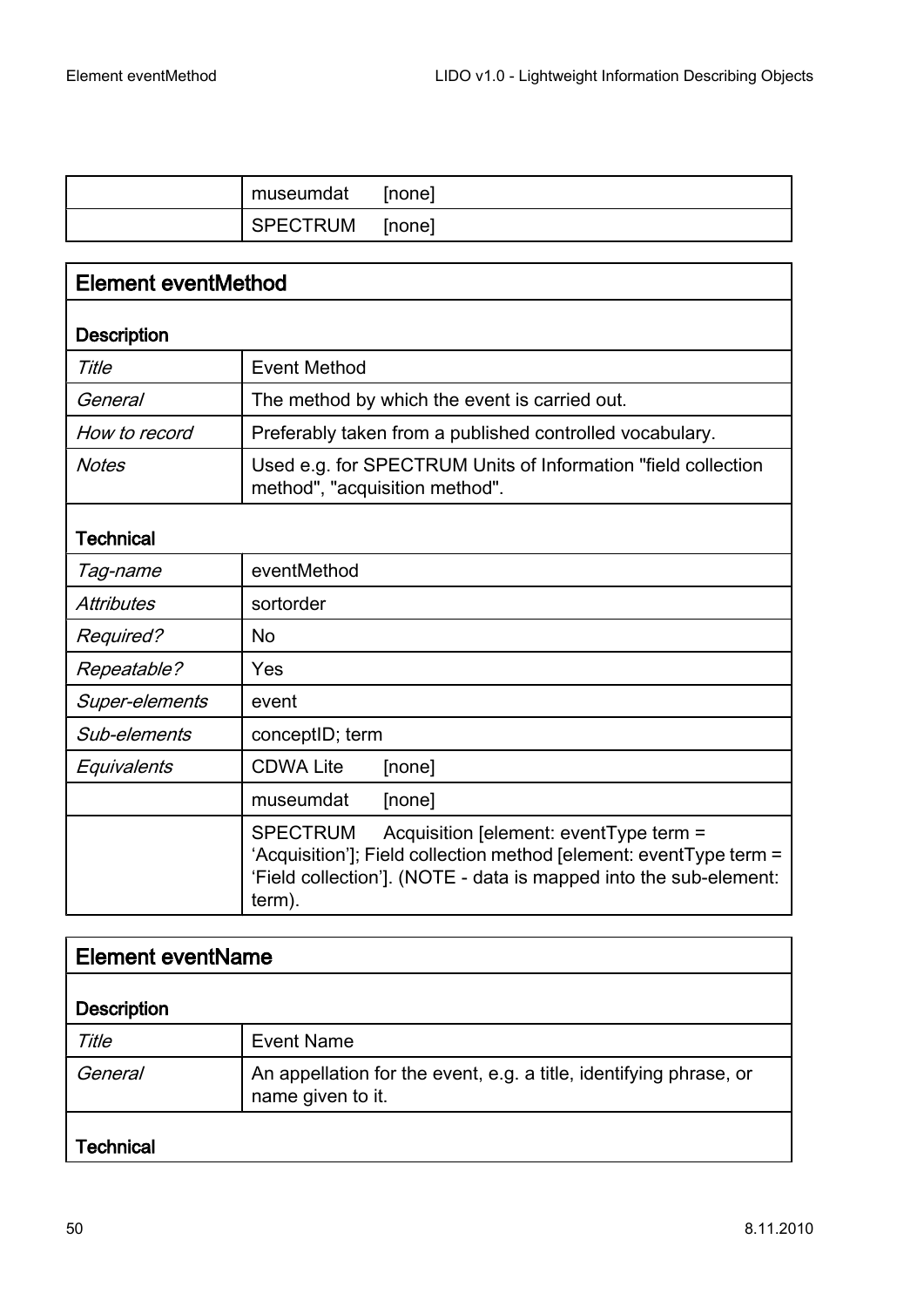| | |
|---|---|
| | museumdat [none] |
| | SPECTRUM [none] |

## Element eventMethod

| **Description** | |
|---|---|
| *Title* | Event Method |
| *General* | The method by which the event is carried out. |
| *How to record* | Preferably taken from a published controlled vocabulary. |
| *Notes* | Used e.g. for SPECTRUM Units of Information "field collection method", "acquisition method". |
| **Technical** | |
| *Tag-name* | eventMethod |
| *Attributes* | sortorder |
| *Required?* | No |
| *Repeatable?* | Yes |
| *Super-elements* | event |
| *Sub-elements* | conceptID; term |
| *Equivalents* | CDWA Lite [none] |
| | museumdat [none] |
| | SPECTRUM Acquisition [element: eventType term = ‘Acquisition’]; Field collection method [element: eventType term = ‘Field collection’]. (NOTE - data is mapped into the sub-element: term). |

## Element eventName

| **Description** | |
|---|---|
| *Title* | Event Name |
| *General* | An appellation for the event, e.g. a title, identifying phrase, or name given to it. |
| **Technical** | |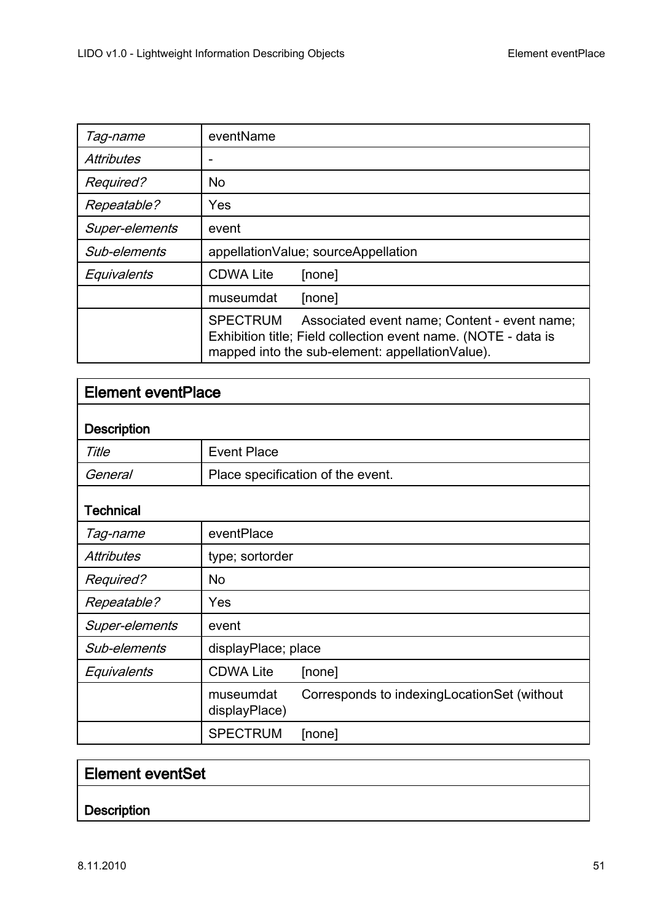| *Tag-name* | eventName |
|---|---|
| *Attributes* | - |
| *Required?* | No |
| *Repeatable?* | Yes |
| *Super-elements* | event |
| *Sub-elements* | appellationValue; sourceAppellation |
| *Equivalents* | CDWA Lite [none] |
| | museumdat [none] |
| | SPECTRUM Associated event name; Content - event name; Exhibition title; Field collection event name. (NOTE - data is mapped into the sub-element: appellationValue). |

## Element eventPlace

### Description

| *Title* | Event Place |
|---|---|
| *General* | Place specification of the event. |

### Technical

| *Tag-name* | eventPlace |
|---|---|
| *Attributes* | type; sortorder |
| *Required?* | No |
| *Repeatable?* | Yes |
| *Super-elements* | event |
| *Sub-elements* | displayPlace; place |
| *Equivalents* | CDWA Lite [none] |
| | museumdat Corresponds to indexingLocationSet (without displayPlace) |
| | SPECTRUM [none] |

## Element eventSet

### Description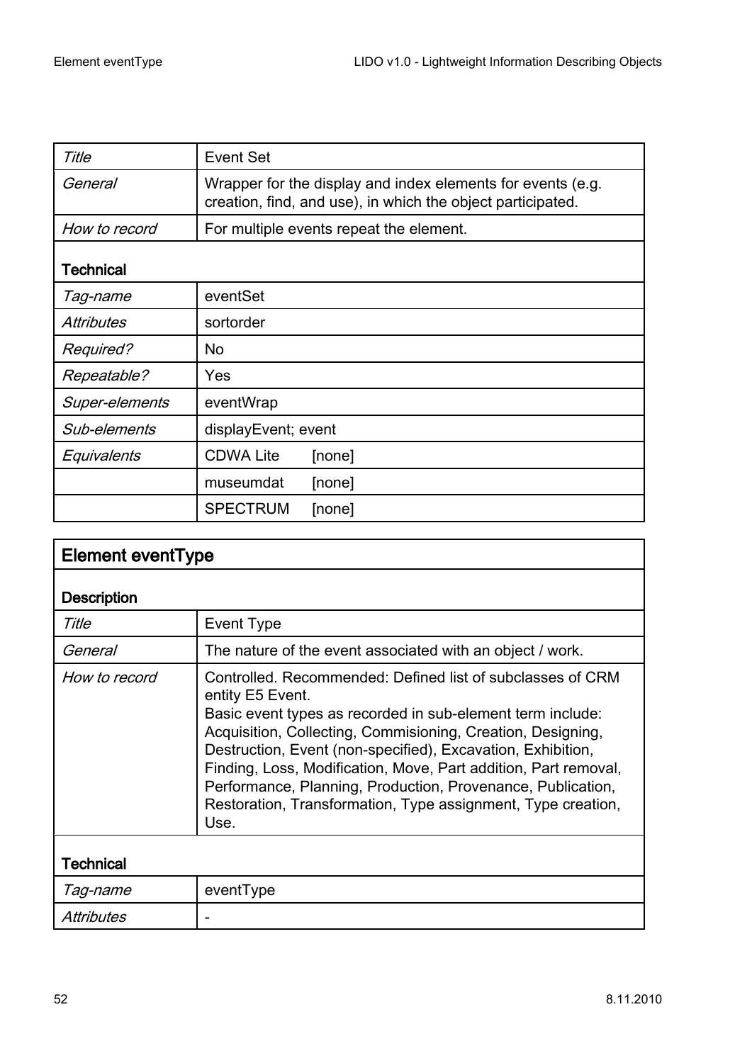| | |
|---|---|
| *Title* | Event Set |
| *General* | Wrapper for the display and index elements for events (e.g. creation, find, and use), in which the object participated. |
| *How to record* | For multiple events repeat the element. |
| **Technical** | |
| *Tag-name* | eventSet |
| *Attributes* | sortorder |
| *Required?* | No |
| *Repeatable?* | Yes |
| *Super-elements* | eventWrap |
| *Sub-elements* | displayEvent; event |
| *Equivalents* | CDWA Lite [none] |
| | museumdat [none] |
| | SPECTRUM [none] |

## Element eventType

| | |
|---|---|
| **Description** | |
| *Title* | Event Type |
| *General* | The nature of the event associated with an object / work. |
| *How to record* | Controlled. Recommended: Defined list of subclasses of CRM entity E5 Event. Basic event types as recorded in sub-element term include: Acquisition, Collecting, Commisioning, Creation, Designing, Destruction, Event (non-specified), Excavation, Exhibition, Finding, Loss, Modification, Move, Part addition, Part removal, Performance, Planning, Production, Provenance, Publication, Restoration, Transformation, Type assignment, Type creation, Use. |
| **Technical** | |
| *Tag-name* | eventType |
| *Attributes* | - |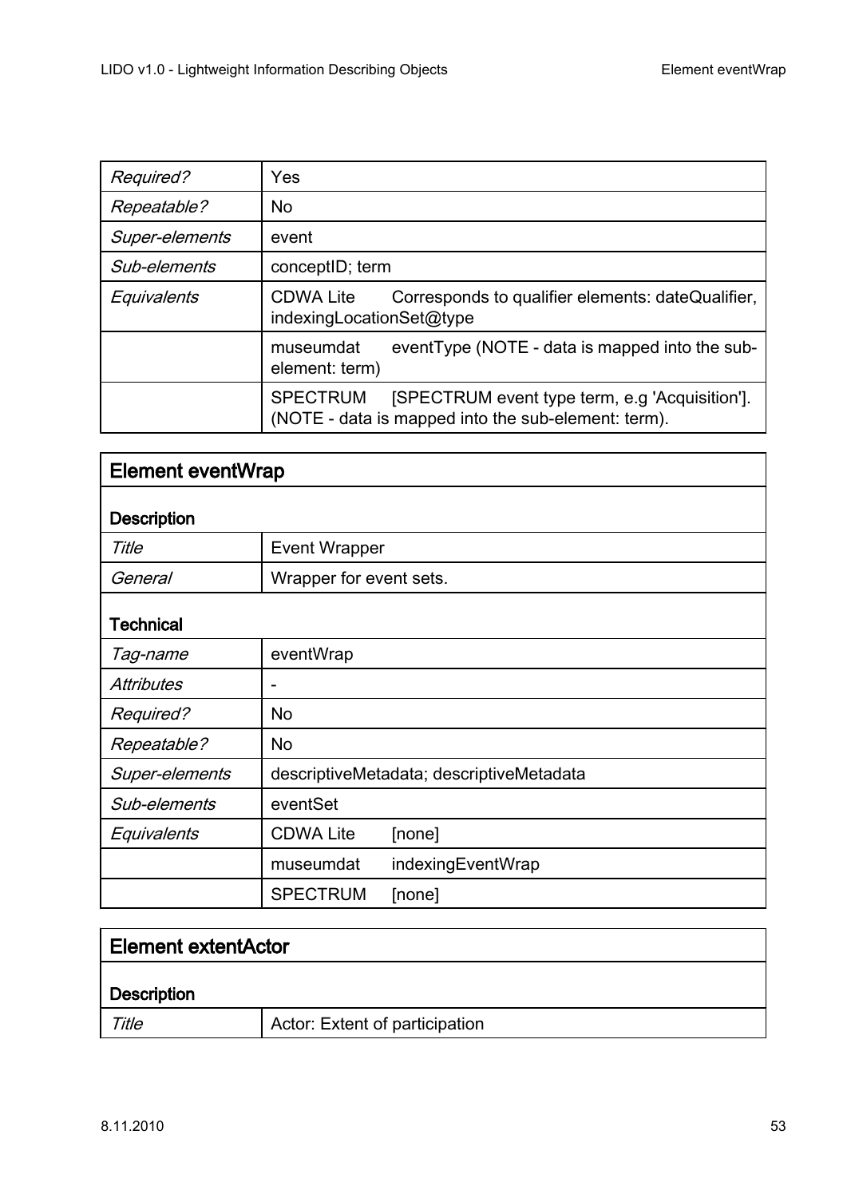| | |
|---|---|
| *Required?* | Yes |
| *Repeatable?* | No |
| *Super-elements* | event |
| *Sub-elements* | conceptID; term |
| *Equivalents* | CDWA Lite Corresponds to qualifier elements: dateQualifier, indexingLocationSet@type |
| | museumdat eventType (NOTE - data is mapped into the sub-element: term) |
| | SPECTRUM [SPECTRUM event type term, e.g 'Acquisition']. (NOTE - data is mapped into the sub-element: term). |

## Element eventWrap

**Description**

| | |
|---|---|
| *Title* | Event Wrapper |
| *General* | Wrapper for event sets. |

**Technical**

| | |
|---|---|
| *Tag-name* | eventWrap |
| *Attributes* | - |
| *Required?* | No |
| *Repeatable?* | No |
| *Super-elements* | descriptiveMetadata; descriptiveMetadata |
| *Sub-elements* | eventSet |
| *Equivalents* | CDWA Lite [none] |
| | museumdat indexingEventWrap |
| | SPECTRUM [none] |

## Element extentActor

**Description**

| | |
|---|---|
| *Title* | Actor: Extent of participation |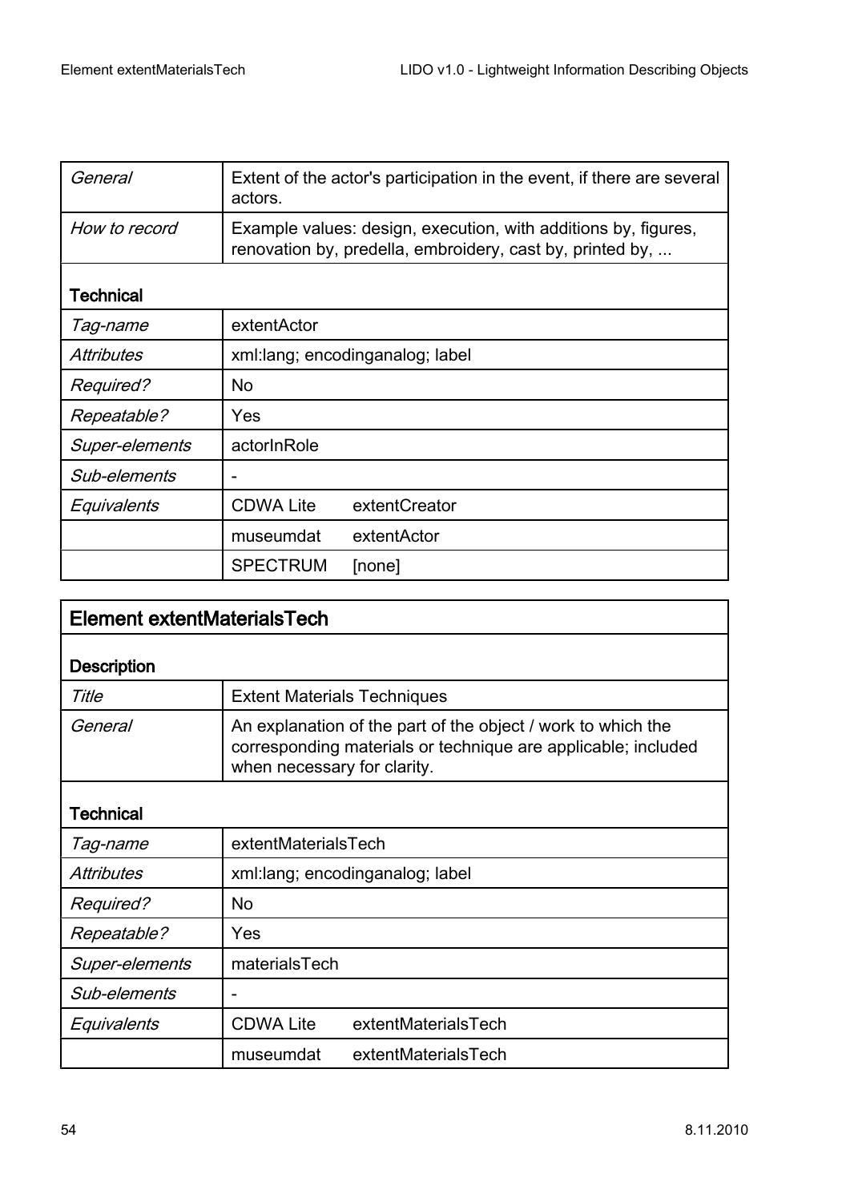| | |
|---|---|
| *General* | Extent of the actor's participation in the event, if there are several actors. |
| *How to record* | Example values: design, execution, with additions by, figures, renovation by, predella, embroidery, cast by, printed by, ... |
| **Technical** | |
| *Tag-name* | extentActor |
| *Attributes* | xml:lang; encodinganalog; label |
| *Required?* | No |
| *Repeatable?* | Yes |
| *Super-elements* | actorInRole |
| *Sub-elements* | - |
| *Equivalents* | CDWA Lite extentCreator |
| | museumdat extentActor |
| | SPECTRUM [none] |

| **Element extentMaterialsTech** | |
|---|---|
| **Description** | |
| *Title* | Extent Materials Techniques |
| *General* | An explanation of the part of the object / work to which the corresponding materials or technique are applicable; included when necessary for clarity. |
| **Technical** | |
| *Tag-name* | extentMaterialsTech |
| *Attributes* | xml:lang; encodinganalog; label |
| *Required?* | No |
| *Repeatable?* | Yes |
| *Super-elements* | materialsTech |
| *Sub-elements* | - |
| *Equivalents* | CDWA Lite extentMaterialsTech |
| | museumdat extentMaterialsTech |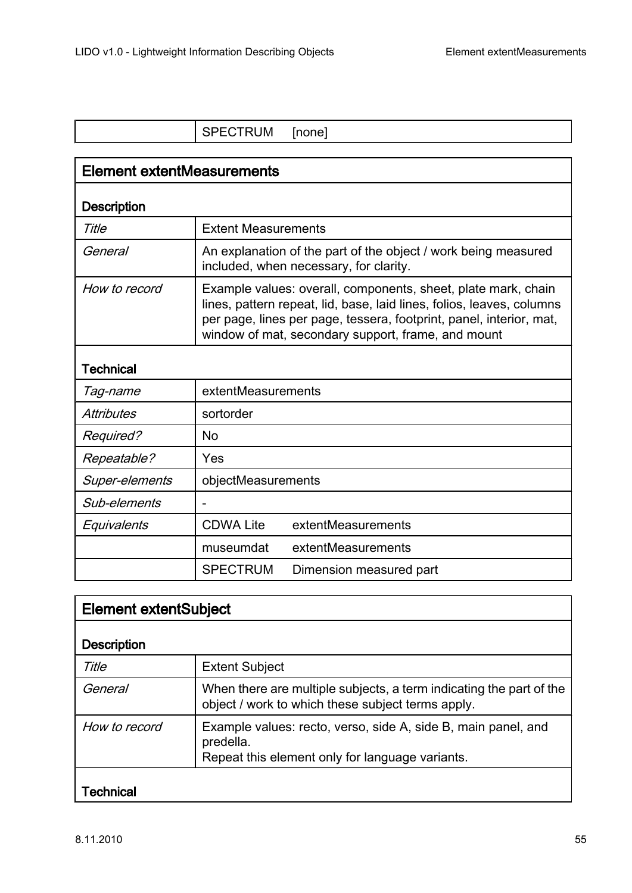| | SPECTRUM [none] |
|---|---|

## Element extentMeasurements

| **Description** | |
|---|---|
| *Title* | Extent Measurements |
| *General* | An explanation of the part of the object / work being measured included, when necessary, for clarity. |
| *How to record* | Example values: overall, components, sheet, plate mark, chain lines, pattern repeat, lid, base, laid lines, folios, leaves, columns per page, lines per page, tessera, footprint, panel, interior, mat, window of mat, secondary support, frame, and mount |
| **Technical** | |
| *Tag-name* | extentMeasurements |
| *Attributes* | sortorder |
| *Required?* | No |
| *Repeatable?* | Yes |
| *Super-elements* | objectMeasurements |
| *Sub-elements* | - |
| *Equivalents* | CDWA Lite extentMeasurements |
| | museumdat extentMeasurements |
| | SPECTRUM Dimension measured part |

## Element extentSubject

| **Description** | |
|---|---|
| *Title* | Extent Subject |
| *General* | When there are multiple subjects, a term indicating the part of the object / work to which these subject terms apply. |
| *How to record* | Example values: recto, verso, side A, side B, main panel, and predella.<br>Repeat this element only for language variants. |
| **Technical** | |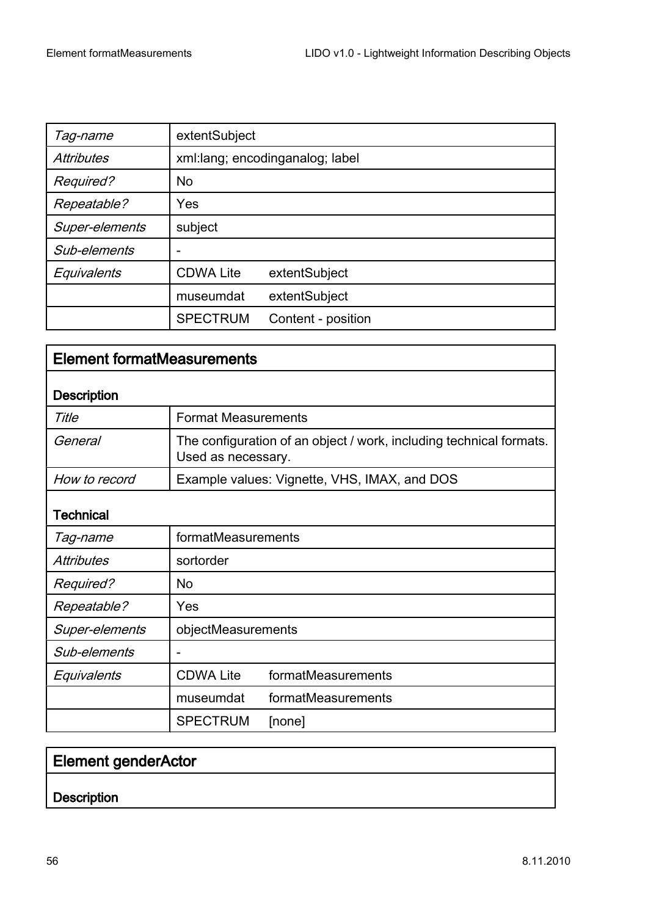| | | |
|---|---|---|
| *Tag-name* | extentSubject | |
| *Attributes* | xml:lang; encodinganalog; label | |
| *Required?* | No | |
| *Repeatable?* | Yes | |
| *Super-elements* | subject | |
| *Sub-elements* | - | |
| *Equivalents* | CDWA Lite | extentSubject |
| | museumdat | extentSubject |
| | SPECTRUM | Content - position |

## Element formatMeasurements

### Description

| | | |
|---|---|---|
| *Title* | Format Measurements | |
| *General* | The configuration of an object / work, including technical formats. Used as necessary. | |
| *How to record* | Example values: Vignette, VHS, IMAX, and DOS | |

### Technical

| | | |
|---|---|---|
| *Tag-name* | formatMeasurements | |
| *Attributes* | sortorder | |
| *Required?* | No | |
| *Repeatable?* | Yes | |
| *Super-elements* | objectMeasurements | |
| *Sub-elements* | - | |
| *Equivalents* | CDWA Lite | formatMeasurements |
| | museumdat | formatMeasurements |
| | SPECTRUM | [none] |

## Element genderActor

### Description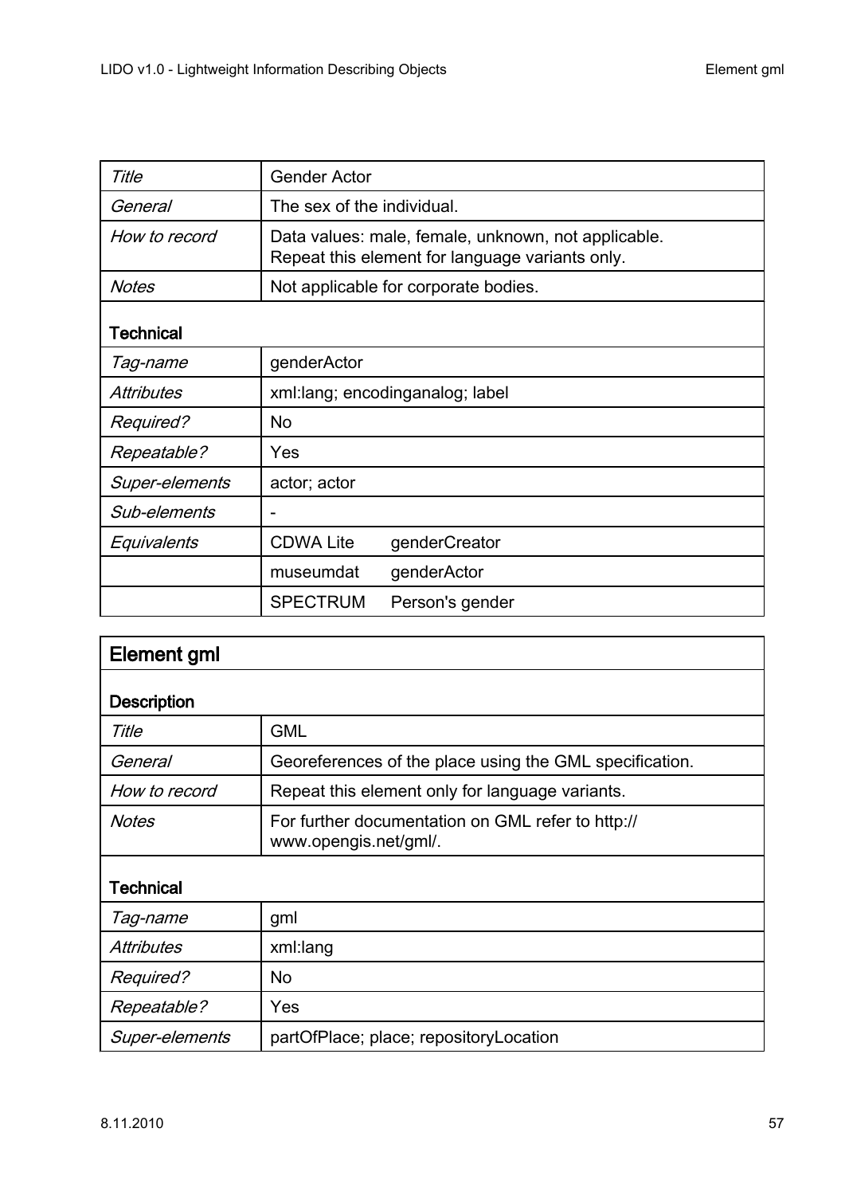| | |
|---|---|
| *Title* | Gender Actor |
| *General* | The sex of the individual. |
| *How to record* | Data values: male, female, unknown, not applicable.<br>Repeat this element for language variants only. |
| *Notes* | Not applicable for corporate bodies. |
| **Technical** | |
| *Tag-name* | genderActor |
| *Attributes* | xml:lang; encodinganalog; label |
| *Required?* | No |
| *Repeatable?* | Yes |
| *Super-elements* | actor; actor |
| *Sub-elements* | - |
| *Equivalents* | CDWA Lite genderCreator |
| | museumdat genderActor |
| | SPECTRUM Person's gender |

## Element gml

| | |
|---|---|
| **Description** | |
| *Title* | GML |
| *General* | Georeferences of the place using the GML specification. |
| *How to record* | Repeat this element only for language variants. |
| *Notes* | For further documentation on GML refer to http://www.opengis.net/gml/. |
| **Technical** | |
| *Tag-name* | gml |
| *Attributes* | xml:lang |
| *Required?* | No |
| *Repeatable?* | Yes |
| *Super-elements* | partOfPlace; place; repositoryLocation |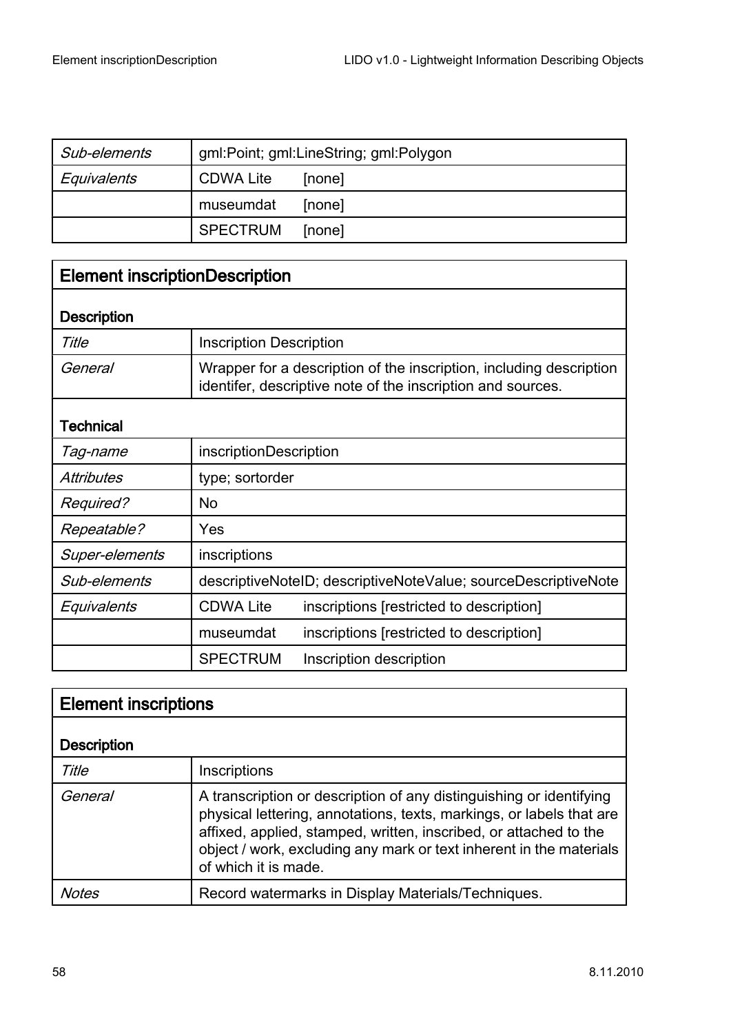| | | |
|---|---|---|
| *Sub-elements* | gml:Point; gml:LineString; gml:Polygon | |
| *Equivalents* | CDWA Lite | [none] |
| | museumdat | [none] |
| | SPECTRUM | [none] |

## Element inscriptionDescription

| | | |
|---|---|---|
| **Description** | | |
| *Title* | Inscription Description | |
| *General* | Wrapper for a description of the inscription, including description identifer, descriptive note of the inscription and sources. | |
| **Technical** | | |
| *Tag-name* | inscriptionDescription | |
| *Attributes* | type; sortorder | |
| *Required?* | No | |
| *Repeatable?* | Yes | |
| *Super-elements* | inscriptions | |
| *Sub-elements* | descriptiveNoteID; descriptiveNoteValue; sourceDescriptiveNote | |
| *Equivalents* | CDWA Lite | inscriptions [restricted to description] |
| | museumdat | inscriptions [restricted to description] |
| | SPECTRUM | Inscription description |

## Element inscriptions

| | |
|---|---|
| **Description** | |
| *Title* | Inscriptions |
| *General* | A transcription or description of any distinguishing or identifying physical lettering, annotations, texts, markings, or labels that are affixed, applied, stamped, written, inscribed, or attached to the object / work, excluding any mark or text inherent in the materials of which it is made. |
| *Notes* | Record watermarks in Display Materials/Techniques. |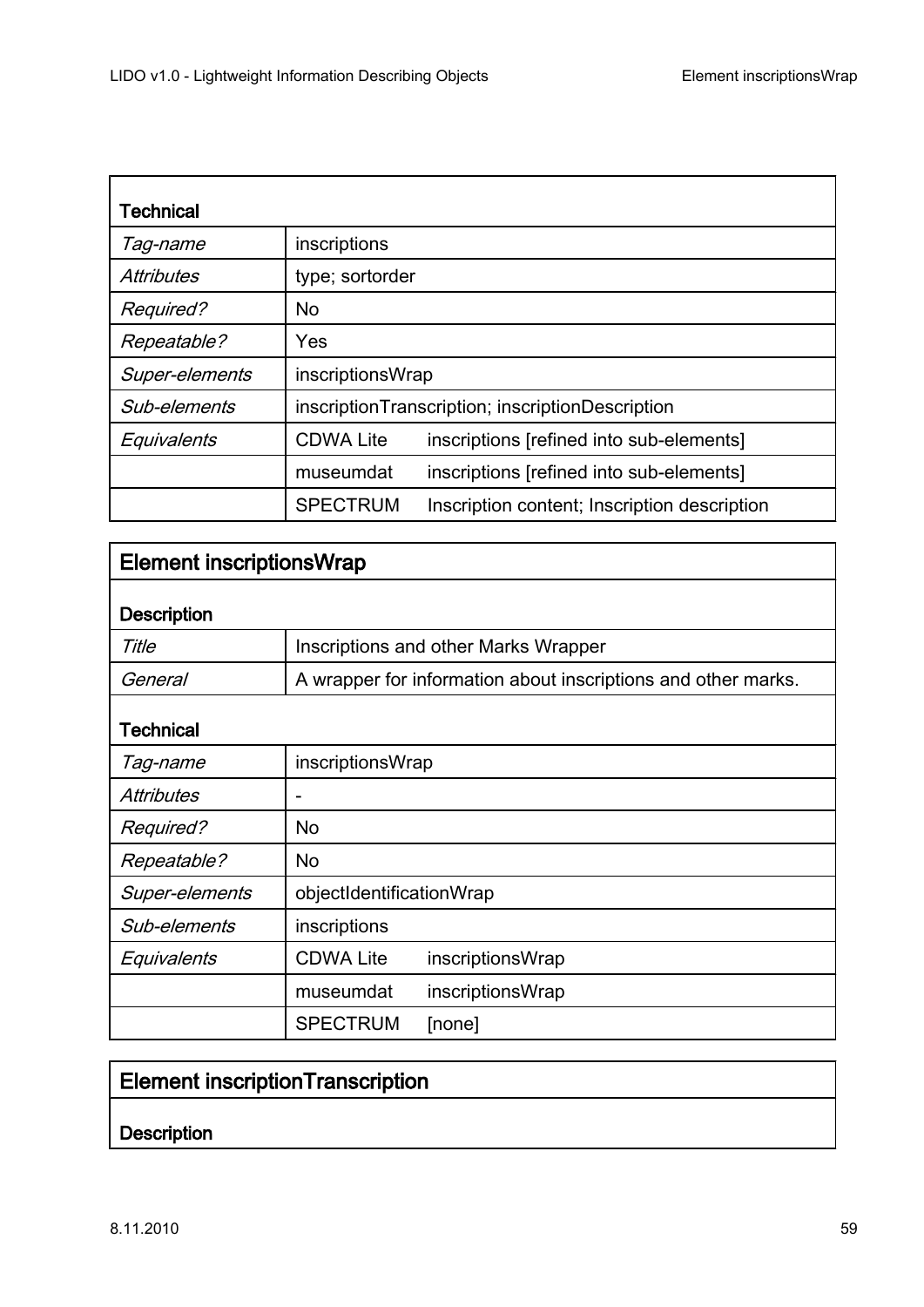**Technical**

| | | |
|---|---|---|
| *Tag-name* | inscriptions | |
| *Attributes* | type; sortorder | |
| *Required?* | No | |
| *Repeatable?* | Yes | |
| *Super-elements* | inscriptionsWrap | |
| *Sub-elements* | inscriptionTranscription; inscriptionDescription | |
| *Equivalents* | CDWA Lite | inscriptions [refined into sub-elements] |
| | museumdat | inscriptions [refined into sub-elements] |
| | SPECTRUM | Inscription content; Inscription description |

## Element inscriptionsWrap

**Description**

| | |
|---|---|
| *Title* | Inscriptions and other Marks Wrapper |
| *General* | A wrapper for information about inscriptions and other marks. |

**Technical**

| | | |
|---|---|---|
| *Tag-name* | inscriptionsWrap | |
| *Attributes* | - | |
| *Required?* | No | |
| *Repeatable?* | No | |
| *Super-elements* | objectIdentificationWrap | |
| *Sub-elements* | inscriptions | |
| *Equivalents* | CDWA Lite | inscriptionsWrap |
| | museumdat | inscriptionsWrap |
| | SPECTRUM | [none] |

## Element inscriptionTranscription

**Description**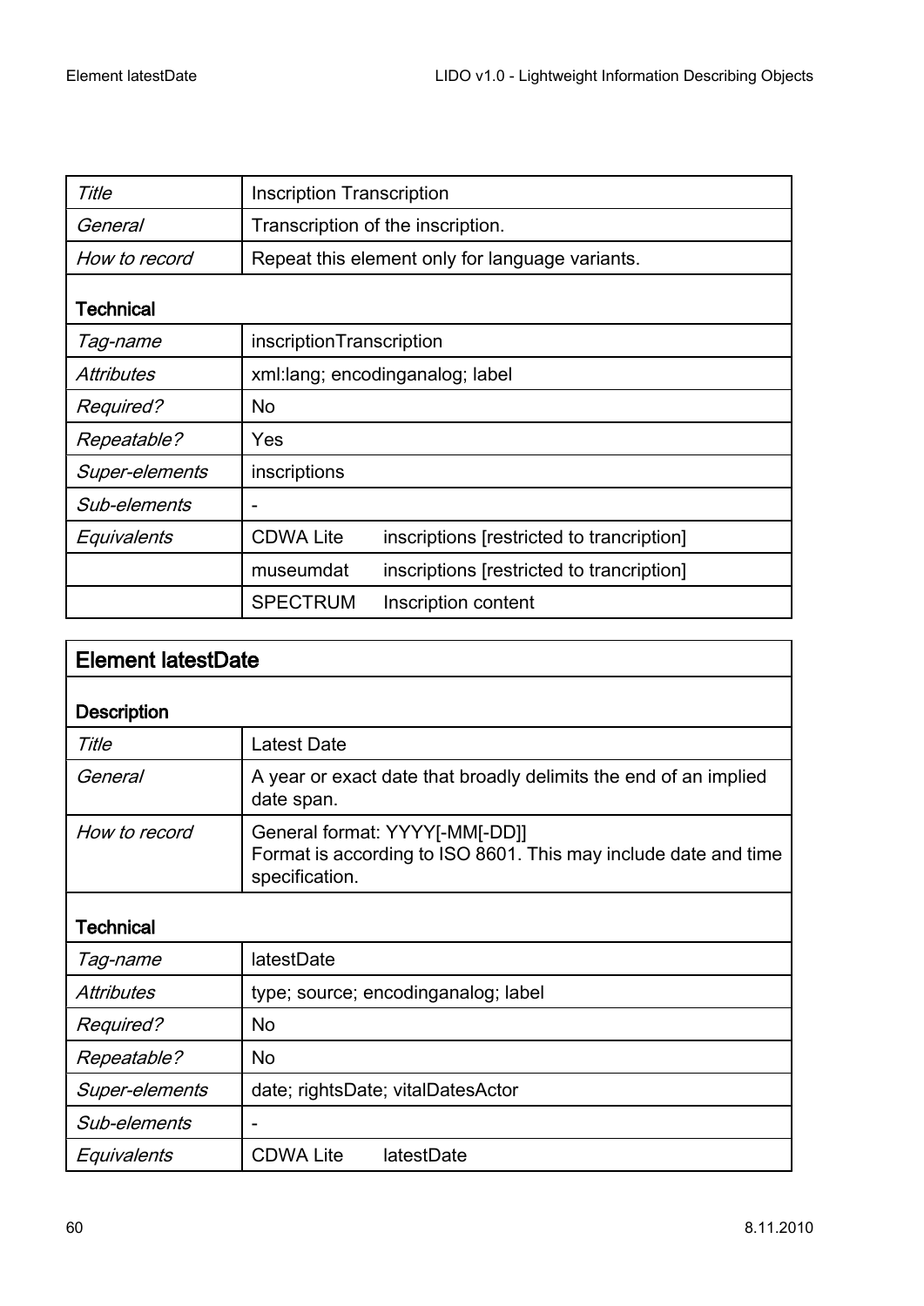| Title | Inscription Transcription | |
|---|---|---|
| General | Transcription of the inscription. | |
| How to record | Repeat this element only for language variants. | |
| **Technical** | | |
| Tag-name | inscriptionTranscription | |
| Attributes | xml:lang; encodinganalog; label | |
| Required? | No | |
| Repeatable? | Yes | |
| Super-elements | inscriptions | |
| Sub-elements | - | |
| Equivalents | CDWA Lite | inscriptions [restricted to trancription] |
| | museumdat | inscriptions [restricted to trancription] |
| | SPECTRUM | Inscription content |

## Element latestDate

| **Description** | | |
|---|---|---|
| Title | Latest Date | |
| General | A year or exact date that broadly delimits the end of an implied date span. | |
| How to record | General format: YYYY[-MM[-DD]]<br>Format is according to ISO 8601. This may include date and time specification. | |
| **Technical** | | |
| Tag-name | latestDate | |
| Attributes | type; source; encodinganalog; label | |
| Required? | No | |
| Repeatable? | No | |
| Super-elements | date; rightsDate; vitalDatesActor | |
| Sub-elements | - | |
| Equivalents | CDWA Lite | latestDate |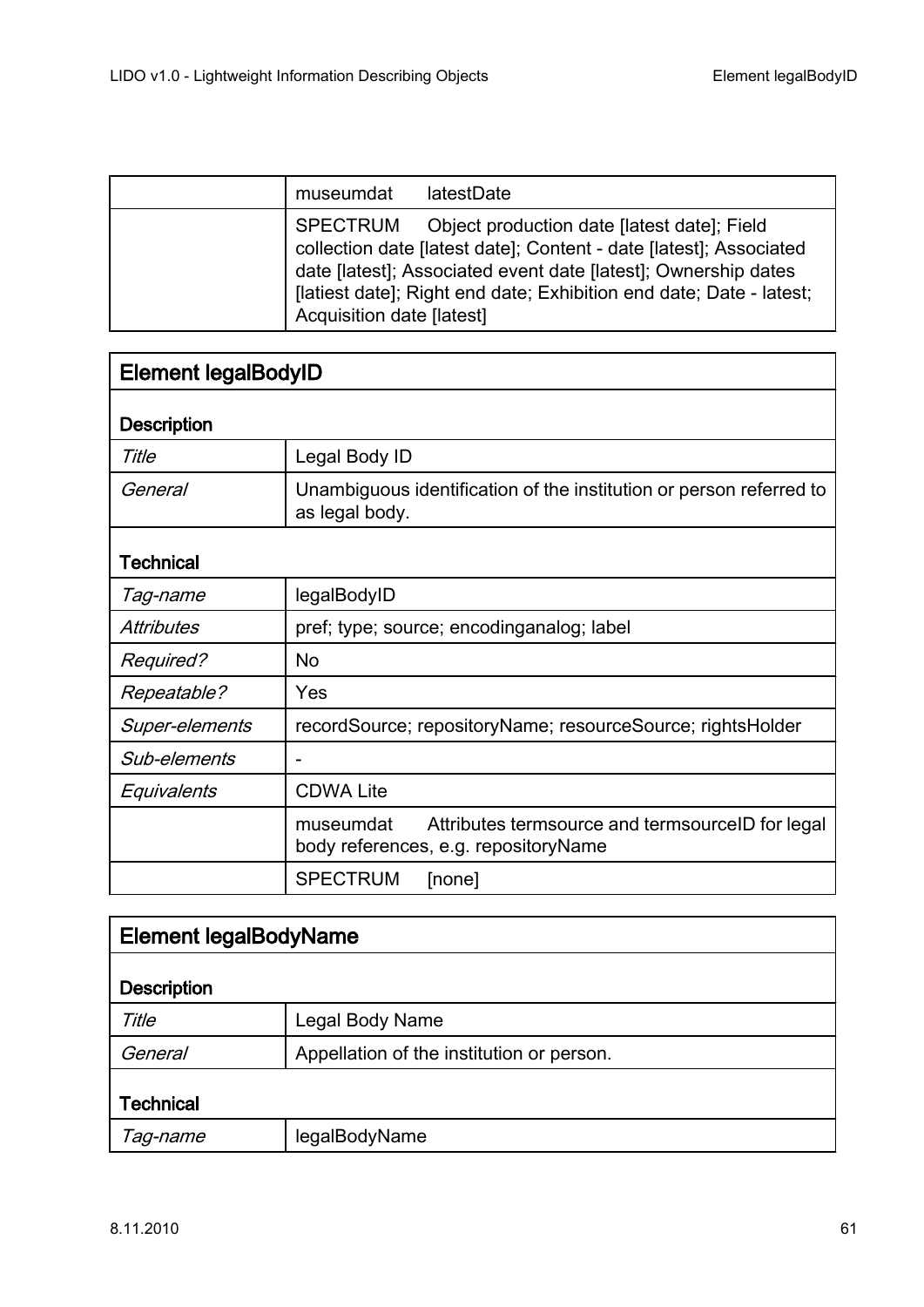| | |
|---|---|
| | museumdat latestDate |
| | SPECTRUM Object production date [latest date]; Field collection date [latest date]; Content - date [latest]; Associated date [latest]; Associated event date [latest]; Ownership dates [latiest date]; Right end date; Exhibition end date; Date - latest; Acquisition date [latest] |

| **Element legalBodyID** | |
|---|---|
| **Description** | |
| *Title* | Legal Body ID |
| *General* | Unambiguous identification of the institution or person referred to as legal body. |
| **Technical** | |
| *Tag-name* | legalBodyID |
| *Attributes* | pref; type; source; encodinganalog; label |
| *Required?* | No |
| *Repeatable?* | Yes |
| *Super-elements* | recordSource; repositoryName; resourceSource; rightsHolder |
| *Sub-elements* | - |
| *Equivalents* | CDWA Lite |
| | museumdat Attributes termsource and termsourceID for legal body references, e.g. repositoryName |
| | SPECTRUM [none] |

| **Element legalBodyName** | |
|---|---|
| **Description** | |
| *Title* | Legal Body Name |
| *General* | Appellation of the institution or person. |
| **Technical** | |
| *Tag-name* | legalBodyName |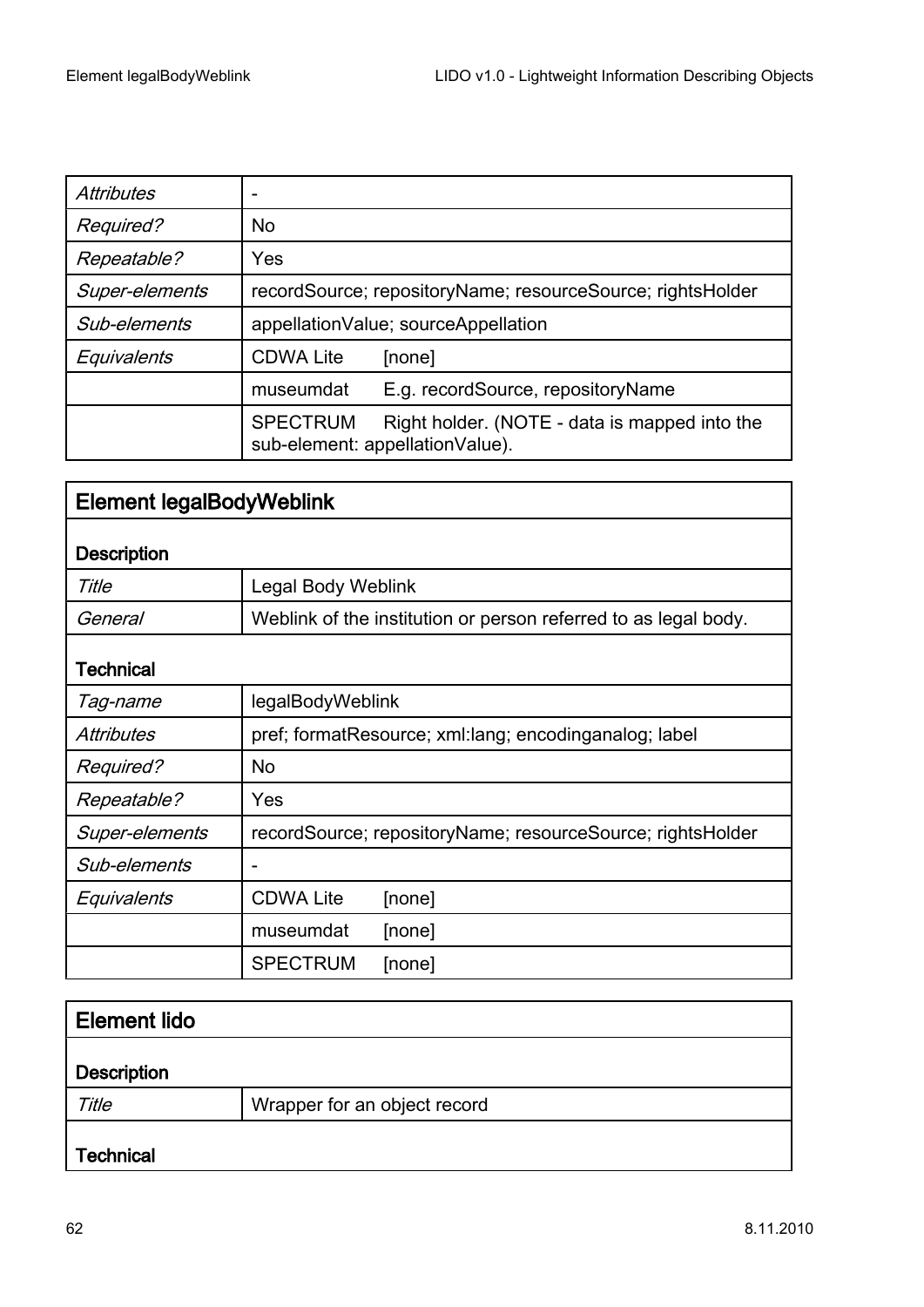| | |
|---|---|
| *Attributes* | - |
| *Required?* | No |
| *Repeatable?* | Yes |
| *Super-elements* | recordSource; repositoryName; resourceSource; rightsHolder |
| *Sub-elements* | appellationValue; sourceAppellation |
| *Equivalents* | CDWA Lite [none] |
| | museumdat E.g. recordSource, repositoryName |
| | SPECTRUM Right holder. (NOTE - data is mapped into the sub-element: appellationValue). |

## Element legalBodyWeblink

**Description**

| | |
|---|---|
| *Title* | Legal Body Weblink |
| *General* | Weblink of the institution or person referred to as legal body. |

**Technical**

| | |
|---|---|
| *Tag-name* | legalBodyWeblink |
| *Attributes* | pref; formatResource; xml:lang; encodinganalog; label |
| *Required?* | No |
| *Repeatable?* | Yes |
| *Super-elements* | recordSource; repositoryName; resourceSource; rightsHolder |
| *Sub-elements* | - |
| *Equivalents* | CDWA Lite [none] |
| | museumdat [none] |
| | SPECTRUM [none] |

## Element lido

**Description**

| | |
|---|---|
| *Title* | Wrapper for an object record |

**Technical**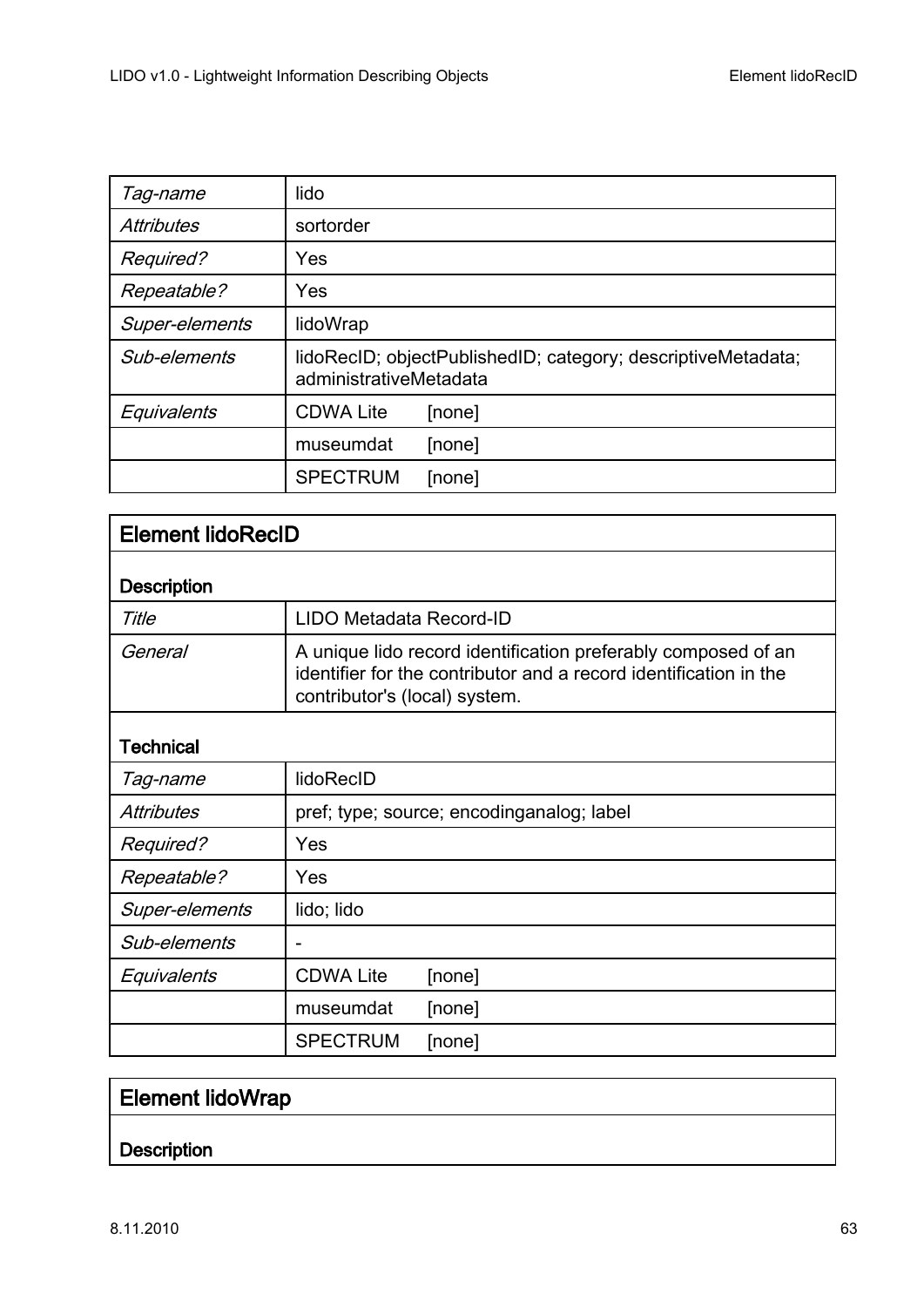| *Tag-name* | lido | |
|---|---|---|
| *Attributes* | sortorder | |
| *Required?* | Yes | |
| *Repeatable?* | Yes | |
| *Super-elements* | lidoWrap | |
| *Sub-elements* | lidoRecID; objectPublishedID; category; descriptiveMetadata; administrativeMetadata | |
| *Equivalents* | CDWA Lite | [none] |
| | museumdat | [none] |
| | SPECTRUM | [none] |

## Element lidoRecID

### Description

| *Title* | LIDO Metadata Record-ID |
|---|---|
| *General* | A unique lido record identification preferably composed of an identifier for the contributor and a record identification in the contributor's (local) system. |

### Technical

| *Tag-name* | lidoRecID | |
|---|---|---|
| *Attributes* | pref; type; source; encodinganalog; label | |
| *Required?* | Yes | |
| *Repeatable?* | Yes | |
| *Super-elements* | lido; lido | |
| *Sub-elements* | - | |
| *Equivalents* | CDWA Lite | [none] |
| | museumdat | [none] |
| | SPECTRUM | [none] |

## Element lidoWrap

### Description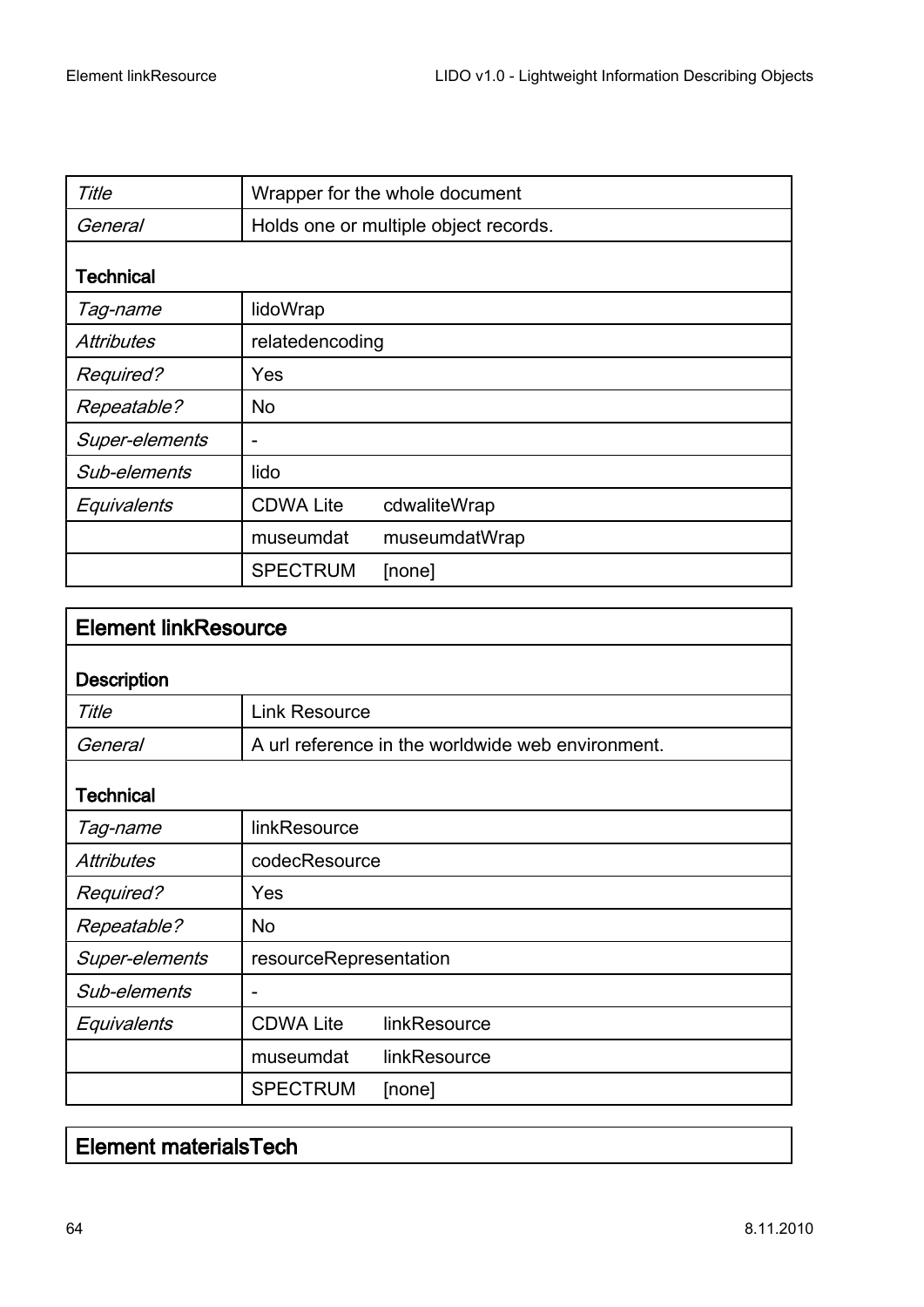| | |
|---|---|
| *Title* | Wrapper for the whole document |
| *General* | Holds one or multiple object records. |

**Technical**

| | | |
|---|---|---|
| *Tag-name* | lidoWrap | |
| *Attributes* | relatedencoding | |
| *Required?* | Yes | |
| *Repeatable?* | No | |
| *Super-elements* | - | |
| *Sub-elements* | lido | |
| *Equivalents* | CDWA Lite | cdwaliteWrap |
| | museumdat | museumdatWrap |
| | SPECTRUM | [none] |

## Element linkResource

**Description**

| | |
|---|---|
| *Title* | Link Resource |
| *General* | A url reference in the worldwide web environment. |

**Technical**

| | | |
|---|---|---|
| *Tag-name* | linkResource | |
| *Attributes* | codecResource | |
| *Required?* | Yes | |
| *Repeatable?* | No | |
| *Super-elements* | resourceRepresentation | |
| *Sub-elements* | - | |
| *Equivalents* | CDWA Lite | linkResource |
| | museumdat | linkResource |
| | SPECTRUM | [none] |

## Element materialsTech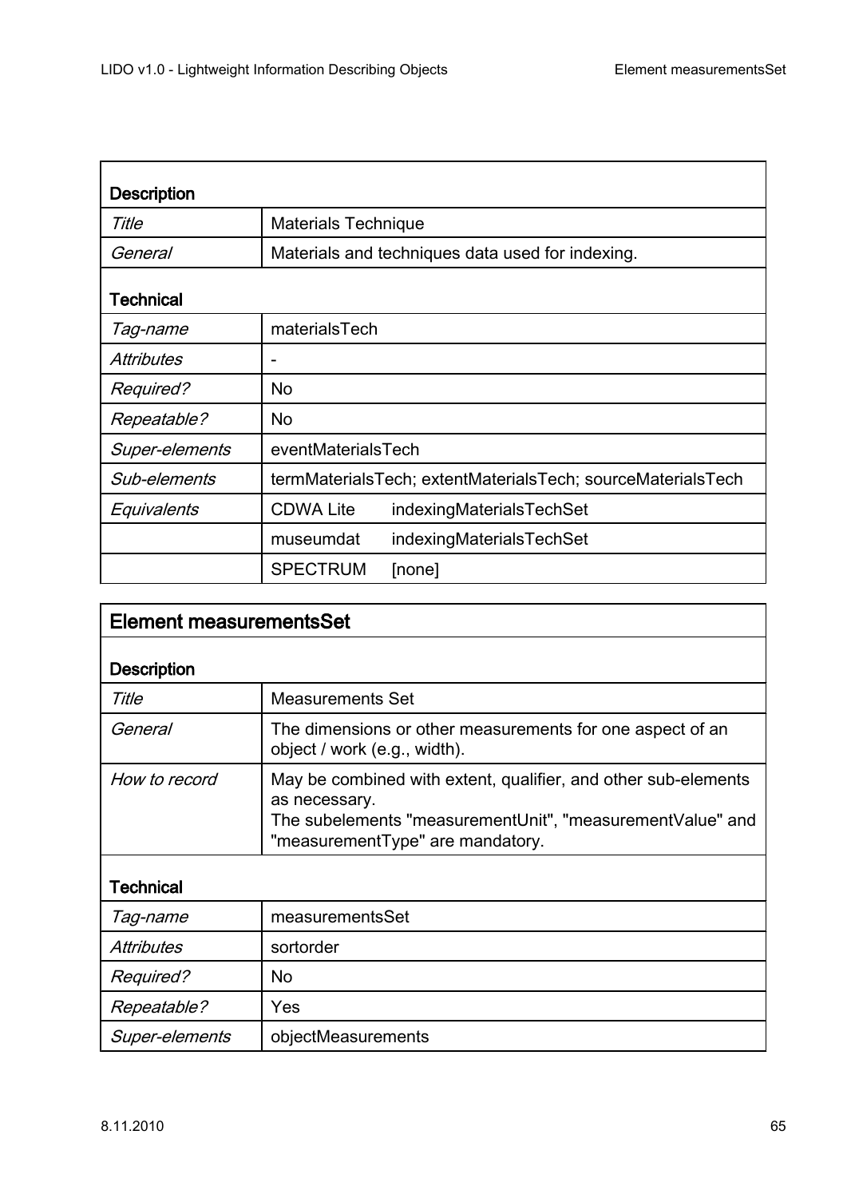| **Description** | | |
|---|---|---|
| *Title* | Materials Technique | |
| *General* | Materials and techniques data used for indexing. | |
| **Technical** | | |
| *Tag-name* | materialsTech | |
| *Attributes* | - | |
| *Required?* | No | |
| *Repeatable?* | No | |
| *Super-elements* | eventMaterialsTech | |
| *Sub-elements* | termMaterialsTech; extentMaterialsTech; sourceMaterialsTech | |
| *Equivalents* | CDWA Lite | indexingMaterialsTechSet |
| | museumdat | indexingMaterialsTechSet |
| | SPECTRUM | [none] |

## Element measurementsSet

| **Description** | |
|---|---|
| *Title* | Measurements Set |
| *General* | The dimensions or other measurements for one aspect of an object / work (e.g., width). |
| *How to record* | May be combined with extent, qualifier, and other sub-elements as necessary.<br>The subelements "measurementUnit", "measurementValue" and "measurementType" are mandatory. |
| **Technical** | |
| *Tag-name* | measurementsSet |
| *Attributes* | sortorder |
| *Required?* | No |
| *Repeatable?* | Yes |
| *Super-elements* | objectMeasurements |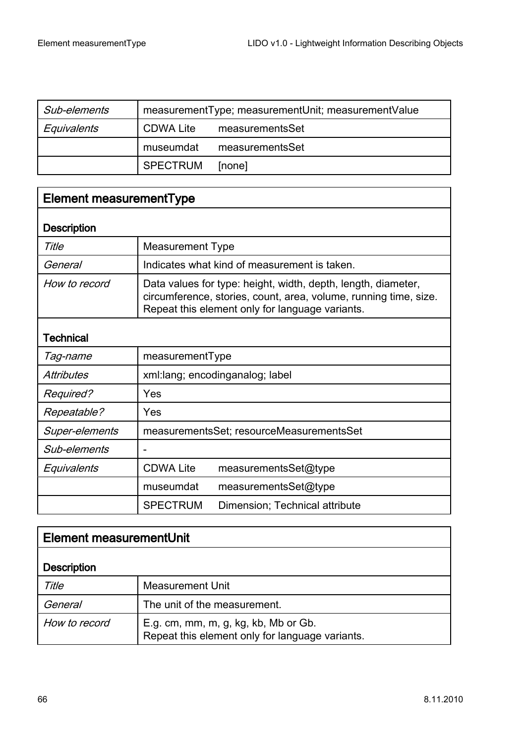| | | |
|---|---|---|
| *Sub-elements* | measurementType; measurementUnit; measurementValue | |
| *Equivalents* | CDWA Lite | measurementsSet |
| | museumdat | measurementsSet |
| | SPECTRUM | [none] |

## Element measurementType

| | | |
|---|---|---|
| **Description** | | |
| *Title* | Measurement Type | |
| *General* | Indicates what kind of measurement is taken. | |
| *How to record* | Data values for type: height, width, depth, length, diameter, circumference, stories, count, area, volume, running time, size. Repeat this element only for language variants. | |
| **Technical** | | |
| *Tag-name* | measurementType | |
| *Attributes* | xml:lang; encodinganalog; label | |
| *Required?* | Yes | |
| *Repeatable?* | Yes | |
| *Super-elements* | measurementsSet; resourceMeasurementsSet | |
| *Sub-elements* | - | |
| *Equivalents* | CDWA Lite | measurementsSet@type |
| | museumdat | measurementsSet@type |
| | SPECTRUM | Dimension; Technical attribute |

## Element measurementUnit

| | |
|---|---|
| **Description** | |
| *Title* | Measurement Unit |
| *General* | The unit of the measurement. |
| *How to record* | E.g. cm, mm, m, g, kg, kb, Mb or Gb.<br>Repeat this element only for language variants. |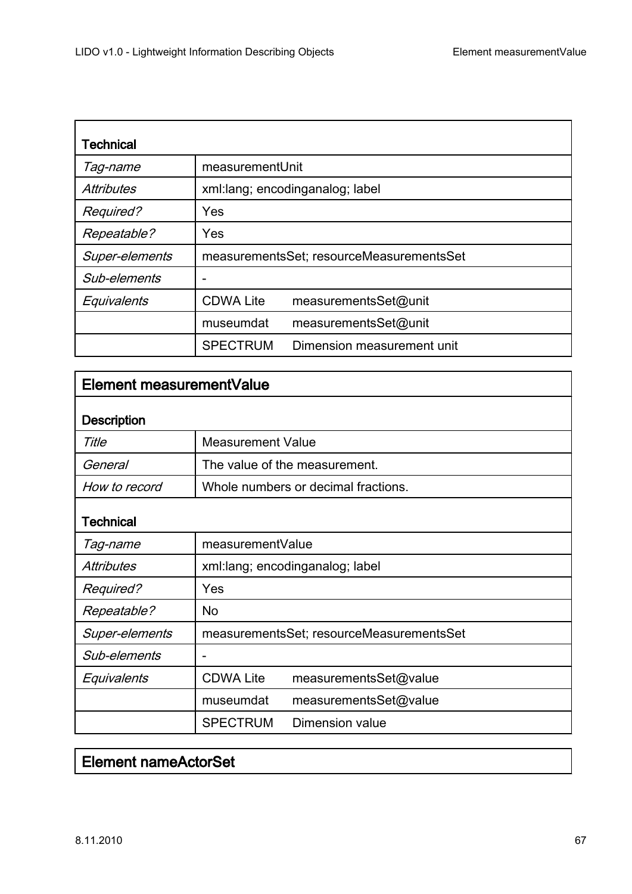| **Technical** | | |
|---|---|---|
| *Tag-name* | measurementUnit | |
| *Attributes* | xml:lang; encodinganalog; label | |
| *Required?* | Yes | |
| *Repeatable?* | Yes | |
| *Super-elements* | measurementsSet; resourceMeasurementsSet | |
| *Sub-elements* | - | |
| *Equivalents* | CDWA Lite | measurementsSet@unit |
| | museumdat | measurementsSet@unit |
| | SPECTRUM | Dimension measurement unit |

## Element measurementValue

| **Description** | | |
|---|---|---|
| *Title* | Measurement Value | |
| *General* | The value of the measurement. | |
| *How to record* | Whole numbers or decimal fractions. | |
| **Technical** | | |
| *Tag-name* | measurementValue | |
| *Attributes* | xml:lang; encodinganalog; label | |
| *Required?* | Yes | |
| *Repeatable?* | No | |
| *Super-elements* | measurementsSet; resourceMeasurementsSet | |
| *Sub-elements* | - | |
| *Equivalents* | CDWA Lite | measurementsSet@value |
| | museumdat | measurementsSet@value |
| | SPECTRUM | Dimension value |

## Element nameActorSet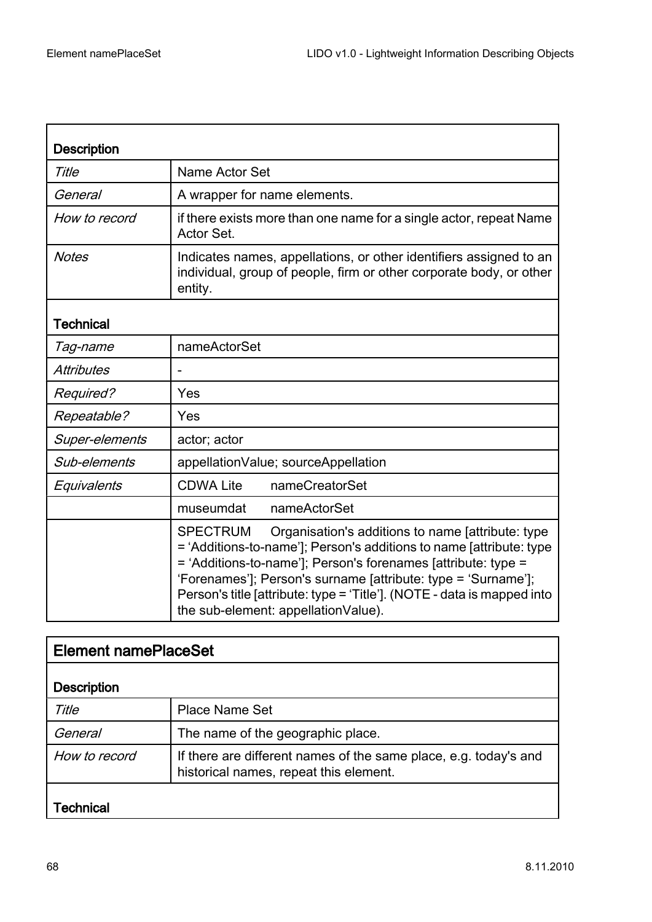| **Description** | |
|---|---|
| *Title* | Name Actor Set |
| *General* | A wrapper for name elements. |
| *How to record* | if there exists more than one name for a single actor, repeat Name Actor Set. |
| *Notes* | Indicates names, appellations, or other identifiers assigned to an individual, group of people, firm or other corporate body, or other entity. |
| **Technical** | |
| *Tag-name* | nameActorSet |
| *Attributes* | - |
| *Required?* | Yes |
| *Repeatable?* | Yes |
| *Super-elements* | actor; actor |
| *Sub-elements* | appellationValue; sourceAppellation |
| *Equivalents* | CDWA Lite nameCreatorSet |
| | museumdat nameActorSet |
| | SPECTRUM Organisation's additions to name [attribute: type = 'Additions-to-name']; Person's additions to name [attribute: type = 'Additions-to-name']; Person's forenames [attribute: type = 'Forenames']; Person's surname [attribute: type = 'Surname']; Person's title [attribute: type = 'Title']. (NOTE - data is mapped into the sub-element: appellationValue). |

## Element namePlaceSet

| **Description** | |
|---|---|
| *Title* | Place Name Set |
| *General* | The name of the geographic place. |
| *How to record* | If there are different names of the same place, e.g. today's and historical names, repeat this element. |
| **Technical** | |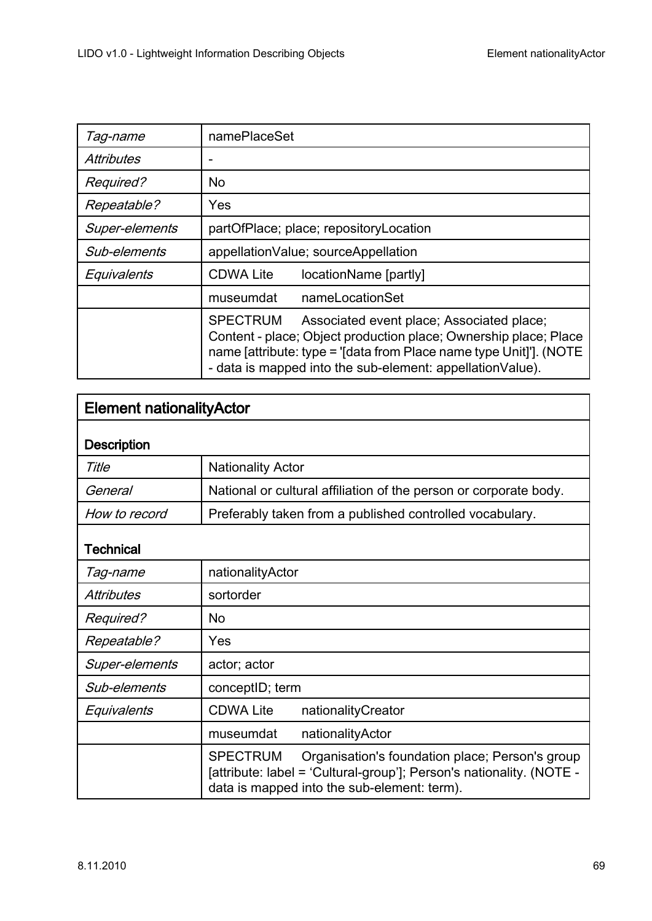| | |
|---|---|
| *Tag-name* | namePlaceSet |
| *Attributes* | - |
| *Required?* | No |
| *Repeatable?* | Yes |
| *Super-elements* | partOfPlace; place; repositoryLocation |
| *Sub-elements* | appellationValue; sourceAppellation |
| *Equivalents* | CDWA Lite locationName [partly] |
| | museumdat nameLocationSet |
| | SPECTRUM Associated event place; Associated place; Content - place; Object production place; Ownership place; Place name [attribute: type = '[data from Place name type Unit]']. (NOTE - data is mapped into the sub-element: appellationValue). |

## Element nationalityActor

### Description

| | |
|---|---|
| *Title* | Nationality Actor |
| *General* | National or cultural affiliation of the person or corporate body. |
| *How to record* | Preferably taken from a published controlled vocabulary. |

### Technical

| | |
|---|---|
| *Tag-name* | nationalityActor |
| *Attributes* | sortorder |
| *Required?* | No |
| *Repeatable?* | Yes |
| *Super-elements* | actor; actor |
| *Sub-elements* | conceptID; term |
| *Equivalents* | CDWA Lite nationalityCreator |
| | museumdat nationalityActor |
| | SPECTRUM Organisation's foundation place; Person's group [attribute: label = 'Cultural-group']; Person's nationality. (NOTE - data is mapped into the sub-element: term). |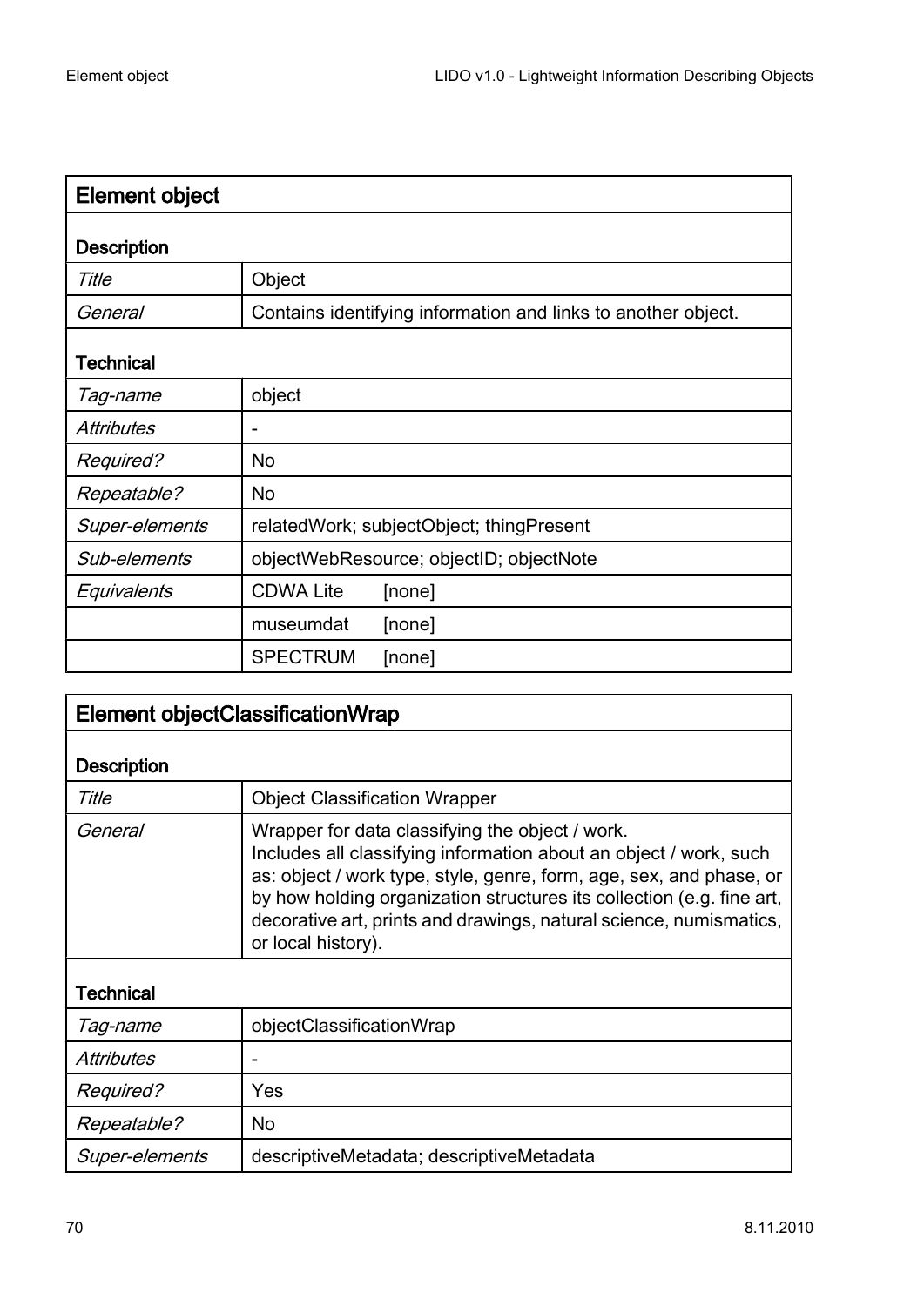| **Element object** | | |
|---|---|---|
| **Description** | | |
| *Title* | Object | |
| *General* | Contains identifying information and links to another object. | |
| **Technical** | | |
| *Tag-name* | object | |
| *Attributes* | - | |
| *Required?* | No | |
| *Repeatable?* | No | |
| *Super-elements* | relatedWork; subjectObject; thingPresent | |
| *Sub-elements* | objectWebResource; objectID; objectNote | |
| *Equivalents* | CDWA Lite | [none] |
| | museumdat | [none] |
| | SPECTRUM | [none] |

| **Element objectClassificationWrap** | |
|---|---|
| **Description** | |
| *Title* | Object Classification Wrapper |
| *General* | Wrapper for data classifying the object / work.<br>Includes all classifying information about an object / work, such as: object / work type, style, genre, form, age, sex, and phase, or by how holding organization structures its collection (e.g. fine art, decorative art, prints and drawings, natural science, numismatics, or local history). |
| **Technical** | |
| *Tag-name* | objectClassificationWrap |
| *Attributes* | - |
| *Required?* | Yes |
| *Repeatable?* | No |
| *Super-elements* | descriptiveMetadata; descriptiveMetadata |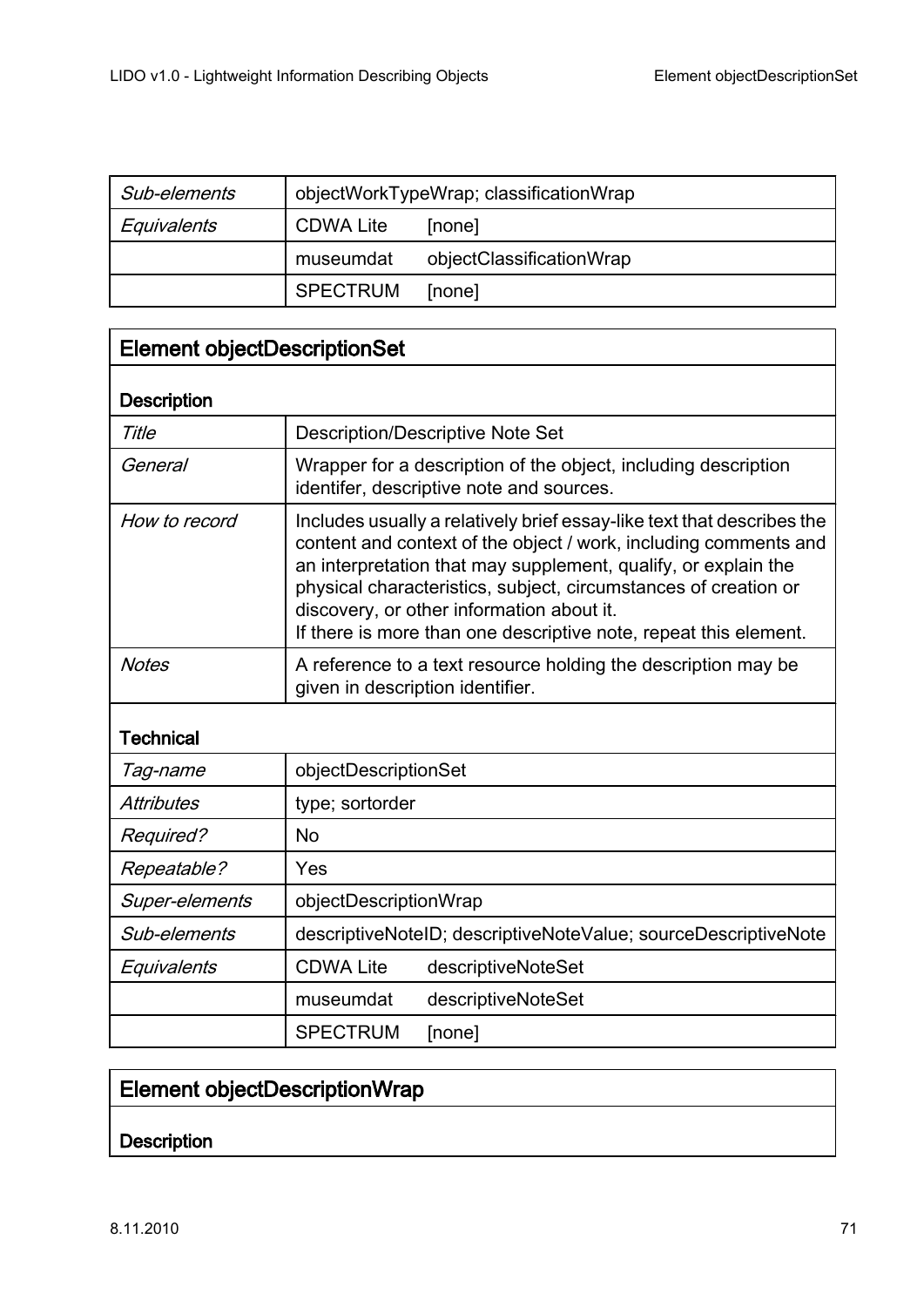| | | |
|---|---|---|
| *Sub-elements* | objectWorkTypeWrap; classificationWrap | |
| *Equivalents* | CDWA Lite | [none] |
| | museumdat | objectClassificationWrap |
| | SPECTRUM | [none] |

## Element objectDescriptionSet

### Description

| | |
|---|---|
| *Title* | Description/Descriptive Note Set |
| *General* | Wrapper for a description of the object, including description identifer, descriptive note and sources. |
| *How to record* | Includes usually a relatively brief essay-like text that describes the content and context of the object / work, including comments and an interpretation that may supplement, qualify, or explain the physical characteristics, subject, circumstances of creation or discovery, or other information about it.<br>If there is more than one descriptive note, repeat this element. |
| *Notes* | A reference to a text resource holding the description may be given in description identifier. |

### Technical

| | | |
|---|---|---|
| *Tag-name* | objectDescriptionSet | |
| *Attributes* | type; sortorder | |
| *Required?* | No | |
| *Repeatable?* | Yes | |
| *Super-elements* | objectDescriptionWrap | |
| *Sub-elements* | descriptiveNoteID; descriptiveNoteValue; sourceDescriptiveNote | |
| *Equivalents* | CDWA Lite | descriptiveNoteSet |
| | museumdat | descriptiveNoteSet |
| | SPECTRUM | [none] |

## Element objectDescriptionWrap

### Description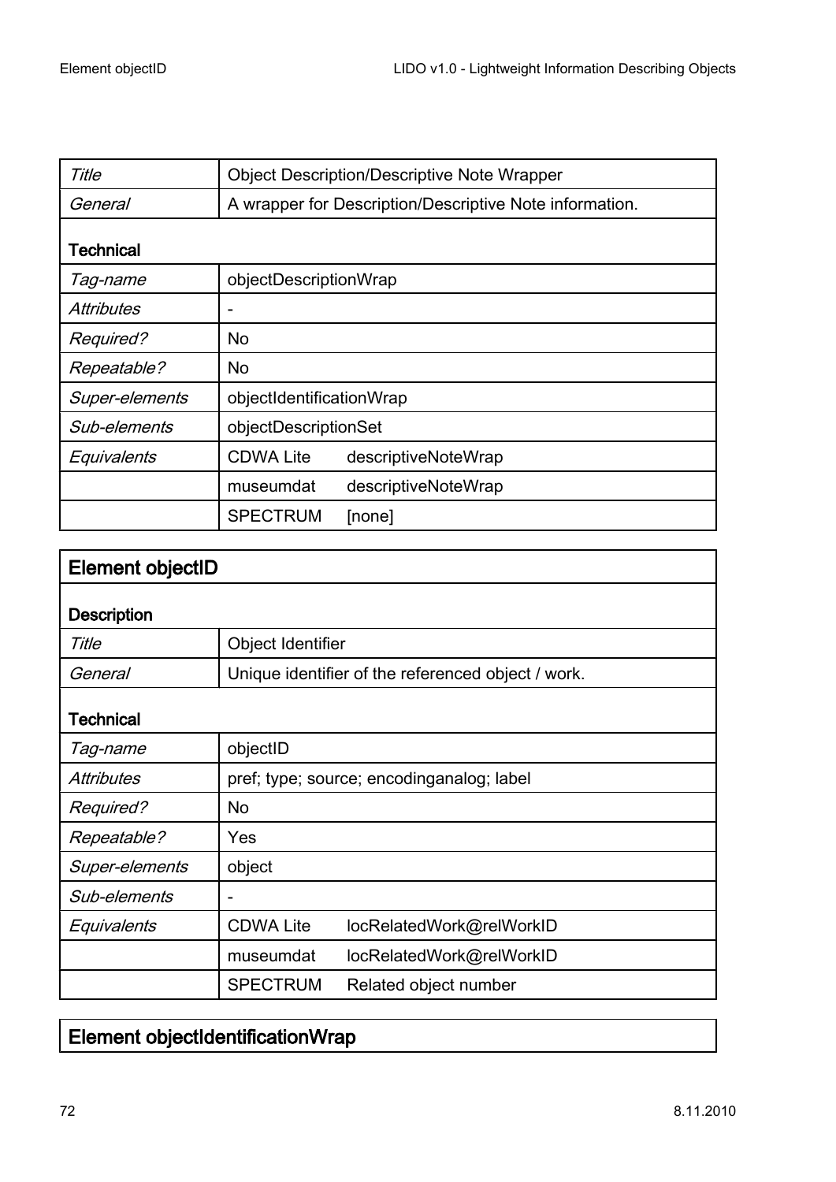| | | |
|---|---|---|
| *Title* | Object Description/Descriptive Note Wrapper | |
| *General* | A wrapper for Description/Descriptive Note information. | |
| **Technical** | | |
| *Tag-name* | objectDescriptionWrap | |
| *Attributes* | - | |
| *Required?* | No | |
| *Repeatable?* | No | |
| *Super-elements* | objectIdentificationWrap | |
| *Sub-elements* | objectDescriptionSet | |
| *Equivalents* | CDWA Lite | descriptiveNoteWrap |
| | museumdat | descriptiveNoteWrap |
| | SPECTRUM | [none] |

## Element objectID

| | | |
|---|---|---|
| **Description** | | |
| *Title* | Object Identifier | |
| *General* | Unique identifier of the referenced object / work. | |
| **Technical** | | |
| *Tag-name* | objectID | |
| *Attributes* | pref; type; source; encodinganalog; label | |
| *Required?* | No | |
| *Repeatable?* | Yes | |
| *Super-elements* | object | |
| *Sub-elements* | - | |
| *Equivalents* | CDWA Lite | locRelatedWork@relWorkID |
| | museumdat | locRelatedWork@relWorkID |
| | SPECTRUM | Related object number |

## Element objectIdentificationWrap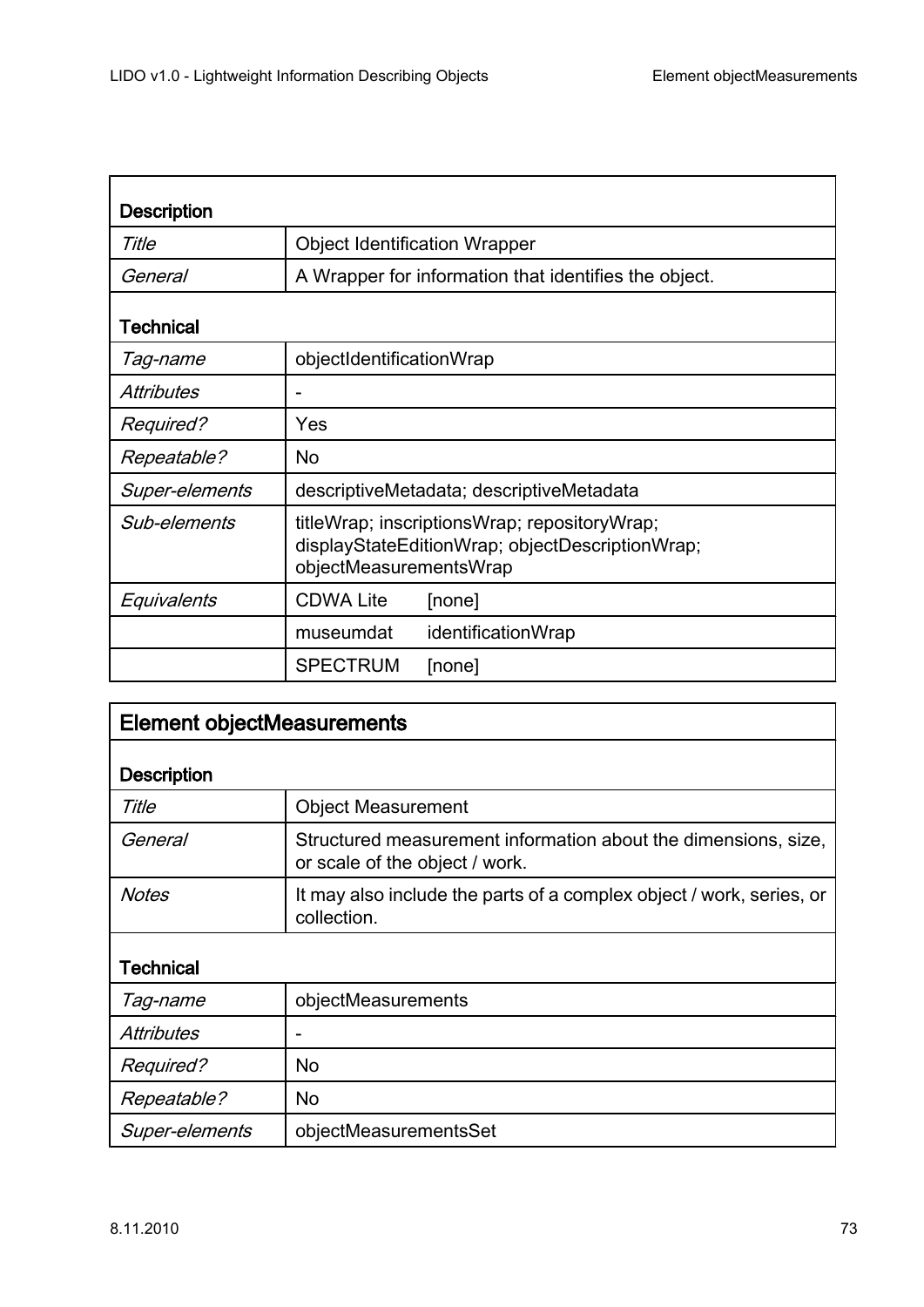| **Description** | |
|---|---|
| *Title* | Object Identification Wrapper |
| *General* | A Wrapper for information that identifies the object. |
| **Technical** | |
| *Tag-name* | objectIdentificationWrap |
| *Attributes* | - |
| *Required?* | Yes |
| *Repeatable?* | No |
| *Super-elements* | descriptiveMetadata; descriptiveMetadata |
| *Sub-elements* | titleWrap; inscriptionsWrap; repositoryWrap; displayStateEditionWrap; objectDescriptionWrap; objectMeasurementsWrap |
| *Equivalents* | CDWA Lite [none] |
| | museumdat identificationWrap |
| | SPECTRUM [none] |

## Element objectMeasurements

| **Description** | |
|---|---|
| *Title* | Object Measurement |
| *General* | Structured measurement information about the dimensions, size, or scale of the object / work. |
| *Notes* | It may also include the parts of a complex object / work, series, or collection. |
| **Technical** | |
| *Tag-name* | objectMeasurements |
| *Attributes* | - |
| *Required?* | No |
| *Repeatable?* | No |
| *Super-elements* | objectMeasurementsSet |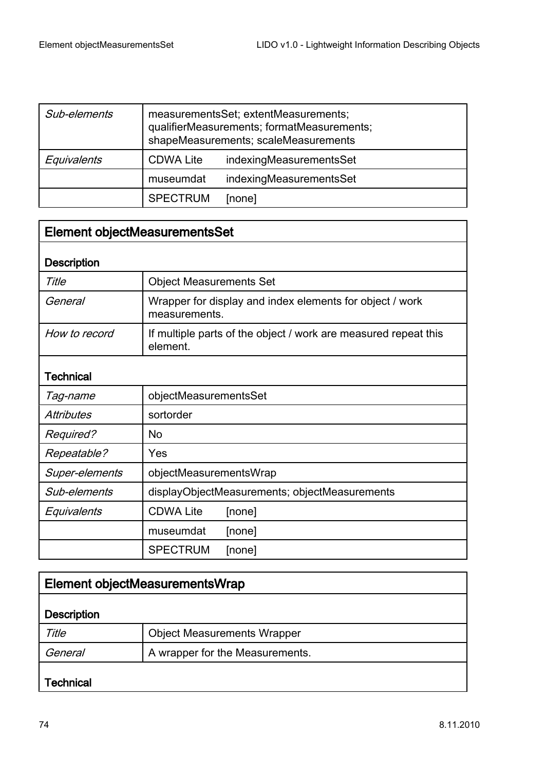| | | |
|---|---|---|
| *Sub-elements* | measurementsSet; extentMeasurements; qualifierMeasurements; formatMeasurements; shapeMeasurements; scaleMeasurements | |
| *Equivalents* | CDWA Lite | indexingMeasurementsSet |
| | museumdat | indexingMeasurementsSet |
| | SPECTRUM | [none] |

## Element objectMeasurementsSet

| | | |
|---|---|---|
| **Description** | | |
| *Title* | Object Measurements Set | |
| *General* | Wrapper for display and index elements for object / work measurements. | |
| *How to record* | If multiple parts of the object / work are measured repeat this element. | |
| **Technical** | | |
| *Tag-name* | objectMeasurementsSet | |
| *Attributes* | sortorder | |
| *Required?* | No | |
| *Repeatable?* | Yes | |
| *Super-elements* | objectMeasurementsWrap | |
| *Sub-elements* | displayObjectMeasurements; objectMeasurements | |
| *Equivalents* | CDWA Lite | [none] |
| | museumdat | [none] |
| | SPECTRUM | [none] |

## Element objectMeasurementsWrap

| | |
|---|---|
| **Description** | |
| *Title* | Object Measurements Wrapper |
| *General* | A wrapper for the Measurements. |
| **Technical** | |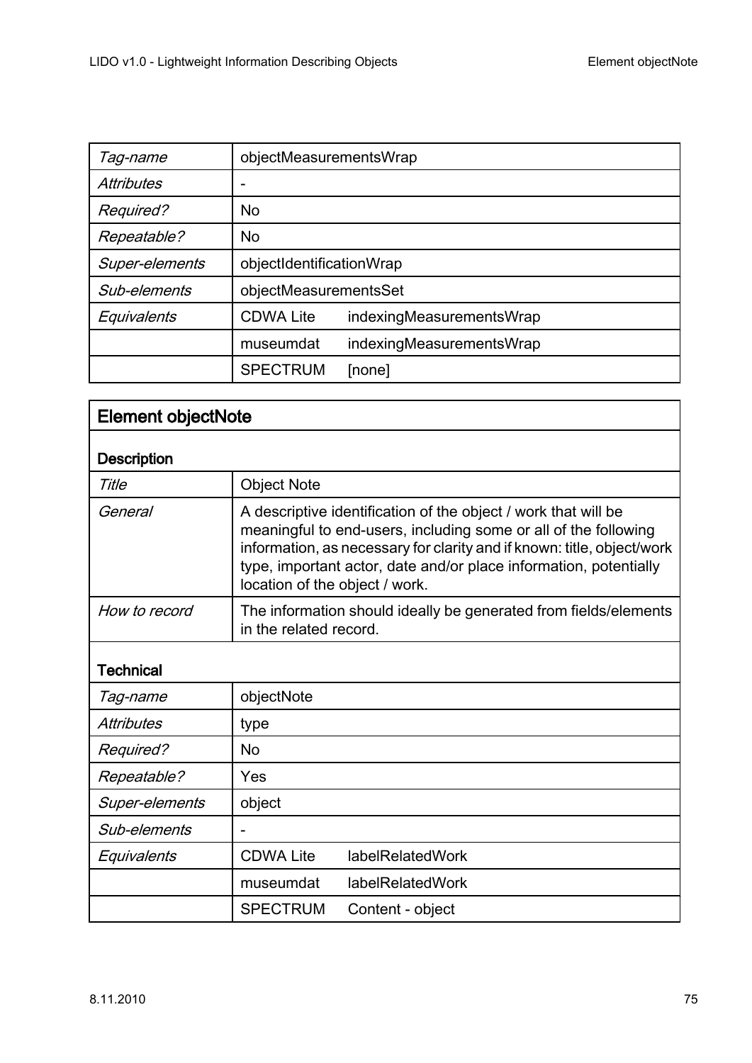| Tag-name | objectMeasurementsWrap | |
|---|---|---|
| *Attributes* | - | |
| *Required?* | No | |
| *Repeatable?* | No | |
| *Super-elements* | objectIdentificationWrap | |
| *Sub-elements* | objectMeasurementsSet | |
| *Equivalents* | CDWA Lite | indexingMeasurementsWrap |
| | museumdat | indexingMeasurementsWrap |
| | SPECTRUM | [none] |

## Element objectNote

### Description

| *Title* | Object Note |
|---|---|
| *General* | A descriptive identification of the object / work that will be meaningful to end-users, including some or all of the following information, as necessary for clarity and if known: title, object/work type, important actor, date and/or place information, potentially location of the object / work. |
| *How to record* | The information should ideally be generated from fields/elements in the related record. |

### Technical

| *Tag-name* | objectNote | |
|---|---|---|
| *Attributes* | type | |
| *Required?* | No | |
| *Repeatable?* | Yes | |
| *Super-elements* | object | |
| *Sub-elements* | - | |
| *Equivalents* | CDWA Lite | labelRelatedWork |
| | museumdat | labelRelatedWork |
| | SPECTRUM | Content - object |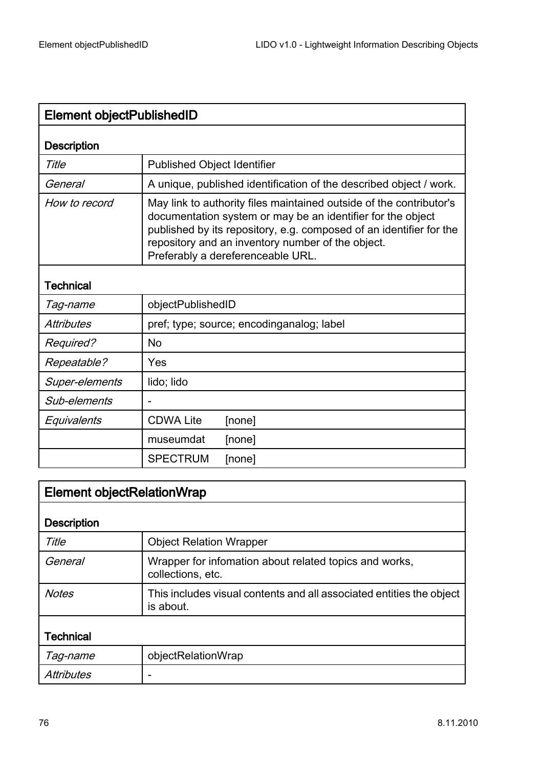| Element objectPublishedID | |
|---|---|
| **Description** | |
| *Title* | Published Object Identifier |
| *General* | A unique, published identification of the described object / work. |
| *How to record* | May link to authority files maintained outside of the contributor's documentation system or may be an identifier for the object published by its repository, e.g. composed of an identifier for the repository and an inventory number of the object.<br>Preferably a dereferenceable URL. |
| **Technical** | |
| *Tag-name* | objectPublishedID |
| *Attributes* | pref; type; source; encodinganalog; label |
| *Required?* | No |
| *Repeatable?* | Yes |
| *Super-elements* | lido; lido |
| *Sub-elements* | - |
| *Equivalents* | CDWA Lite [none] |
| | museumdat [none] |
| | SPECTRUM [none] |

| Element objectRelationWrap | |
|---|---|
| **Description** | |
| *Title* | Object Relation Wrapper |
| *General* | Wrapper for infomation about related topics and works, collections, etc. |
| *Notes* | This includes visual contents and all associated entities the object is about. |
| **Technical** | |
| *Tag-name* | objectRelationWrap |
| *Attributes* | - |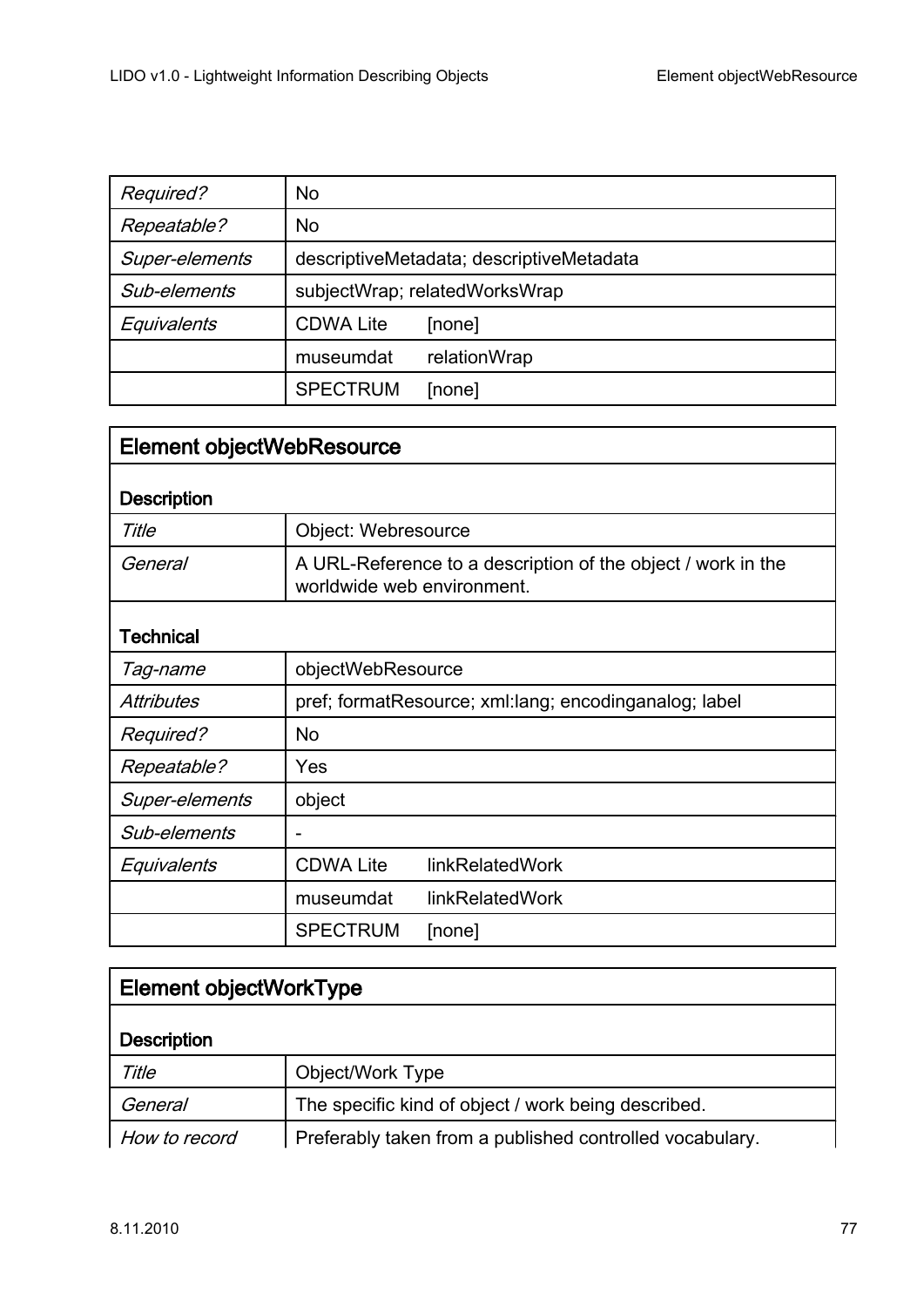| | | |
|---|---|---|
| *Required?* | No | |
| *Repeatable?* | No | |
| *Super-elements* | descriptiveMetadata; descriptiveMetadata | |
| *Sub-elements* | subjectWrap; relatedWorksWrap | |
| *Equivalents* | CDWA Lite | [none] |
| | museumdat | relationWrap |
| | SPECTRUM | [none] |

## Element objectWebResource

### Description

| | | |
|---|---|---|
| *Title* | Object: Webresource | |
| *General* | A URL-Reference to a description of the object / work in the worldwide web environment. | |

### Technical

| | | |
|---|---|---|
| *Tag-name* | objectWebResource | |
| *Attributes* | pref; formatResource; xml:lang; encodinganalog; label | |
| *Required?* | No | |
| *Repeatable?* | Yes | |
| *Super-elements* | object | |
| *Sub-elements* | - | |
| *Equivalents* | CDWA Lite | linkRelatedWork |
| | museumdat | linkRelatedWork |
| | SPECTRUM | [none] |

## Element objectWorkType

### Description

| | |
|---|---|
| *Title* | Object/Work Type |
| *General* | The specific kind of object / work being described. |
| *How to record* | Preferably taken from a published controlled vocabulary. |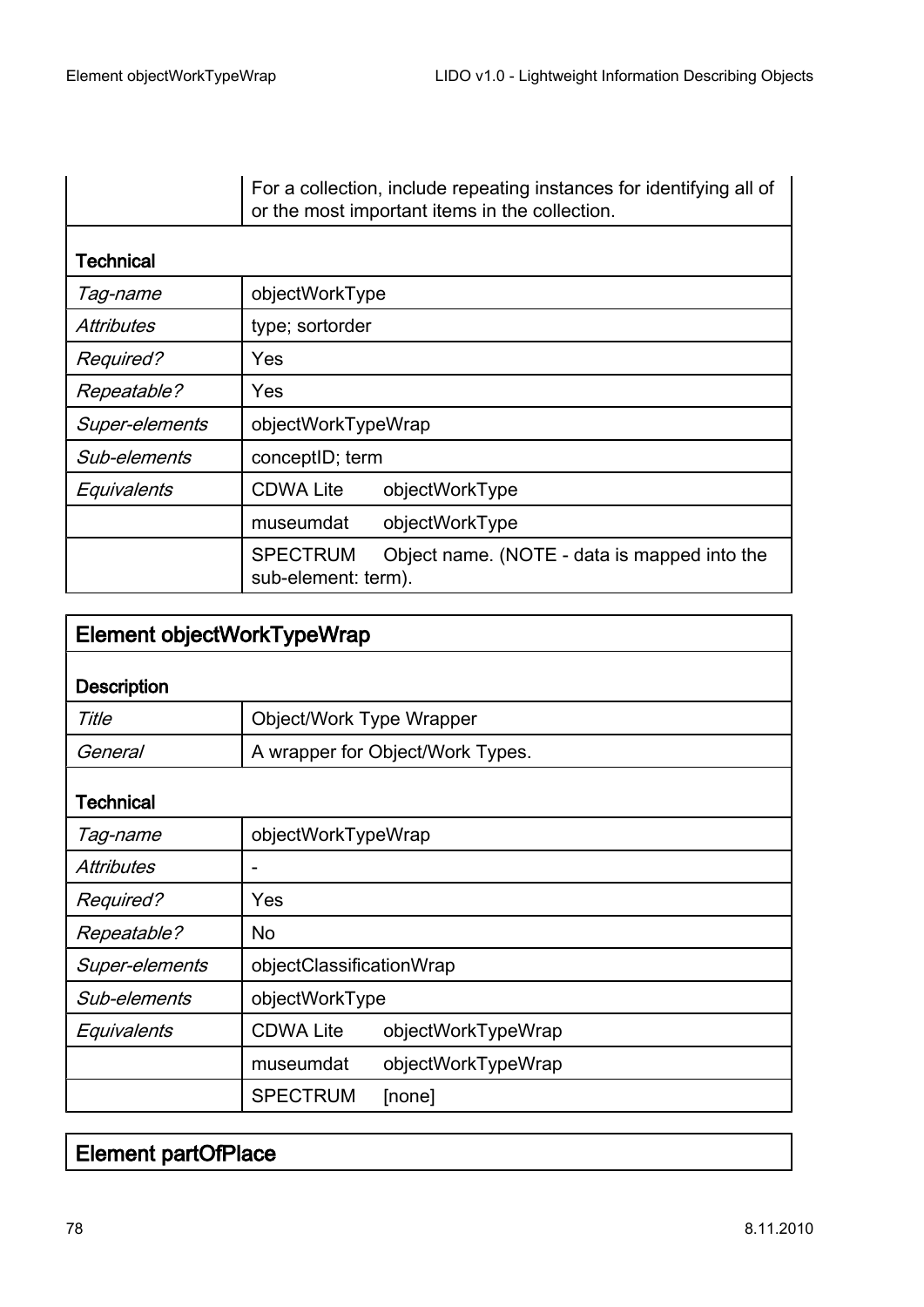| | |
|---|---|
| | For a collection, include repeating instances for identifying all of or the most important items in the collection. |
| **Technical** | |
| *Tag-name* | objectWorkType |
| *Attributes* | type; sortorder |
| *Required?* | Yes |
| *Repeatable?* | Yes |
| *Super-elements* | objectWorkTypeWrap |
| *Sub-elements* | conceptID; term |
| *Equivalents* | CDWA Lite objectWorkType |
| | museumdat objectWorkType |
| | SPECTRUM Object name. (NOTE - data is mapped into the sub-element: term). |

## Element objectWorkTypeWrap

| | |
|---|---|
| **Description** | |
| *Title* | Object/Work Type Wrapper |
| *General* | A wrapper for Object/Work Types. |
| **Technical** | |
| *Tag-name* | objectWorkTypeWrap |
| *Attributes* | - |
| *Required?* | Yes |
| *Repeatable?* | No |
| *Super-elements* | objectClassificationWrap |
| *Sub-elements* | objectWorkType |
| *Equivalents* | CDWA Lite objectWorkTypeWrap |
| | museumdat objectWorkTypeWrap |
| | SPECTRUM [none] |

## Element partOfPlace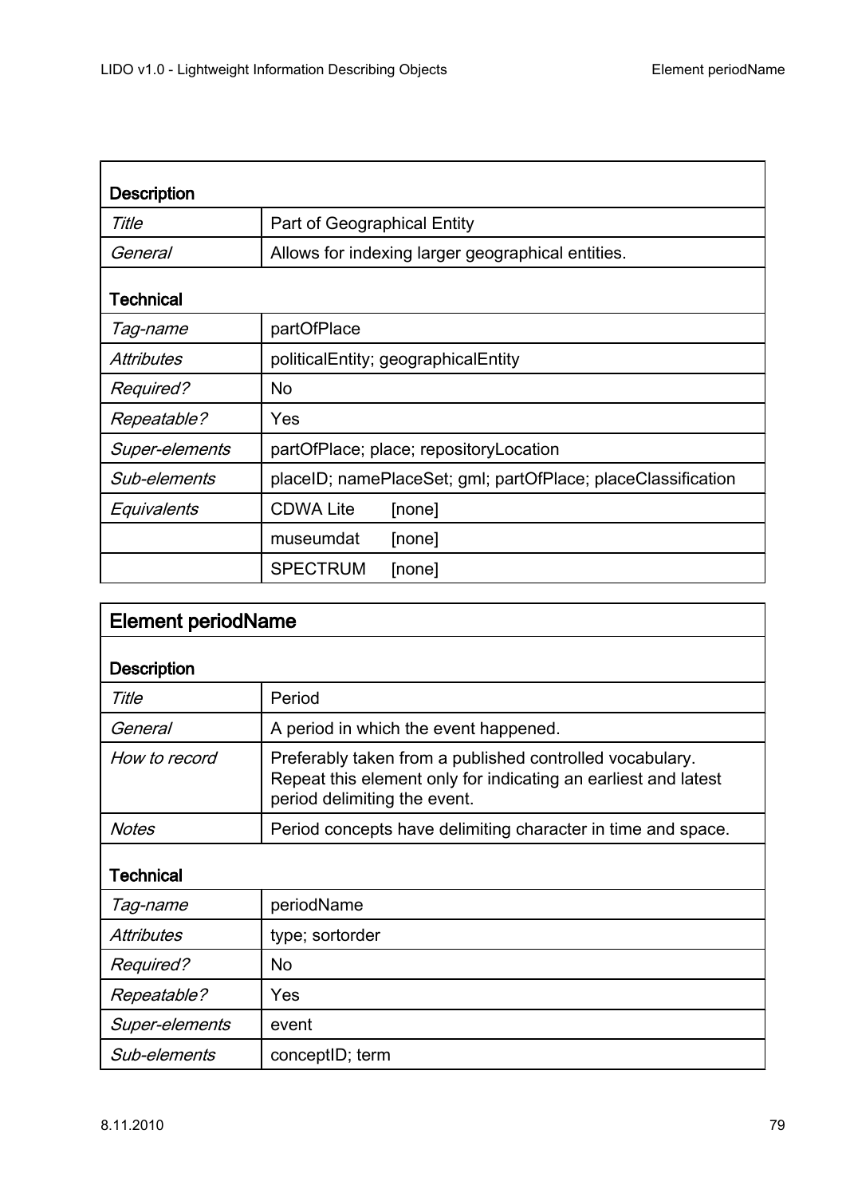| **Description** | |
|---|---|
| *Title* | Part of Geographical Entity |
| *General* | Allows for indexing larger geographical entities. |
| **Technical** | |
| *Tag-name* | partOfPlace |
| *Attributes* | politicalEntity; geographicalEntity |
| *Required?* | No |
| *Repeatable?* | Yes |
| *Super-elements* | partOfPlace; place; repositoryLocation |
| *Sub-elements* | placeID; namePlaceSet; gml; partOfPlace; placeClassification |
| *Equivalents* | CDWA Lite [none] |
| | museumdat [none] |
| | SPECTRUM [none] |

## Element periodName

| **Description** | |
|---|---|
| *Title* | Period |
| *General* | A period in which the event happened. |
| *How to record* | Preferably taken from a published controlled vocabulary. Repeat this element only for indicating an earliest and latest period delimiting the event. |
| *Notes* | Period concepts have delimiting character in time and space. |
| **Technical** | |
| *Tag-name* | periodName |
| *Attributes* | type; sortorder |
| *Required?* | No |
| *Repeatable?* | Yes |
| *Super-elements* | event |
| *Sub-elements* | conceptID; term |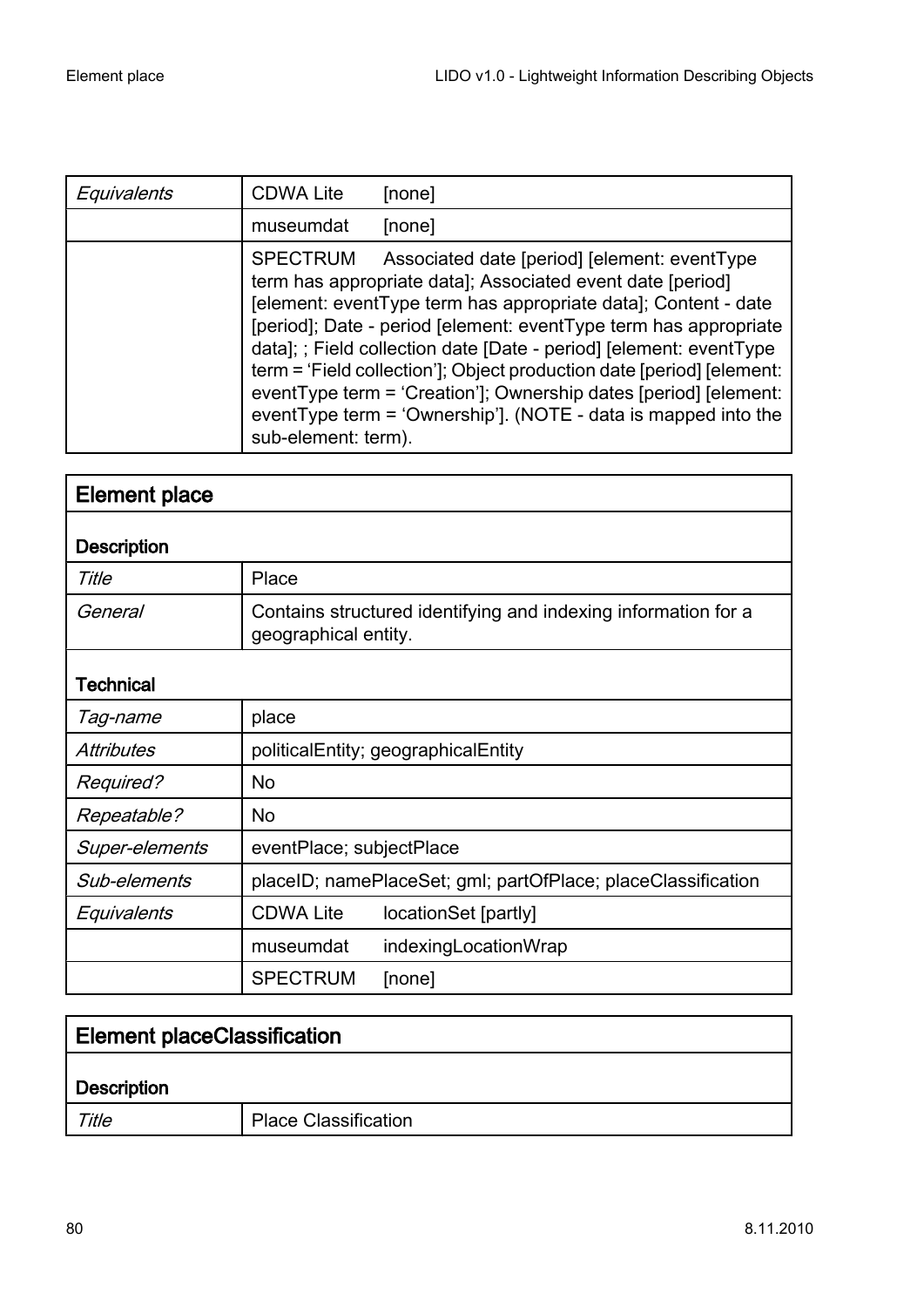| *Equivalents* | CDWA Lite [none] |
|---|---|
| | museumdat [none] |
| | SPECTRUM Associated date [period] [element: eventType term has appropriate data]; Associated event date [period] [element: eventType term has appropriate data]; Content - date [period]; Date - period [element: eventType term has appropriate data]; ; Field collection date [Date - period] [element: eventType term = ‘Field collection’]; Object production date [period] [element: eventType term = ‘Creation’]; Ownership dates [period] [element: eventType term = ‘Ownership’]. (NOTE - data is mapped into the sub-element: term). |

## Element place

| **Description** | |
|---|---|
| *Title* | Place |
| *General* | Contains structured identifying and indexing information for a geographical entity. |
| **Technical** | |
| *Tag-name* | place |
| *Attributes* | politicalEntity; geographicalEntity |
| *Required?* | No |
| *Repeatable?* | No |
| *Super-elements* | eventPlace; subjectPlace |
| *Sub-elements* | placeID; namePlaceSet; gml; partOfPlace; placeClassification |
| *Equivalents* | CDWA Lite locationSet [partly] |
| | museumdat indexingLocationWrap |
| | SPECTRUM [none] |

## Element placeClassification

| **Description** | |
|---|---|
| *Title* | Place Classification |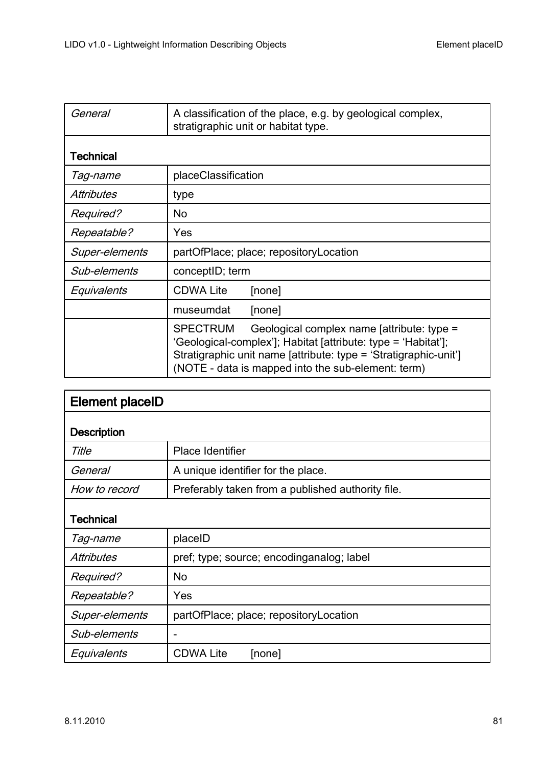| | |
|---|---|
| *General* | A classification of the place, e.g. by geological complex, stratigraphic unit or habitat type. |
| **Technical** | |
| *Tag-name* | placeClassification |
| *Attributes* | type |
| *Required?* | No |
| *Repeatable?* | Yes |
| *Super-elements* | partOfPlace; place; repositoryLocation |
| *Sub-elements* | conceptID; term |
| *Equivalents* | CDWA Lite [none] |
| | museumdat [none] |
| | SPECTRUM Geological complex name [attribute: type = 'Geological-complex']; Habitat [attribute: type = 'Habitat']; Stratigraphic unit name [attribute: type = 'Stratigraphic-unit'] (NOTE - data is mapped into the sub-element: term) |

| **Element placeID** | |
|---|---|
| **Description** | |
| *Title* | Place Identifier |
| *General* | A unique identifier for the place. |
| *How to record* | Preferably taken from a published authority file. |
| **Technical** | |
| *Tag-name* | placeID |
| *Attributes* | pref; type; source; encodinganalog; label |
| *Required?* | No |
| *Repeatable?* | Yes |
| *Super-elements* | partOfPlace; place; repositoryLocation |
| *Sub-elements* | - |
| *Equivalents* | CDWA Lite [none] |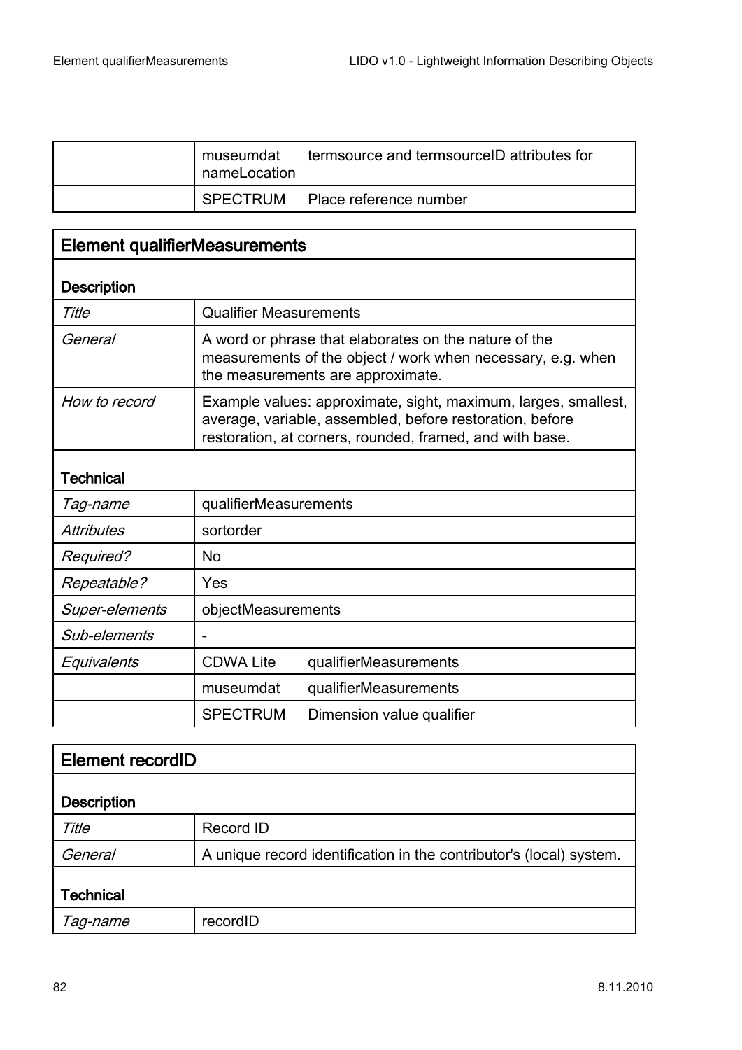| | | |
|---|---|---|
| | museumdat nameLocation | termsource and termsourceID attributes for |
| | SPECTRUM | Place reference number |

## Element qualifierMeasurements

| **Description** | | |
|---|---|---|
| *Title* | Qualifier Measurements | |
| *General* | A word or phrase that elaborates on the nature of the measurements of the object / work when necessary, e.g. when the measurements are approximate. | |
| *How to record* | Example values: approximate, sight, maximum, larges, smallest, average, variable, assembled, before restoration, before restoration, at corners, rounded, framed, and with base. | |
| **Technical** | | |
| *Tag-name* | qualifierMeasurements | |
| *Attributes* | sortorder | |
| *Required?* | No | |
| *Repeatable?* | Yes | |
| *Super-elements* | objectMeasurements | |
| *Sub-elements* | - | |
| *Equivalents* | CDWA Lite | qualifierMeasurements |
| | museumdat | qualifierMeasurements |
| | SPECTRUM | Dimension value qualifier |

## Element recordID

| **Description** | |
|---|---|
| *Title* | Record ID |
| *General* | A unique record identification in the contributor's (local) system. |
| **Technical** | |
| *Tag-name* | recordID |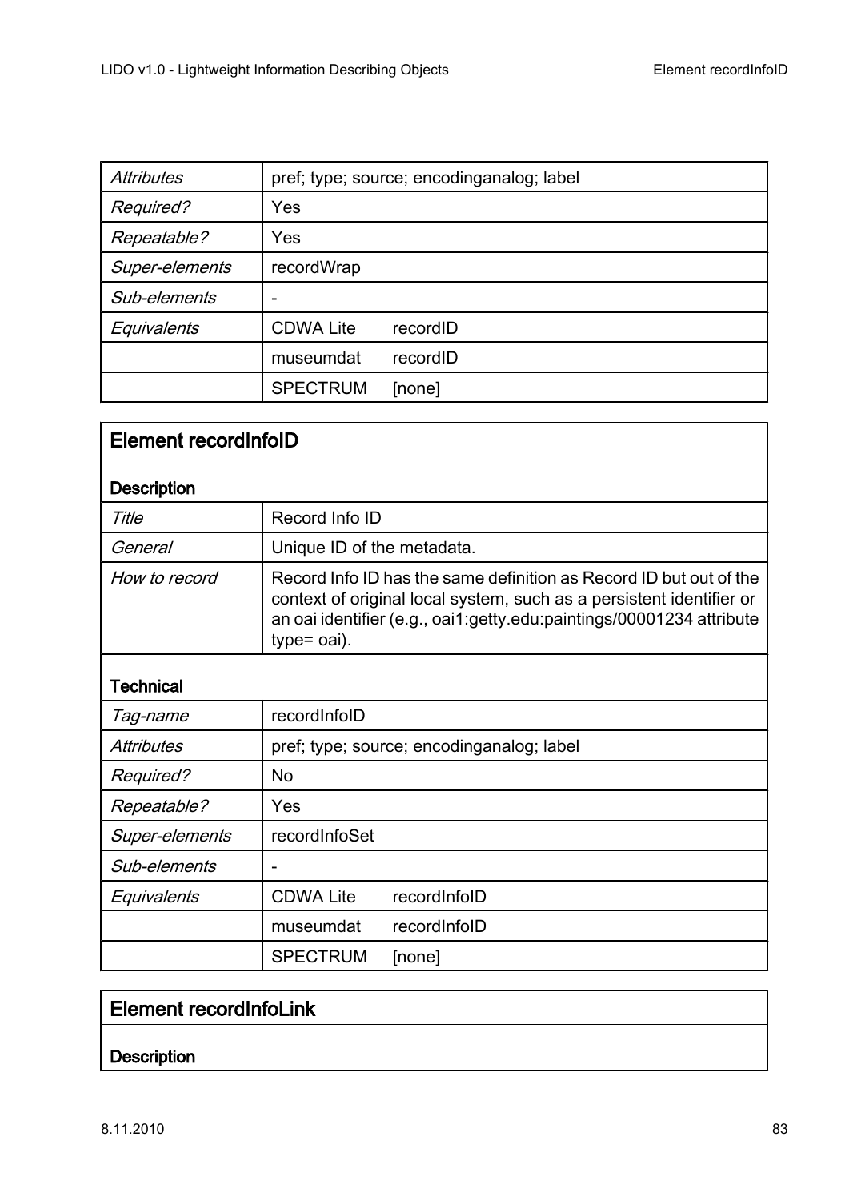| | | |
|---|---|---|
| *Attributes* | pref; type; source; encodinganalog; label | |
| *Required?* | Yes | |
| *Repeatable?* | Yes | |
| *Super-elements* | recordWrap | |
| *Sub-elements* | - | |
| *Equivalents* | CDWA Lite | recordID |
| | museumdat | recordID |
| | SPECTRUM | [none] |

## Element recordInfoID

### Description

| | | |
|---|---|---|
| *Title* | Record Info ID | |
| *General* | Unique ID of the metadata. | |
| *How to record* | Record Info ID has the same definition as Record ID but out of the context of original local system, such as a persistent identifier or an oai identifier (e.g., oai1:getty.edu:paintings/00001234 attribute type= oai). | |

### Technical

| | | |
|---|---|---|
| *Tag-name* | recordInfoID | |
| *Attributes* | pref; type; source; encodinganalog; label | |
| *Required?* | No | |
| *Repeatable?* | Yes | |
| *Super-elements* | recordInfoSet | |
| *Sub-elements* | - | |
| *Equivalents* | CDWA Lite | recordInfoID |
| | museumdat | recordInfoID |
| | SPECTRUM | [none] |

## Element recordInfoLink

### Description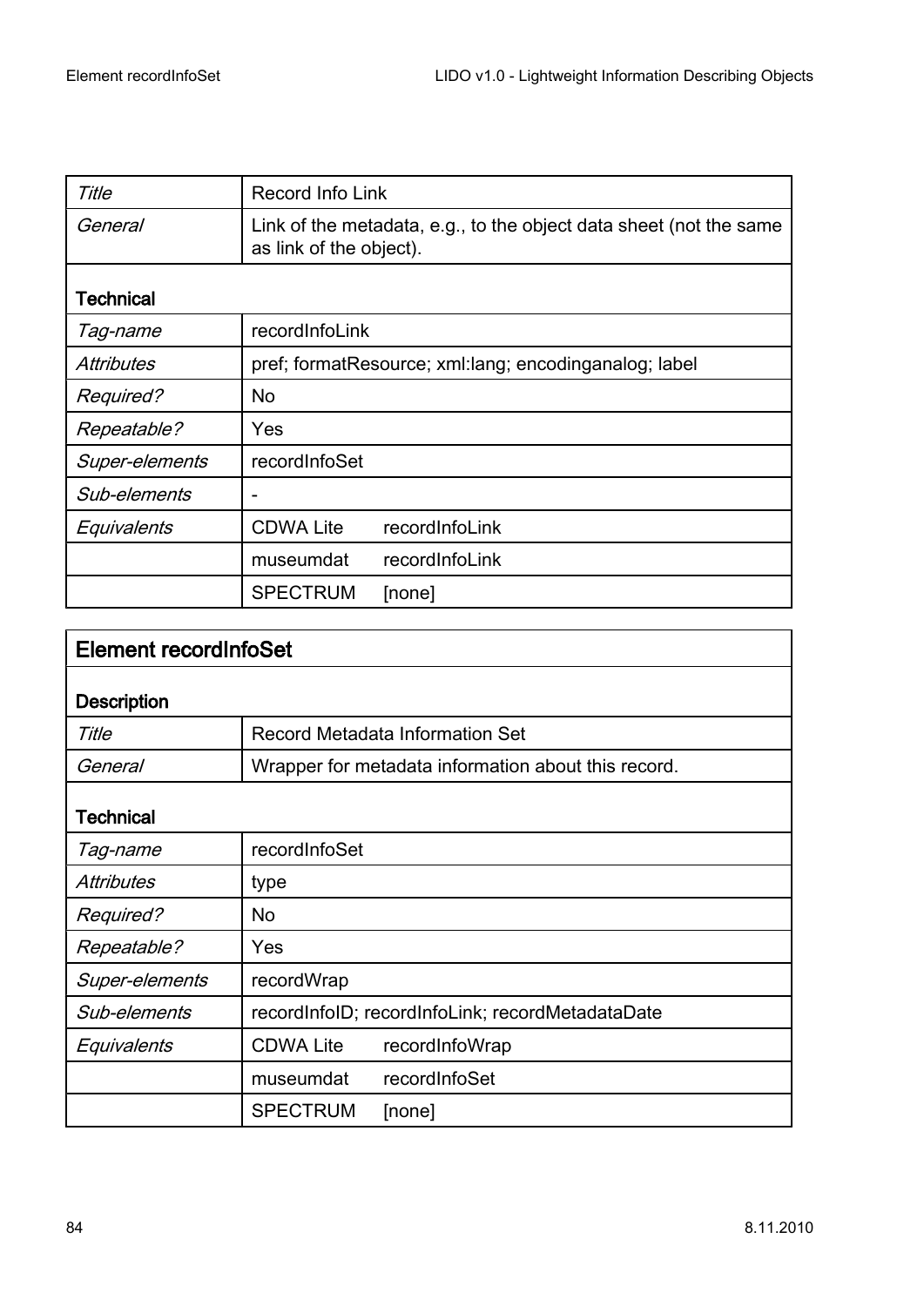| *Title* | Record Info Link | |
| --- | --- | --- |
| *General* | Link of the metadata, e.g., to the object data sheet (not the same as link of the object). | |
| **Technical** | | |
| *Tag-name* | recordInfoLink | |
| *Attributes* | pref; formatResource; xml:lang; encodinganalog; label | |
| *Required?* | No | |
| *Repeatable?* | Yes | |
| *Super-elements* | recordInfoSet | |
| *Sub-elements* | - | |
| *Equivalents* | CDWA Lite | recordInfoLink |
| | museumdat | recordInfoLink |
| | SPECTRUM | [none] |

## Element recordInfoSet

| **Description** | | |
| --- | --- | --- |
| *Title* | Record Metadata Information Set | |
| *General* | Wrapper for metadata information about this record. | |
| **Technical** | | |
| *Tag-name* | recordInfoSet | |
| *Attributes* | type | |
| *Required?* | No | |
| *Repeatable?* | Yes | |
| *Super-elements* | recordWrap | |
| *Sub-elements* | recordInfoID; recordInfoLink; recordMetadataDate | |
| *Equivalents* | CDWA Lite | recordInfoWrap |
| | museumdat | recordInfoSet |
| | SPECTRUM | [none] |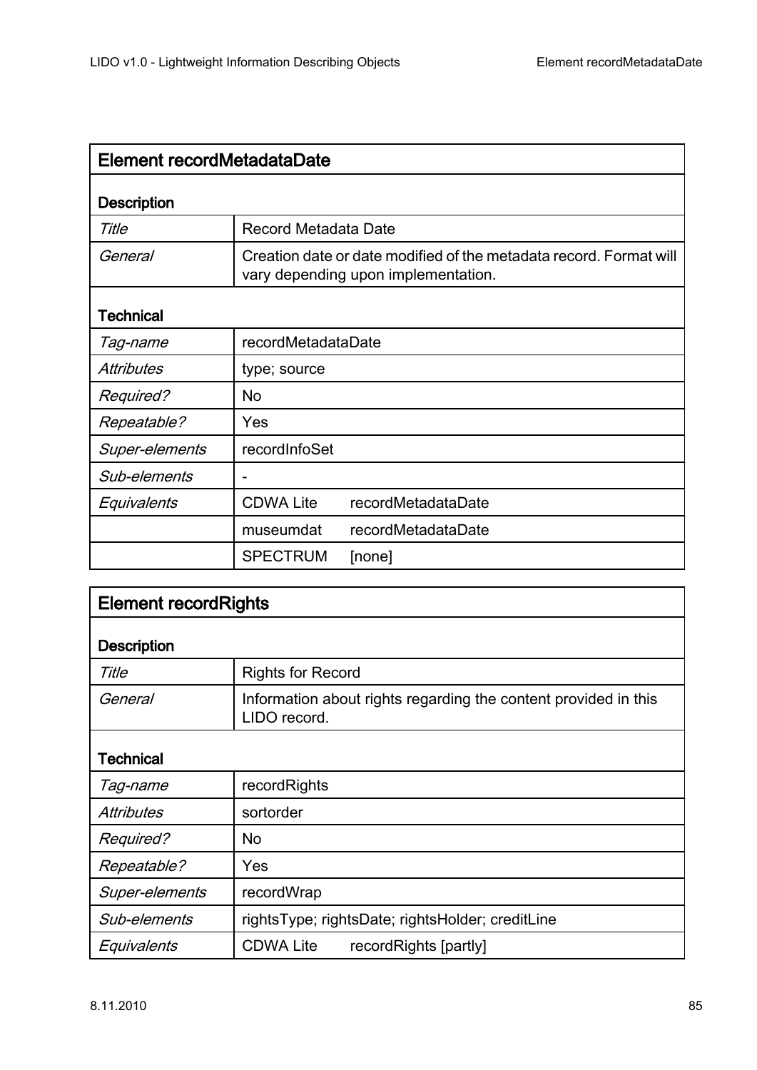| Element recordMetadataDate | | |
|---|---|---|
| **Description** | | |
| *Title* | Record Metadata Date | |
| *General* | Creation date or date modified of the metadata record. Format will vary depending upon implementation. | |
| **Technical** | | |
| *Tag-name* | recordMetadataDate | |
| *Attributes* | type; source | |
| *Required?* | No | |
| *Repeatable?* | Yes | |
| *Super-elements* | recordInfoSet | |
| *Sub-elements* | - | |
| *Equivalents* | CDWA Lite | recordMetadataDate |
| | museumdat | recordMetadataDate |
| | SPECTRUM | [none] |

| Element recordRights | | |
|---|---|---|
| **Description** | | |
| *Title* | Rights for Record | |
| *General* | Information about rights regarding the content provided in this LIDO record. | |
| **Technical** | | |
| *Tag-name* | recordRights | |
| *Attributes* | sortorder | |
| *Required?* | No | |
| *Repeatable?* | Yes | |
| *Super-elements* | recordWrap | |
| *Sub-elements* | rightsType; rightsDate; rightsHolder; creditLine | |
| *Equivalents* | CDWA Lite | recordRights [partly] |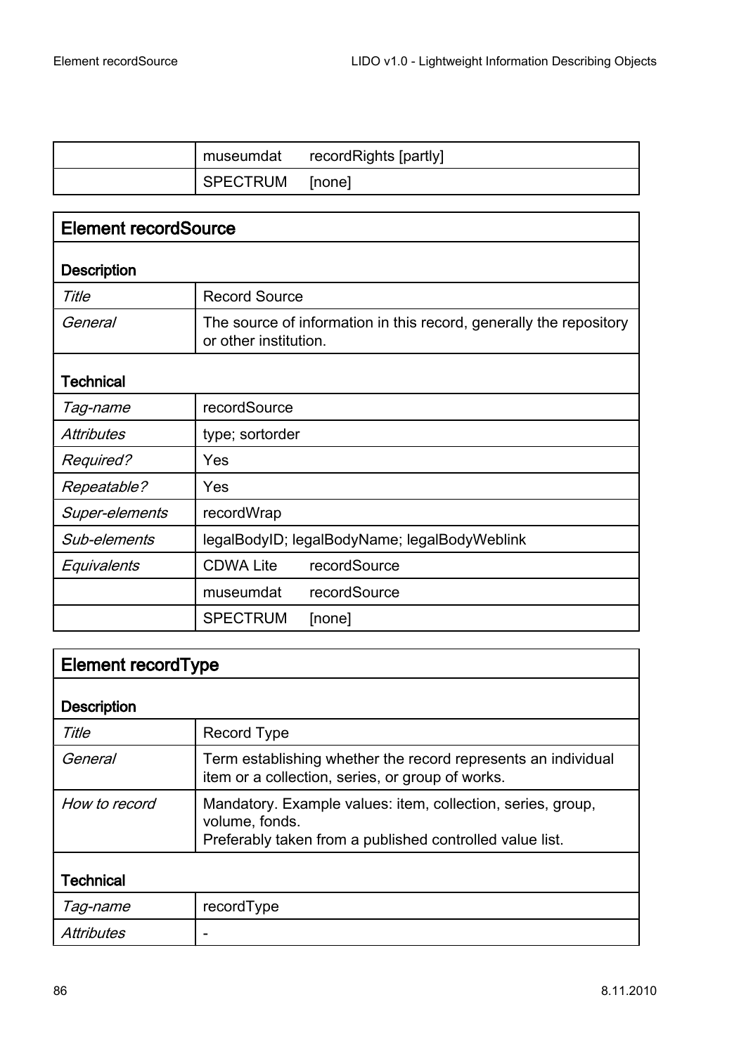| | | |
|---|---|---|
| | museumdat | recordRights [partly] |
| | SPECTRUM | [none] |

| Element recordSource | | |
|---|---|---|
| **Description** | | |
| *Title* | Record Source | |
| *General* | The source of information in this record, generally the repository or other institution. | |
| **Technical** | | |
| *Tag-name* | recordSource | |
| *Attributes* | type; sortorder | |
| *Required?* | Yes | |
| *Repeatable?* | Yes | |
| *Super-elements* | recordWrap | |
| *Sub-elements* | legalBodyID; legalBodyName; legalBodyWeblink | |
| *Equivalents* | CDWA Lite | recordSource |
| | museumdat | recordSource |
| | SPECTRUM | [none] |

| Element recordType | |
|---|---|
| **Description** | |
| *Title* | Record Type |
| *General* | Term establishing whether the record represents an individual item or a collection, series, or group of works. |
| *How to record* | Mandatory. Example values: item, collection, series, group, volume, fonds.<br>Preferably taken from a published controlled value list. |
| **Technical** | |
| *Tag-name* | recordType |
| *Attributes* | - |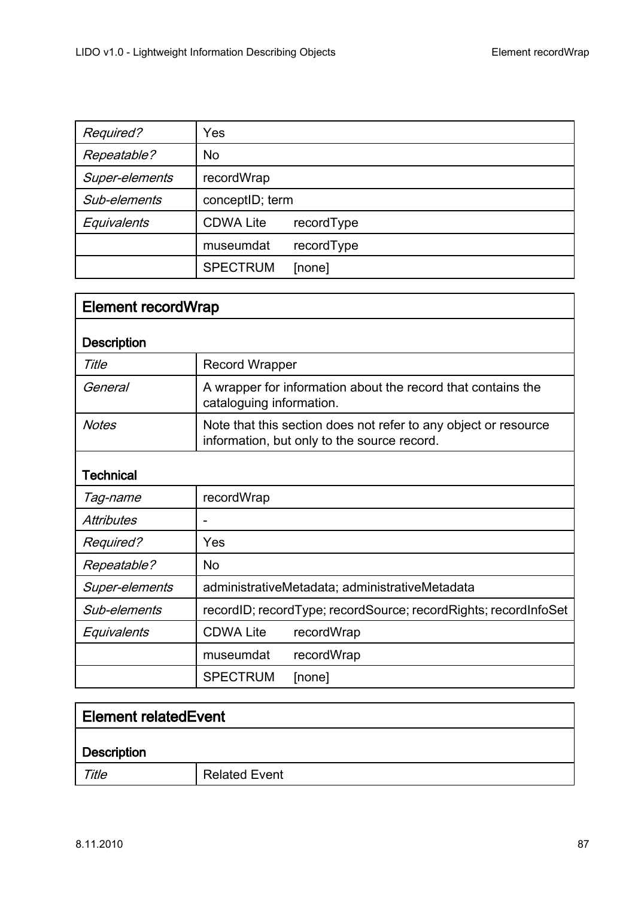| | | |
|---|---|---|
| *Required?* | Yes | |
| *Repeatable?* | No | |
| *Super-elements* | recordWrap | |
| *Sub-elements* | conceptID; term | |
| *Equivalents* | CDWA Lite | recordType |
| | museumdat | recordType |
| | SPECTRUM | [none] |

## Element recordWrap

| **Description** | | |
|---|---|---|
| *Title* | Record Wrapper | |
| *General* | A wrapper for information about the record that contains the cataloguing information. | |
| *Notes* | Note that this section does not refer to any object or resource information, but only to the source record. | |
| **Technical** | | |
| *Tag-name* | recordWrap | |
| *Attributes* | - | |
| *Required?* | Yes | |
| *Repeatable?* | No | |
| *Super-elements* | administrativeMetadata; administrativeMetadata | |
| *Sub-elements* | recordID; recordType; recordSource; recordRights; recordInfoSet | |
| *Equivalents* | CDWA Lite | recordWrap |
| | museumdat | recordWrap |
| | SPECTRUM | [none] |

## Element relatedEvent

| **Description** | |
|---|---|
| *Title* | Related Event |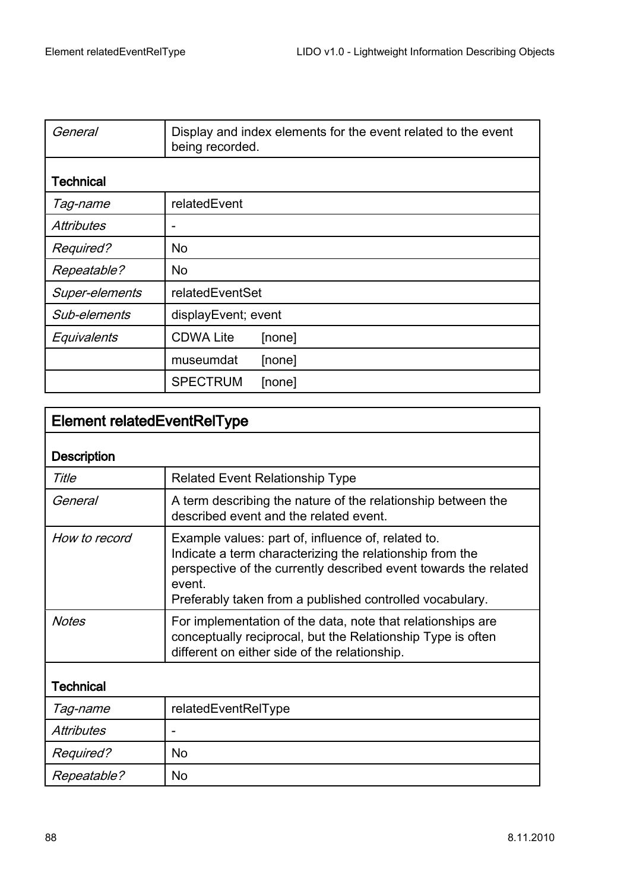| | |
|---|---|
| *General* | Display and index elements for the event related to the event being recorded. |
| **Technical** | |
| *Tag-name* | relatedEvent |
| *Attributes* | - |
| *Required?* | No |
| *Repeatable?* | No |
| *Super-elements* | relatedEventSet |
| *Sub-elements* | displayEvent; event |
| *Equivalents* | CDWA Lite [none] |
| | museumdat [none] |
| | SPECTRUM [none] |

| **Element relatedEventRelType** | |
|---|---|
| **Description** | |
| *Title* | Related Event Relationship Type |
| *General* | A term describing the nature of the relationship between the described event and the related event. |
| *How to record* | Example values: part of, influence of, related to.<br>Indicate a term characterizing the relationship from the perspective of the currently described event towards the related event.<br>Preferably taken from a published controlled vocabulary. |
| *Notes* | For implementation of the data, note that relationships are conceptually reciprocal, but the Relationship Type is often different on either side of the relationship. |
| **Technical** | |
| *Tag-name* | relatedEventRelType |
| *Attributes* | - |
| *Required?* | No |
| *Repeatable?* | No |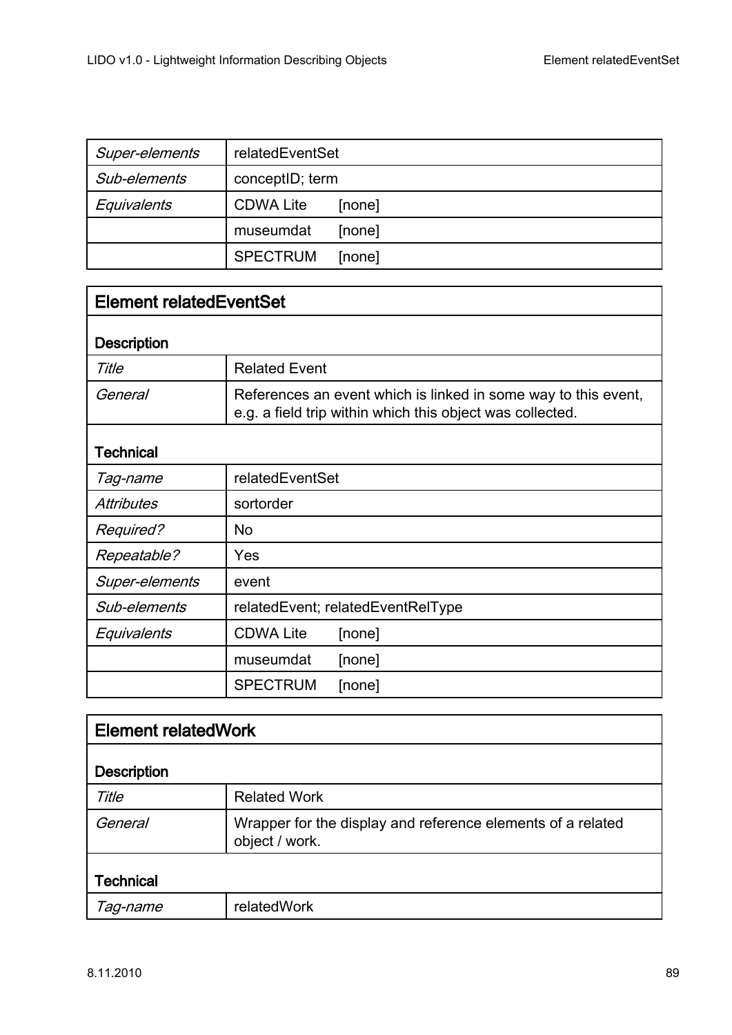| | |
|---|---|
| *Super-elements* | relatedEventSet |
| *Sub-elements* | conceptID; term |
| *Equivalents* | CDWA Lite [none] |
| | museumdat [none] |
| | SPECTRUM [none] |

| **Element relatedEventSet** | |
|---|---|
| **Description** | |
| *Title* | Related Event |
| *General* | References an event which is linked in some way to this event, e.g. a field trip within which this object was collected. |
| **Technical** | |
| *Tag-name* | relatedEventSet |
| *Attributes* | sortorder |
| *Required?* | No |
| *Repeatable?* | Yes |
| *Super-elements* | event |
| *Sub-elements* | relatedEvent; relatedEventRelType |
| *Equivalents* | CDWA Lite [none] |
| | museumdat [none] |
| | SPECTRUM [none] |

| **Element relatedWork** | |
|---|---|
| **Description** | |
| *Title* | Related Work |
| *General* | Wrapper for the display and reference elements of a related object / work. |
| **Technical** | |
| *Tag-name* | relatedWork |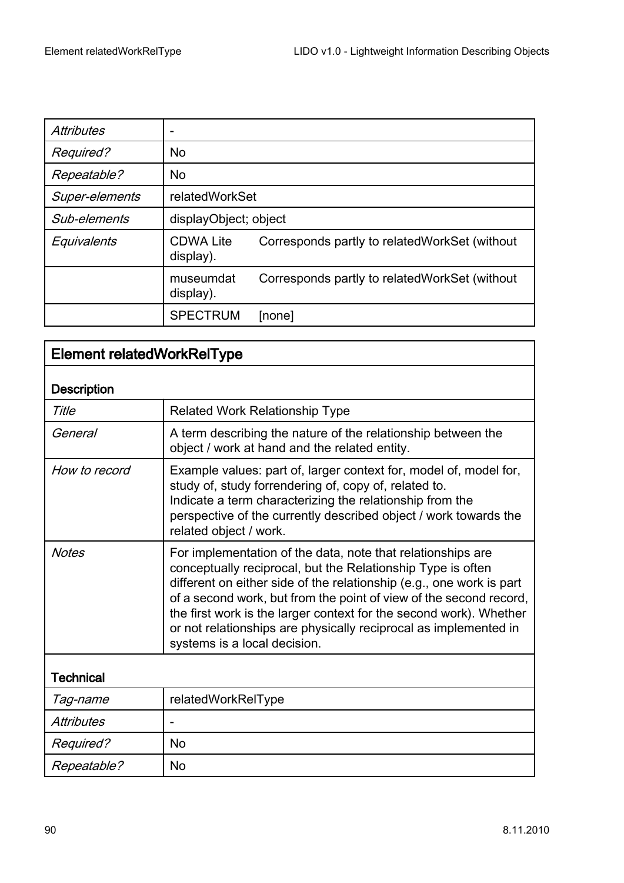| | |
|---|---|
| *Attributes* | - |
| *Required?* | No |
| *Repeatable?* | No |
| *Super-elements* | relatedWorkSet |
| *Sub-elements* | displayObject; object |
| *Equivalents* | CDWA Lite Corresponds partly to relatedWorkSet (without display). |
| | museumdat Corresponds partly to relatedWorkSet (without display). |
| | SPECTRUM [none] |

## Element relatedWorkRelType

### Description

| | |
|---|---|
| *Title* | Related Work Relationship Type |
| *General* | A term describing the nature of the relationship between the object / work at hand and the related entity. |
| *How to record* | Example values: part of, larger context for, model of, model for, study of, study forrendering of, copy of, related to.<br>Indicate a term characterizing the relationship from the perspective of the currently described object / work towards the related object / work. |
| *Notes* | For implementation of the data, note that relationships are conceptually reciprocal, but the Relationship Type is often different on either side of the relationship (e.g., one work is part of a second work, but from the point of view of the second record, the first work is the larger context for the second work). Whether or not relationships are physically reciprocal as implemented in systems is a local decision. |

### Technical

| | |
|---|---|
| *Tag-name* | relatedWorkRelType |
| *Attributes* | - |
| *Required?* | No |
| *Repeatable?* | No |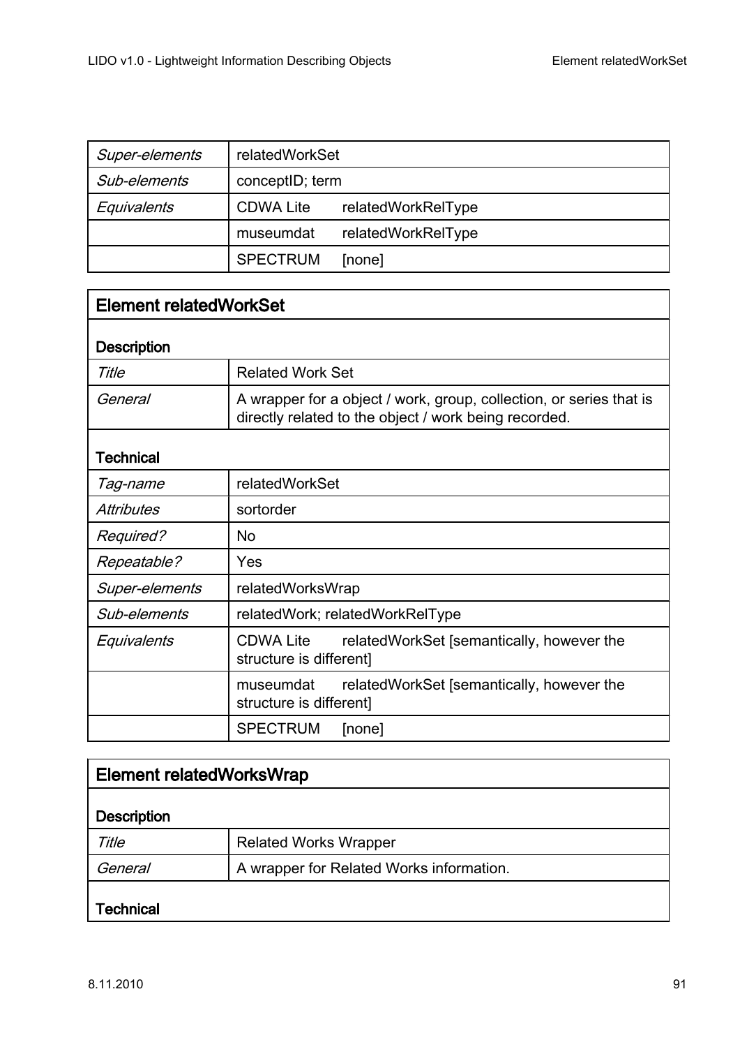| | |
|---|---|
| *Super-elements* | relatedWorkSet |
| *Sub-elements* | conceptID; term |
| *Equivalents* | CDWA Lite relatedWorkRelType |
| | museumdat relatedWorkRelType |
| | SPECTRUM [none] |

## Element relatedWorkSet

**Description**

| | |
|---|---|
| *Title* | Related Work Set |
| *General* | A wrapper for a object / work, group, collection, or series that is directly related to the object / work being recorded. |

**Technical**

| | |
|---|---|
| *Tag-name* | relatedWorkSet |
| *Attributes* | sortorder |
| *Required?* | No |
| *Repeatable?* | Yes |
| *Super-elements* | relatedWorksWrap |
| *Sub-elements* | relatedWork; relatedWorkRelType |
| *Equivalents* | CDWA Lite relatedWorkSet [semantically, however the structure is different] |
| | museumdat relatedWorkSet [semantically, however the structure is different] |
| | SPECTRUM [none] |

## Element relatedWorksWrap

**Description**

| | |
|---|---|
| *Title* | Related Works Wrapper |
| *General* | A wrapper for Related Works information. |

**Technical**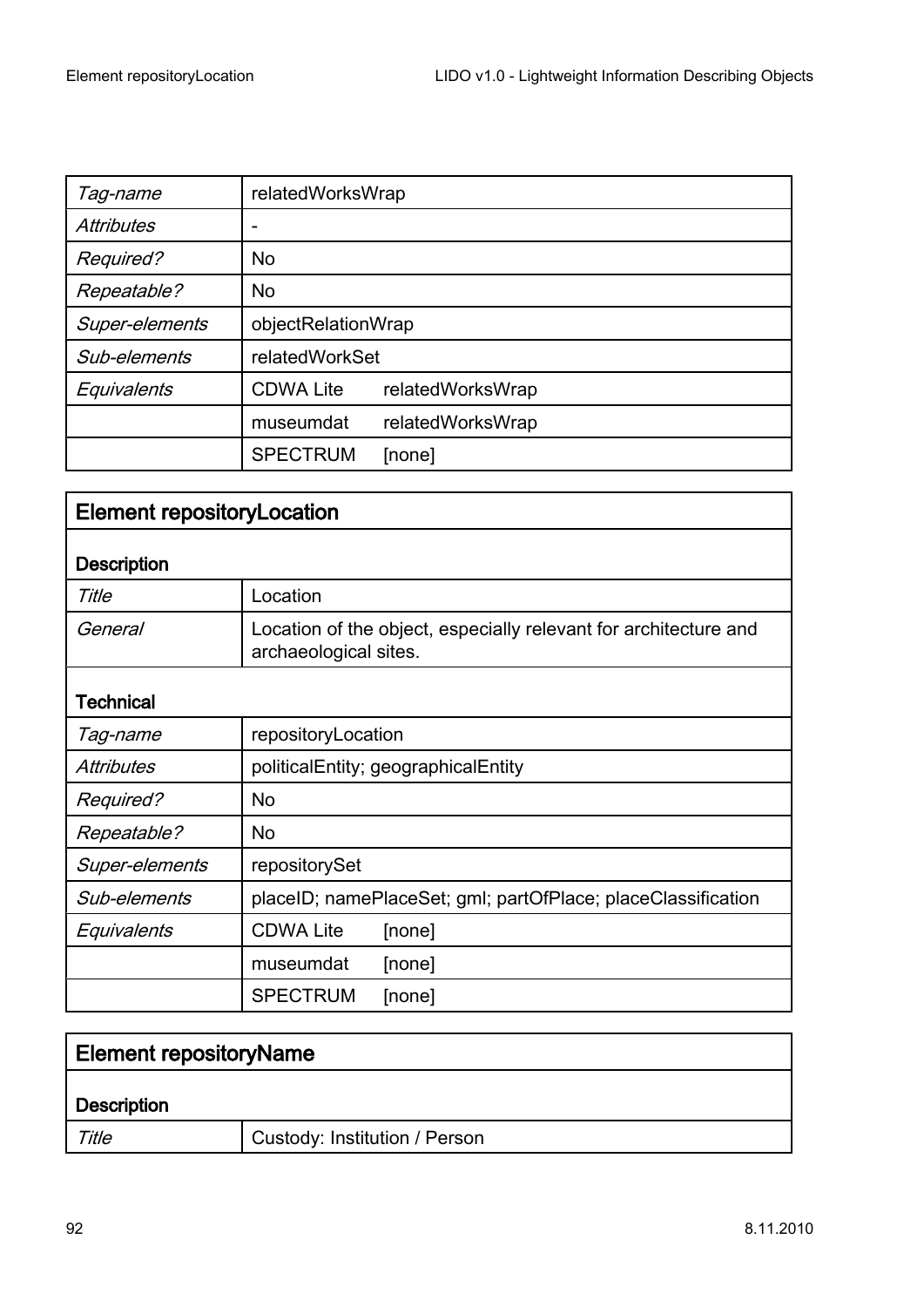| Tag-name | relatedWorksWrap | |
|---|---|---|
| Attributes | - | |
| Required? | No | |
| Repeatable? | No | |
| Super-elements | objectRelationWrap | |
| Sub-elements | relatedWorkSet | |
| Equivalents | CDWA Lite | relatedWorksWrap |
| | museumdat | relatedWorksWrap |
| | SPECTRUM | [none] |

## Element repositoryLocation

### Description

| Title | Location |
|---|---|
| General | Location of the object, especially relevant for architecture and archaeological sites. |

### Technical

| Tag-name | repositoryLocation | |
|---|---|---|
| Attributes | politicalEntity; geographicalEntity | |
| Required? | No | |
| Repeatable? | No | |
| Super-elements | repositorySet | |
| Sub-elements | placeID; namePlaceSet; gml; partOfPlace; placeClassification | |
| Equivalents | CDWA Lite | [none] |
| | museumdat | [none] |
| | SPECTRUM | [none] |

## Element repositoryName

### Description

| Title | Custody: Institution / Person |
|---|---|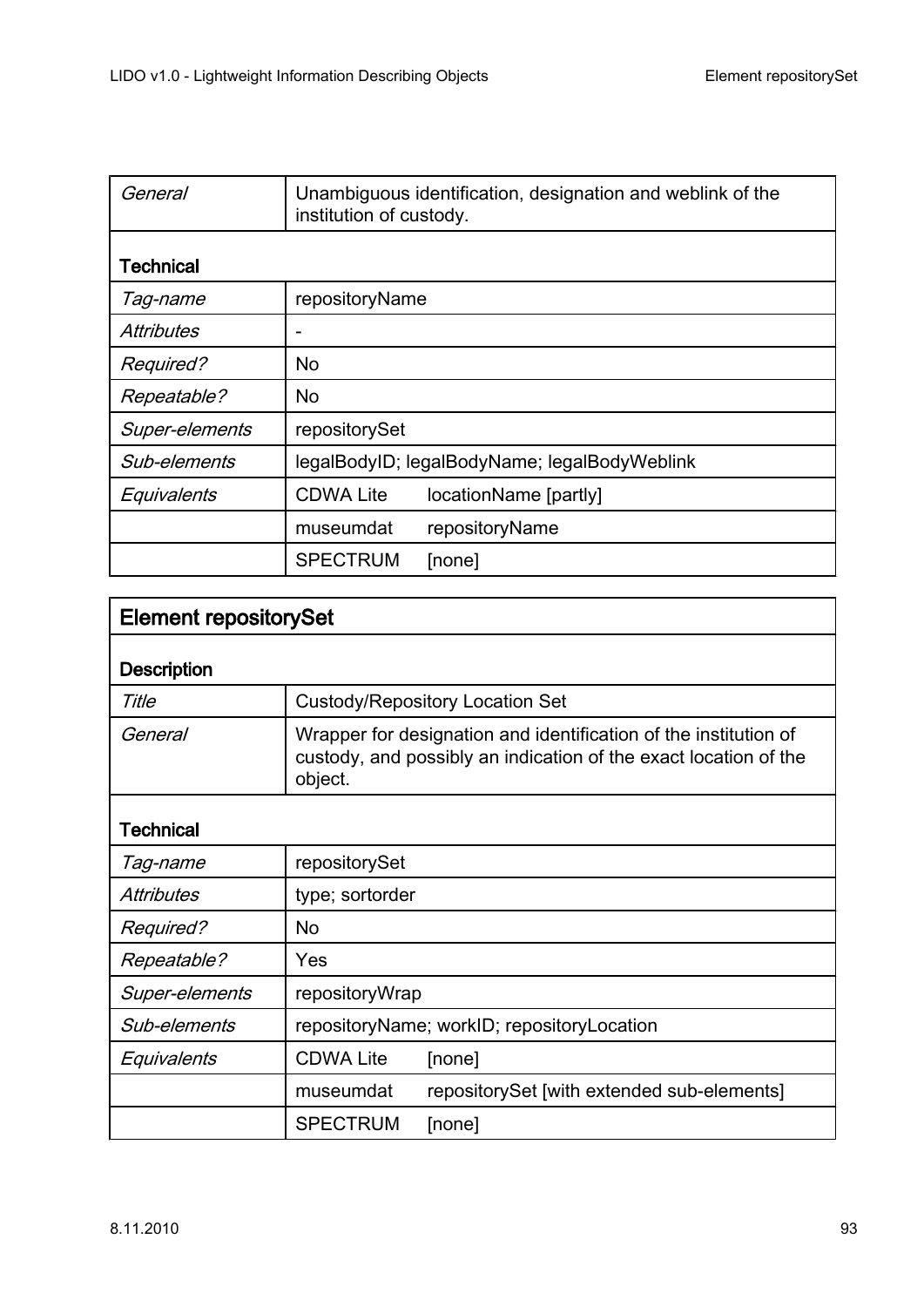| | | |
|---|---|---|
| *General* | Unambiguous identification, designation and weblink of the institution of custody. | |
| **Technical** | | |
| *Tag-name* | repositoryName | |
| *Attributes* | - | |
| *Required?* | No | |
| *Repeatable?* | No | |
| *Super-elements* | repositorySet | |
| *Sub-elements* | legalBodyID; legalBodyName; legalBodyWeblink | |
| *Equivalents* | CDWA Lite | locationName [partly] |
| | museumdat | repositoryName |
| | SPECTRUM | [none] |

## Element repositorySet

| | | |
|---|---|---|
| **Description** | | |
| *Title* | Custody/Repository Location Set | |
| *General* | Wrapper for designation and identification of the institution of custody, and possibly an indication of the exact location of the object. | |
| **Technical** | | |
| *Tag-name* | repositorySet | |
| *Attributes* | type; sortorder | |
| *Required?* | No | |
| *Repeatable?* | Yes | |
| *Super-elements* | repositoryWrap | |
| *Sub-elements* | repositoryName; workID; repositoryLocation | |
| *Equivalents* | CDWA Lite | [none] |
| | museumdat | repositorySet [with extended sub-elements] |
| | SPECTRUM | [none] |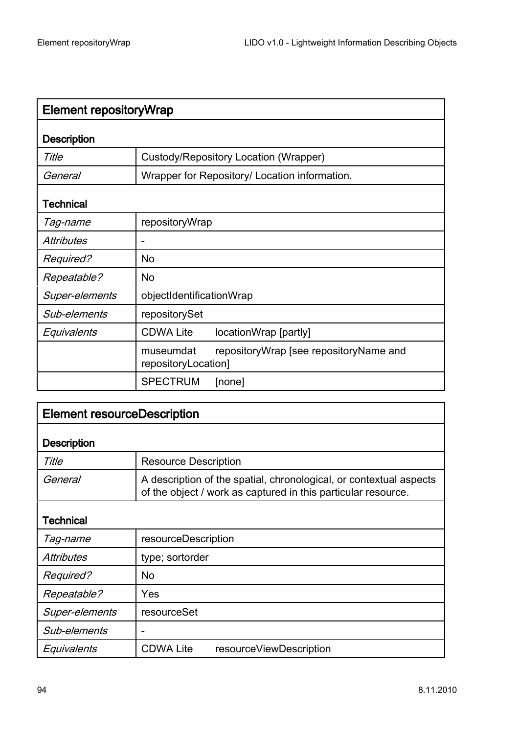## Element repositoryWrap

| | |
|---|---|
| **Description** | |
| *Title* | Custody/Repository Location (Wrapper) |
| *General* | Wrapper for Repository/ Location information. |
| **Technical** | |
| *Tag-name* | repositoryWrap |
| *Attributes* | - |
| *Required?* | No |
| *Repeatable?* | No |
| *Super-elements* | objectIdentificationWrap |
| *Sub-elements* | repositorySet |
| *Equivalents* | CDWA Lite     locationWrap [partly] |
| | museumdat     repositoryWrap [see repositoryName and repositoryLocation] |
| | SPECTRUM     [none] |

## Element resourceDescription

| | |
|---|---|
| **Description** | |
| *Title* | Resource Description |
| *General* | A description of the spatial, chronological, or contextual aspects of the object / work as captured in this particular resource. |
| **Technical** | |
| *Tag-name* | resourceDescription |
| *Attributes* | type; sortorder |
| *Required?* | No |
| *Repeatable?* | Yes |
| *Super-elements* | resourceSet |
| *Sub-elements* | - |
| *Equivalents* | CDWA Lite     resourceViewDescription |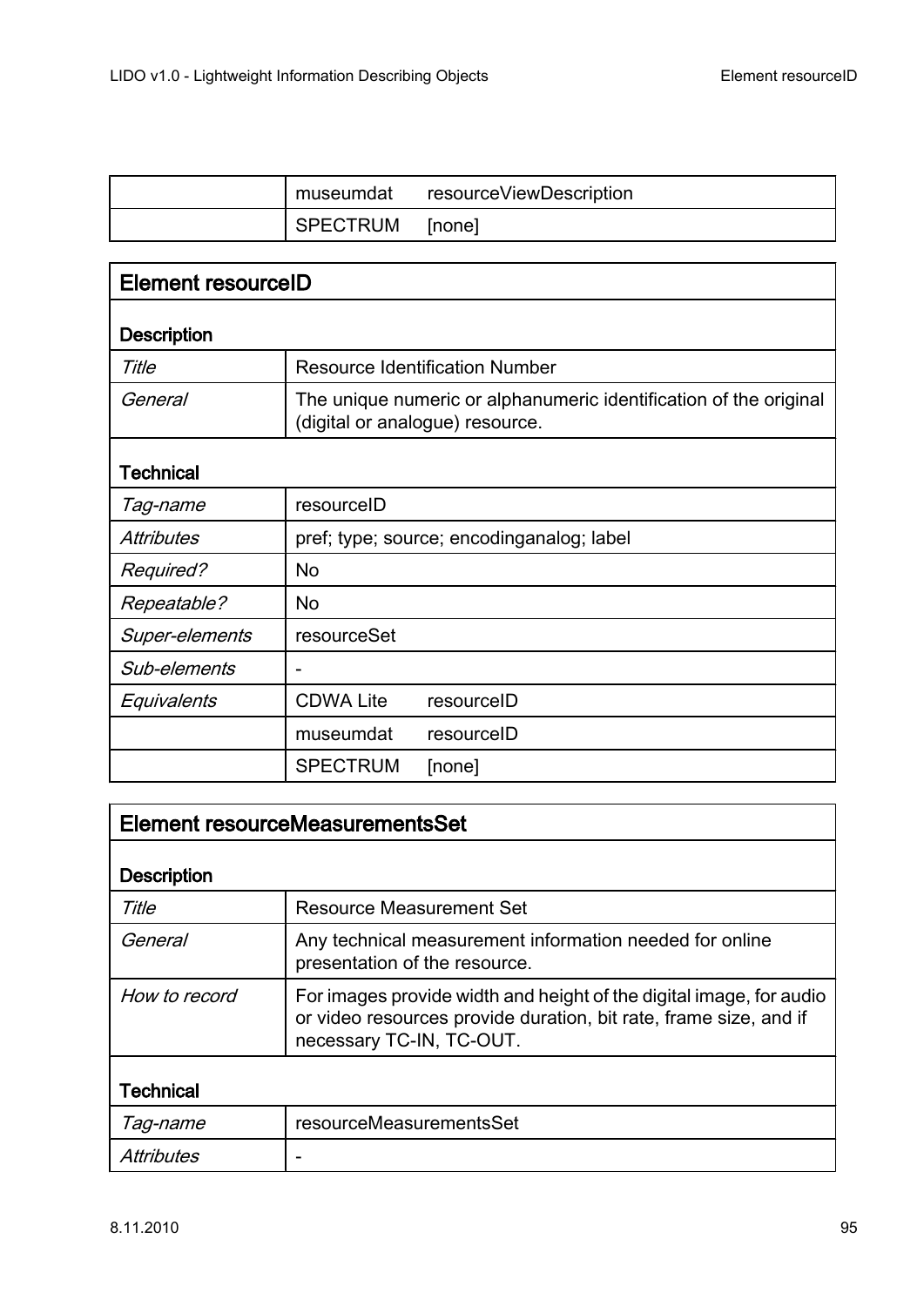| | | |
|---|---|---|
| | museumdat | resourceViewDescription |
| | SPECTRUM | [none] |

## Element resourceID

| | | |
|---|---|---|
| **Description** | | |
| *Title* | Resource Identification Number | |
| *General* | The unique numeric or alphanumeric identification of the original (digital or analogue) resource. | |
| **Technical** | | |
| *Tag-name* | resourceID | |
| *Attributes* | pref; type; source; encodinganalog; label | |
| *Required?* | No | |
| *Repeatable?* | No | |
| *Super-elements* | resourceSet | |
| *Sub-elements* | - | |
| *Equivalents* | CDWA Lite | resourceID |
| | museumdat | resourceID |
| | SPECTRUM | [none] |

## Element resourceMeasurementsSet

| | |
|---|---|
| **Description** | |
| *Title* | Resource Measurement Set |
| *General* | Any technical measurement information needed for online presentation of the resource. |
| *How to record* | For images provide width and height of the digital image, for audio or video resources provide duration, bit rate, frame size, and if necessary TC-IN, TC-OUT. |
| **Technical** | |
| *Tag-name* | resourceMeasurementsSet |
| *Attributes* | - |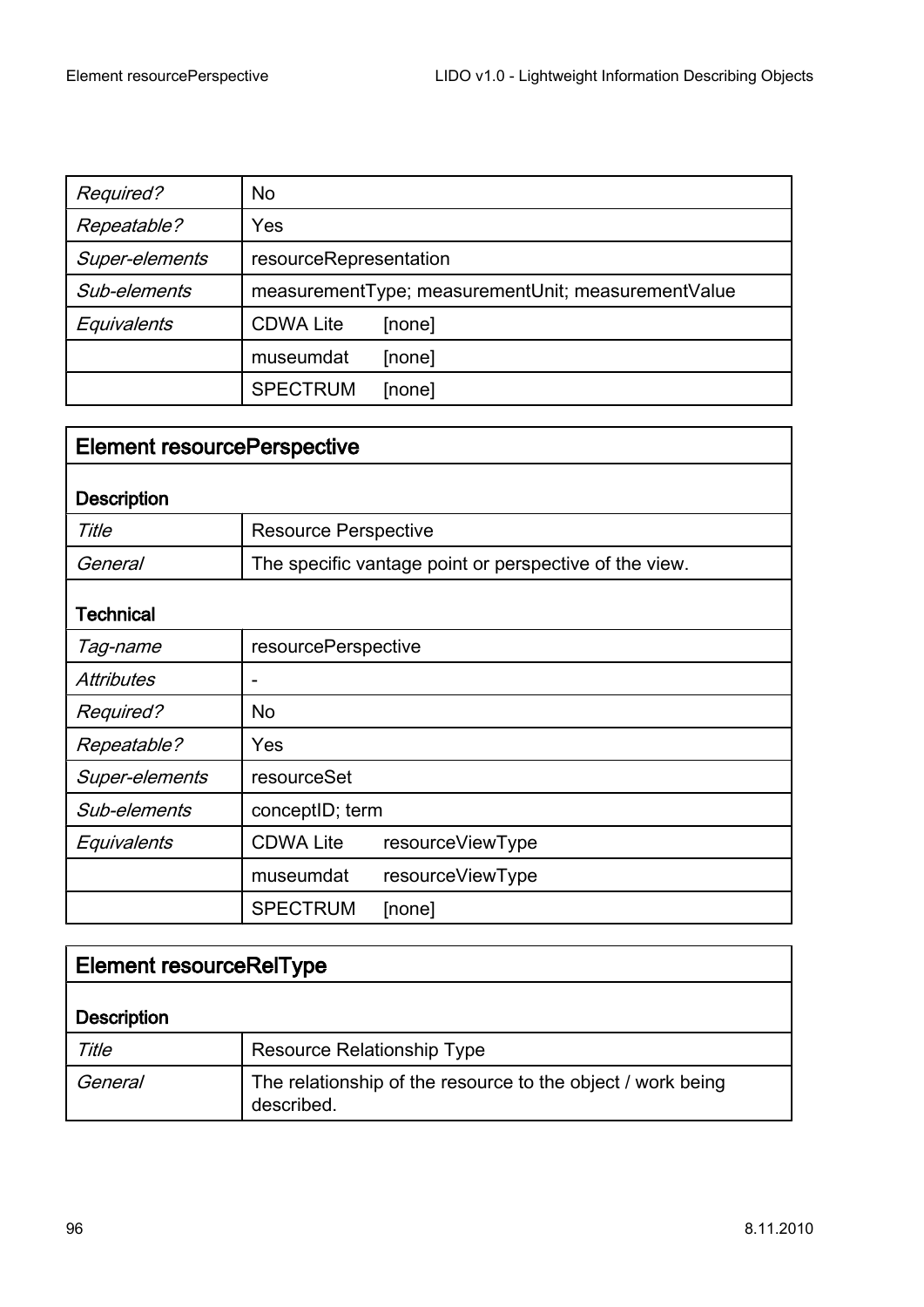| | | |
|---|---|---|
| *Required?* | No | |
| *Repeatable?* | Yes | |
| *Super-elements* | resourceRepresentation | |
| *Sub-elements* | measurementType; measurementUnit; measurementValue | |
| *Equivalents* | CDWA Lite | [none] |
| | museumdat | [none] |
| | SPECTRUM | [none] |

## Element resourcePerspective

| | | |
|---|---|---|
| **Description** | | |
| *Title* | Resource Perspective | |
| *General* | The specific vantage point or perspective of the view. | |
| **Technical** | | |
| *Tag-name* | resourcePerspective | |
| *Attributes* | - | |
| *Required?* | No | |
| *Repeatable?* | Yes | |
| *Super-elements* | resourceSet | |
| *Sub-elements* | conceptID; term | |
| *Equivalents* | CDWA Lite | resourceViewType |
| | museumdat | resourceViewType |
| | SPECTRUM | [none] |

## Element resourceRelType

| | |
|---|---|
| **Description** | |
| *Title* | Resource Relationship Type |
| *General* | The relationship of the resource to the object / work being described. |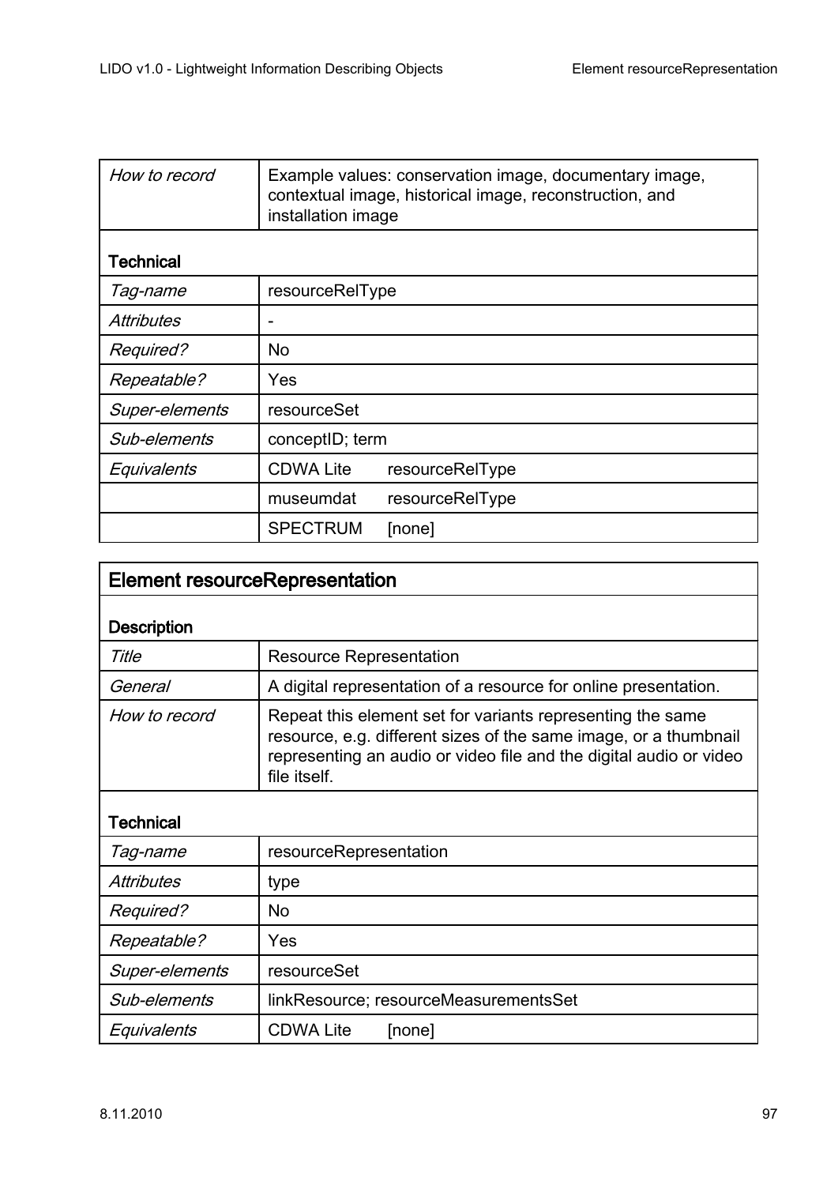| | |
|---|---|
| *How to record* | Example values: conservation image, documentary image, contextual image, historical image, reconstruction, and installation image |
| **Technical** | |
| *Tag-name* | resourceRelType |
| *Attributes* | - |
| *Required?* | No |
| *Repeatable?* | Yes |
| *Super-elements* | resourceSet |
| *Sub-elements* | conceptID; term |
| *Equivalents* | CDWA Lite resourceRelType |
| | museumdat resourceRelType |
| | SPECTRUM [none] |

| **Element resourceRepresentation** | |
|---|---|
| **Description** | |
| *Title* | Resource Representation |
| *General* | A digital representation of a resource for online presentation. |
| *How to record* | Repeat this element set for variants representing the same resource, e.g. different sizes of the same image, or a thumbnail representing an audio or video file and the digital audio or video file itself. |
| **Technical** | |
| *Tag-name* | resourceRepresentation |
| *Attributes* | type |
| *Required?* | No |
| *Repeatable?* | Yes |
| *Super-elements* | resourceSet |
| *Sub-elements* | linkResource; resourceMeasurementsSet |
| *Equivalents* | CDWA Lite [none] |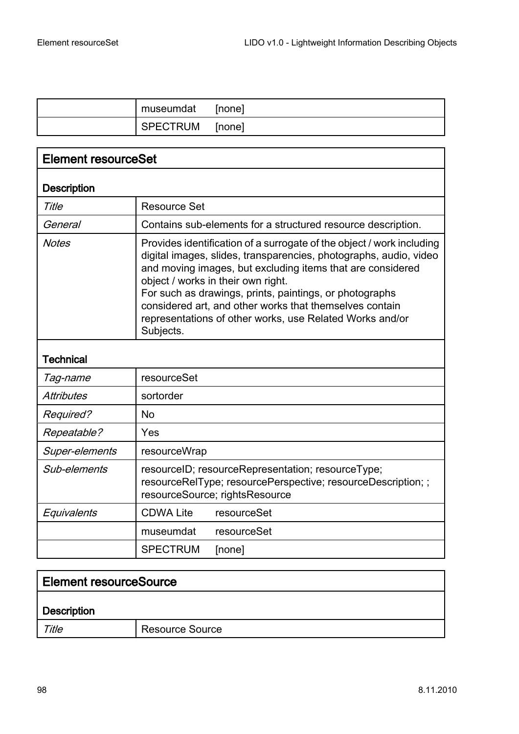| | museumdat | [none] |
|---|---|---|
| | SPECTRUM | [none] |

## Element resourceSet

| **Description** | | |
|---|---|---|
| *Title* | Resource Set | |
| *General* | Contains sub-elements for a structured resource description. | |
| *Notes* | Provides identification of a surrogate of the object / work including digital images, slides, transparencies, photographs, audio, video and moving images, but excluding items that are considered object / works in their own right.<br>For such as drawings, prints, paintings, or photographs considered art, and other works that themselves contain representations of other works, use Related Works and/or Subjects. | |
| **Technical** | | |
| *Tag-name* | resourceSet | |
| *Attributes* | sortorder | |
| *Required?* | No | |
| *Repeatable?* | Yes | |
| *Super-elements* | resourceWrap | |
| *Sub-elements* | resourceID; resourceRepresentation; resourceType; resourceRelType; resourcePerspective; resourceDescription; ; resourceSource; rightsResource | |
| *Equivalents* | CDWA Lite | resourceSet |
| | museumdat | resourceSet |
| | SPECTRUM | [none] |

## Element resourceSource

| **Description** | |
|---|---|
| *Title* | Resource Source |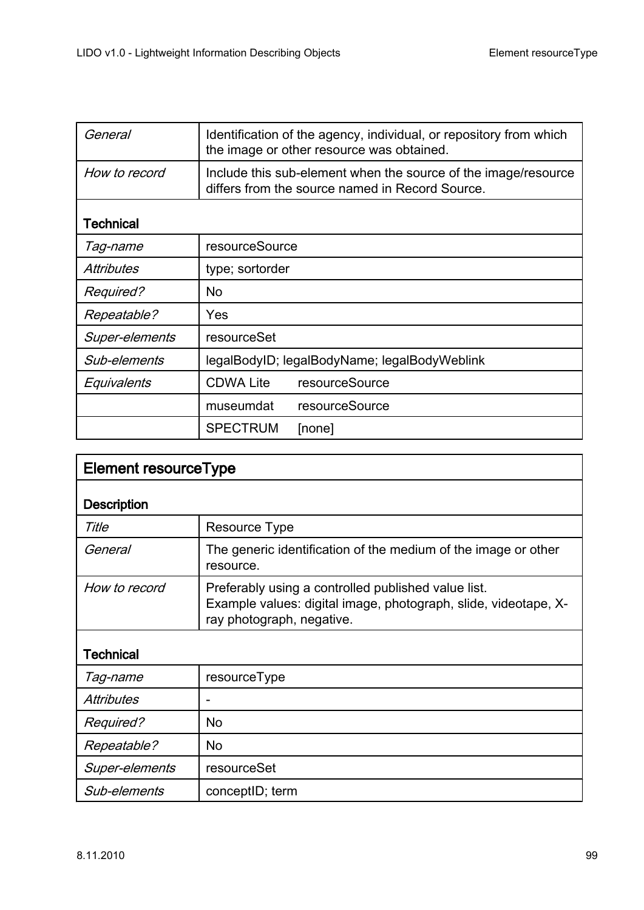| | |
|---|---|
| *General* | Identification of the agency, individual, or repository from which the image or other resource was obtained. |
| *How to record* | Include this sub-element when the source of the image/resource differs from the source named in Record Source. |
| **Technical** | |
| *Tag-name* | resourceSource |
| *Attributes* | type; sortorder |
| *Required?* | No |
| *Repeatable?* | Yes |
| *Super-elements* | resourceSet |
| *Sub-elements* | legalBodyID; legalBodyName; legalBodyWeblink |
| *Equivalents* | CDWA Lite resourceSource |
| | museumdat resourceSource |
| | SPECTRUM [none] |

## Element resourceType

| | |
|---|---|
| **Description** | |
| *Title* | Resource Type |
| *General* | The generic identification of the medium of the image or other resource. |
| *How to record* | Preferably using a controlled published value list.<br>Example values: digital image, photograph, slide, videotape, X-ray photograph, negative. |
| **Technical** | |
| *Tag-name* | resourceType |
| *Attributes* | - |
| *Required?* | No |
| *Repeatable?* | No |
| *Super-elements* | resourceSet |
| *Sub-elements* | conceptID; term |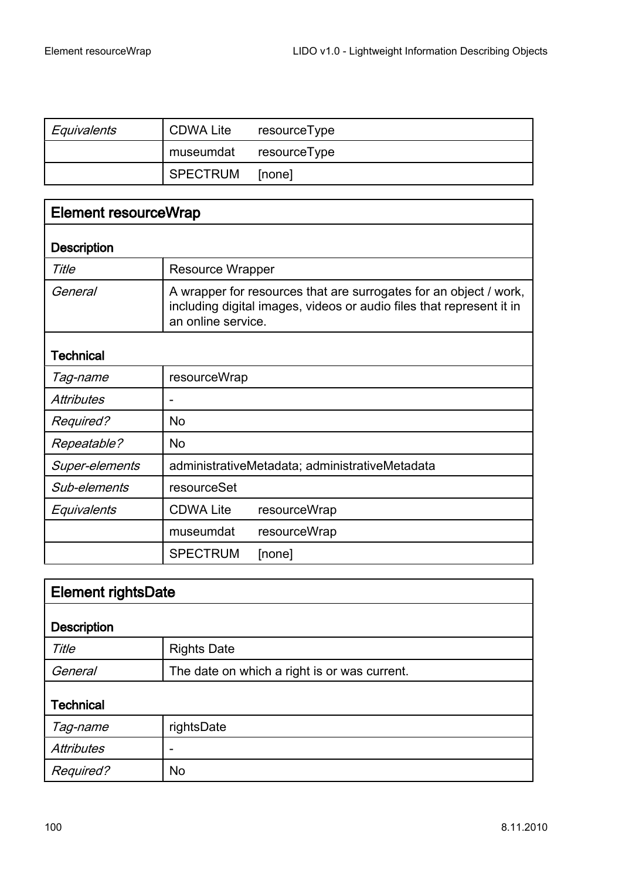| | | |
|---|---|---|
| *Equivalents* | CDWA Lite | resourceType |
| | museumdat | resourceType |
| | SPECTRUM | [none] |

## Element resourceWrap

| **Description** | |
|---|---|
| *Title* | Resource Wrapper |
| *General* | A wrapper for resources that are surrogates for an object / work, including digital images, videos or audio files that represent it in an online service. |
| **Technical** | |
| *Tag-name* | resourceWrap |
| *Attributes* | - |
| *Required?* | No |
| *Repeatable?* | No |
| *Super-elements* | administrativeMetadata; administrativeMetadata |
| *Sub-elements* | resourceSet |
| *Equivalents* | CDWA Lite resourceWrap |
| | museumdat resourceWrap |
| | SPECTRUM [none] |

## Element rightsDate

| **Description** | |
|---|---|
| *Title* | Rights Date |
| *General* | The date on which a right is or was current. |
| **Technical** | |
| *Tag-name* | rightsDate |
| *Attributes* | - |
| *Required?* | No |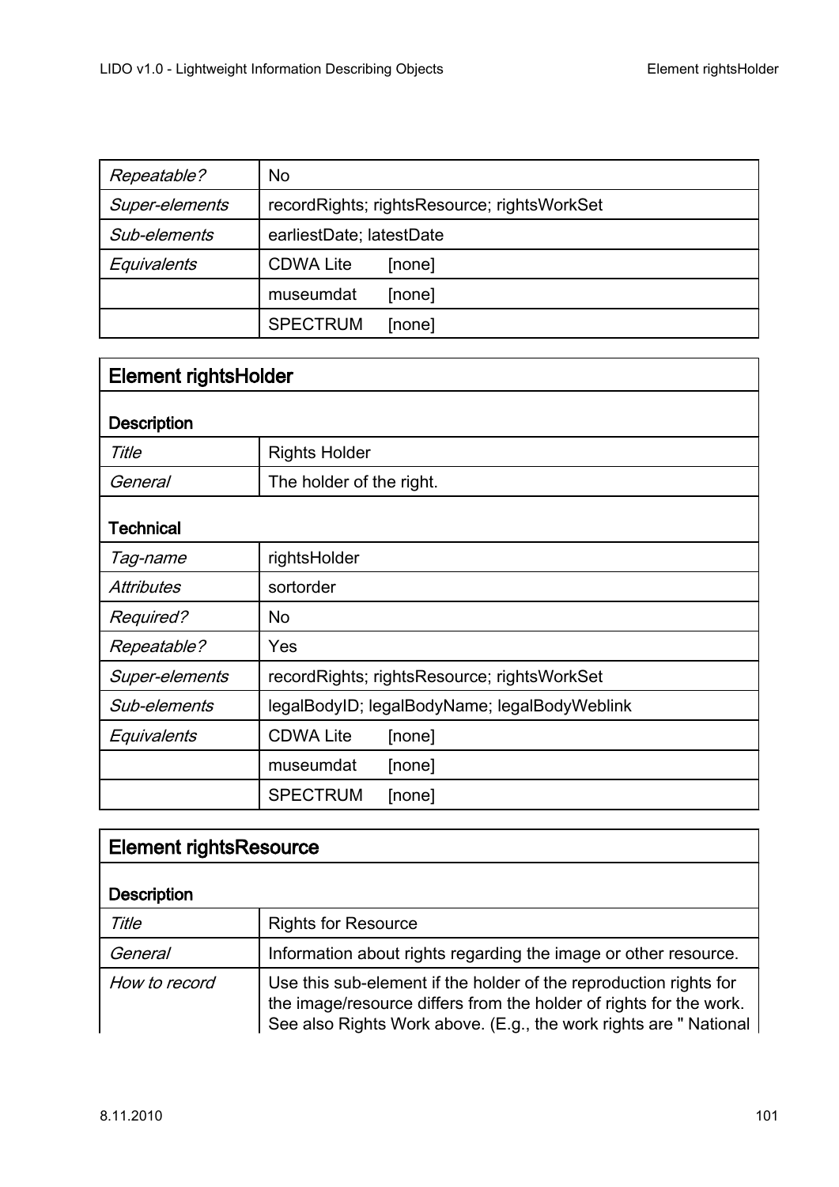| | |
|---|---|
| *Repeatable?* | No |
| *Super-elements* | recordRights; rightsResource; rightsWorkSet |
| *Sub-elements* | earliestDate; latestDate |
| *Equivalents* | CDWA Lite [none] |
| | museumdat [none] |
| | SPECTRUM [none] |

| **Element rightsHolder** | |
|---|---|
| **Description** | |
| *Title* | Rights Holder |
| *General* | The holder of the right. |
| **Technical** | |
| *Tag-name* | rightsHolder |
| *Attributes* | sortorder |
| *Required?* | No |
| *Repeatable?* | Yes |
| *Super-elements* | recordRights; rightsResource; rightsWorkSet |
| *Sub-elements* | legalBodyID; legalBodyName; legalBodyWeblink |
| *Equivalents* | CDWA Lite [none] |
| | museumdat [none] |
| | SPECTRUM [none] |

| **Element rightsResource** | |
|---|---|
| **Description** | |
| *Title* | Rights for Resource |
| *General* | Information about rights regarding the image or other resource. |
| *How to record* | Use this sub-element if the holder of the reproduction rights for the image/resource differs from the holder of rights for the work. See also Rights Work above. (E.g., the work rights are " National |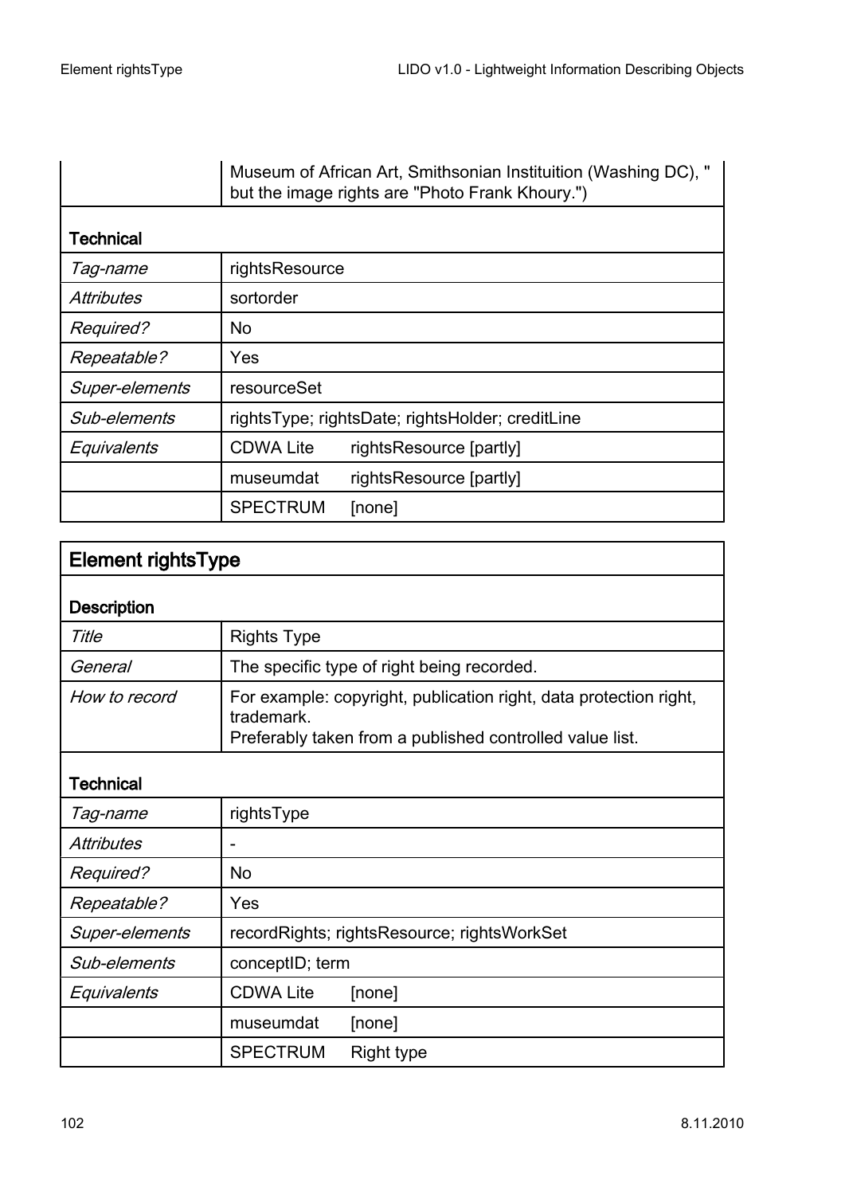| | |
|---|---|
| | Museum of African Art, Smithsonian Instituition (Washing DC), " but the image rights are "Photo Frank Khoury.") |
| **Technical** | |
| *Tag-name* | rightsResource |
| *Attributes* | sortorder |
| *Required?* | No |
| *Repeatable?* | Yes |
| *Super-elements* | resourceSet |
| *Sub-elements* | rightsType; rightsDate; rightsHolder; creditLine |
| *Equivalents* | CDWA Lite rightsResource [partly] |
| | museumdat rightsResource [partly] |
| | SPECTRUM [none] |

## Element rightsType

| | |
|---|---|
| **Description** | |
| *Title* | Rights Type |
| *General* | The specific type of right being recorded. |
| *How to record* | For example: copyright, publication right, data protection right, trademark.<br>Preferably taken from a published controlled value list. |
| **Technical** | |
| *Tag-name* | rightsType |
| *Attributes* | - |
| *Required?* | No |
| *Repeatable?* | Yes |
| *Super-elements* | recordRights; rightsResource; rightsWorkSet |
| *Sub-elements* | conceptID; term |
| *Equivalents* | CDWA Lite [none] |
| | museumdat [none] |
| | SPECTRUM Right type |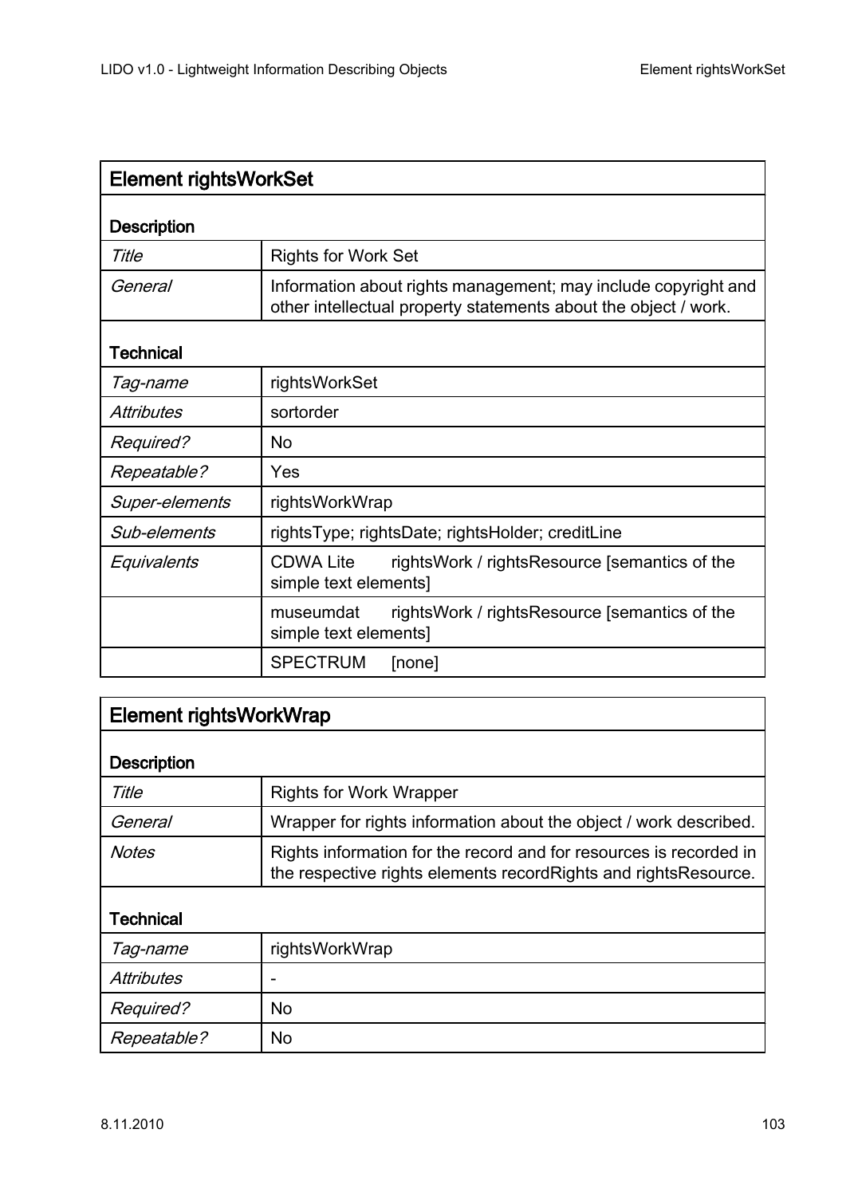| Element rightsWorkSet | |
|---|---|
| **Description** | |
| *Title* | Rights for Work Set |
| *General* | Information about rights management; may include copyright and other intellectual property statements about the object / work. |
| **Technical** | |
| *Tag-name* | rightsWorkSet |
| *Attributes* | sortorder |
| *Required?* | No |
| *Repeatable?* | Yes |
| *Super-elements* | rightsWorkWrap |
| *Sub-elements* | rightsType; rightsDate; rightsHolder; creditLine |
| *Equivalents* | CDWA Lite rightsWork / rightsResource [semantics of the simple text elements] |
| | museumdat rightsWork / rightsResource [semantics of the simple text elements] |
| | SPECTRUM [none] |

| Element rightsWorkWrap | |
|---|---|
| **Description** | |
| *Title* | Rights for Work Wrapper |
| *General* | Wrapper for rights information about the object / work described. |
| *Notes* | Rights information for the record and for resources is recorded in the respective rights elements recordRights and rightsResource. |
| **Technical** | |
| *Tag-name* | rightsWorkWrap |
| *Attributes* | - |
| *Required?* | No |
| *Repeatable?* | No |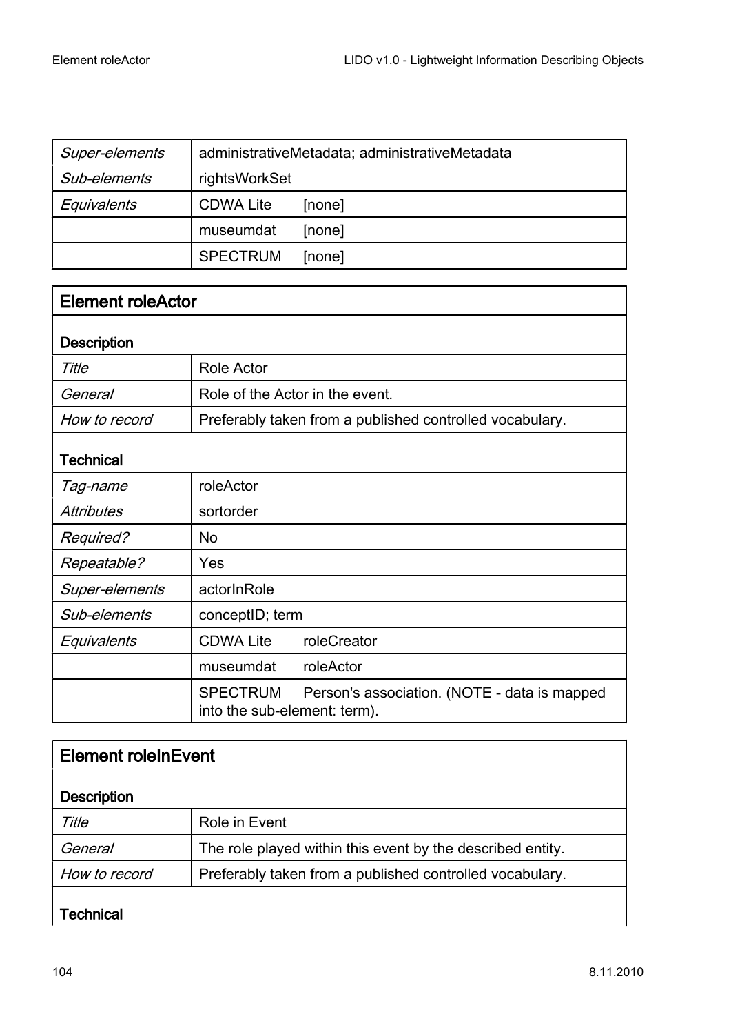| | |
|---|---|
| *Super-elements* | administrativeMetadata; administrativeMetadata |
| *Sub-elements* | rightsWorkSet |
| *Equivalents* | CDWA Lite [none] |
| | museumdat [none] |
| | SPECTRUM [none] |

## Element roleActor

| | |
|---|---|
| **Description** | |
| *Title* | Role Actor |
| *General* | Role of the Actor in the event. |
| *How to record* | Preferably taken from a published controlled vocabulary. |
| **Technical** | |
| *Tag-name* | roleActor |
| *Attributes* | sortorder |
| *Required?* | No |
| *Repeatable?* | Yes |
| *Super-elements* | actorInRole |
| *Sub-elements* | conceptID; term |
| *Equivalents* | CDWA Lite roleCreator |
| | museumdat roleActor |
| | SPECTRUM Person's association. (NOTE - data is mapped into the sub-element: term). |

## Element roleInEvent

| | |
|---|---|
| **Description** | |
| *Title* | Role in Event |
| *General* | The role played within this event by the described entity. |
| *How to record* | Preferably taken from a published controlled vocabulary. |
| **Technical** | |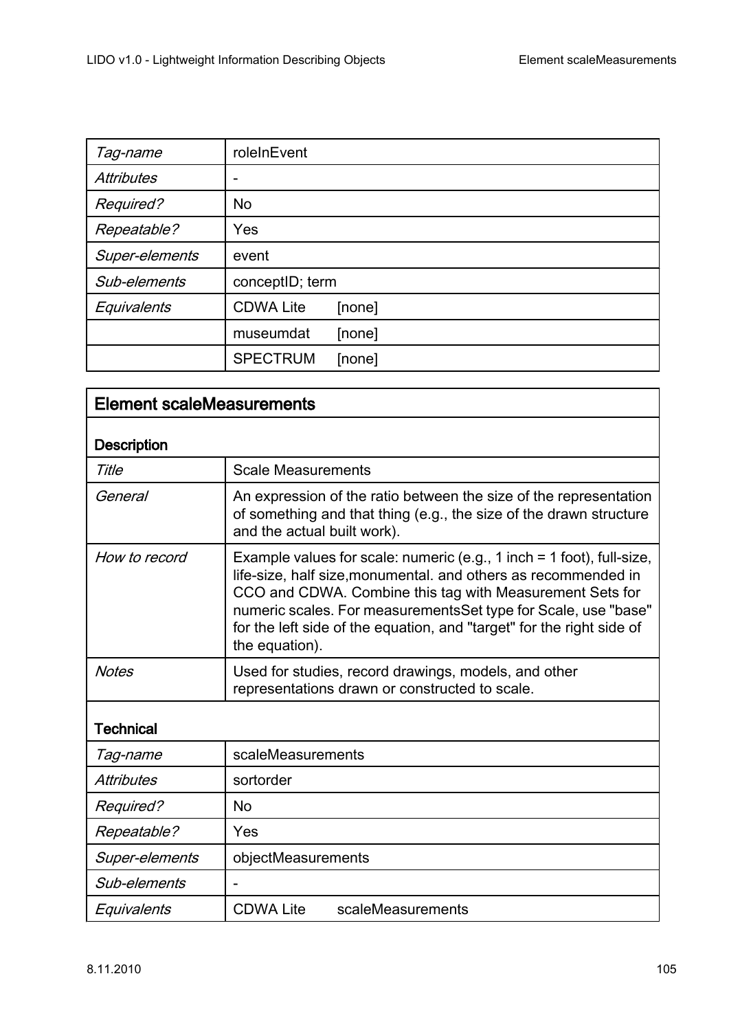| Tag-name | roleInEvent |
|---|---|
| *Attributes* | - |
| *Required?* | No |
| *Repeatable?* | Yes |
| *Super-elements* | event |
| *Sub-elements* | conceptID; term |
| *Equivalents* | CDWA Lite [none] |
| | museumdat [none] |
| | SPECTRUM [none] |

## Element scaleMeasurements

### Description

| | |
|---|---|
| *Title* | Scale Measurements |
| *General* | An expression of the ratio between the size of the representation of something and that thing (e.g., the size of the drawn structure and the actual built work). |
| *How to record* | Example values for scale: numeric (e.g., 1 inch = 1 foot), full-size, life-size, half size,monumental. and others as recommended in CCO and CDWA. Combine this tag with Measurement Sets for numeric scales. For measurementsSet type for Scale, use "base" for the left side of the equation, and "target" for the right side of the equation). |
| *Notes* | Used for studies, record drawings, models, and other representations drawn or constructed to scale. |

### Technical

| | |
|---|---|
| *Tag-name* | scaleMeasurements |
| *Attributes* | sortorder |
| *Required?* | No |
| *Repeatable?* | Yes |
| *Super-elements* | objectMeasurements |
| *Sub-elements* | - |
| *Equivalents* | CDWA Lite scaleMeasurements |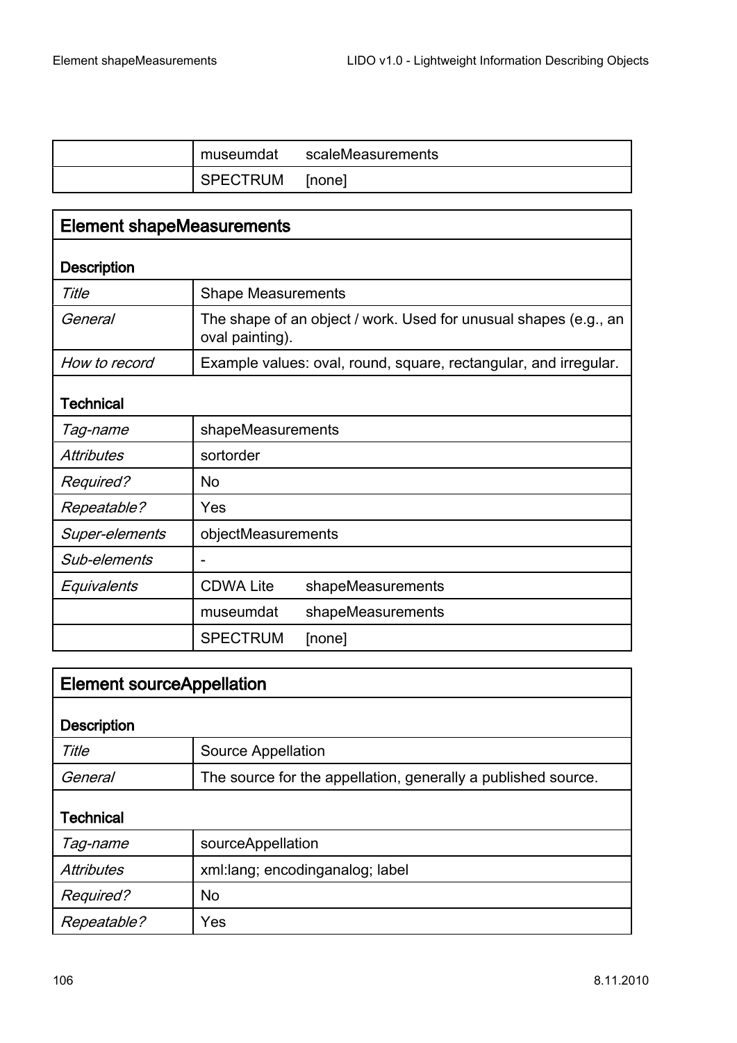| | | |
|---|---|---|
| | museumdat | scaleMeasurements |
| | SPECTRUM | [none] |

## Element shapeMeasurements

**Description**

| | |
|---|---|
| *Title* | Shape Measurements |
| *General* | The shape of an object / work. Used for unusual shapes (e.g., an oval painting). |
| *How to record* | Example values: oval, round, square, rectangular, and irregular. |

**Technical**

| | | |
|---|---|---|
| *Tag-name* | shapeMeasurements | |
| *Attributes* | sortorder | |
| *Required?* | No | |
| *Repeatable?* | Yes | |
| *Super-elements* | objectMeasurements | |
| *Sub-elements* | - | |
| *Equivalents* | CDWA Lite | shapeMeasurements |
| | museumdat | shapeMeasurements |
| | SPECTRUM | [none] |

## Element sourceAppellation

**Description**

| | |
|---|---|
| *Title* | Source Appellation |
| *General* | The source for the appellation, generally a published source. |

**Technical**

| | |
|---|---|
| *Tag-name* | sourceAppellation |
| *Attributes* | xml:lang; encodinganalog; label |
| *Required?* | No |
| *Repeatable?* | Yes |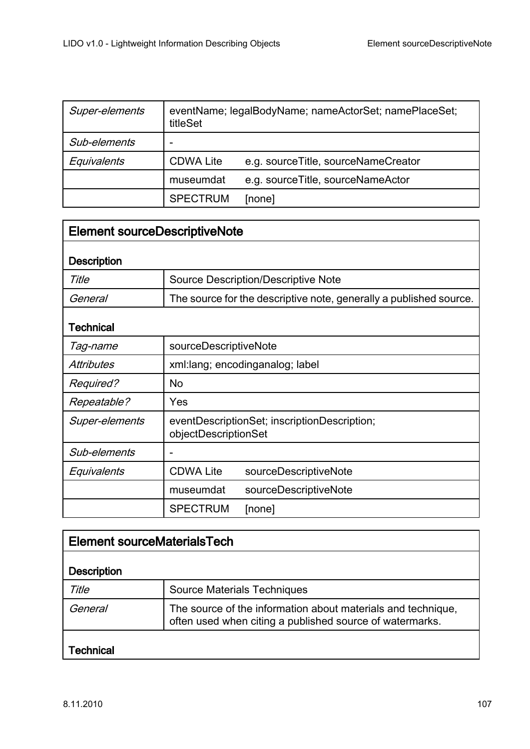| | | |
|---|---|---|
| *Super-elements* | eventName; legalBodyName; nameActorSet; namePlaceSet; titleSet | |
| *Sub-elements* | - | |
| *Equivalents* | CDWA Lite | e.g. sourceTitle, sourceNameCreator |
| | museumdat | e.g. sourceTitle, sourceNameActor |
| | SPECTRUM | [none] |

## Element sourceDescriptiveNote

**Description**

| | | |
|---|---|---|
| *Title* | Source Description/Descriptive Note | |
| *General* | The source for the descriptive note, generally a published source. | |

**Technical**

| | | |
|---|---|---|
| *Tag-name* | sourceDescriptiveNote | |
| *Attributes* | xml:lang; encodinganalog; label | |
| *Required?* | No | |
| *Repeatable?* | Yes | |
| *Super-elements* | eventDescriptionSet; inscriptionDescription; objectDescriptionSet | |
| *Sub-elements* | - | |
| *Equivalents* | CDWA Lite | sourceDescriptiveNote |
| | museumdat | sourceDescriptiveNote |
| | SPECTRUM | [none] |

## Element sourceMaterialsTech

**Description**

| | |
|---|---|
| *Title* | Source Materials Techniques |
| *General* | The source of the information about materials and technique, often used when citing a published source of watermarks. |

**Technical**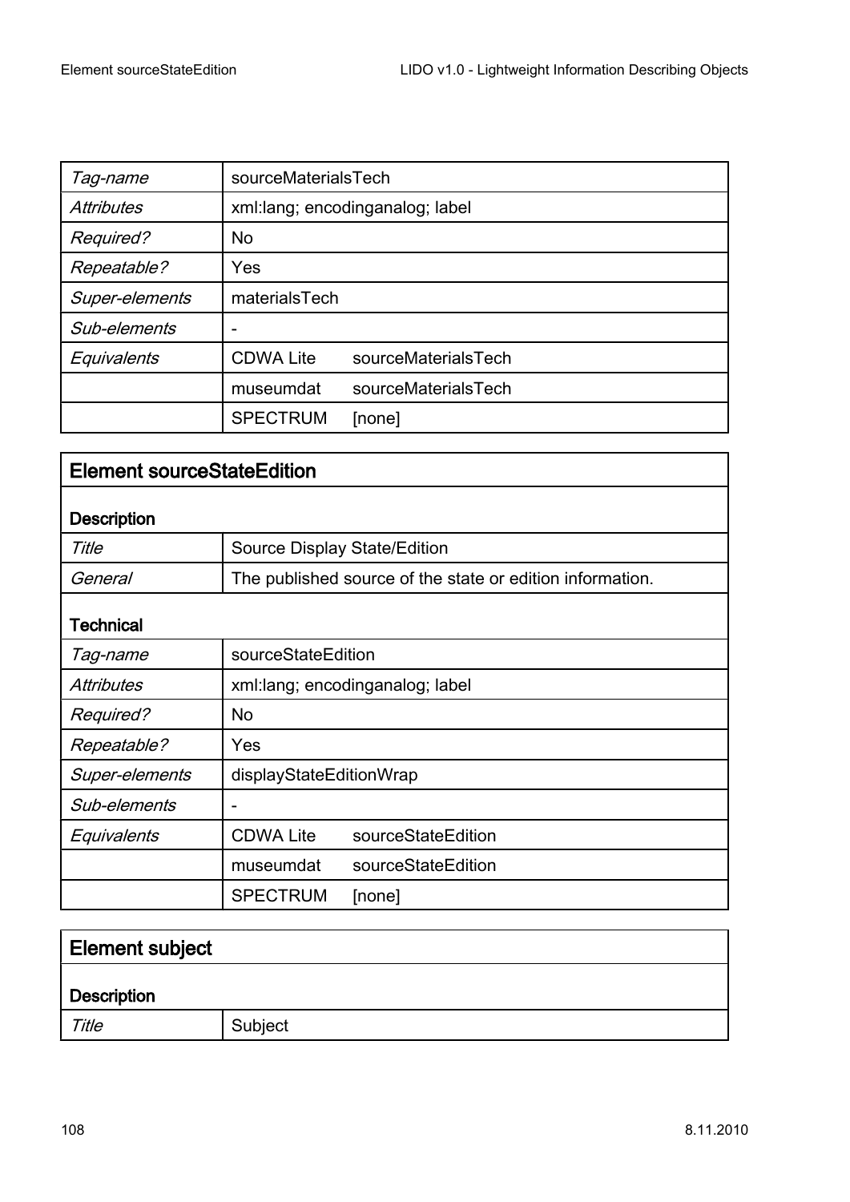| *Tag-name* | sourceMaterialsTech | |
|---|---|---|
| *Attributes* | xml:lang; encodinganalog; label | |
| *Required?* | No | |
| *Repeatable?* | Yes | |
| *Super-elements* | materialsTech | |
| *Sub-elements* | - | |
| *Equivalents* | CDWA Lite | sourceMaterialsTech |
| | museumdat | sourceMaterialsTech |
| | SPECTRUM | [none] |

## Element sourceStateEdition

### Description

| *Title* | Source Display State/Edition |
|---|---|
| *General* | The published source of the state or edition information. |

### Technical

| *Tag-name* | sourceStateEdition | |
|---|---|---|
| *Attributes* | xml:lang; encodinganalog; label | |
| *Required?* | No | |
| *Repeatable?* | Yes | |
| *Super-elements* | displayStateEditionWrap | |
| *Sub-elements* | - | |
| *Equivalents* | CDWA Lite | sourceStateEdition |
| | museumdat | sourceStateEdition |
| | SPECTRUM | [none] |

## Element subject

### Description

| *Title* | Subject |
|---|---|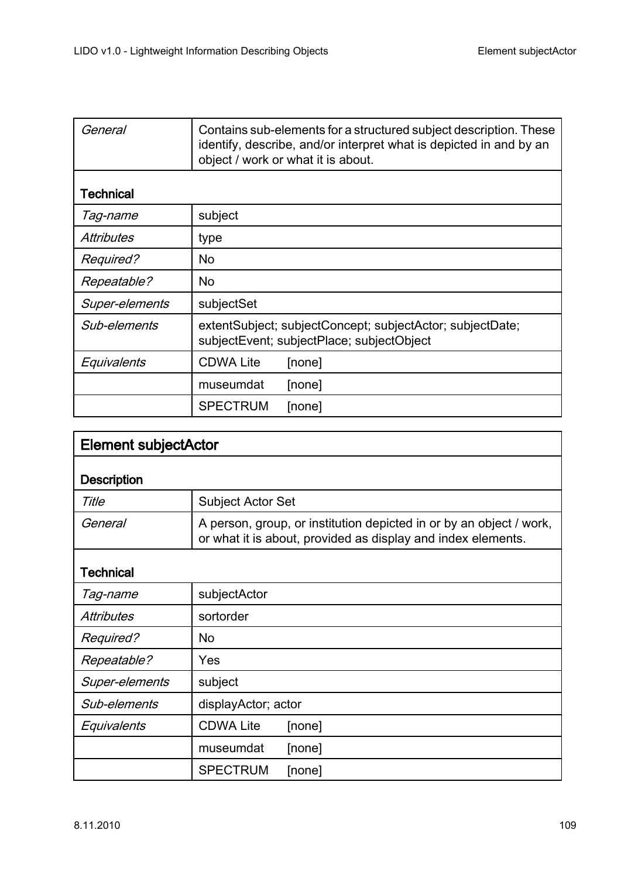| | |
|---|---|
| *General* | Contains sub-elements for a structured subject description. These identify, describe, and/or interpret what is depicted in and by an object / work or what it is about. |
| **Technical** | |
| *Tag-name* | subject |
| *Attributes* | type |
| *Required?* | No |
| *Repeatable?* | No |
| *Super-elements* | subjectSet |
| *Sub-elements* | extentSubject; subjectConcept; subjectActor; subjectDate; subjectEvent; subjectPlace; subjectObject |
| *Equivalents* | CDWA Lite [none] |
| | museumdat [none] |
| | SPECTRUM [none] |

## Element subjectActor

| | |
|---|---|
| **Description** | |
| *Title* | Subject Actor Set |
| *General* | A person, group, or institution depicted in or by an object / work, or what it is about, provided as display and index elements. |
| **Technical** | |
| *Tag-name* | subjectActor |
| *Attributes* | sortorder |
| *Required?* | No |
| *Repeatable?* | Yes |
| *Super-elements* | subject |
| *Sub-elements* | displayActor; actor |
| *Equivalents* | CDWA Lite [none] |
| | museumdat [none] |
| | SPECTRUM [none] |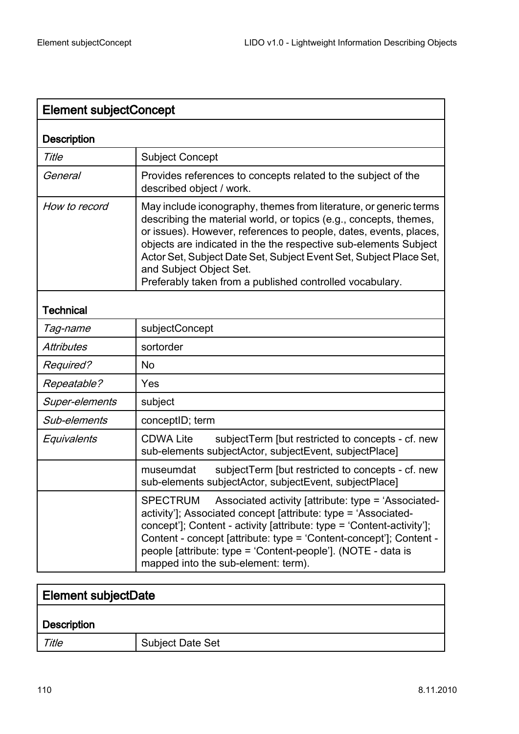| Element subjectConcept | |
|---|---|
| **Description** | |
| *Title* | Subject Concept |
| *General* | Provides references to concepts related to the subject of the described object / work. |
| *How to record* | May include iconography, themes from literature, or generic terms describing the material world, or topics (e.g., concepts, themes, or issues). However, references to people, dates, events, places, objects are indicated in the the respective sub-elements Subject Actor Set, Subject Date Set, Subject Event Set, Subject Place Set, and Subject Object Set.<br>Preferably taken from a published controlled vocabulary. |
| **Technical** | |
| *Tag-name* | subjectConcept |
| *Attributes* | sortorder |
| *Required?* | No |
| *Repeatable?* | Yes |
| *Super-elements* | subject |
| *Sub-elements* | conceptID; term |
| *Equivalents* | CDWA Lite subjectTerm [but restricted to concepts - cf. new sub-elements subjectActor, subjectEvent, subjectPlace] |
| | museumdat subjectTerm [but restricted to concepts - cf. new sub-elements subjectActor, subjectEvent, subjectPlace] |
| | SPECTRUM Associated activity [attribute: type = 'Associated-activity']; Associated concept [attribute: type = 'Associated-concept']; Content - activity [attribute: type = 'Content-activity']; Content - concept [attribute: type = 'Content-concept']; Content - people [attribute: type = 'Content-people']. (NOTE - data is mapped into the sub-element: term). |

| Element subjectDate | |
|---|---|
| **Description** | |
| *Title* | Subject Date Set |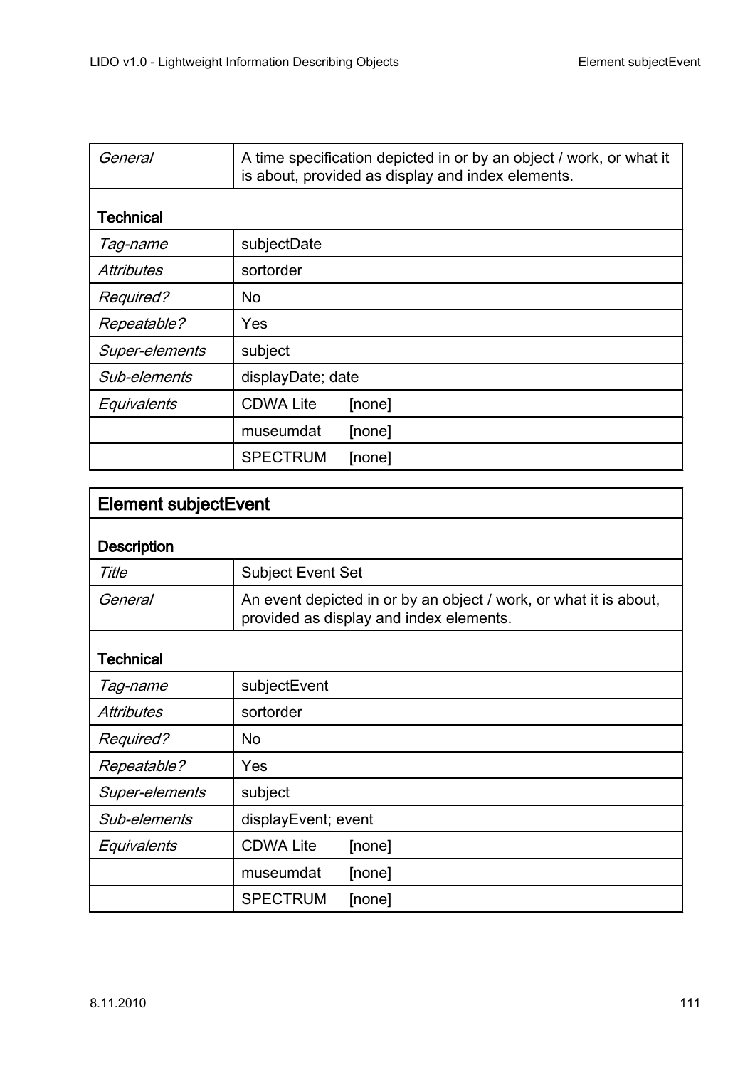| | |
|---|---|
| *General* | A time specification depicted in or by an object / work, or what it is about, provided as display and index elements. |
| **Technical** | |
| *Tag-name* | subjectDate |
| *Attributes* | sortorder |
| *Required?* | No |
| *Repeatable?* | Yes |
| *Super-elements* | subject |
| *Sub-elements* | displayDate; date |
| *Equivalents* | CDWA Lite [none] |
| | museumdat [none] |
| | SPECTRUM [none] |

## Element subjectEvent

| | |
|---|---|
| **Description** | |
| *Title* | Subject Event Set |
| *General* | An event depicted in or by an object / work, or what it is about, provided as display and index elements. |
| **Technical** | |
| *Tag-name* | subjectEvent |
| *Attributes* | sortorder |
| *Required?* | No |
| *Repeatable?* | Yes |
| *Super-elements* | subject |
| *Sub-elements* | displayEvent; event |
| *Equivalents* | CDWA Lite [none] |
| | museumdat [none] |
| | SPECTRUM [none] |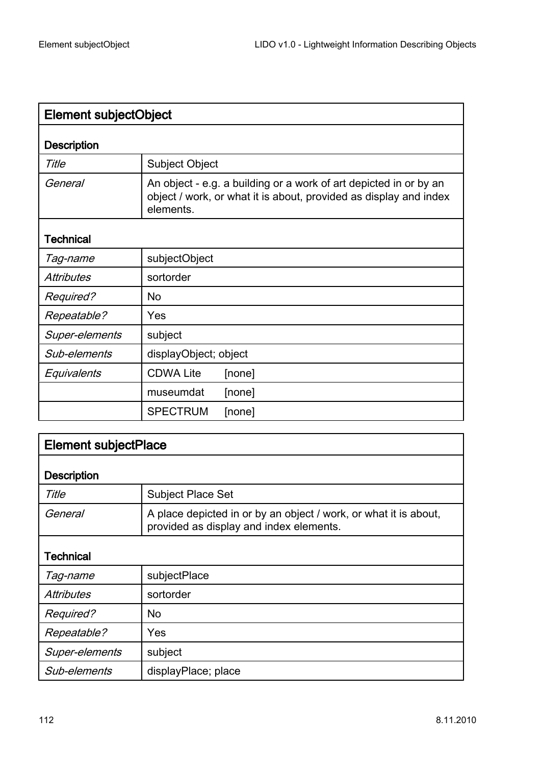| **Element subjectObject** | | |
|---|---|---|
| **Description** | | |
| *Title* | Subject Object | |
| *General* | An object - e.g. a building or a work of art depicted in or by an object / work, or what it is about, provided as display and index elements. | |
| **Technical** | | |
| *Tag-name* | subjectObject | |
| *Attributes* | sortorder | |
| *Required?* | No | |
| *Repeatable?* | Yes | |
| *Super-elements* | subject | |
| *Sub-elements* | displayObject; object | |
| *Equivalents* | CDWA Lite | [none] |
| | museumdat | [none] |
| | SPECTRUM | [none] |

| **Element subjectPlace** | |
|---|---|
| **Description** | |
| *Title* | Subject Place Set |
| *General* | A place depicted in or by an object / work, or what it is about, provided as display and index elements. |
| **Technical** | |
| *Tag-name* | subjectPlace |
| *Attributes* | sortorder |
| *Required?* | No |
| *Repeatable?* | Yes |
| *Super-elements* | subject |
| *Sub-elements* | displayPlace; place |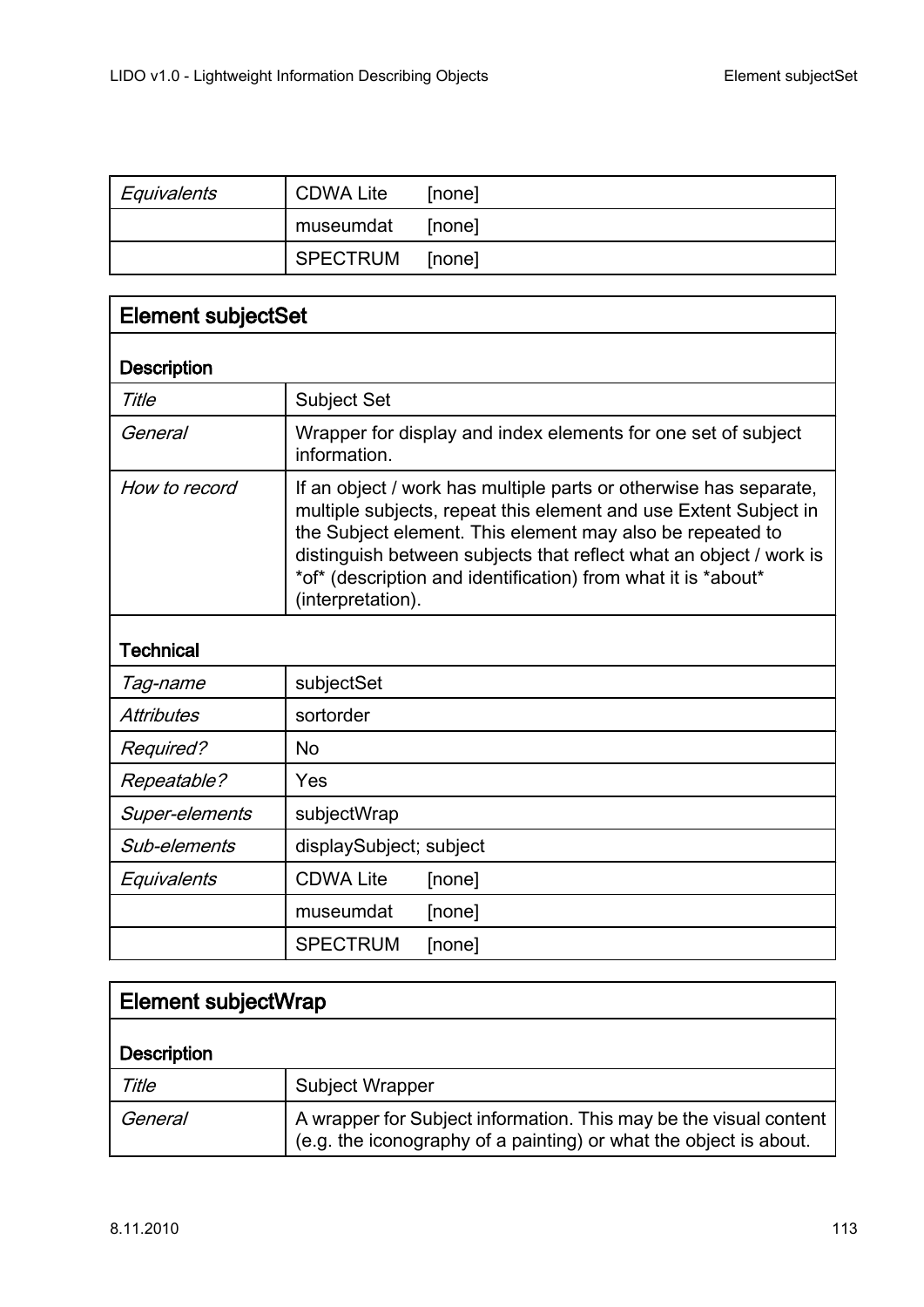| | | |
|---|---|---|
| *Equivalents* | CDWA Lite | [none] |
| | museumdat | [none] |
| | SPECTRUM | [none] |

## Element subjectSet

**Description**

| | |
|---|---|
| *Title* | Subject Set |
| *General* | Wrapper for display and index elements for one set of subject information. |
| *How to record* | If an object / work has multiple parts or otherwise has separate, multiple subjects, repeat this element and use Extent Subject in the Subject element. This element may also be repeated to distinguish between subjects that reflect what an object / work is *of* (description and identification) from what it is *about* (interpretation). |

**Technical**

| | | |
|---|---|---|
| *Tag-name* | subjectSet | |
| *Attributes* | sortorder | |
| *Required?* | No | |
| *Repeatable?* | Yes | |
| *Super-elements* | subjectWrap | |
| *Sub-elements* | displaySubject; subject | |
| *Equivalents* | CDWA Lite | [none] |
| | museumdat | [none] |
| | SPECTRUM | [none] |

## Element subjectWrap

**Description**

| | |
|---|---|
| *Title* | Subject Wrapper |
| *General* | A wrapper for Subject information. This may be the visual content (e.g. the iconography of a painting) or what the object is about. |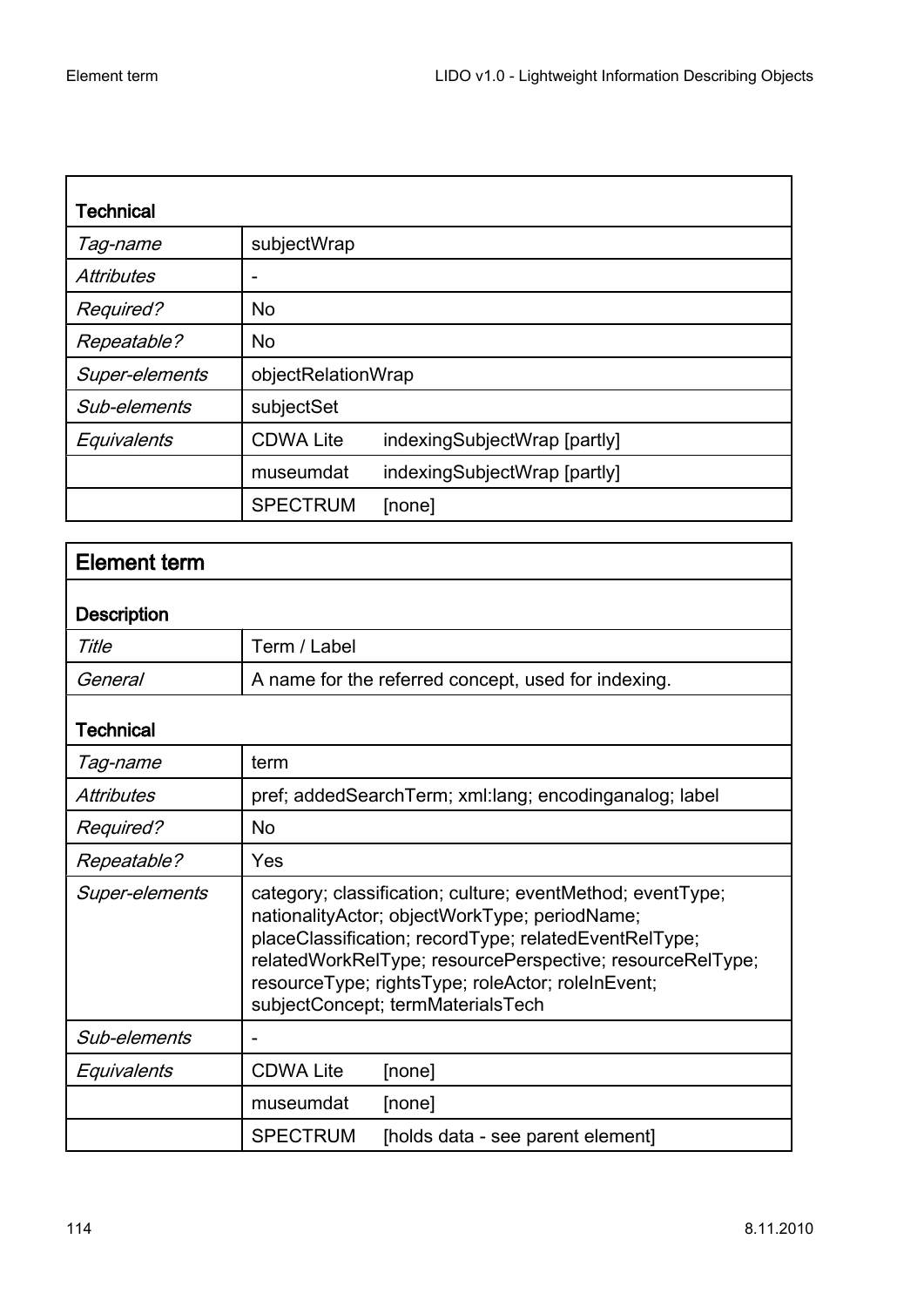| **Technical** | |
|---|---|
| *Tag-name* | subjectWrap |
| *Attributes* | - |
| *Required?* | No |
| *Repeatable?* | No |
| *Super-elements* | objectRelationWrap |
| *Sub-elements* | subjectSet |
| *Equivalents* | CDWA Lite indexingSubjectWrap [partly] |
| | museumdat indexingSubjectWrap [partly] |
| | SPECTRUM [none] |

## Element term

| **Description** | |
|---|---|
| *Title* | Term / Label |
| *General* | A name for the referred concept, used for indexing. |
| **Technical** | |
| *Tag-name* | term |
| *Attributes* | pref; addedSearchTerm; xml:lang; encodinganalog; label |
| *Required?* | No |
| *Repeatable?* | Yes |
| *Super-elements* | category; classification; culture; eventMethod; eventType; nationalityActor; objectWorkType; periodName; placeClassification; recordType; relatedEventRelType; relatedWorkRelType; resourcePerspective; resourceRelType; resourceType; rightsType; roleActor; roleInEvent; subjectConcept; termMaterialsTech |
| *Sub-elements* | - |
| *Equivalents* | CDWA Lite [none] |
| | museumdat [none] |
| | SPECTRUM [holds data - see parent element] |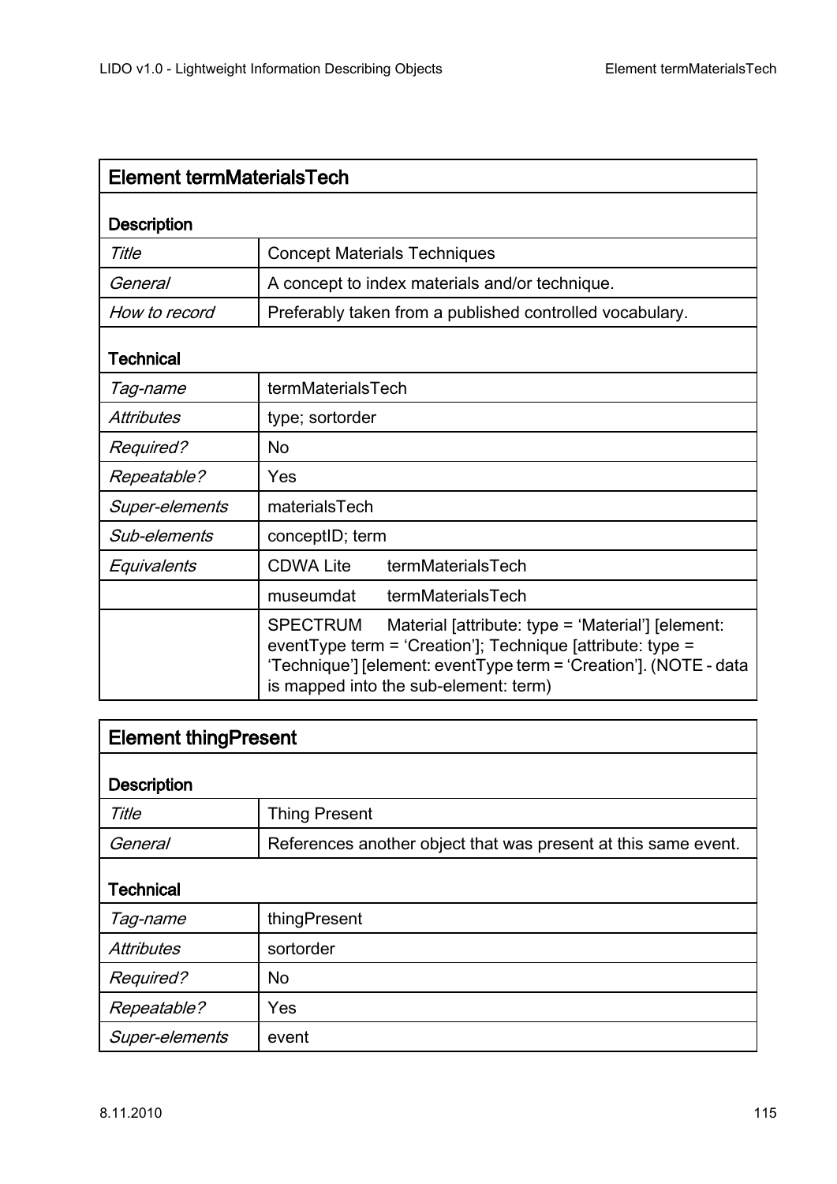| Element termMaterialsTech | | |
| --- | --- | --- |
| **Description** | | |
| *Title* | Concept Materials Techniques | |
| *General* | A concept to index materials and/or technique. | |
| *How to record* | Preferably taken from a published controlled vocabulary. | |
| **Technical** | | |
| *Tag-name* | termMaterialsTech | |
| *Attributes* | type; sortorder | |
| *Required?* | No | |
| *Repeatable?* | Yes | |
| *Super-elements* | materialsTech | |
| *Sub-elements* | conceptID; term | |
| *Equivalents* | CDWA Lite | termMaterialsTech |
| | museumdat | termMaterialsTech |
| | SPECTRUM | Material [attribute: type = 'Material'] [element: eventType term = 'Creation']; Technique [attribute: type = 'Technique'] [element: eventType term = 'Creation']. (NOTE - data is mapped into the sub-element: term) |

| Element thingPresent | |
| --- | --- |
| **Description** | |
| *Title* | Thing Present |
| *General* | References another object that was present at this same event. |
| **Technical** | |
| *Tag-name* | thingPresent |
| *Attributes* | sortorder |
| *Required?* | No |
| *Repeatable?* | Yes |
| *Super-elements* | event |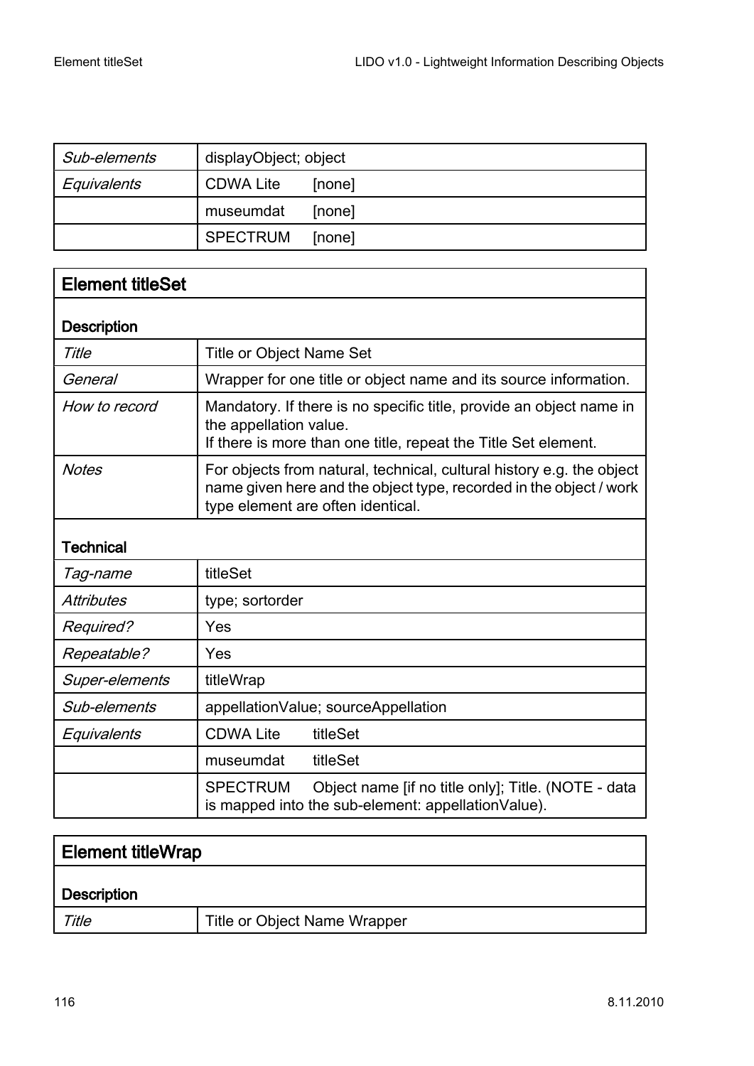| | |
|---|---|
| *Sub-elements* | displayObject; object |
| *Equivalents* | CDWA Lite [none] |
| | museumdat [none] |
| | SPECTRUM [none] |

## Element titleSet

| | |
|---|---|
| **Description** | |
| *Title* | Title or Object Name Set |
| *General* | Wrapper for one title or object name and its source information. |
| *How to record* | Mandatory. If there is no specific title, provide an object name in the appellation value.<br>If there is more than one title, repeat the Title Set element. |
| *Notes* | For objects from natural, technical, cultural history e.g. the object name given here and the object type, recorded in the object / work type element are often identical. |
| **Technical** | |
| *Tag-name* | titleSet |
| *Attributes* | type; sortorder |
| *Required?* | Yes |
| *Repeatable?* | Yes |
| *Super-elements* | titleWrap |
| *Sub-elements* | appellationValue; sourceAppellation |
| *Equivalents* | CDWA Lite titleSet |
| | museumdat titleSet |
| | SPECTRUM Object name [if no title only]; Title. (NOTE - data is mapped into the sub-element: appellationValue). |

## Element titleWrap

| | |
|---|---|
| **Description** | |
| *Title* | Title or Object Name Wrapper |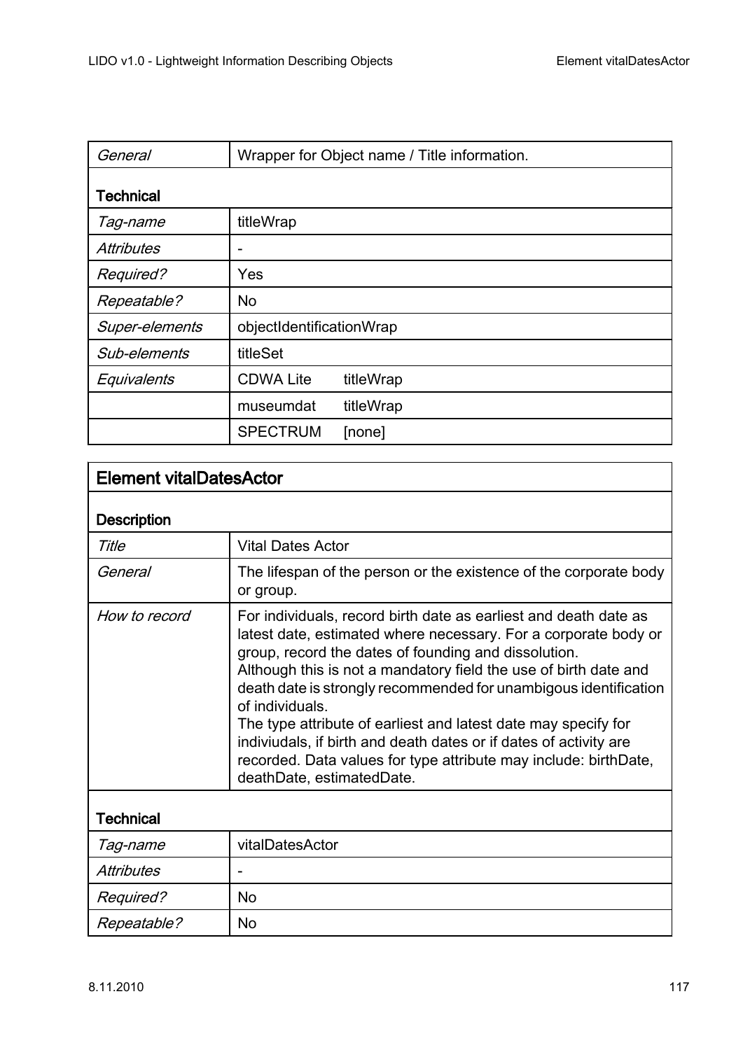| | |
|---|---|
| *General* | Wrapper for Object name / Title information. |
| **Technical** | |
| *Tag-name* | titleWrap |
| *Attributes* | - |
| *Required?* | Yes |
| *Repeatable?* | No |
| *Super-elements* | objectIdentificationWrap |
| *Sub-elements* | titleSet |
| *Equivalents* | CDWA Lite titleWrap |
| | museumdat titleWrap |
| | SPECTRUM [none] |

## Element vitalDatesActor

| | |
|---|---|
| **Description** | |
| *Title* | Vital Dates Actor |
| *General* | The lifespan of the person or the existence of the corporate body or group. |
| *How to record* | For individuals, record birth date as earliest and death date as latest date, estimated where necessary. For a corporate body or group, record the dates of founding and dissolution.<br>Although this is not a mandatory field the use of birth date and death date is strongly recommended for unambigous identification of individuals.<br>The type attribute of earliest and latest date may specify for indiviudals, if birth and death dates or if dates of activity are recorded. Data values for type attribute may include: birthDate, deathDate, estimatedDate. |
| **Technical** | |
| *Tag-name* | vitalDatesActor |
| *Attributes* | - |
| *Required?* | No |
| *Repeatable?* | No |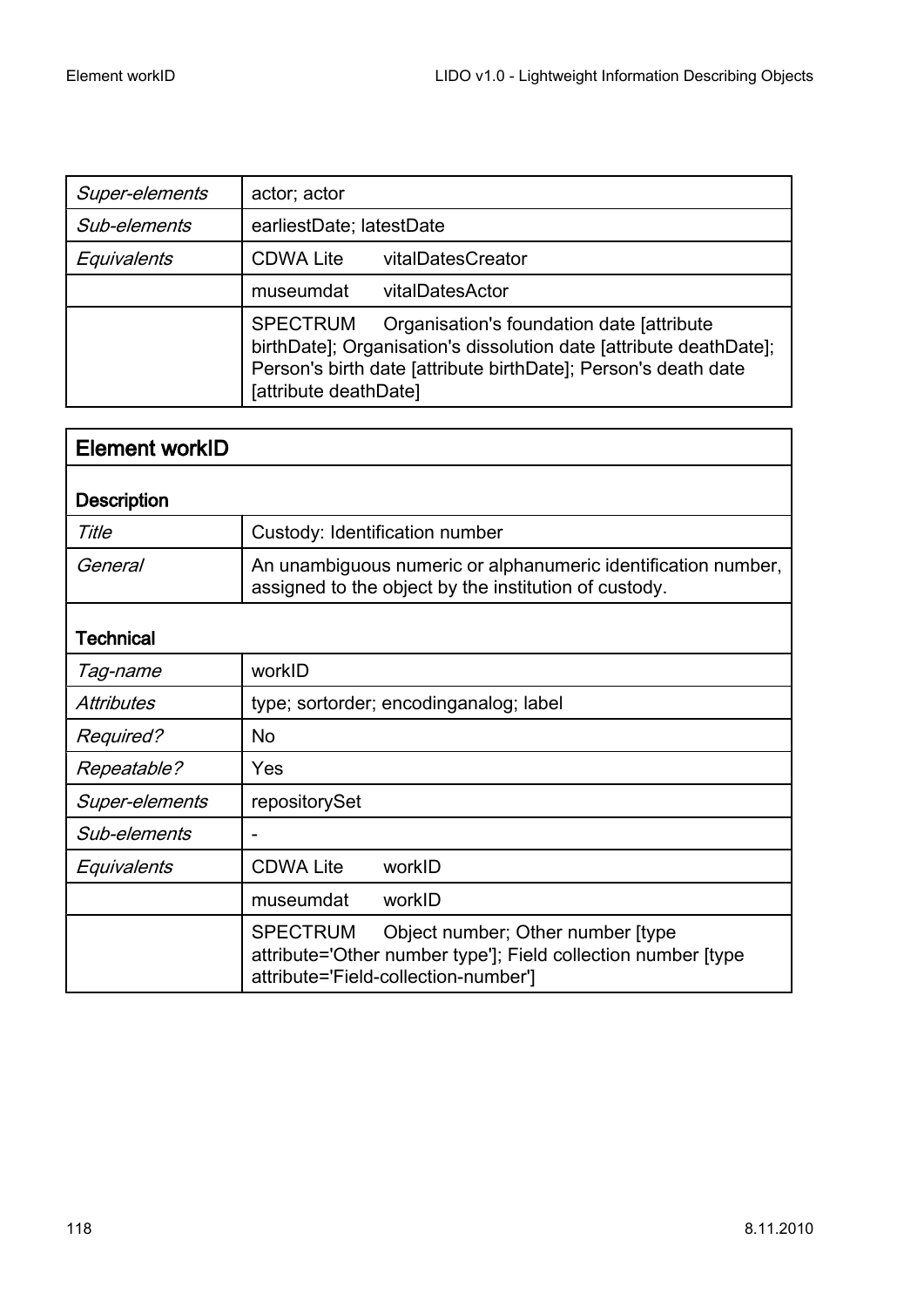| | |
|---|---|
| *Super-elements* | actor; actor |
| *Sub-elements* | earliestDate; latestDate |
| *Equivalents* | CDWA Lite vitalDatesCreator |
| | museumdat vitalDatesActor |
| | SPECTRUM Organisation's foundation date [attribute birthDate]; Organisation's dissolution date [attribute deathDate]; Person's birth date [attribute birthDate]; Person's death date [attribute deathDate] |

## Element workID

| | |
|---|---|
| **Description** | |
| *Title* | Custody: Identification number |
| *General* | An unambiguous numeric or alphanumeric identification number, assigned to the object by the institution of custody. |
| **Technical** | |
| *Tag-name* | workID |
| *Attributes* | type; sortorder; encodinganalog; label |
| *Required?* | No |
| *Repeatable?* | Yes |
| *Super-elements* | repositorySet |
| *Sub-elements* | - |
| *Equivalents* | CDWA Lite workID |
| | museumdat workID |
| | SPECTRUM Object number; Other number [type attribute='Other number type']; Field collection number [type attribute='Field-collection-number'] |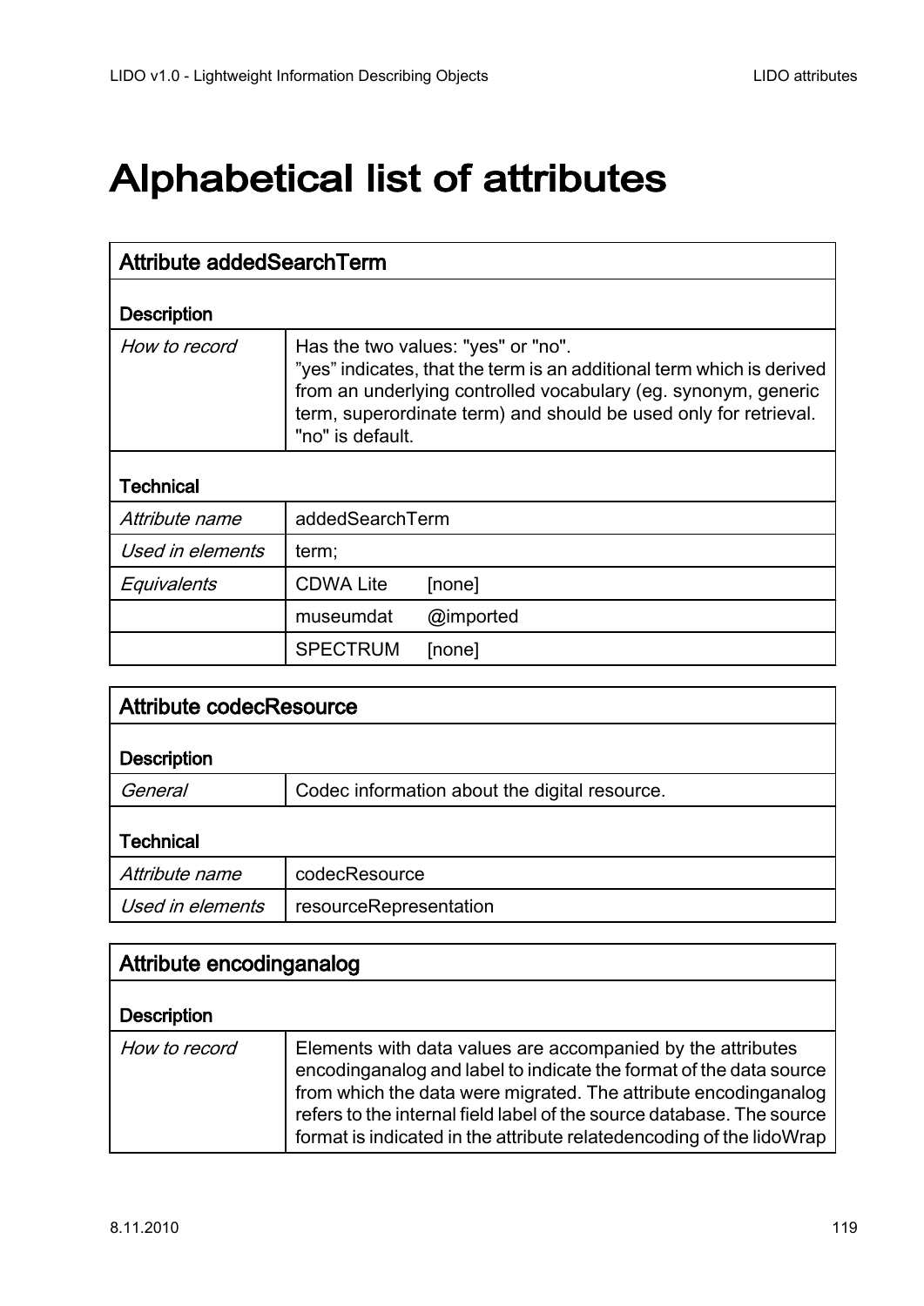# Alphabetical list of attributes

| Attribute addedSearchTerm | | |
|---|---|---|
| **Description** | | |
| *How to record* | Has the two values: "yes" or "no".<br>”yes” indicates, that the term is an additional term which is derived from an underlying controlled vocabulary (eg. synonym, generic term, superordinate term) and should be used only for retrieval.<br>"no" is default. | |
| **Technical** | | |
| *Attribute name* | addedSearchTerm | |
| *Used in elements* | term; | |
| *Equivalents* | CDWA Lite | [none] |
| | museumdat | @imported |
| | SPECTRUM | [none] |

| Attribute codecResource | |
|---|---|
| **Description** | |
| *General* | Codec information about the digital resource. |
| **Technical** | |
| *Attribute name* | codecResource |
| *Used in elements* | resourceRepresentation |

| Attribute encodinganalog | |
|---|---|
| **Description** | |
| *How to record* | Elements with data values are accompanied by the attributes encodinganalog and label to indicate the format of the data source from which the data were migrated. The attribute encodinganalog refers to the internal field label of the source database. The source format is indicated in the attribute relatedencoding of the lidoWrap |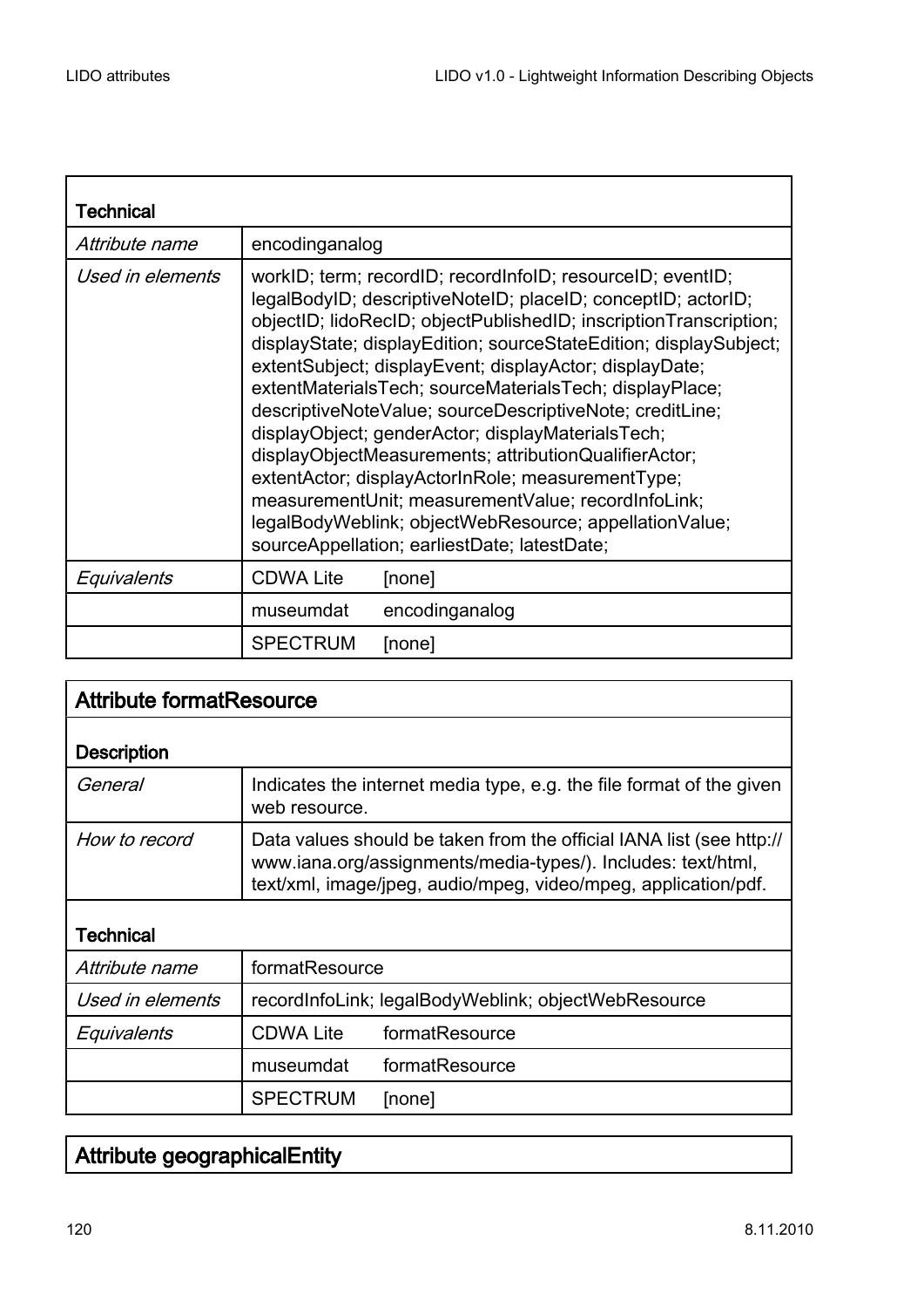| **Technical** | | |
|---|---|---|
| *Attribute name* | encodinganalog | |
| *Used in elements* | workID; term; recordID; recordInfoID; resourceID; eventID; legalBodyID; descriptiveNoteID; placeID; conceptID; actorID; objectID; lidoRecID; objectPublishedID; inscriptionTranscription; displayState; displayEdition; sourceStateEdition; displaySubject; extentSubject; displayEvent; displayActor; displayDate; extentMaterialsTech; sourceMaterialsTech; displayPlace; descriptiveNoteValue; sourceDescriptiveNote; creditLine; displayObject; genderActor; displayMaterialsTech; displayObjectMeasurements; attributionQualifierActor; extentActor; displayActorInRole; measurementType; measurementUnit; measurementValue; recordInfoLink; legalBodyWeblink; objectWebResource; appellationValue; sourceAppellation; earliestDate; latestDate; | |
| *Equivalents* | CDWA Lite | [none] |
| | museumdat | encodinganalog |
| | SPECTRUM | [none] |

## Attribute formatResource

| **Description** | | |
|---|---|---|
| *General* | Indicates the internet media type, e.g. the file format of the given web resource. | |
| *How to record* | Data values should be taken from the official IANA list (see http://www.iana.org/assignments/media-types/). Includes: text/html, text/xml, image/jpeg, audio/mpeg, video/mpeg, application/pdf. | |
| **Technical** | | |
| *Attribute name* | formatResource | |
| *Used in elements* | recordInfoLink; legalBodyWeblink; objectWebResource | |
| *Equivalents* | CDWA Lite | formatResource |
| | museumdat | formatResource |
| | SPECTRUM | [none] |

## Attribute geographicalEntity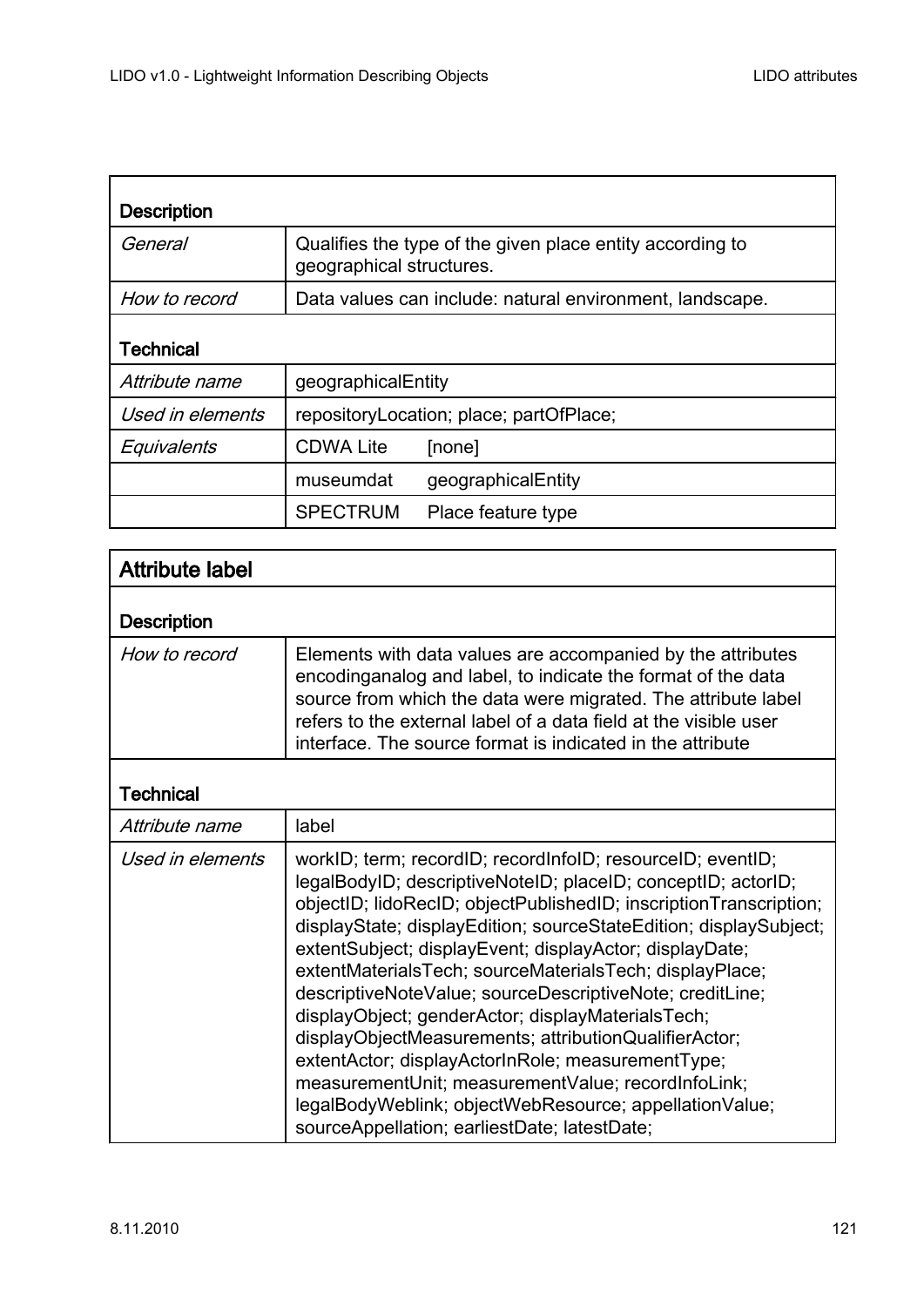| **Description** | |
|---|---|
| *General* | Qualifies the type of the given place entity according to geographical structures. |
| *How to record* | Data values can include: natural environment, landscape. |
| **Technical** | |
| *Attribute name* | geographicalEntity |
| *Used in elements* | repositoryLocation; place; partOfPlace; |
| *Equivalents* | CDWA Lite [none] |
| | museumdat geographicalEntity |
| | SPECTRUM Place feature type |

| **Attribute label** | |
|---|---|
| **Description** | |
| *How to record* | Elements with data values are accompanied by the attributes encodinganalog and label, to indicate the format of the data source from which the data were migrated. The attribute label refers to the external label of a data field at the visible user interface. The source format is indicated in the attribute |
| **Technical** | |
| *Attribute name* | label |
| *Used in elements* | workID; term; recordID; recordInfoID; resourceID; eventID; legalBodyID; descriptiveNoteID; placeID; conceptID; actorID; objectID; lidoRecID; objectPublishedID; inscriptionTranscription; displayState; displayEdition; sourceStateEdition; displaySubject; extentSubject; displayEvent; displayActor; displayDate; extentMaterialsTech; sourceMaterialsTech; displayPlace; descriptiveNoteValue; sourceDescriptiveNote; creditLine; displayObject; genderActor; displayMaterialsTech; displayObjectMeasurements; attributionQualifierActor; extentActor; displayActorInRole; measurementType; measurementUnit; measurementValue; recordInfoLink; legalBodyWeblink; objectWebResource; appellationValue; sourceAppellation; earliestDate; latestDate; |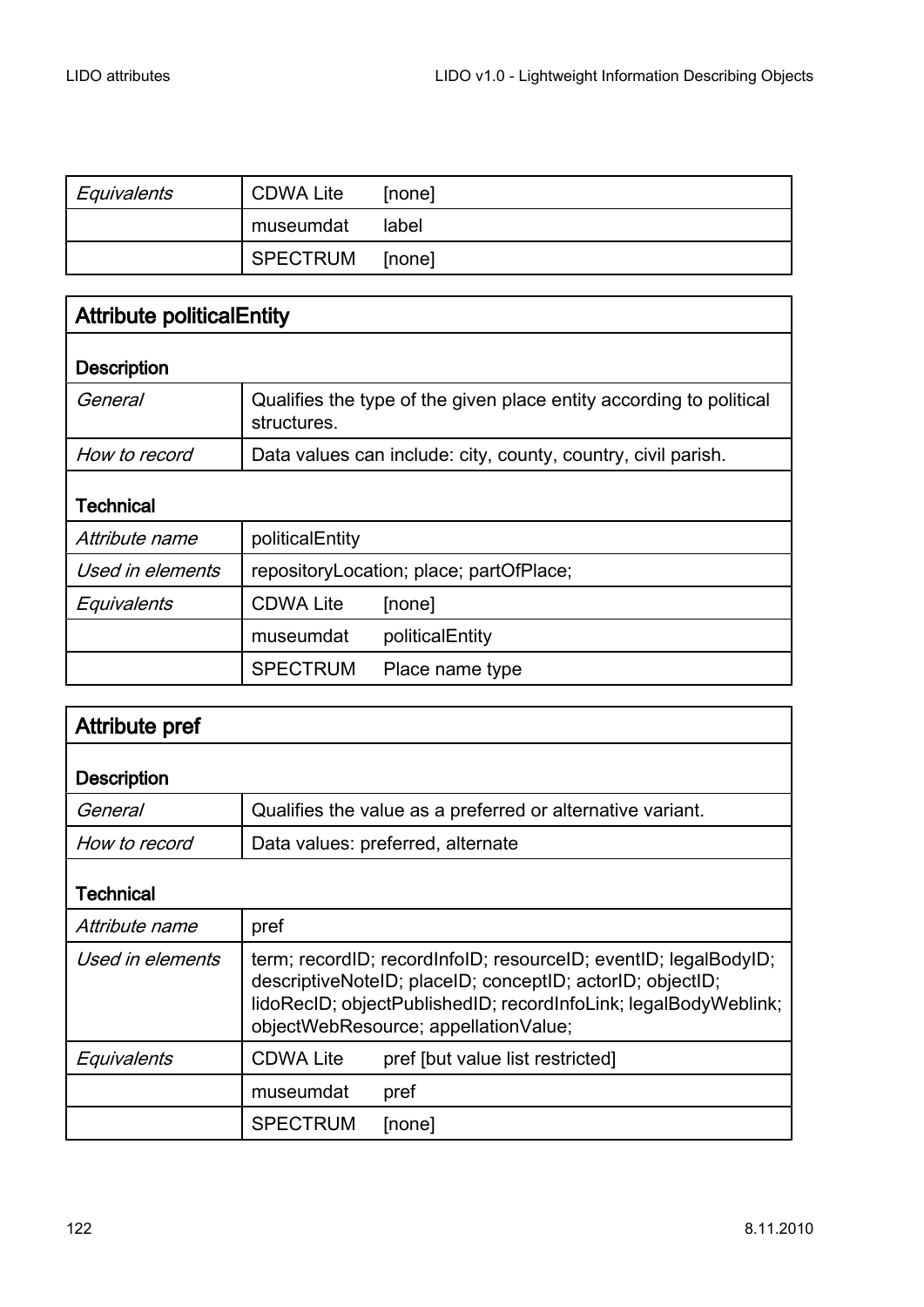| Equivalents | CDWA Lite | [none] |
|---|---|---|
| | museumdat | label |
| | SPECTRUM | [none] |

| Attribute politicalEntity | | |
|---|---|---|
| **Description** | | |
| *General* | Qualifies the type of the given place entity according to political structures. | |
| *How to record* | Data values can include: city, county, country, civil parish. | |
| **Technical** | | |
| *Attribute name* | politicalEntity | |
| *Used in elements* | repositoryLocation; place; partOfPlace; | |
| *Equivalents* | CDWA Lite | [none] |
| | museumdat | politicalEntity |
| | SPECTRUM | Place name type |

| Attribute pref | | |
|---|---|---|
| **Description** | | |
| *General* | Qualifies the value as a preferred or alternative variant. | |
| *How to record* | Data values: preferred, alternate | |
| **Technical** | | |
| *Attribute name* | pref | |
| *Used in elements* | term; recordID; recordInfoID; resourceID; eventID; legalBodyID; descriptiveNoteID; placeID; conceptID; actorID; objectID; lidoRecID; objectPublishedID; recordInfoLink; legalBodyWeblink; objectWebResource; appellationValue; | |
| *Equivalents* | CDWA Lite | pref [but value list restricted] |
| | museumdat | pref |
| | SPECTRUM | [none] |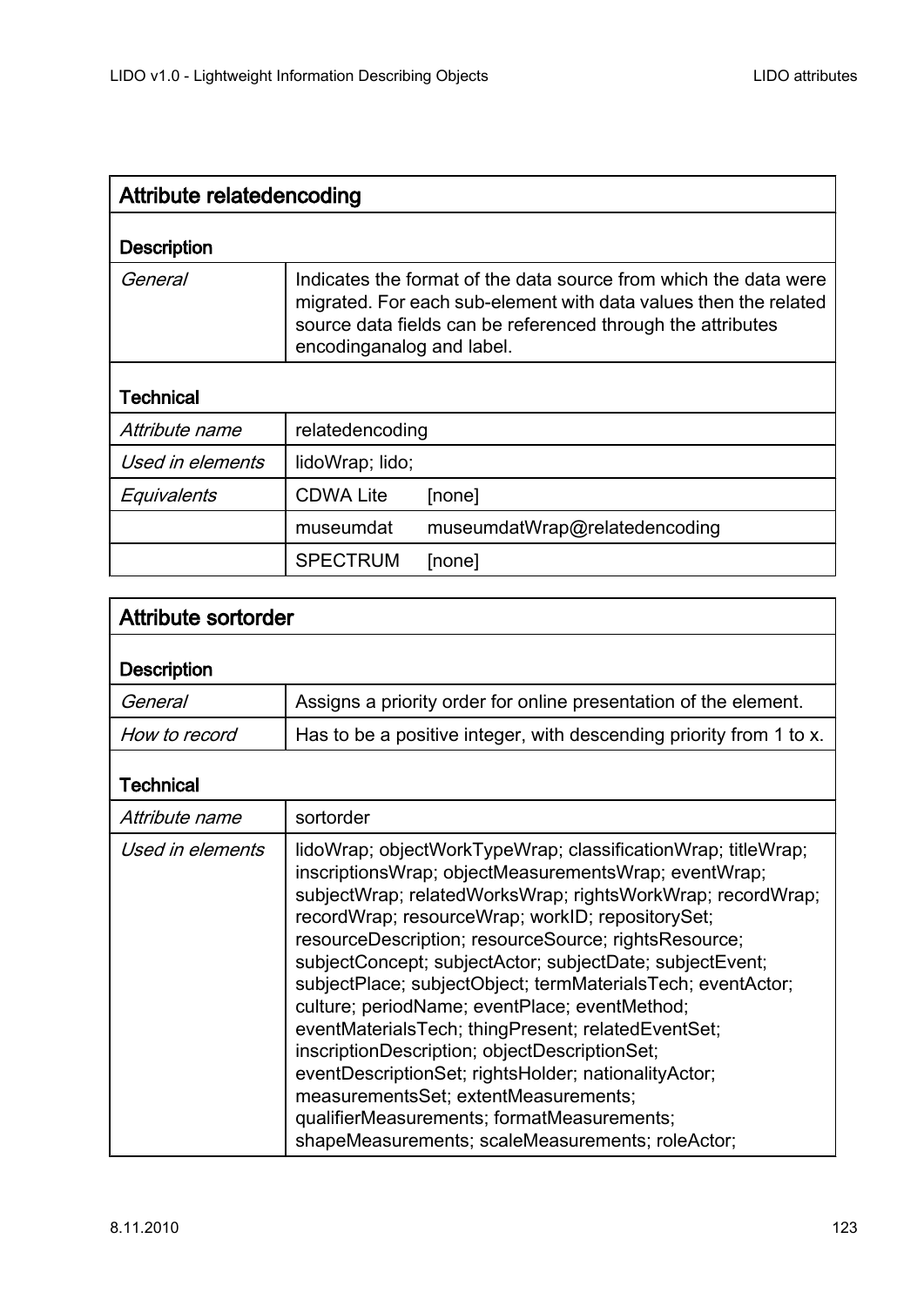| Attribute relatedencoding | | |
|---|---|---|
| **Description** | | |
| *General* | Indicates the format of the data source from which the data were migrated. For each sub-element with data values then the related source data fields can be referenced through the attributes encodinganalog and label. | |
| **Technical** | | |
| *Attribute name* | relatedencoding | |
| *Used in elements* | lidoWrap; lido; | |
| *Equivalents* | CDWA Lite | [none] |
| | museumdat | museumdatWrap@relatedencoding |
| | SPECTRUM | [none] |

| Attribute sortorder | |
|---|---|
| **Description** | |
| *General* | Assigns a priority order for online presentation of the element. |
| *How to record* | Has to be a positive integer, with descending priority from 1 to x. |
| **Technical** | |
| *Attribute name* | sortorder |
| *Used in elements* | lidoWrap; objectWorkTypeWrap; classificationWrap; titleWrap; inscriptionsWrap; objectMeasurementsWrap; eventWrap; subjectWrap; relatedWorksWrap; rightsWorkWrap; recordWrap; recordWrap; resourceWrap; workID; repositorySet; resourceDescription; resourceSource; rightsResource; subjectConcept; subjectActor; subjectDate; subjectEvent; subjectPlace; subjectObject; termMaterialsTech; eventActor; culture; periodName; eventPlace; eventMethod; eventMaterialsTech; thingPresent; relatedEventSet; inscriptionDescription; objectDescriptionSet; eventDescriptionSet; rightsHolder; nationalityActor; measurementsSet; extentMeasurements; qualifierMeasurements; formatMeasurements; shapeMeasurements; scaleMeasurements; roleActor; |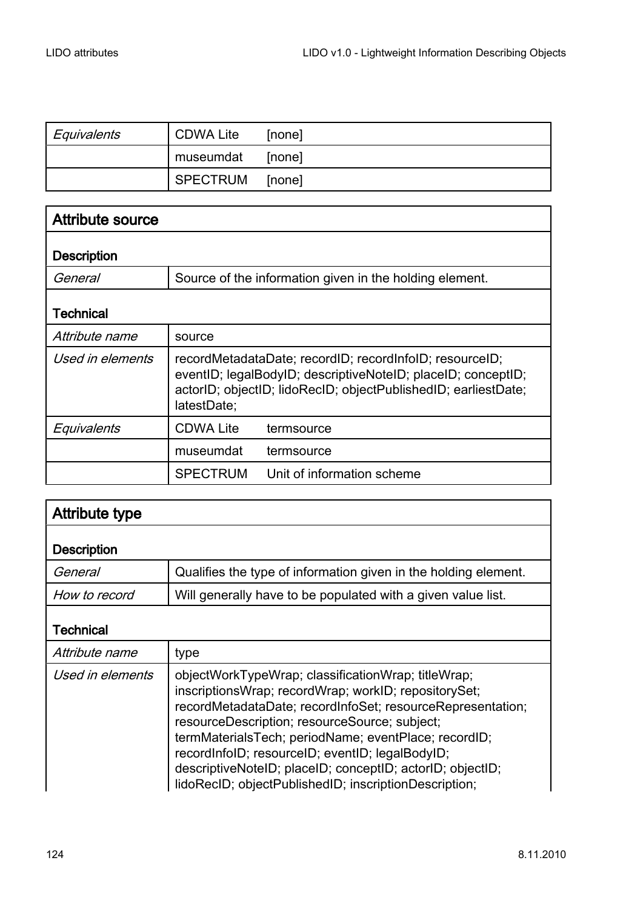| *Equivalents* | CDWA Lite | [none] |
|---|---|---|
| | museumdat | [none] |
| | SPECTRUM | [none] |

## Attribute source

| **Description** | | |
|---|---|---|
| *General* | Source of the information given in the holding element. | |
| **Technical** | | |
| *Attribute name* | source | |
| *Used in elements* | recordMetadataDate; recordID; recordInfoID; resourceID; eventID; legalBodyID; descriptiveNoteID; placeID; conceptID; actorID; objectID; lidoRecID; objectPublishedID; earliestDate; latestDate; | |
| *Equivalents* | CDWA Lite | termsource |
| | museumdat | termsource |
| | SPECTRUM | Unit of information scheme |

## Attribute type

| **Description** | |
|---|---|
| *General* | Qualifies the type of information given in the holding element. |
| *How to record* | Will generally have to be populated with a given value list. |
| **Technical** | |
| *Attribute name* | type |
| *Used in elements* | objectWorkTypeWrap; classificationWrap; titleWrap; inscriptionsWrap; recordWrap; workID; repositorySet; recordMetadataDate; recordInfoSet; resourceRepresentation; resourceDescription; resourceSource; subject; termMaterialsTech; periodName; eventPlace; recordID; recordInfoID; resourceID; eventID; legalBodyID; descriptiveNoteID; placeID; conceptID; actorID; objectID; lidoRecID; objectPublishedID; inscriptionDescription; |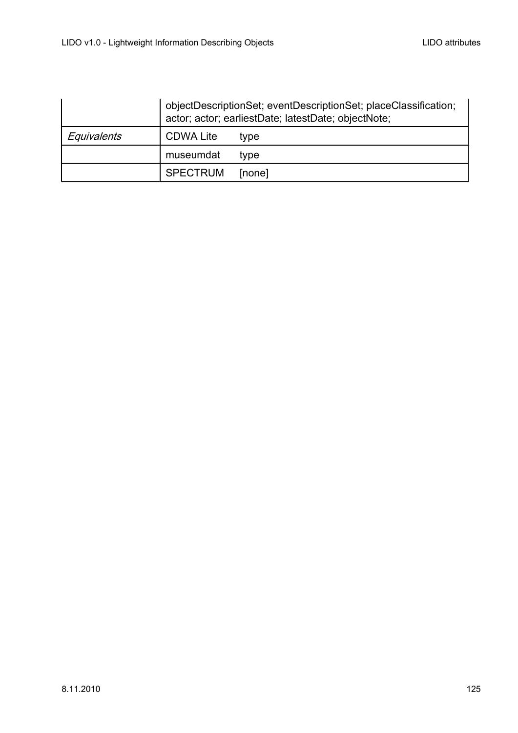| | | |
|---|---|---|
| | objectDescriptionSet; eventDescriptionSet; placeClassification; actor; actor; earliestDate; latestDate; objectNote; | |
| *Equivalents* | CDWA Lite | type |
| | museumdat | type |
| | SPECTRUM | [none] |